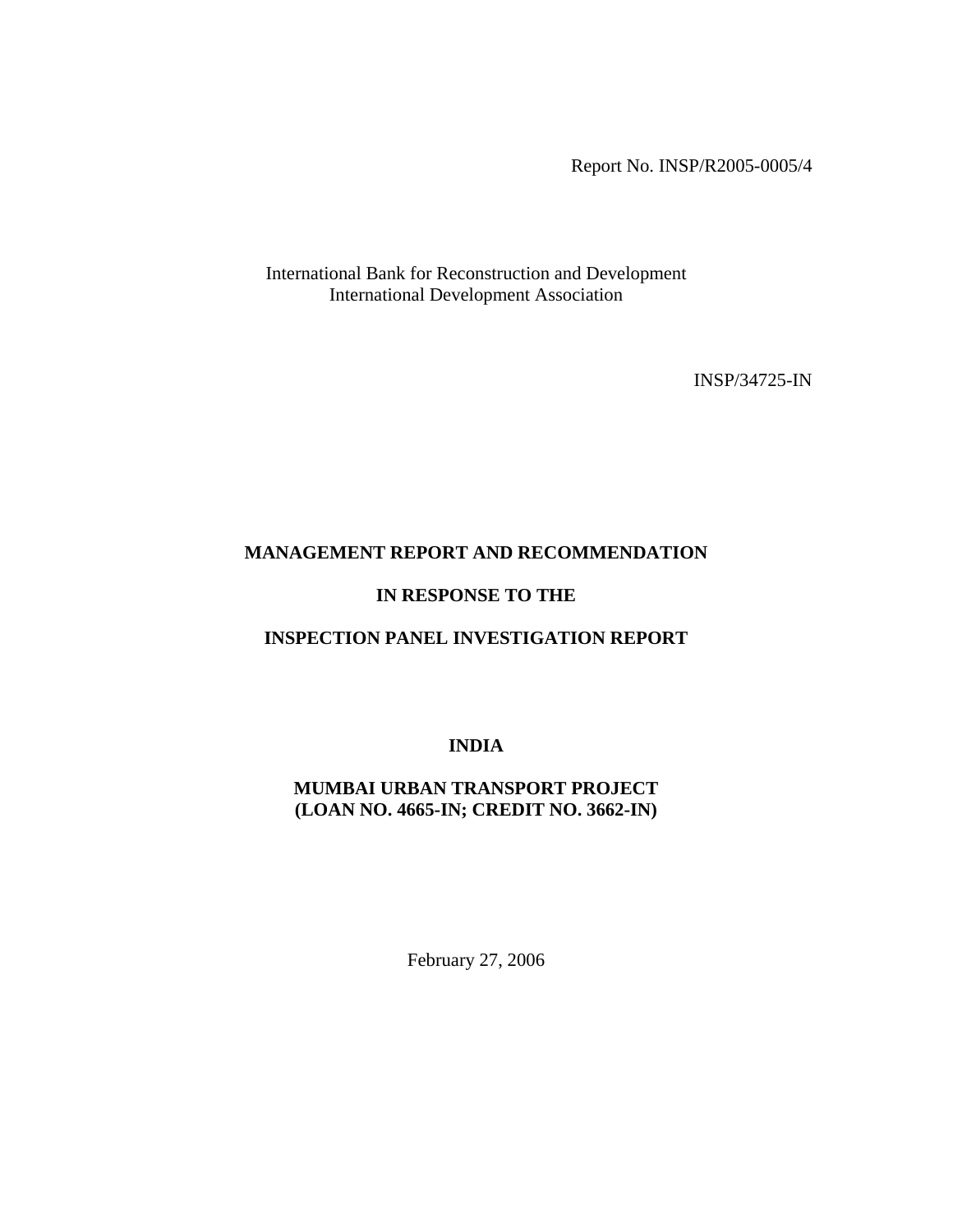Report No. INSP/R2005-0005/4

International Bank for Reconstruction and Development
International Development Association

INSP/34725-IN

# MANAGEMENT REPORT AND RECOMMENDATION

# IN RESPONSE TO THE

# INSPECTION PANEL INVESTIGATION REPORT

## INDIA

## MUMBAI URBAN TRANSPORT PROJECT (LOAN NO. 4665-IN; CREDIT NO. 3662-IN)

February 27, 2006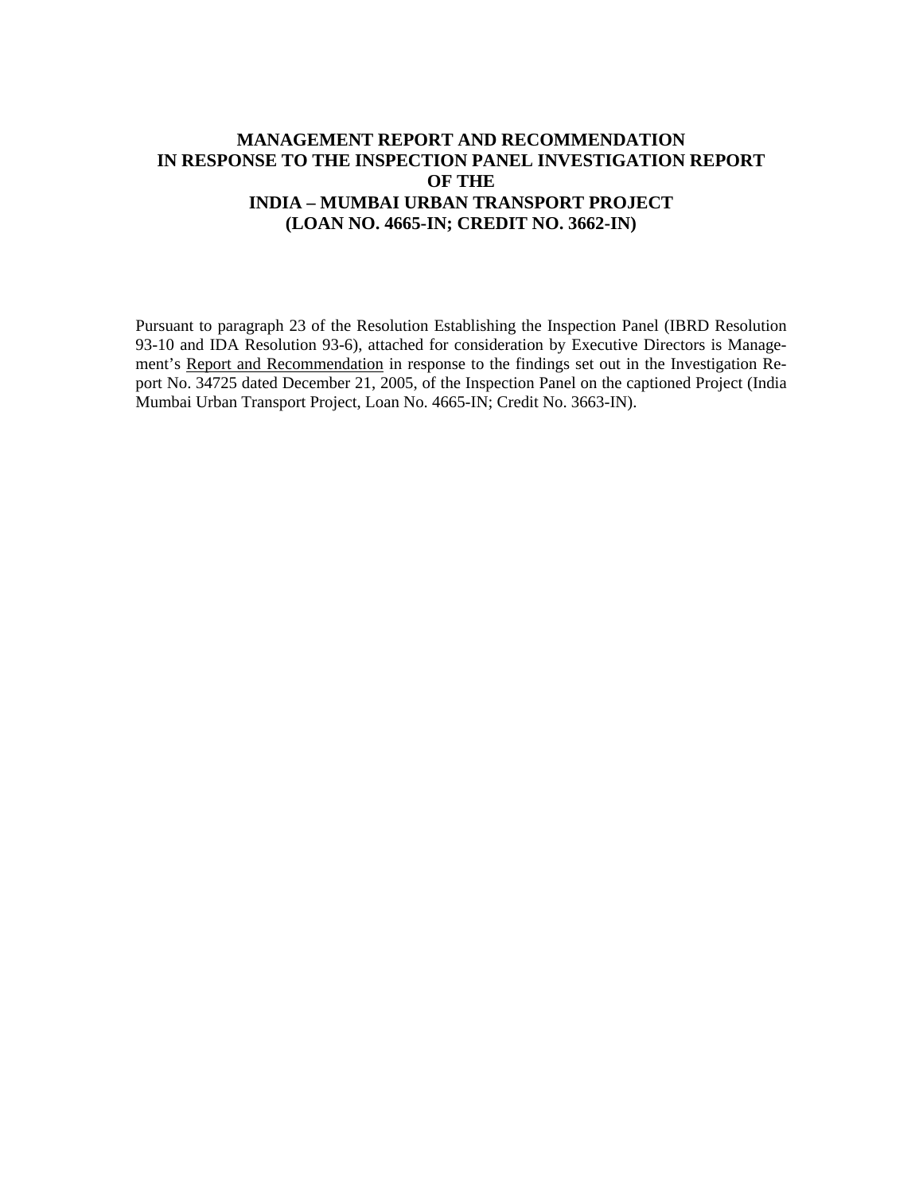# MANAGEMENT REPORT AND RECOMMENDATION IN RESPONSE TO THE INSPECTION PANEL INVESTIGATION REPORT OF THE INDIA – MUMBAI URBAN TRANSPORT PROJECT (LOAN NO. 4665-IN; CREDIT NO. 3662-IN)

Pursuant to paragraph 23 of the Resolution Establishing the Inspection Panel (IBRD Resolution 93-10 and IDA Resolution 93-6), attached for consideration by Executive Directors is Management's Report and Recommendation in response to the findings set out in the Investigation Report No. 34725 dated December 21, 2005, of the Inspection Panel on the captioned Project (India Mumbai Urban Transport Project, Loan No. 4665-IN; Credit No. 3663-IN).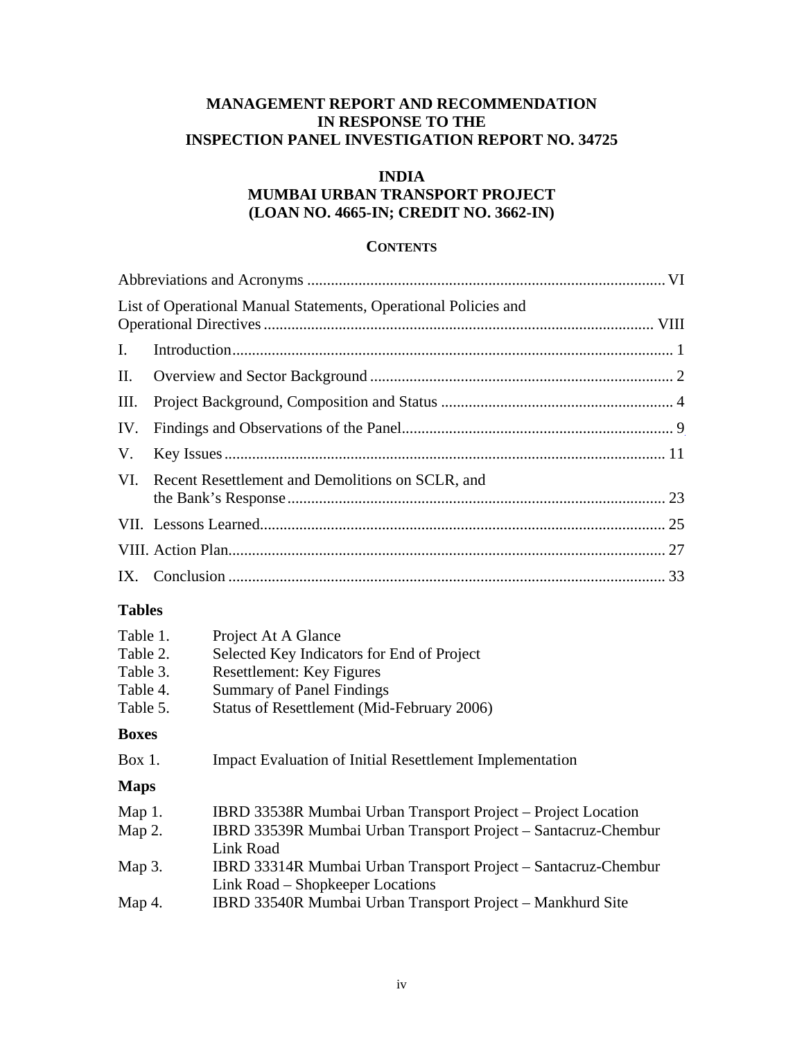**MANAGEMENT REPORT AND RECOMMENDATION**
**IN RESPONSE TO THE**
**INSPECTION PANEL INVESTIGATION REPORT NO. 34725**

**INDIA**
**MUMBAI URBAN TRANSPORT PROJECT**
**(LOAN NO. 4665-IN; CREDIT NO. 3662-IN)**

**CONTENTS**

Abbreviations and Acronyms ........................................................................................... VI

List of Operational Manual Statements, Operational Policies and Operational Directives .................................................................................................. VIII

I. Introduction............................................................................................................... 1

II. Overview and Sector Background ............................................................................ 2

III. Project Background, Composition and Status ........................................................... 4

IV. Findings and Observations of the Panel.................................................................... 9

V. Key Issues ............................................................................................................... 11

VI. Recent Resettlement and Demolitions on SCLR, and the Bank's Response ................................................................................................ 23

VII. Lessons Learned...................................................................................................... 25

VIII. Action Plan.............................................................................................................. 27

IX. Conclusion .............................................................................................................. 33

**Tables**

| | |
|---|---|
| Table 1. | Project At A Glance |
| Table 2. | Selected Key Indicators for End of Project |
| Table 3. | Resettlement: Key Figures |
| Table 4. | Summary of Panel Findings |
| Table 5. | Status of Resettlement (Mid-February 2006) |

**Boxes**

| | |
|---|---|
| Box 1. | Impact Evaluation of Initial Resettlement Implementation |

**Maps**

| | |
|---|---|
| Map 1. | IBRD 33538R Mumbai Urban Transport Project – Project Location |
| Map 2. | IBRD 33539R Mumbai Urban Transport Project – Santacruz-Chembur Link Road |
| Map 3. | IBRD 33314R Mumbai Urban Transport Project – Santacruz-Chembur Link Road – Shopkeeper Locations |
| Map 4. | IBRD 33540R Mumbai Urban Transport Project – Mankhurd Site |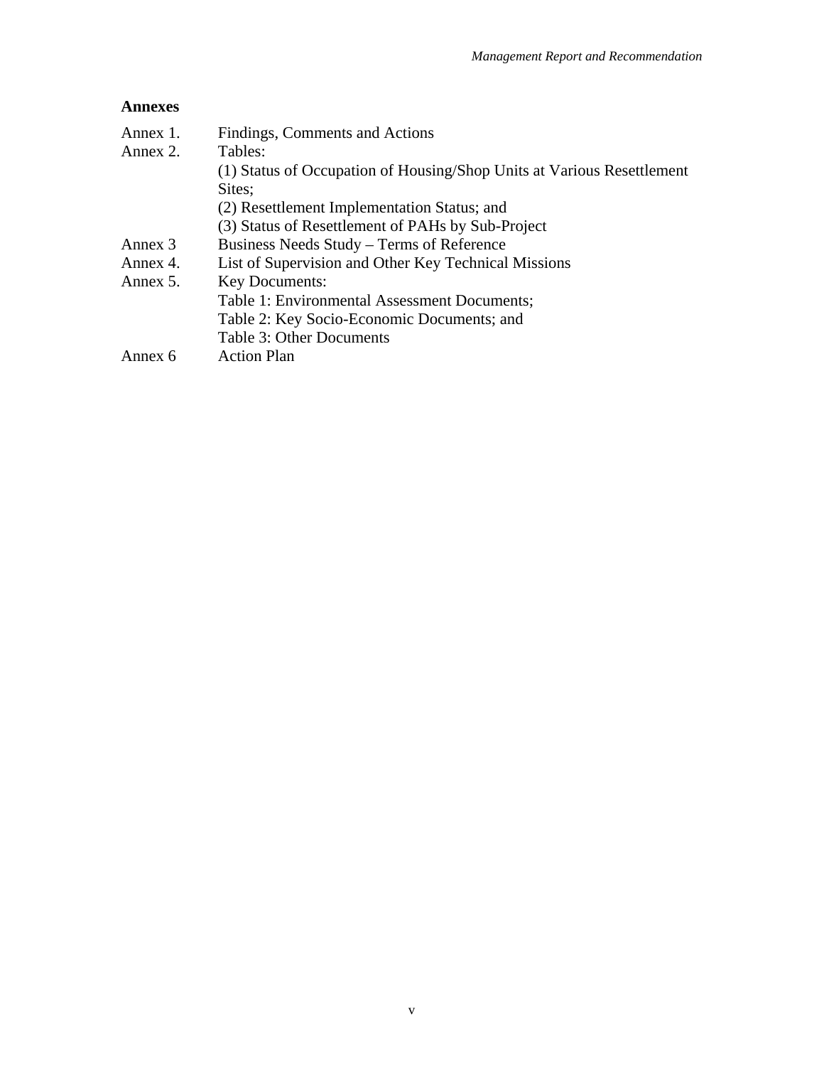## Annexes

| | |
|---|---|
| Annex 1. | Findings, Comments and Actions |
| Annex 2. | Tables:<br>(1) Status of Occupation of Housing/Shop Units at Various Resettlement Sites;<br>(2) Resettlement Implementation Status; and<br>(3) Status of Resettlement of PAHs by Sub-Project |
| Annex 3 | Business Needs Study – Terms of Reference |
| Annex 4. | List of Supervision and Other Key Technical Missions |
| Annex 5. | Key Documents:<br>Table 1: Environmental Assessment Documents;<br>Table 2: Key Socio-Economic Documents; and<br>Table 3: Other Documents |
| Annex 6 | Action Plan |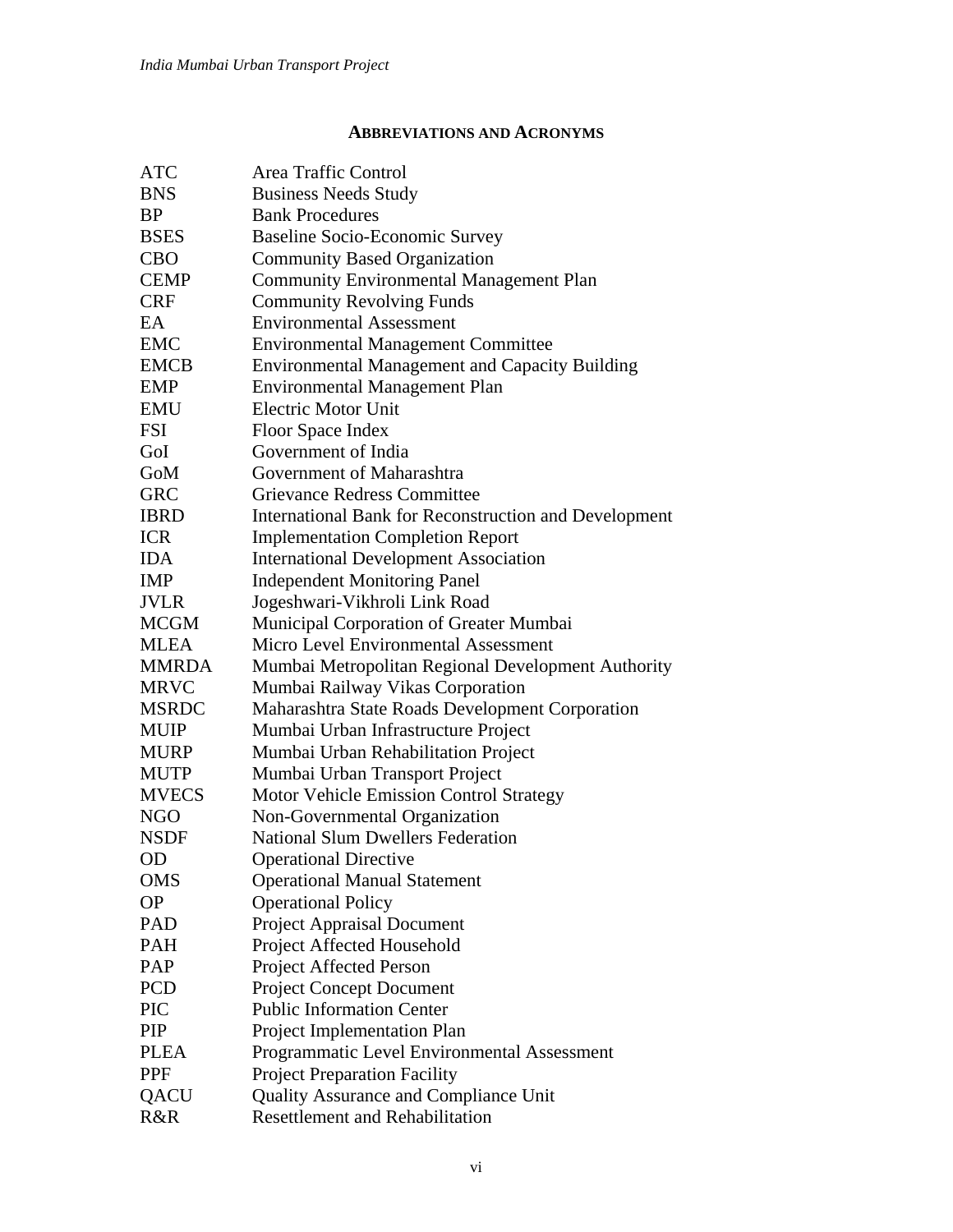## ABBREVIATIONS AND ACRONYMS

| | |
|---|---|
| ATC | Area Traffic Control |
| BNS | Business Needs Study |
| BP | Bank Procedures |
| BSES | Baseline Socio-Economic Survey |
| CBO | Community Based Organization |
| CEMP | Community Environmental Management Plan |
| CRF | Community Revolving Funds |
| EA | Environmental Assessment |
| EMC | Environmental Management Committee |
| EMCB | Environmental Management and Capacity Building |
| EMP | Environmental Management Plan |
| EMU | Electric Motor Unit |
| FSI | Floor Space Index |
| GoI | Government of India |
| GoM | Government of Maharashtra |
| GRC | Grievance Redress Committee |
| IBRD | International Bank for Reconstruction and Development |
| ICR | Implementation Completion Report |
| IDA | International Development Association |
| IMP | Independent Monitoring Panel |
| JVLR | Jogeshwari-Vikhroli Link Road |
| MCGM | Municipal Corporation of Greater Mumbai |
| MLEA | Micro Level Environmental Assessment |
| MMRDA | Mumbai Metropolitan Regional Development Authority |
| MRVC | Mumbai Railway Vikas Corporation |
| MSRDC | Maharashtra State Roads Development Corporation |
| MUIP | Mumbai Urban Infrastructure Project |
| MURP | Mumbai Urban Rehabilitation Project |
| MUTP | Mumbai Urban Transport Project |
| MVECS | Motor Vehicle Emission Control Strategy |
| NGO | Non-Governmental Organization |
| NSDF | National Slum Dwellers Federation |
| OD | Operational Directive |
| OMS | Operational Manual Statement |
| OP | Operational Policy |
| PAD | Project Appraisal Document |
| PAH | Project Affected Household |
| PAP | Project Affected Person |
| PCD | Project Concept Document |
| PIC | Public Information Center |
| PIP | Project Implementation Plan |
| PLEA | Programmatic Level Environmental Assessment |
| PPF | Project Preparation Facility |
| QACU | Quality Assurance and Compliance Unit |
| R&R | Resettlement and Rehabilitation |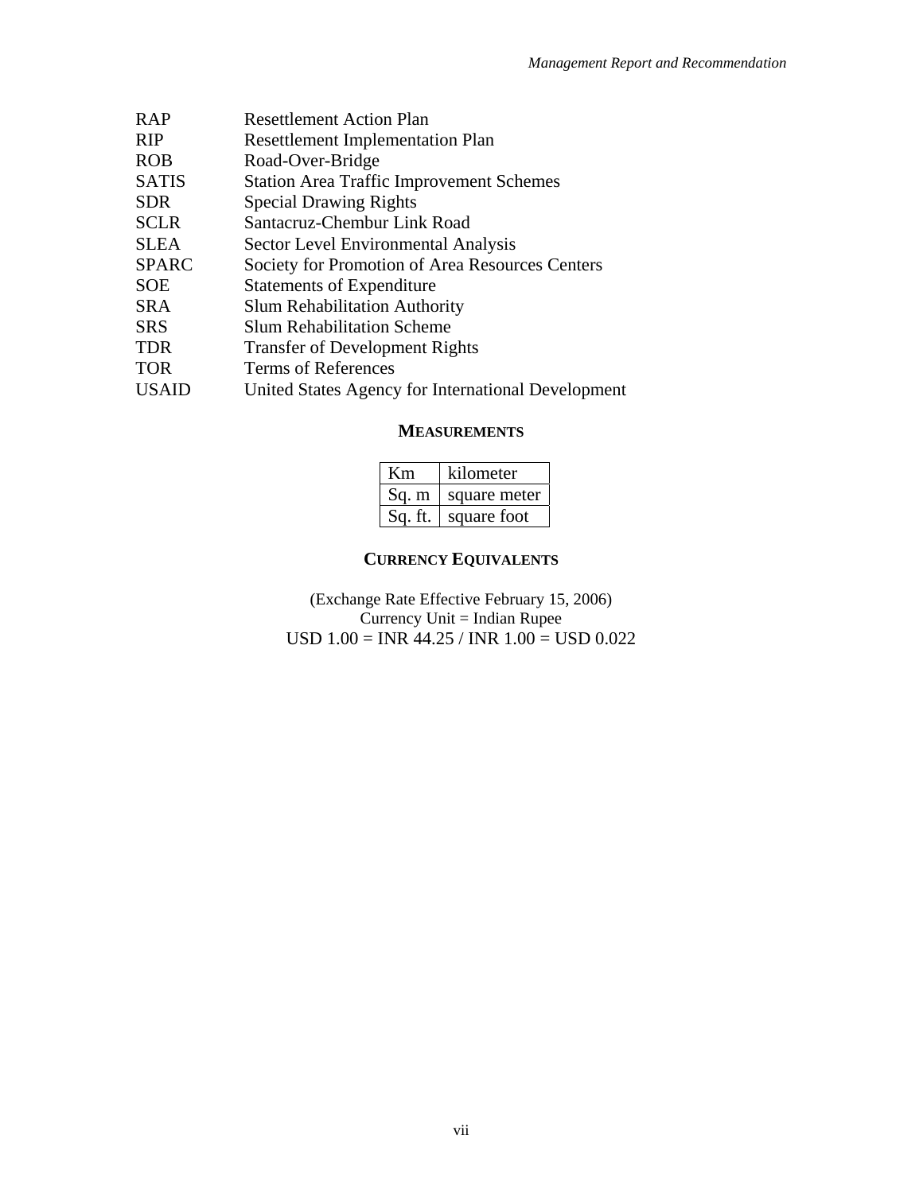| | |
|---|---|
| RAP | Resettlement Action Plan |
| RIP | Resettlement Implementation Plan |
| ROB | Road-Over-Bridge |
| SATIS | Station Area Traffic Improvement Schemes |
| SDR | Special Drawing Rights |
| SCLR | Santacruz-Chembur Link Road |
| SLEA | Sector Level Environmental Analysis |
| SPARC | Society for Promotion of Area Resources Centers |
| SOE | Statements of Expenditure |
| SRA | Slum Rehabilitation Authority |
| SRS | Slum Rehabilitation Scheme |
| TDR | Transfer of Development Rights |
| TOR | Terms of References |
| USAID | United States Agency for International Development |

## MEASUREMENTS

| | |
|---|---|
| Km | kilometer |
| Sq. m | square meter |
| Sq. ft. | square foot |

## CURRENCY EQUIVALENTS

(Exchange Rate Effective February 15, 2006)
Currency Unit = Indian Rupee
USD 1.00 = INR 44.25 / INR 1.00 = USD 0.022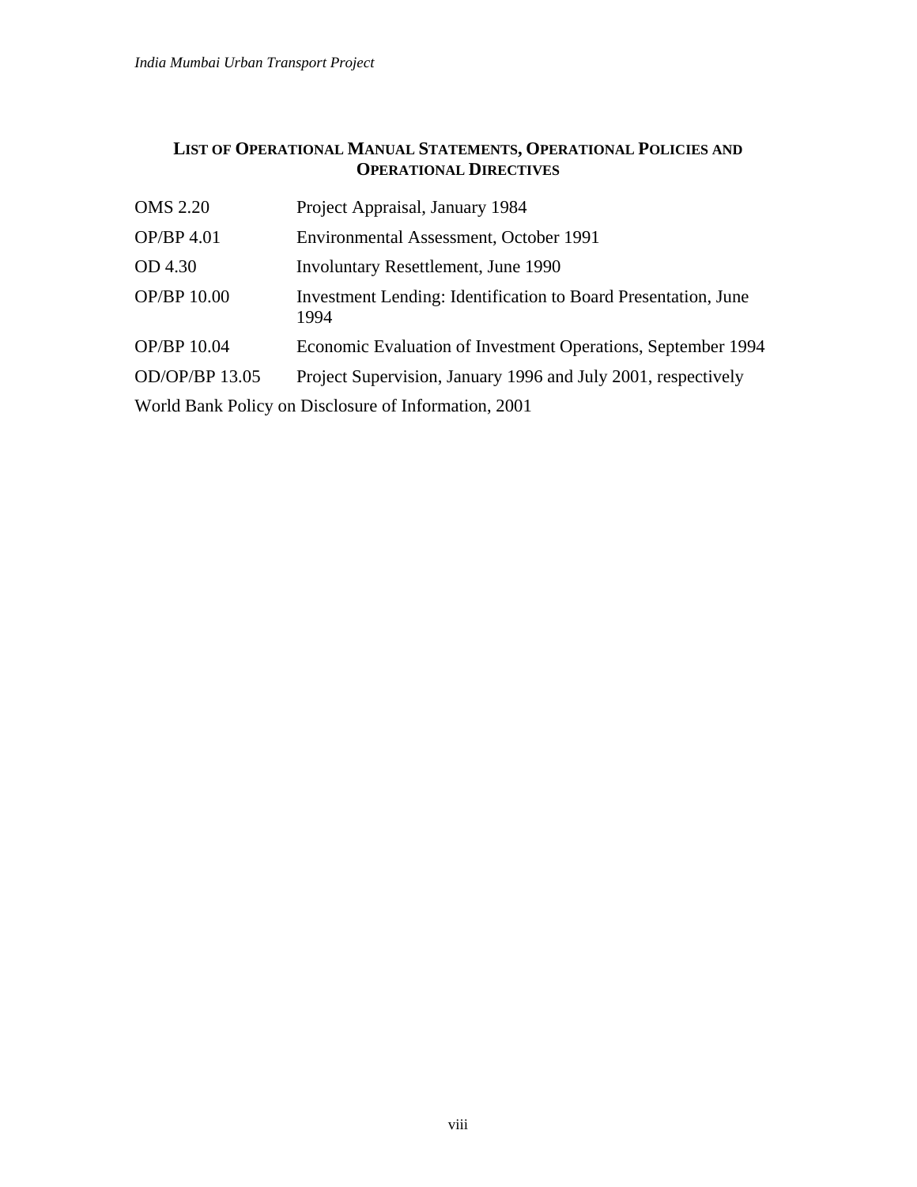## List of Operational Manual Statements, Operational Policies and Operational Directives

| | |
|---|---|
| OMS 2.20 | Project Appraisal, January 1984 |
| OP/BP 4.01 | Environmental Assessment, October 1991 |
| OD 4.30 | Involuntary Resettlement, June 1990 |
| OP/BP 10.00 | Investment Lending: Identification to Board Presentation, June 1994 |
| OP/BP 10.04 | Economic Evaluation of Investment Operations, September 1994 |
| OD/OP/BP 13.05 | Project Supervision, January 1996 and July 2001, respectively |

World Bank Policy on Disclosure of Information, 2001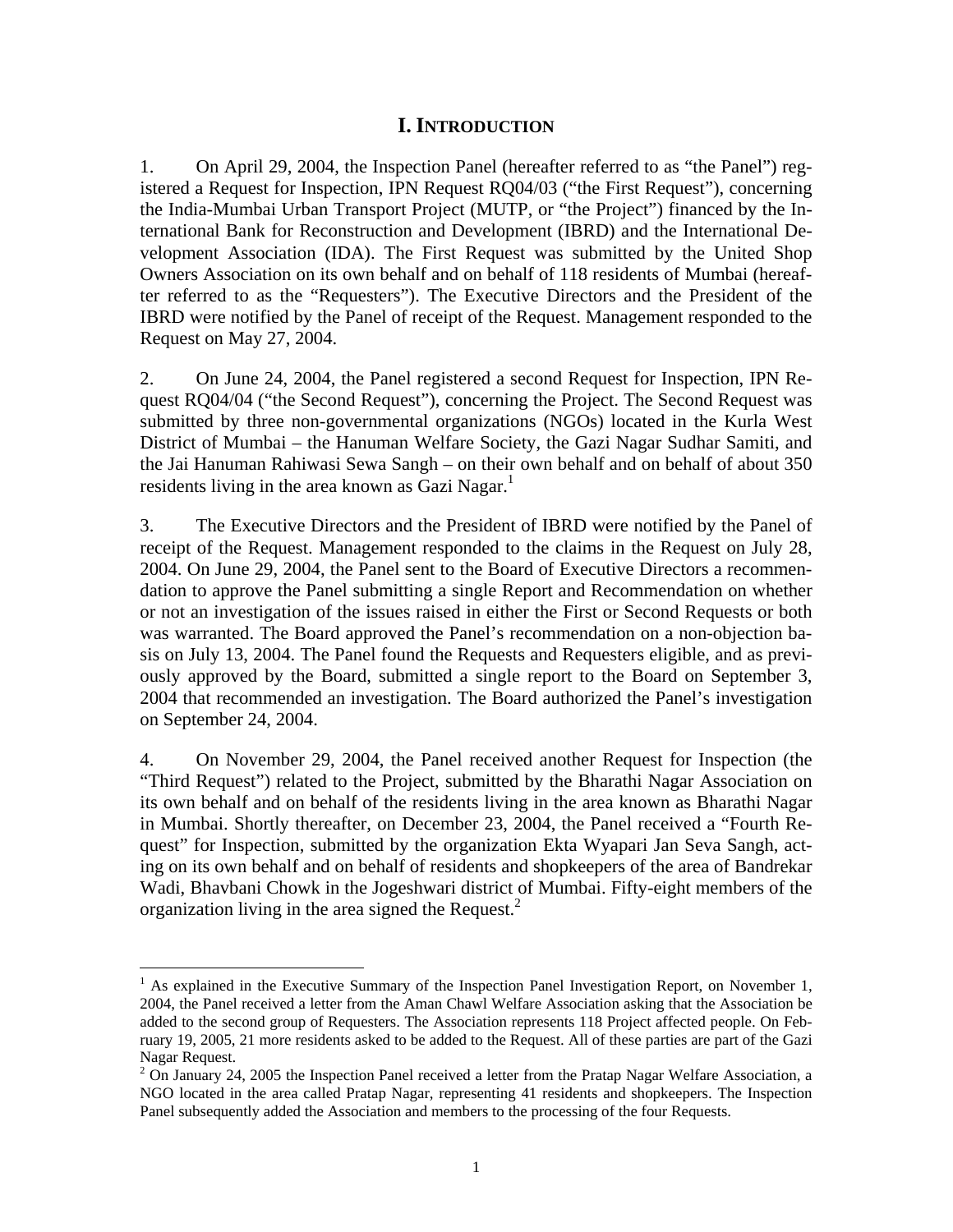# I. INTRODUCTION

1. On April 29, 2004, the Inspection Panel (hereafter referred to as "the Panel") registered a Request for Inspection, IPN Request RQ04/03 ("the First Request"), concerning the India-Mumbai Urban Transport Project (MUTP, or "the Project") financed by the International Bank for Reconstruction and Development (IBRD) and the International Development Association (IDA). The First Request was submitted by the United Shop Owners Association on its own behalf and on behalf of 118 residents of Mumbai (hereafter referred to as the "Requesters"). The Executive Directors and the President of the IBRD were notified by the Panel of receipt of the Request. Management responded to the Request on May 27, 2004.

2. On June 24, 2004, the Panel registered a second Request for Inspection, IPN Request RQ04/04 ("the Second Request"), concerning the Project. The Second Request was submitted by three non-governmental organizations (NGOs) located in the Kurla West District of Mumbai – the Hanuman Welfare Society, the Gazi Nagar Sudhar Samiti, and the Jai Hanuman Rahiwasi Sewa Sangh – on their own behalf and on behalf of about 350 residents living in the area known as Gazi Nagar.[1]

3. The Executive Directors and the President of IBRD were notified by the Panel of receipt of the Request. Management responded to the claims in the Request on July 28, 2004. On June 29, 2004, the Panel sent to the Board of Executive Directors a recommendation to approve the Panel submitting a single Report and Recommendation on whether or not an investigation of the issues raised in either the First or Second Requests or both was warranted. The Board approved the Panel's recommendation on a non-objection basis on July 13, 2004. The Panel found the Requests and Requesters eligible, and as previously approved by the Board, submitted a single report to the Board on September 3, 2004 that recommended an investigation. The Board authorized the Panel's investigation on September 24, 2004.

4. On November 29, 2004, the Panel received another Request for Inspection (the "Third Request") related to the Project, submitted by the Bharathi Nagar Association on its own behalf and on behalf of the residents living in the area known as Bharathi Nagar in Mumbai. Shortly thereafter, on December 23, 2004, the Panel received a "Fourth Request" for Inspection, submitted by the organization Ekta Wyapari Jan Seva Sangh, acting on its own behalf and on behalf of residents and shopkeepers of the area of Bandrekar Wadi, Bhavbani Chowk in the Jogeshwari district of Mumbai. Fifty-eight members of the organization living in the area signed the Request.[2]

---

[1] As explained in the Executive Summary of the Inspection Panel Investigation Report, on November 1, 2004, the Panel received a letter from the Aman Chawl Welfare Association asking that the Association be added to the second group of Requesters. The Association represents 118 Project affected people. On February 19, 2005, 21 more residents asked to be added to the Request. All of these parties are part of the Gazi Nagar Request.

[2] On January 24, 2005 the Inspection Panel received a letter from the Pratap Nagar Welfare Association, a NGO located in the area called Pratap Nagar, representing 41 residents and shopkeepers. The Inspection Panel subsequently added the Association and members to the processing of the four Requests.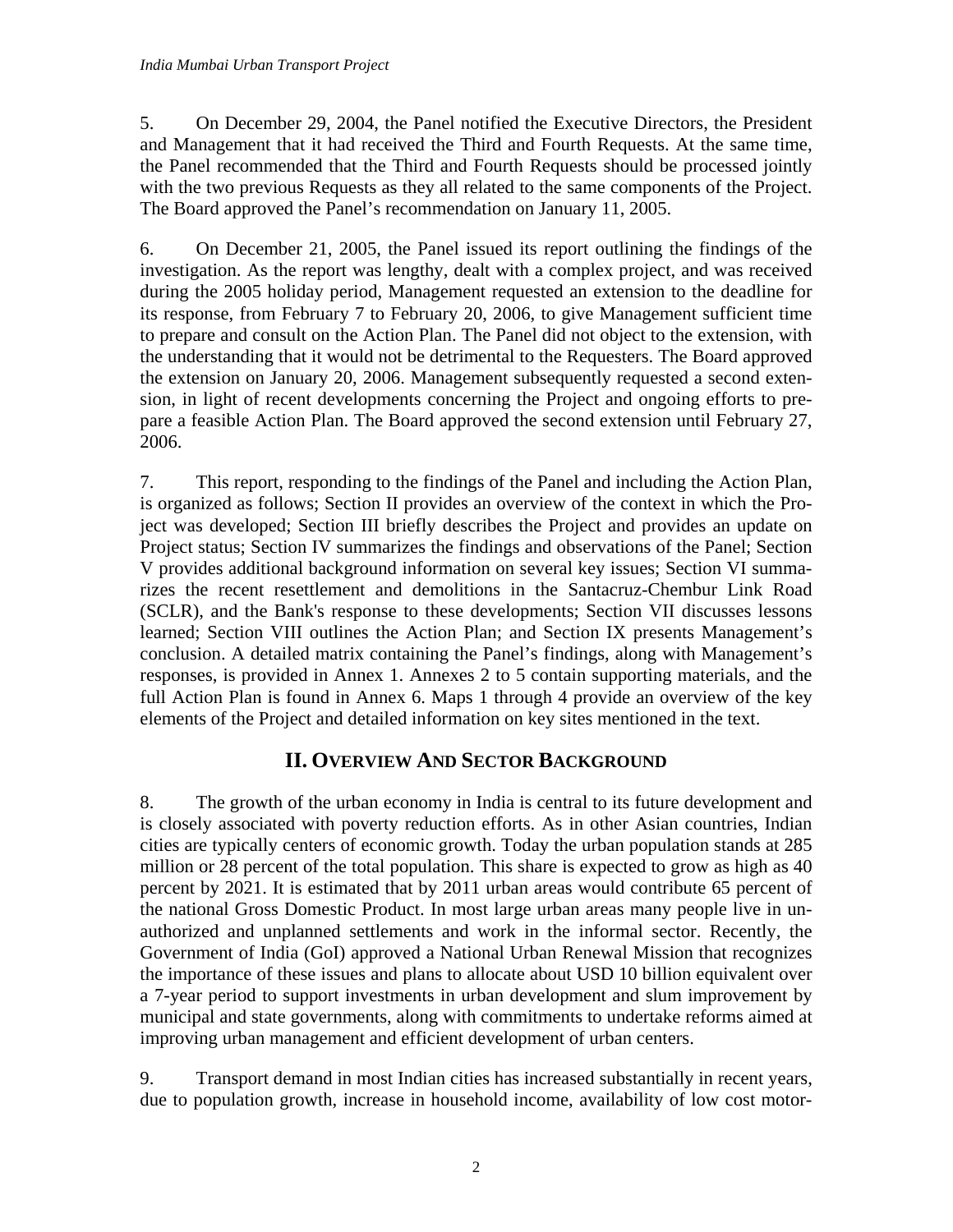5. On December 29, 2004, the Panel notified the Executive Directors, the President and Management that it had received the Third and Fourth Requests. At the same time, the Panel recommended that the Third and Fourth Requests should be processed jointly with the two previous Requests as they all related to the same components of the Project. The Board approved the Panel's recommendation on January 11, 2005.

6. On December 21, 2005, the Panel issued its report outlining the findings of the investigation. As the report was lengthy, dealt with a complex project, and was received during the 2005 holiday period, Management requested an extension to the deadline for its response, from February 7 to February 20, 2006, to give Management sufficient time to prepare and consult on the Action Plan. The Panel did not object to the extension, with the understanding that it would not be detrimental to the Requesters. The Board approved the extension on January 20, 2006. Management subsequently requested a second extension, in light of recent developments concerning the Project and ongoing efforts to prepare a feasible Action Plan. The Board approved the second extension until February 27, 2006.

7. This report, responding to the findings of the Panel and including the Action Plan, is organized as follows; Section II provides an overview of the context in which the Project was developed; Section III briefly describes the Project and provides an update on Project status; Section IV summarizes the findings and observations of the Panel; Section V provides additional background information on several key issues; Section VI summarizes the recent resettlement and demolitions in the Santacruz-Chembur Link Road (SCLR), and the Bank's response to these developments; Section VII discusses lessons learned; Section VIII outlines the Action Plan; and Section IX presents Management's conclusion. A detailed matrix containing the Panel's findings, along with Management's responses, is provided in Annex 1. Annexes 2 to 5 contain supporting materials, and the full Action Plan is found in Annex 6. Maps 1 through 4 provide an overview of the key elements of the Project and detailed information on key sites mentioned in the text.

## II. OVERVIEW AND SECTOR BACKGROUND

8. The growth of the urban economy in India is central to its future development and is closely associated with poverty reduction efforts. As in other Asian countries, Indian cities are typically centers of economic growth. Today the urban population stands at 285 million or 28 percent of the total population. This share is expected to grow as high as 40 percent by 2021. It is estimated that by 2011 urban areas would contribute 65 percent of the national Gross Domestic Product. In most large urban areas many people live in unauthorized and unplanned settlements and work in the informal sector. Recently, the Government of India (GoI) approved a National Urban Renewal Mission that recognizes the importance of these issues and plans to allocate about USD 10 billion equivalent over a 7-year period to support investments in urban development and slum improvement by municipal and state governments, along with commitments to undertake reforms aimed at improving urban management and efficient development of urban centers.

9. Transport demand in most Indian cities has increased substantially in recent years, due to population growth, increase in household income, availability of low cost motor-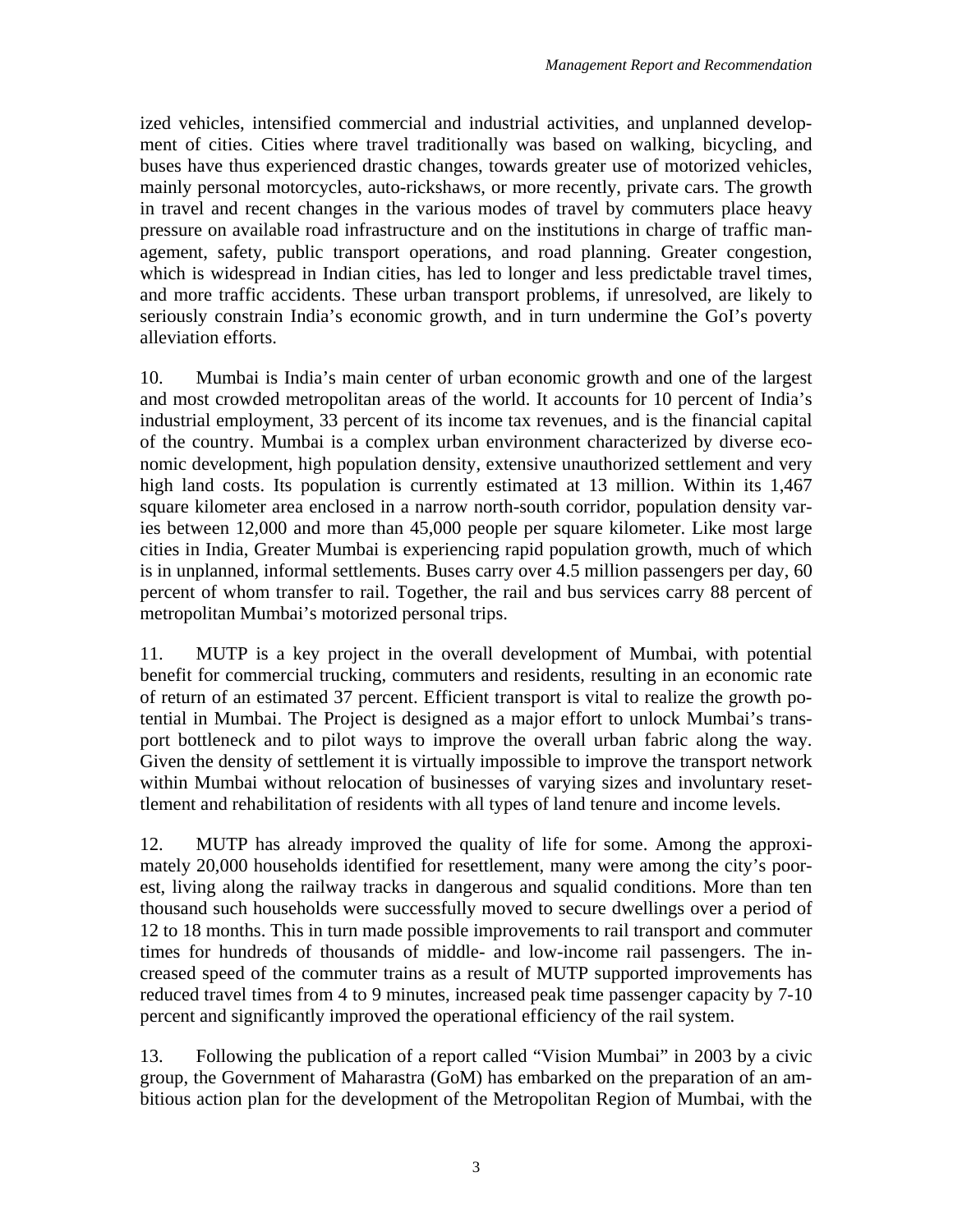ized vehicles, intensified commercial and industrial activities, and unplanned development of cities. Cities where travel traditionally was based on walking, bicycling, and buses have thus experienced drastic changes, towards greater use of motorized vehicles, mainly personal motorcycles, auto-rickshaws, or more recently, private cars. The growth in travel and recent changes in the various modes of travel by commuters place heavy pressure on available road infrastructure and on the institutions in charge of traffic management, safety, public transport operations, and road planning. Greater congestion, which is widespread in Indian cities, has led to longer and less predictable travel times, and more traffic accidents. These urban transport problems, if unresolved, are likely to seriously constrain India's economic growth, and in turn undermine the GoI's poverty alleviation efforts.

10. Mumbai is India's main center of urban economic growth and one of the largest and most crowded metropolitan areas of the world. It accounts for 10 percent of India's industrial employment, 33 percent of its income tax revenues, and is the financial capital of the country. Mumbai is a complex urban environment characterized by diverse economic development, high population density, extensive unauthorized settlement and very high land costs. Its population is currently estimated at 13 million. Within its 1,467 square kilometer area enclosed in a narrow north-south corridor, population density varies between 12,000 and more than 45,000 people per square kilometer. Like most large cities in India, Greater Mumbai is experiencing rapid population growth, much of which is in unplanned, informal settlements. Buses carry over 4.5 million passengers per day, 60 percent of whom transfer to rail. Together, the rail and bus services carry 88 percent of metropolitan Mumbai's motorized personal trips.

11. MUTP is a key project in the overall development of Mumbai, with potential benefit for commercial trucking, commuters and residents, resulting in an economic rate of return of an estimated 37 percent. Efficient transport is vital to realize the growth potential in Mumbai. The Project is designed as a major effort to unlock Mumbai's transport bottleneck and to pilot ways to improve the overall urban fabric along the way. Given the density of settlement it is virtually impossible to improve the transport network within Mumbai without relocation of businesses of varying sizes and involuntary resettlement and rehabilitation of residents with all types of land tenure and income levels.

12. MUTP has already improved the quality of life for some. Among the approximately 20,000 households identified for resettlement, many were among the city's poorest, living along the railway tracks in dangerous and squalid conditions. More than ten thousand such households were successfully moved to secure dwellings over a period of 12 to 18 months. This in turn made possible improvements to rail transport and commuter times for hundreds of thousands of middle- and low-income rail passengers. The increased speed of the commuter trains as a result of MUTP supported improvements has reduced travel times from 4 to 9 minutes, increased peak time passenger capacity by 7-10 percent and significantly improved the operational efficiency of the rail system.

13. Following the publication of a report called "Vision Mumbai" in 2003 by a civic group, the Government of Maharastra (GoM) has embarked on the preparation of an ambitious action plan for the development of the Metropolitan Region of Mumbai, with the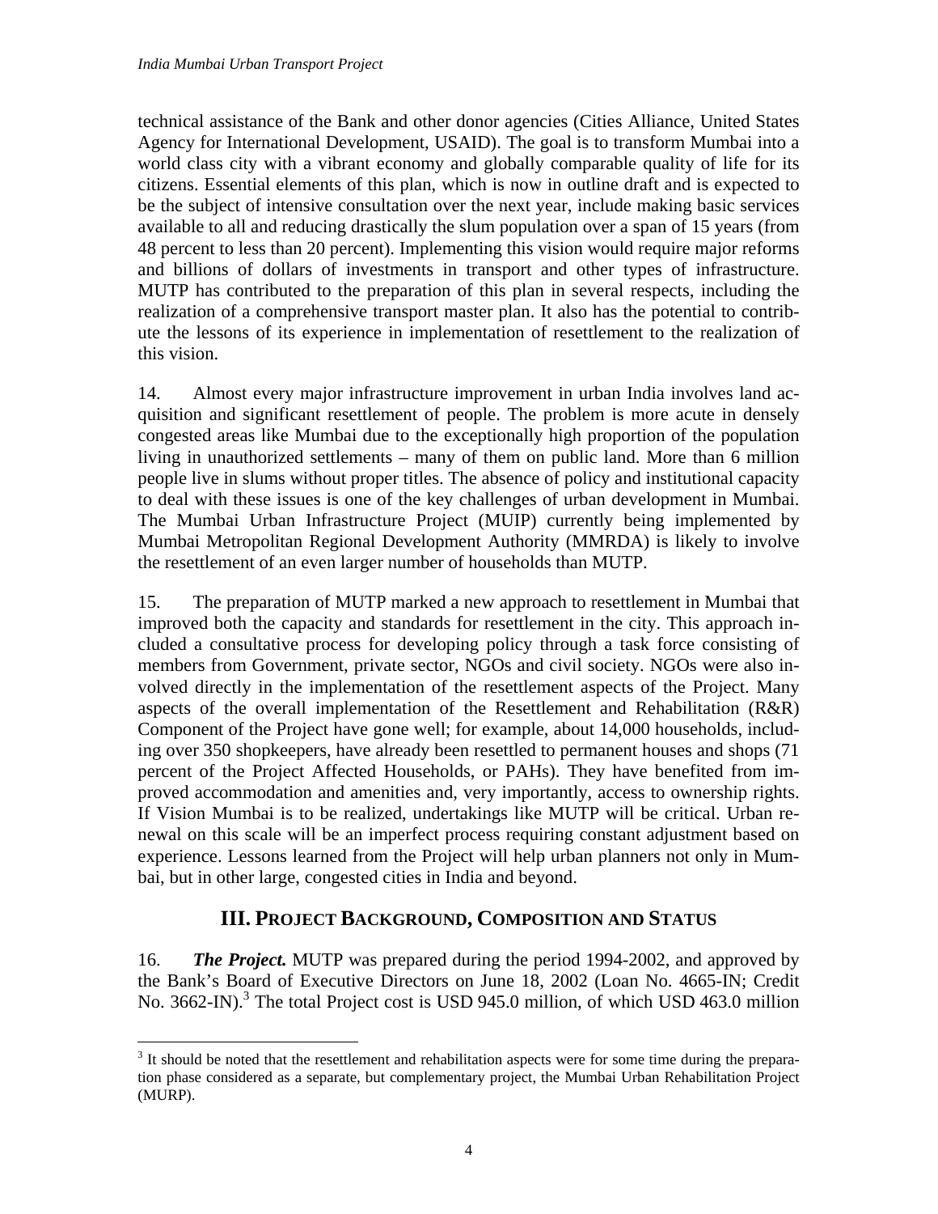technical assistance of the Bank and other donor agencies (Cities Alliance, United States Agency for International Development, USAID). The goal is to transform Mumbai into a world class city with a vibrant economy and globally comparable quality of life for its citizens. Essential elements of this plan, which is now in outline draft and is expected to be the subject of intensive consultation over the next year, include making basic services available to all and reducing drastically the slum population over a span of 15 years (from 48 percent to less than 20 percent). Implementing this vision would require major reforms and billions of dollars of investments in transport and other types of infrastructure. MUTP has contributed to the preparation of this plan in several respects, including the realization of a comprehensive transport master plan. It also has the potential to contribute the lessons of its experience in implementation of resettlement to the realization of this vision.

14. Almost every major infrastructure improvement in urban India involves land acquisition and significant resettlement of people. The problem is more acute in densely congested areas like Mumbai due to the exceptionally high proportion of the population living in unauthorized settlements – many of them on public land. More than 6 million people live in slums without proper titles. The absence of policy and institutional capacity to deal with these issues is one of the key challenges of urban development in Mumbai. The Mumbai Urban Infrastructure Project (MUIP) currently being implemented by Mumbai Metropolitan Regional Development Authority (MMRDA) is likely to involve the resettlement of an even larger number of households than MUTP.

15. The preparation of MUTP marked a new approach to resettlement in Mumbai that improved both the capacity and standards for resettlement in the city. This approach included a consultative process for developing policy through a task force consisting of members from Government, private sector, NGOs and civil society. NGOs were also involved directly in the implementation of the resettlement aspects of the Project. Many aspects of the overall implementation of the Resettlement and Rehabilitation (R&R) Component of the Project have gone well; for example, about 14,000 households, including over 350 shopkeepers, have already been resettled to permanent houses and shops (71 percent of the Project Affected Households, or PAHs). They have benefited from improved accommodation and amenities and, very importantly, access to ownership rights. If Vision Mumbai is to be realized, undertakings like MUTP will be critical. Urban renewal on this scale will be an imperfect process requiring constant adjustment based on experience. Lessons learned from the Project will help urban planners not only in Mumbai, but in other large, congested cities in India and beyond.

## III. Project Background, Composition and Status

16. ***The Project.*** MUTP was prepared during the period 1994-2002, and approved by the Bank's Board of Executive Directors on June 18, 2002 (Loan No. 4665-IN; Credit No. 3662-IN).[3] The total Project cost is USD 945.0 million, of which USD 463.0 million

[3] It should be noted that the resettlement and rehabilitation aspects were for some time during the preparation phase considered as a separate, but complementary project, the Mumbai Urban Rehabilitation Project (MURP).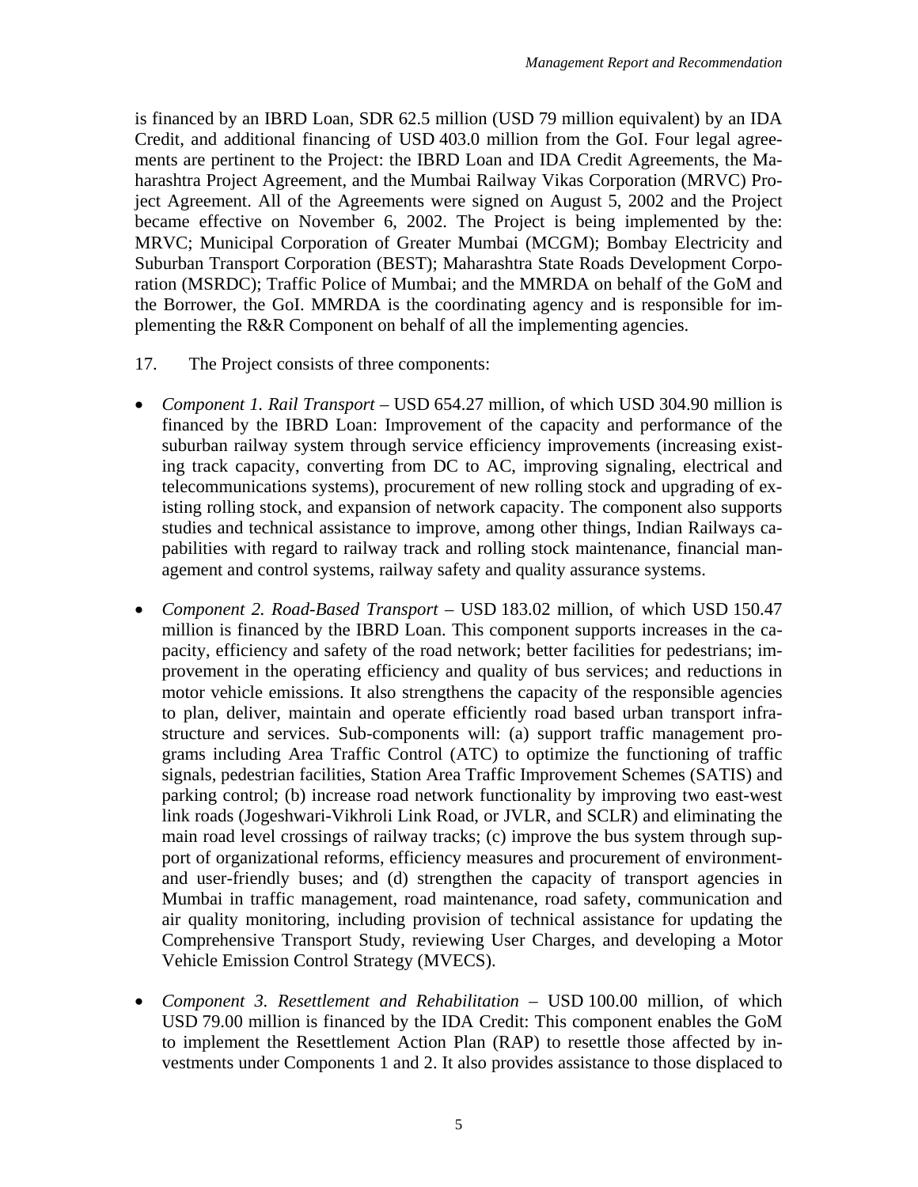is financed by an IBRD Loan, SDR 62.5 million (USD 79 million equivalent) by an IDA Credit, and additional financing of USD 403.0 million from the GoI. Four legal agreements are pertinent to the Project: the IBRD Loan and IDA Credit Agreements, the Maharashtra Project Agreement, and the Mumbai Railway Vikas Corporation (MRVC) Project Agreement. All of the Agreements were signed on August 5, 2002 and the Project became effective on November 6, 2002. The Project is being implemented by the: MRVC; Municipal Corporation of Greater Mumbai (MCGM); Bombay Electricity and Suburban Transport Corporation (BEST); Maharashtra State Roads Development Corporation (MSRDC); Traffic Police of Mumbai; and the MMRDA on behalf of the GoM and the Borrower, the GoI. MMRDA is the coordinating agency and is responsible for implementing the R&R Component on behalf of all the implementing agencies.

17. The Project consists of three components:

- *Component 1. Rail Transport* – USD 654.27 million, of which USD 304.90 million is financed by the IBRD Loan: Improvement of the capacity and performance of the suburban railway system through service efficiency improvements (increasing existing track capacity, converting from DC to AC, improving signaling, electrical and telecommunications systems), procurement of new rolling stock and upgrading of existing rolling stock, and expansion of network capacity. The component also supports studies and technical assistance to improve, among other things, Indian Railways capabilities with regard to railway track and rolling stock maintenance, financial management and control systems, railway safety and quality assurance systems.

- *Component 2. Road-Based Transport* – USD 183.02 million, of which USD 150.47 million is financed by the IBRD Loan. This component supports increases in the capacity, efficiency and safety of the road network; better facilities for pedestrians; improvement in the operating efficiency and quality of bus services; and reductions in motor vehicle emissions. It also strengthens the capacity of the responsible agencies to plan, deliver, maintain and operate efficiently road based urban transport infrastructure and services. Sub-components will: (a) support traffic management programs including Area Traffic Control (ATC) to optimize the functioning of traffic signals, pedestrian facilities, Station Area Traffic Improvement Schemes (SATIS) and parking control; (b) increase road network functionality by improving two east-west link roads (Jogeshwari-Vikhroli Link Road, or JVLR, and SCLR) and eliminating the main road level crossings of railway tracks; (c) improve the bus system through support of organizational reforms, efficiency measures and procurement of environment- and user-friendly buses; and (d) strengthen the capacity of transport agencies in Mumbai in traffic management, road maintenance, road safety, communication and air quality monitoring, including provision of technical assistance for updating the Comprehensive Transport Study, reviewing User Charges, and developing a Motor Vehicle Emission Control Strategy (MVECS).

- *Component 3. Resettlement and Rehabilitation* – USD 100.00 million, of which USD 79.00 million is financed by the IDA Credit: This component enables the GoM to implement the Resettlement Action Plan (RAP) to resettle those affected by investments under Components 1 and 2. It also provides assistance to those displaced to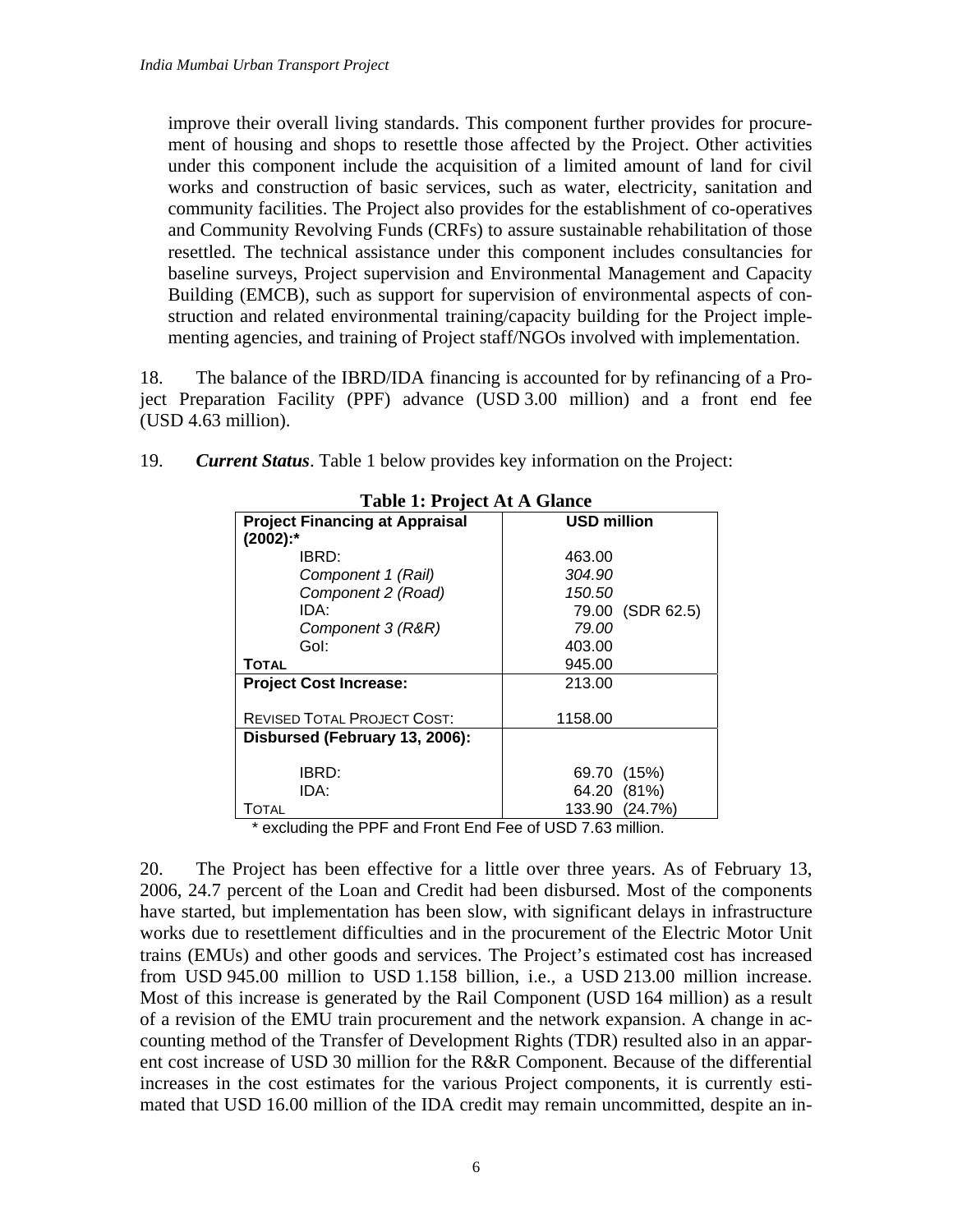improve their overall living standards. This component further provides for procurement of housing and shops to resettle those affected by the Project. Other activities under this component include the acquisition of a limited amount of land for civil works and construction of basic services, such as water, electricity, sanitation and community facilities. The Project also provides for the establishment of co-operatives and Community Revolving Funds (CRFs) to assure sustainable rehabilitation of those resettled. The technical assistance under this component includes consultancies for baseline surveys, Project supervision and Environmental Management and Capacity Building (EMCB), such as support for supervision of environmental aspects of construction and related environmental training/capacity building for the Project implementing agencies, and training of Project staff/NGOs involved with implementation.

18. The balance of the IBRD/IDA financing is accounted for by refinancing of a Project Preparation Facility (PPF) advance (USD 3.00 million) and a front end fee (USD 4.63 million).

19. ***Current Status***. Table 1 below provides key information on the Project:

**Table 1: Project At A Glance**

| **Project Financing at Appraisal (2002):*** | **USD million** |
|---|---|
| IBRD: | 463.00 |
| *Component 1 (Rail)* | *304.90* |
| *Component 2 (Road)* | *150.50* |
| IDA: | 79.00 (SDR 62.5) |
| *Component 3 (R&R)* | *79.00* |
| GoI: | 403.00 |
| **TOTAL** | 945.00 |
| **Project Cost Increase:** | 213.00 |
| REVISED TOTAL PROJECT COST: | 1158.00 |
| **Disbursed (February 13, 2006):** | |
| IBRD: | 69.70 (15%) |
| IDA: | 64.20 (81%) |
| TOTAL | 133.90 (24.7%) |

\* excluding the PPF and Front End Fee of USD 7.63 million.

20. The Project has been effective for a little over three years. As of February 13, 2006, 24.7 percent of the Loan and Credit had been disbursed. Most of the components have started, but implementation has been slow, with significant delays in infrastructure works due to resettlement difficulties and in the procurement of the Electric Motor Unit trains (EMUs) and other goods and services. The Project's estimated cost has increased from USD 945.00 million to USD 1.158 billion, i.e., a USD 213.00 million increase. Most of this increase is generated by the Rail Component (USD 164 million) as a result of a revision of the EMU train procurement and the network expansion. A change in accounting method of the Transfer of Development Rights (TDR) resulted also in an apparent cost increase of USD 30 million for the R&R Component. Because of the differential increases in the cost estimates for the various Project components, it is currently estimated that USD 16.00 million of the IDA credit may remain uncommitted, despite an in-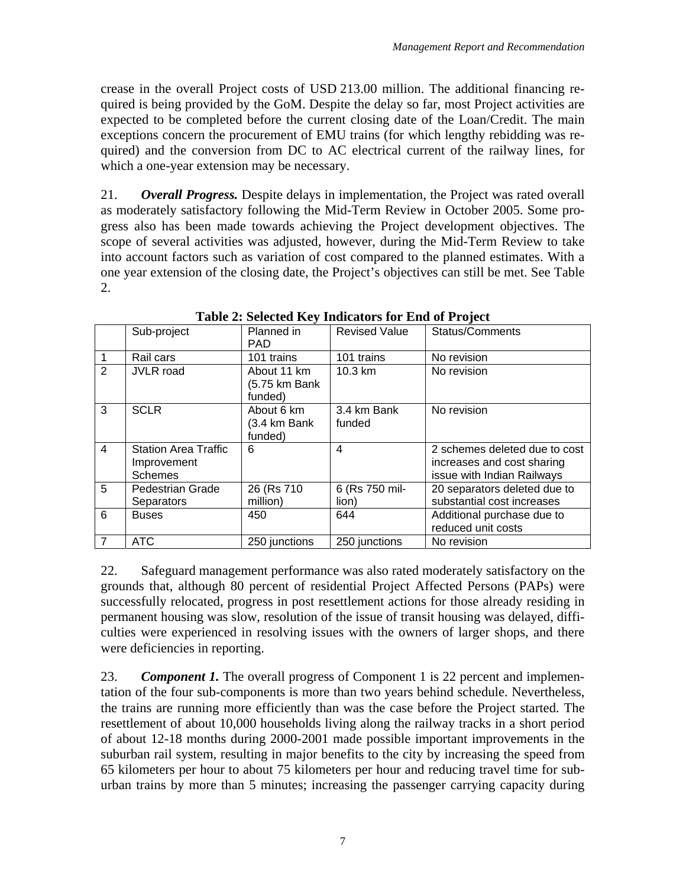crease in the overall Project costs of USD 213.00 million. The additional financing required is being provided by the GoM. Despite the delay so far, most Project activities are expected to be completed before the current closing date of the Loan/Credit. The main exceptions concern the procurement of EMU trains (for which lengthy rebidding was required) and the conversion from DC to AC electrical current of the railway lines, for which a one-year extension may be necessary.

21. ***Overall Progress.*** Despite delays in implementation, the Project was rated overall as moderately satisfactory following the Mid-Term Review in October 2005. Some progress also has been made towards achieving the Project development objectives. The scope of several activities was adjusted, however, during the Mid-Term Review to take into account factors such as variation of cost compared to the planned estimates. With a one year extension of the closing date, the Project's objectives can still be met. See Table 2.

**Table 2: Selected Key Indicators for End of Project**

| | Sub-project | Planned in PAD | Revised Value | Status/Comments |
|---|---|---|---|---|
| 1 | Rail cars | 101 trains | 101 trains | No revision |
| 2 | JVLR road | About 11 km (5.75 km Bank funded) | 10.3 km | No revision |
| 3 | SCLR | About 6 km (3.4 km Bank funded) | 3.4 km Bank funded | No revision |
| 4 | Station Area Traffic Improvement Schemes | 6 | 4 | 2 schemes deleted due to cost increases and cost sharing issue with Indian Railways |
| 5 | Pedestrian Grade Separators | 26 (Rs 710 million) | 6 (Rs 750 million) | 20 separators deleted due to substantial cost increases |
| 6 | Buses | 450 | 644 | Additional purchase due to reduced unit costs |
| 7 | ATC | 250 junctions | 250 junctions | No revision |

22. Safeguard management performance was also rated moderately satisfactory on the grounds that, although 80 percent of residential Project Affected Persons (PAPs) were successfully relocated, progress in post resettlement actions for those already residing in permanent housing was slow, resolution of the issue of transit housing was delayed, difficulties were experienced in resolving issues with the owners of larger shops, and there were deficiencies in reporting.

23. ***Component 1.*** The overall progress of Component 1 is 22 percent and implementation of the four sub-components is more than two years behind schedule. Nevertheless, the trains are running more efficiently than was the case before the Project started. The resettlement of about 10,000 households living along the railway tracks in a short period of about 12-18 months during 2000-2001 made possible important improvements in the suburban rail system, resulting in major benefits to the city by increasing the speed from 65 kilometers per hour to about 75 kilometers per hour and reducing travel time for suburban trains by more than 5 minutes; increasing the passenger carrying capacity during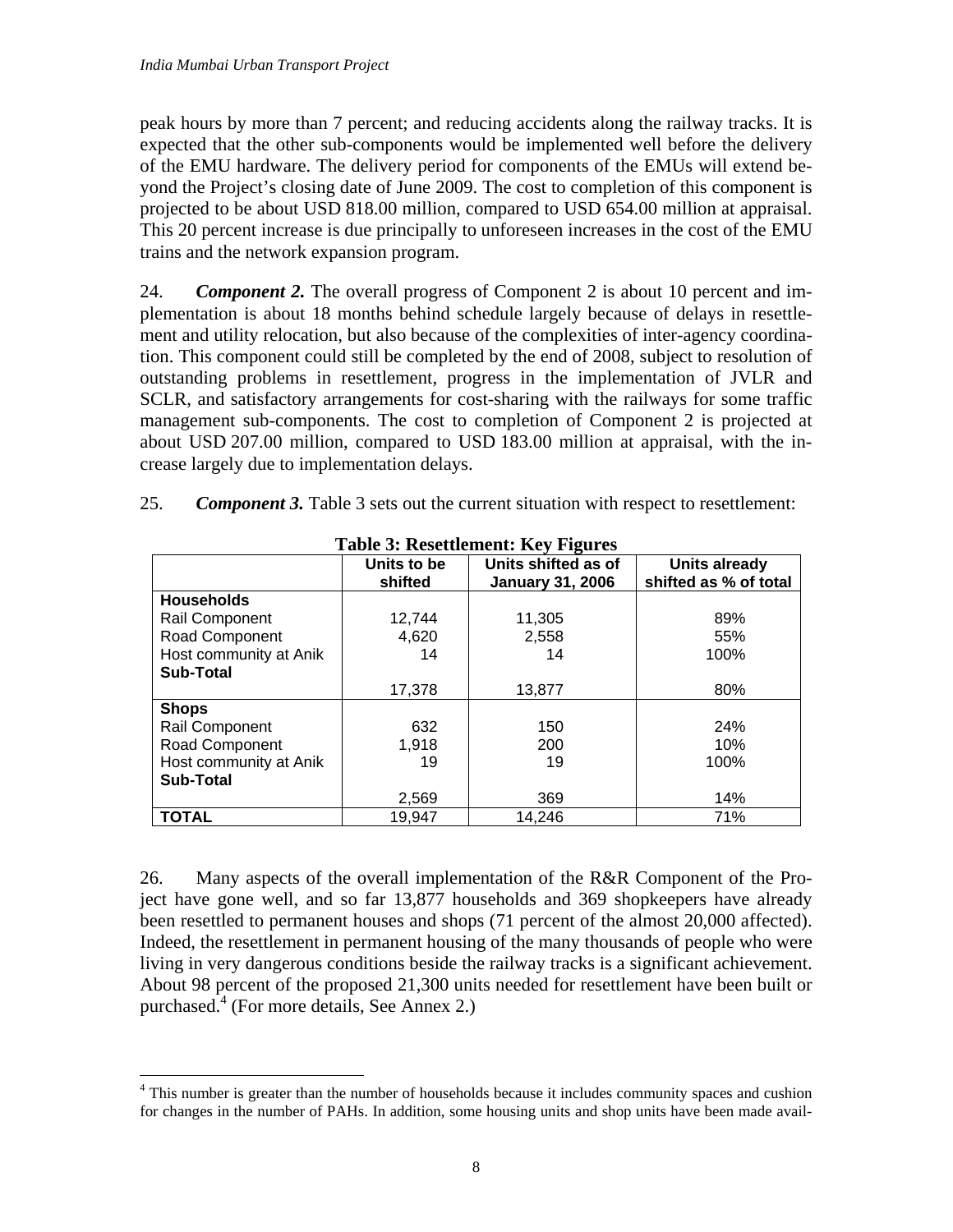peak hours by more than 7 percent; and reducing accidents along the railway tracks. It is expected that the other sub-components would be implemented well before the delivery of the EMU hardware. The delivery period for components of the EMUs will extend beyond the Project's closing date of June 2009. The cost to completion of this component is projected to be about USD 818.00 million, compared to USD 654.00 million at appraisal. This 20 percent increase is due principally to unforeseen increases in the cost of the EMU trains and the network expansion program.

24. ***Component 2.*** The overall progress of Component 2 is about 10 percent and implementation is about 18 months behind schedule largely because of delays in resettlement and utility relocation, but also because of the complexities of inter-agency coordination. This component could still be completed by the end of 2008, subject to resolution of outstanding problems in resettlement, progress in the implementation of JVLR and SCLR, and satisfactory arrangements for cost-sharing with the railways for some traffic management sub-components. The cost to completion of Component 2 is projected at about USD 207.00 million, compared to USD 183.00 million at appraisal, with the increase largely due to implementation delays.

25. ***Component 3.*** Table 3 sets out the current situation with respect to resettlement:

**Table 3: Resettlement: Key Figures**

| | Units to be shifted | Units shifted as of January 31, 2006 | Units already shifted as % of total |
|---|---|---|---|
| **Households** | | | |
| Rail Component | 12,744 | 11,305 | 89% |
| Road Component | 4,620 | 2,558 | 55% |
| Host community at Anik | 14 | 14 | 100% |
| **Sub-Total** | 17,378 | 13,877 | 80% |
| **Shops** | | | |
| Rail Component | 632 | 150 | 24% |
| Road Component | 1,918 | 200 | 10% |
| Host community at Anik | 19 | 19 | 100% |
| **Sub-Total** | 2,569 | 369 | 14% |
| **TOTAL** | 19,947 | 14,246 | 71% |

26. Many aspects of the overall implementation of the R&R Component of the Project have gone well, and so far 13,877 households and 369 shopkeepers have already been resettled to permanent houses and shops (71 percent of the almost 20,000 affected). Indeed, the resettlement in permanent housing of the many thousands of people who were living in very dangerous conditions beside the railway tracks is a significant achievement. About 98 percent of the proposed 21,300 units needed for resettlement have been built or purchased.[4] (For more details, See Annex 2.)

[4] This number is greater than the number of households because it includes community spaces and cushion for changes in the number of PAHs. In addition, some housing units and shop units have been made avail-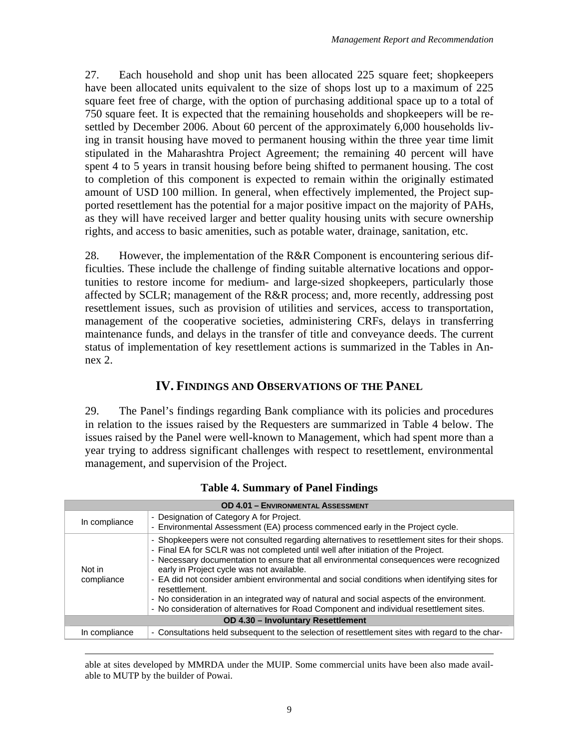27. Each household and shop unit has been allocated 225 square feet; shopkeepers have been allocated units equivalent to the size of shops lost up to a maximum of 225 square feet free of charge, with the option of purchasing additional space up to a total of 750 square feet. It is expected that the remaining households and shopkeepers will be resettled by December 2006. About 60 percent of the approximately 6,000 households living in transit housing have moved to permanent housing within the three year time limit stipulated in the Maharashtra Project Agreement; the remaining 40 percent will have spent 4 to 5 years in transit housing before being shifted to permanent housing. The cost to completion of this component is expected to remain within the originally estimated amount of USD 100 million. In general, when effectively implemented, the Project supported resettlement has the potential for a major positive impact on the majority of PAHs, as they will have received larger and better quality housing units with secure ownership rights, and access to basic amenities, such as potable water, drainage, sanitation, etc.

28. However, the implementation of the R&R Component is encountering serious difficulties. These include the challenge of finding suitable alternative locations and opportunities to restore income for medium- and large-sized shopkeepers, particularly those affected by SCLR; management of the R&R process; and, more recently, addressing post resettlement issues, such as provision of utilities and services, access to transportation, management of the cooperative societies, administering CRFs, delays in transferring maintenance funds, and delays in the transfer of title and conveyance deeds. The current status of implementation of key resettlement actions is summarized in the Tables in Annex 2.

## IV. Findings and Observations of the Panel

29. The Panel's findings regarding Bank compliance with its policies and procedures in relation to the issues raised by the Requesters are summarized in Table 4 below. The issues raised by the Panel were well-known to Management, which had spent more than a year trying to address significant challenges with respect to resettlement, environmental management, and supervision of the Project.

**Table 4. Summary of Panel Findings**

| OD 4.01 – Environmental Assessment | |
|---|---|
| In compliance | - Designation of Category A for Project.<br>- Environmental Assessment (EA) process commenced early in the Project cycle. |
| Not in compliance | - Shopkeepers were not consulted regarding alternatives to resettlement sites for their shops.<br>- Final EA for SCLR was not completed until well after initiation of the Project.<br>- Necessary documentation to ensure that all environmental consequences were recognized early in Project cycle was not available.<br>- EA did not consider ambient environmental and social conditions when identifying sites for resettlement.<br>- No consideration in an integrated way of natural and social aspects of the environment.<br>- No consideration of alternatives for Road Component and individual resettlement sites. |
| **OD 4.30 – Involuntary Resettlement** | |
| In compliance | - Consultations held subsequent to the selection of resettlement sites with regard to the char- |

able at sites developed by MMRDA under the MUIP. Some commercial units have been also made available to MUTP by the builder of Powai.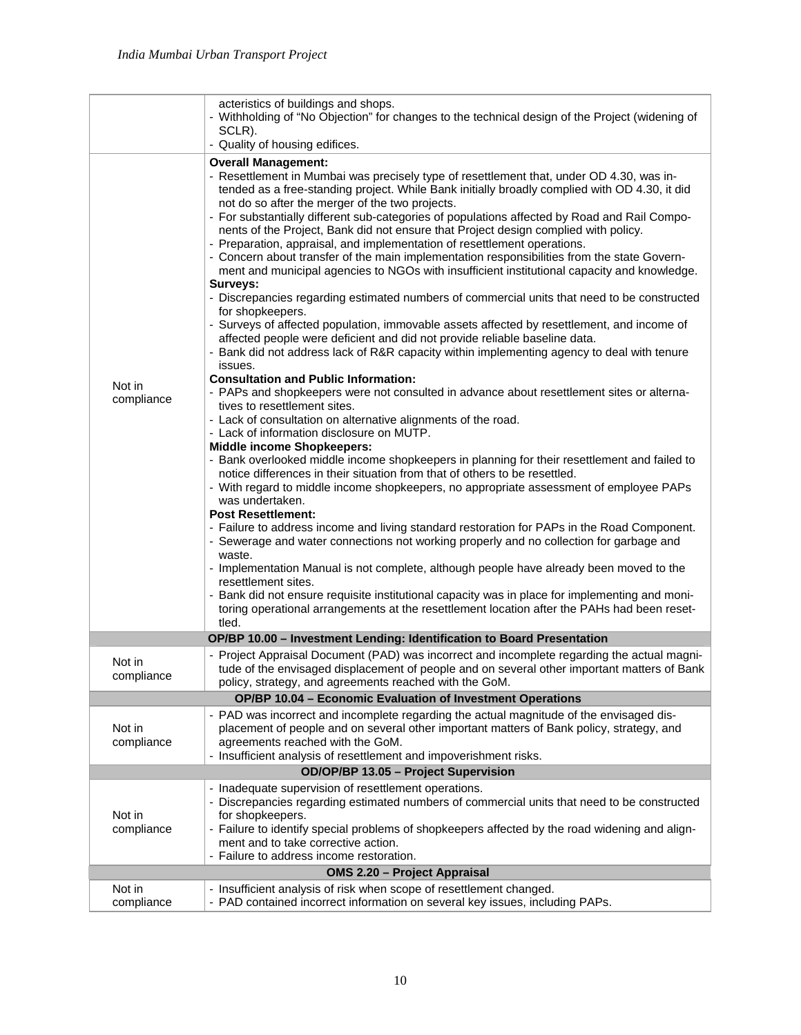| | |
|---|---|
| | acteristics of buildings and shops.<br>- Withholding of "No Objection" for changes to the technical design of the Project (widening of SCLR).<br>- Quality of housing edifices. |
| Not in compliance | **Overall Management:**<br>- Resettlement in Mumbai was precisely type of resettlement that, under OD 4.30, was intended as a free-standing project. While Bank initially broadly complied with OD 4.30, it did not do so after the merger of the two projects.<br>- For substantially different sub-categories of populations affected by Road and Rail Components of the Project, Bank did not ensure that Project design complied with policy.<br>- Preparation, appraisal, and implementation of resettlement operations.<br>- Concern about transfer of the main implementation responsibilities from the state Government and municipal agencies to NGOs with insufficient institutional capacity and knowledge.<br>**Surveys:**<br>- Discrepancies regarding estimated numbers of commercial units that need to be constructed for shopkeepers.<br>- Surveys of affected population, immovable assets affected by resettlement, and income of affected people were deficient and did not provide reliable baseline data.<br>- Bank did not address lack of R&R capacity within implementing agency to deal with tenure issues.<br>**Consultation and Public Information:**<br>- PAPs and shopkeepers were not consulted in advance about resettlement sites or alternatives to resettlement sites.<br>- Lack of consultation on alternative alignments of the road.<br>- Lack of information disclosure on MUTP.<br>**Middle income Shopkeepers:**<br>- Bank overlooked middle income shopkeepers in planning for their resettlement and failed to notice differences in their situation from that of others to be resettled.<br>- With regard to middle income shopkeepers, no appropriate assessment of employee PAPs was undertaken.<br>**Post Resettlement:**<br>- Failure to address income and living standard restoration for PAPs in the Road Component.<br>- Sewerage and water connections not working properly and no collection for garbage and waste.<br>- Implementation Manual is not complete, although people have already been moved to the resettlement sites.<br>- Bank did not ensure requisite institutional capacity was in place for implementing and monitoring operational arrangements at the resettlement location after the PAHs had been resettled. |
| **OP/BP 10.00 – Investment Lending: Identification to Board Presentation** | |
| Not in compliance | - Project Appraisal Document (PAD) was incorrect and incomplete regarding the actual magnitude of the envisaged displacement of people and on several other important matters of Bank policy, strategy, and agreements reached with the GoM. |
| **OP/BP 10.04 – Economic Evaluation of Investment Operations** | |
| Not in compliance | - PAD was incorrect and incomplete regarding the actual magnitude of the envisaged displacement of people and on several other important matters of Bank policy, strategy, and agreements reached with the GoM.<br>- Insufficient analysis of resettlement and impoverishment risks. |
| **OD/OP/BP 13.05 – Project Supervision** | |
| Not in compliance | - Inadequate supervision of resettlement operations.<br>- Discrepancies regarding estimated numbers of commercial units that need to be constructed for shopkeepers.<br>- Failure to identify special problems of shopkeepers affected by the road widening and alignment and to take corrective action.<br>- Failure to address income restoration. |
| **OMS 2.20 – Project Appraisal** | |
| Not in compliance | - Insufficient analysis of risk when scope of resettlement changed.<br>- PAD contained incorrect information on several key issues, including PAPs. |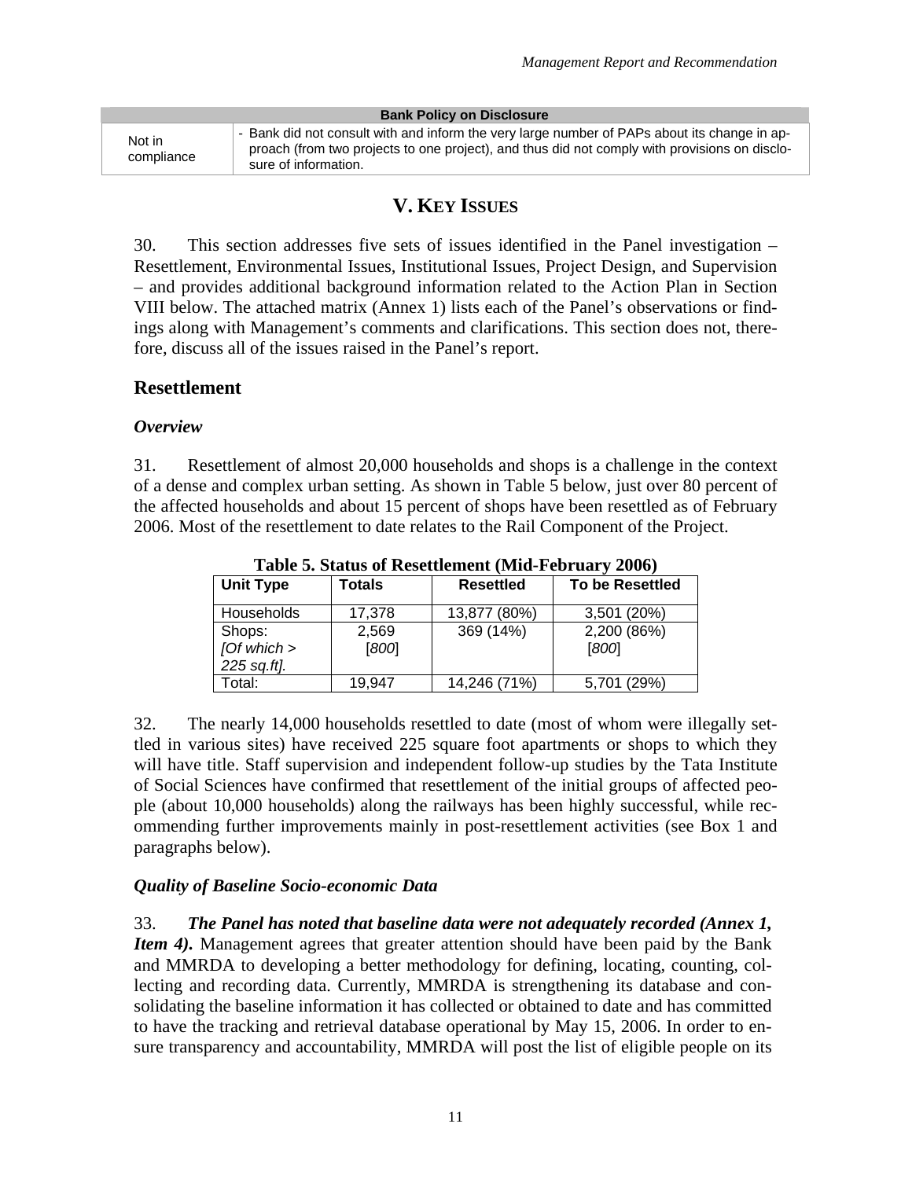| Bank Policy on Disclosure | |
|---|---|
| Not in compliance | - Bank did not consult with and inform the very large number of PAPs about its change in approach (from two projects to one project), and thus did not comply with provisions on disclosure of information. |

# V. KEY ISSUES

30. This section addresses five sets of issues identified in the Panel investigation – Resettlement, Environmental Issues, Institutional Issues, Project Design, and Supervision – and provides additional background information related to the Action Plan in Section VIII below. The attached matrix (Annex 1) lists each of the Panel's observations or findings along with Management's comments and clarifications. This section does not, therefore, discuss all of the issues raised in the Panel's report.

## Resettlement

### *Overview*

31. Resettlement of almost 20,000 households and shops is a challenge in the context of a dense and complex urban setting. As shown in Table 5 below, just over 80 percent of the affected households and about 15 percent of shops have been resettled as of February 2006. Most of the resettlement to date relates to the Rail Component of the Project.

**Table 5. Status of Resettlement (Mid-February 2006)**

| Unit Type | Totals | Resettled | To be Resettled |
|---|---|---|---|
| Households | 17,378 | 13,877 (80%) | 3,501 (20%) |
| Shops: *[Of which > 225 sq.ft].* | 2,569 [*800*] | 369 (14%) | 2,200 (86%) [*800*] |
| Total: | 19,947 | 14,246 (71%) | 5,701 (29%) |

32. The nearly 14,000 households resettled to date (most of whom were illegally settled in various sites) have received 225 square foot apartments or shops to which they will have title. Staff supervision and independent follow-up studies by the Tata Institute of Social Sciences have confirmed that resettlement of the initial groups of affected people (about 10,000 households) along the railways has been highly successful, while recommending further improvements mainly in post-resettlement activities (see Box 1 and paragraphs below).

### *Quality of Baseline Socio-economic Data*

33. ***The Panel has noted that baseline data were not adequately recorded (Annex 1, Item 4).*** Management agrees that greater attention should have been paid by the Bank and MMRDA to developing a better methodology for defining, locating, counting, collecting and recording data. Currently, MMRDA is strengthening its database and consolidating the baseline information it has collected or obtained to date and has committed to have the tracking and retrieval database operational by May 15, 2006. In order to ensure transparency and accountability, MMRDA will post the list of eligible people on its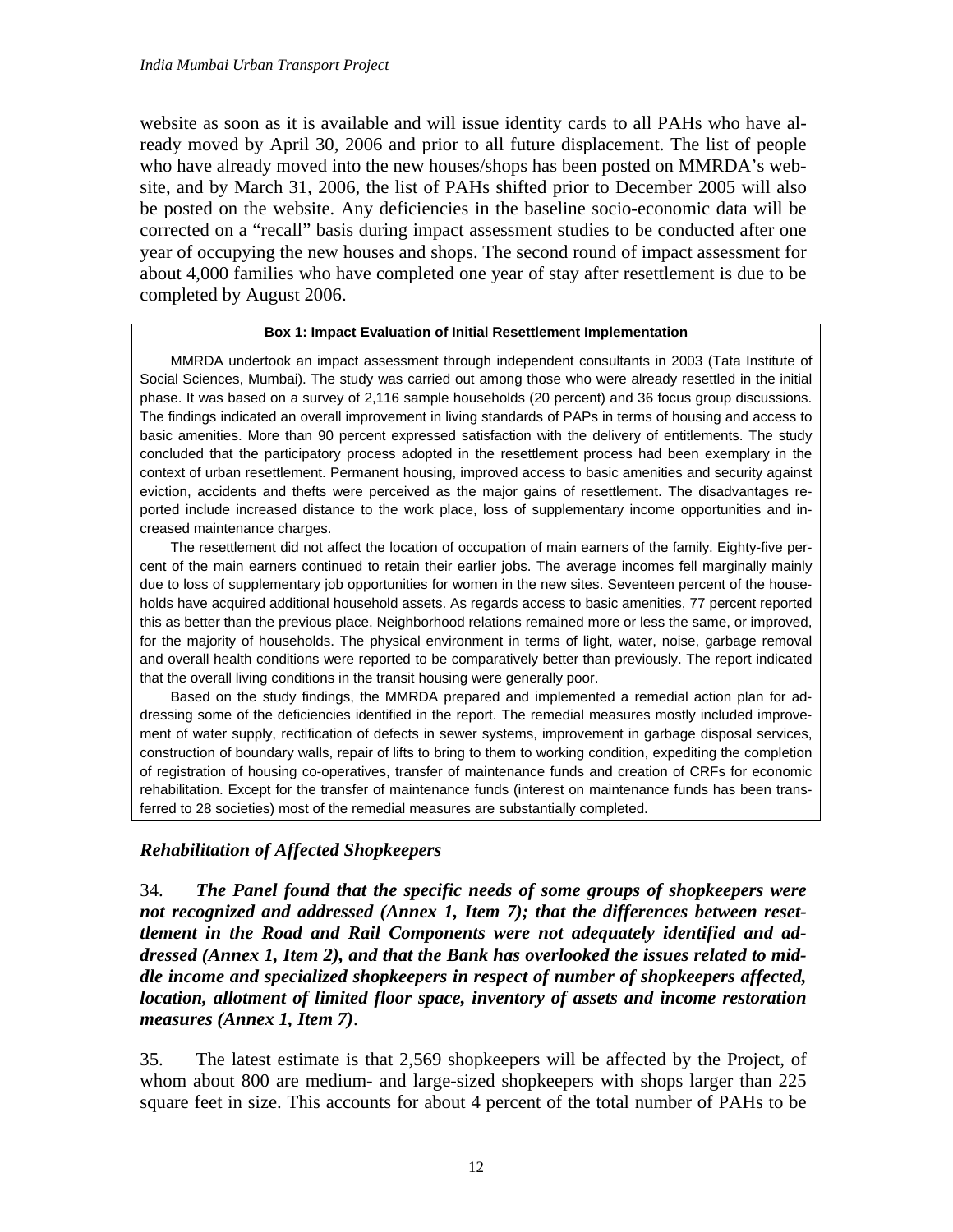website as soon as it is available and will issue identity cards to all PAHs who have already moved by April 30, 2006 and prior to all future displacement. The list of people who have already moved into the new houses/shops has been posted on MMRDA's website, and by March 31, 2006, the list of PAHs shifted prior to December 2005 will also be posted on the website. Any deficiencies in the baseline socio-economic data will be corrected on a "recall" basis during impact assessment studies to be conducted after one year of occupying the new houses and shops. The second round of impact assessment for about 4,000 families who have completed one year of stay after resettlement is due to be completed by August 2006.

> **Box 1: Impact Evaluation of Initial Resettlement Implementation**
>
> MMRDA undertook an impact assessment through independent consultants in 2003 (Tata Institute of Social Sciences, Mumbai). The study was carried out among those who were already resettled in the initial phase. It was based on a survey of 2,116 sample households (20 percent) and 36 focus group discussions. The findings indicated an overall improvement in living standards of PAPs in terms of housing and access to basic amenities. More than 90 percent expressed satisfaction with the delivery of entitlements. The study concluded that the participatory process adopted in the resettlement process had been exemplary in the context of urban resettlement. Permanent housing, improved access to basic amenities and security against eviction, accidents and thefts were perceived as the major gains of resettlement. The disadvantages reported include increased distance to the work place, loss of supplementary income opportunities and increased maintenance charges.
>
> The resettlement did not affect the location of occupation of main earners of the family. Eighty-five percent of the main earners continued to retain their earlier jobs. The average incomes fell marginally mainly due to loss of supplementary job opportunities for women in the new sites. Seventeen percent of the households have acquired additional household assets. As regards access to basic amenities, 77 percent reported this as better than the previous place. Neighborhood relations remained more or less the same, or improved, for the majority of households. The physical environment in terms of light, water, noise, garbage removal and overall health conditions were reported to be comparatively better than previously. The report indicated that the overall living conditions in the transit housing were generally poor.
>
> Based on the study findings, the MMRDA prepared and implemented a remedial action plan for addressing some of the deficiencies identified in the report. The remedial measures mostly included improvement of water supply, rectification of defects in sewer systems, improvement in garbage disposal services, construction of boundary walls, repair of lifts to bring to them to working condition, expediting the completion of registration of housing co-operatives, transfer of maintenance funds and creation of CRFs for economic rehabilitation. Except for the transfer of maintenance funds (interest on maintenance funds has been transferred to 28 societies) most of the remedial measures are substantially completed.

### *Rehabilitation of Affected Shopkeepers*

34. ***The Panel found that the specific needs of some groups of shopkeepers were not recognized and addressed (Annex 1, Item 7); that the differences between resettlement in the Road and Rail Components were not adequately identified and addressed (Annex 1, Item 2), and that the Bank has overlooked the issues related to middle income and specialized shopkeepers in respect of number of shopkeepers affected, location, allotment of limited floor space, inventory of assets and income restoration measures (Annex 1, Item 7)***.

35. The latest estimate is that 2,569 shopkeepers will be affected by the Project, of whom about 800 are medium- and large-sized shopkeepers with shops larger than 225 square feet in size. This accounts for about 4 percent of the total number of PAHs to be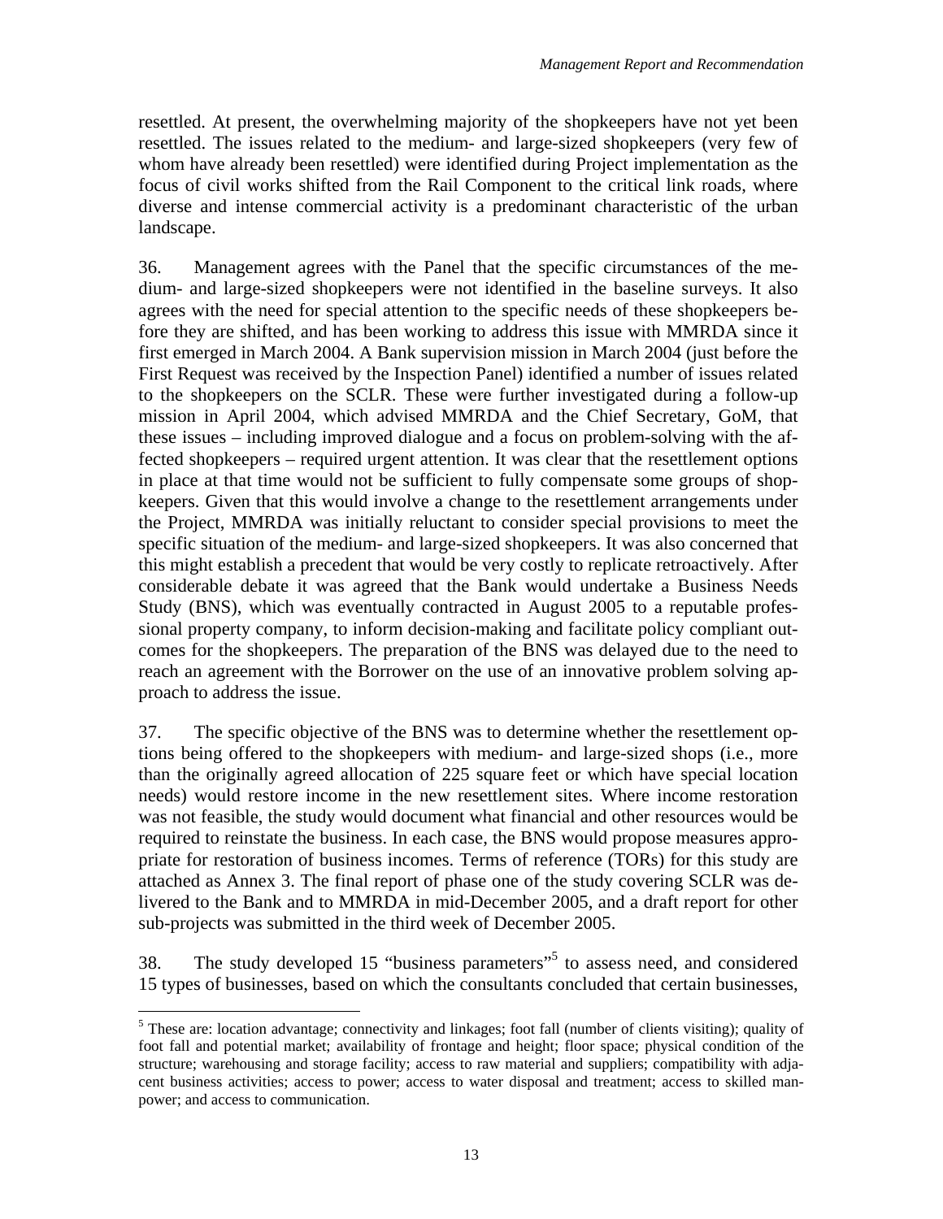resettled. At present, the overwhelming majority of the shopkeepers have not yet been resettled. The issues related to the medium- and large-sized shopkeepers (very few of whom have already been resettled) were identified during Project implementation as the focus of civil works shifted from the Rail Component to the critical link roads, where diverse and intense commercial activity is a predominant characteristic of the urban landscape.

36. Management agrees with the Panel that the specific circumstances of the medium- and large-sized shopkeepers were not identified in the baseline surveys. It also agrees with the need for special attention to the specific needs of these shopkeepers before they are shifted, and has been working to address this issue with MMRDA since it first emerged in March 2004. A Bank supervision mission in March 2004 (just before the First Request was received by the Inspection Panel) identified a number of issues related to the shopkeepers on the SCLR. These were further investigated during a follow-up mission in April 2004, which advised MMRDA and the Chief Secretary, GoM, that these issues – including improved dialogue and a focus on problem-solving with the affected shopkeepers – required urgent attention. It was clear that the resettlement options in place at that time would not be sufficient to fully compensate some groups of shopkeepers. Given that this would involve a change to the resettlement arrangements under the Project, MMRDA was initially reluctant to consider special provisions to meet the specific situation of the medium- and large-sized shopkeepers. It was also concerned that this might establish a precedent that would be very costly to replicate retroactively. After considerable debate it was agreed that the Bank would undertake a Business Needs Study (BNS), which was eventually contracted in August 2005 to a reputable professional property company, to inform decision-making and facilitate policy compliant outcomes for the shopkeepers. The preparation of the BNS was delayed due to the need to reach an agreement with the Borrower on the use of an innovative problem solving approach to address the issue.

37. The specific objective of the BNS was to determine whether the resettlement options being offered to the shopkeepers with medium- and large-sized shops (i.e., more than the originally agreed allocation of 225 square feet or which have special location needs) would restore income in the new resettlement sites. Where income restoration was not feasible, the study would document what financial and other resources would be required to reinstate the business. In each case, the BNS would propose measures appropriate for restoration of business incomes. Terms of reference (TORs) for this study are attached as Annex 3. The final report of phase one of the study covering SCLR was delivered to the Bank and to MMRDA in mid-December 2005, and a draft report for other sub-projects was submitted in the third week of December 2005.

38. The study developed 15 "business parameters"[5] to assess need, and considered 15 types of businesses, based on which the consultants concluded that certain businesses,

[5] These are: location advantage; connectivity and linkages; foot fall (number of clients visiting); quality of foot fall and potential market; availability of frontage and height; floor space; physical condition of the structure; warehousing and storage facility; access to raw material and suppliers; compatibility with adjacent business activities; access to power; access to water disposal and treatment; access to skilled manpower; and access to communication.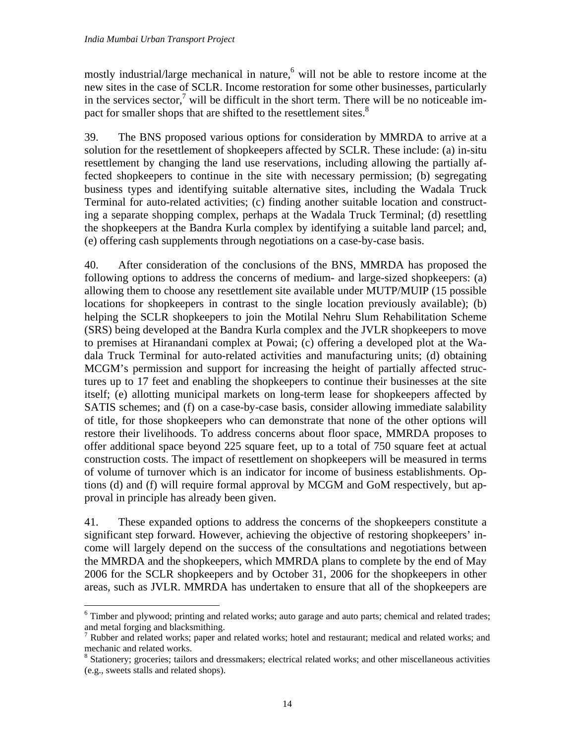mostly industrial/large mechanical in nature,[6] will not be able to restore income at the new sites in the case of SCLR. Income restoration for some other businesses, particularly in the services sector,[7] will be difficult in the short term. There will be no noticeable impact for smaller shops that are shifted to the resettlement sites.[8]

39. The BNS proposed various options for consideration by MMRDA to arrive at a solution for the resettlement of shopkeepers affected by SCLR. These include: (a) in-situ resettlement by changing the land use reservations, including allowing the partially affected shopkeepers to continue in the site with necessary permission; (b) segregating business types and identifying suitable alternative sites, including the Wadala Truck Terminal for auto-related activities; (c) finding another suitable location and constructing a separate shopping complex, perhaps at the Wadala Truck Terminal; (d) resettling the shopkeepers at the Bandra Kurla complex by identifying a suitable land parcel; and, (e) offering cash supplements through negotiations on a case-by-case basis.

40. After consideration of the conclusions of the BNS, MMRDA has proposed the following options to address the concerns of medium- and large-sized shopkeepers: (a) allowing them to choose any resettlement site available under MUTP/MUIP (15 possible locations for shopkeepers in contrast to the single location previously available); (b) helping the SCLR shopkeepers to join the Motilal Nehru Slum Rehabilitation Scheme (SRS) being developed at the Bandra Kurla complex and the JVLR shopkeepers to move to premises at Hiranandani complex at Powai; (c) offering a developed plot at the Wadala Truck Terminal for auto-related activities and manufacturing units; (d) obtaining MCGM's permission and support for increasing the height of partially affected structures up to 17 feet and enabling the shopkeepers to continue their businesses at the site itself; (e) allotting municipal markets on long-term lease for shopkeepers affected by SATIS schemes; and (f) on a case-by-case basis, consider allowing immediate salability of title, for those shopkeepers who can demonstrate that none of the other options will restore their livelihoods. To address concerns about floor space, MMRDA proposes to offer additional space beyond 225 square feet, up to a total of 750 square feet at actual construction costs. The impact of resettlement on shopkeepers will be measured in terms of volume of turnover which is an indicator for income of business establishments. Options (d) and (f) will require formal approval by MCGM and GoM respectively, but approval in principle has already been given.

41. These expanded options to address the concerns of the shopkeepers constitute a significant step forward. However, achieving the objective of restoring shopkeepers' income will largely depend on the success of the consultations and negotiations between the MMRDA and the shopkeepers, which MMRDA plans to complete by the end of May 2006 for the SCLR shopkeepers and by October 31, 2006 for the shopkeepers in other areas, such as JVLR. MMRDA has undertaken to ensure that all of the shopkeepers are

---

[6] Timber and plywood; printing and related works; auto garage and auto parts; chemical and related trades; and metal forging and blacksmithing.

[7] Rubber and related works; paper and related works; hotel and restaurant; medical and related works; and mechanic and related works.

[8] Stationery; groceries; tailors and dressmakers; electrical related works; and other miscellaneous activities (e.g., sweets stalls and related shops).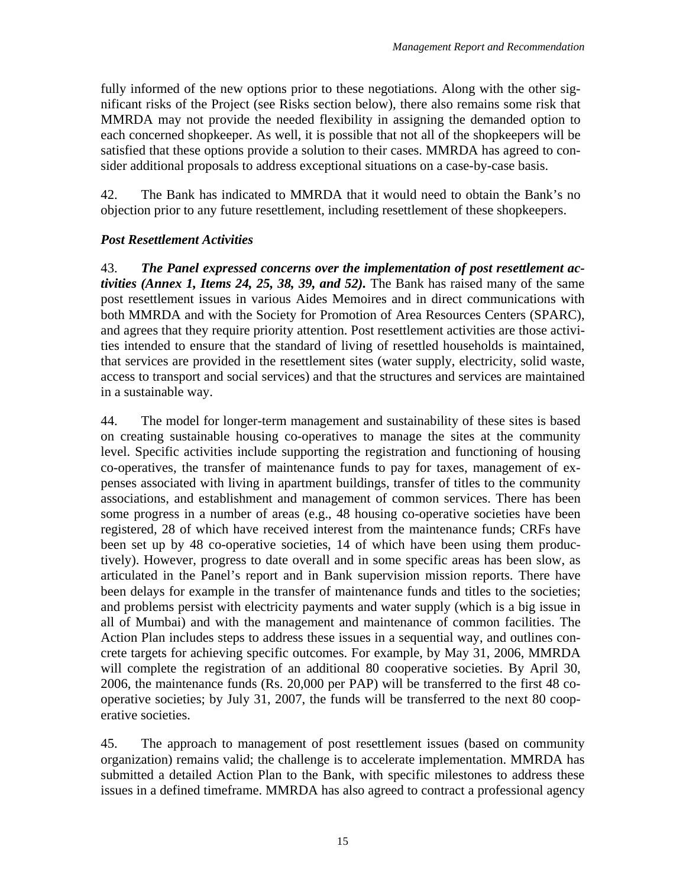fully informed of the new options prior to these negotiations. Along with the other significant risks of the Project (see Risks section below), there also remains some risk that MMRDA may not provide the needed flexibility in assigning the demanded option to each concerned shopkeeper. As well, it is possible that not all of the shopkeepers will be satisfied that these options provide a solution to their cases. MMRDA has agreed to consider additional proposals to address exceptional situations on a case-by-case basis.

42. The Bank has indicated to MMRDA that it would need to obtain the Bank's no objection prior to any future resettlement, including resettlement of these shopkeepers.

### *Post Resettlement Activities*

43. ***The Panel expressed concerns over the implementation of post resettlement activities (Annex 1, Items 24, 25, 38, 39, and 52).*** The Bank has raised many of the same post resettlement issues in various Aides Memoires and in direct communications with both MMRDA and with the Society for Promotion of Area Resources Centers (SPARC), and agrees that they require priority attention. Post resettlement activities are those activities intended to ensure that the standard of living of resettled households is maintained, that services are provided in the resettlement sites (water supply, electricity, solid waste, access to transport and social services) and that the structures and services are maintained in a sustainable way.

44. The model for longer-term management and sustainability of these sites is based on creating sustainable housing co-operatives to manage the sites at the community level. Specific activities include supporting the registration and functioning of housing co-operatives, the transfer of maintenance funds to pay for taxes, management of expenses associated with living in apartment buildings, transfer of titles to the community associations, and establishment and management of common services. There has been some progress in a number of areas (e.g., 48 housing co-operative societies have been registered, 28 of which have received interest from the maintenance funds; CRFs have been set up by 48 co-operative societies, 14 of which have been using them productively). However, progress to date overall and in some specific areas has been slow, as articulated in the Panel's report and in Bank supervision mission reports. There have been delays for example in the transfer of maintenance funds and titles to the societies; and problems persist with electricity payments and water supply (which is a big issue in all of Mumbai) and with the management and maintenance of common facilities. The Action Plan includes steps to address these issues in a sequential way, and outlines concrete targets for achieving specific outcomes. For example, by May 31, 2006, MMRDA will complete the registration of an additional 80 cooperative societies. By April 30, 2006, the maintenance funds (Rs. 20,000 per PAP) will be transferred to the first 48 co-operative societies; by July 31, 2007, the funds will be transferred to the next 80 cooperative societies.

45. The approach to management of post resettlement issues (based on community organization) remains valid; the challenge is to accelerate implementation. MMRDA has submitted a detailed Action Plan to the Bank, with specific milestones to address these issues in a defined timeframe. MMRDA has also agreed to contract a professional agency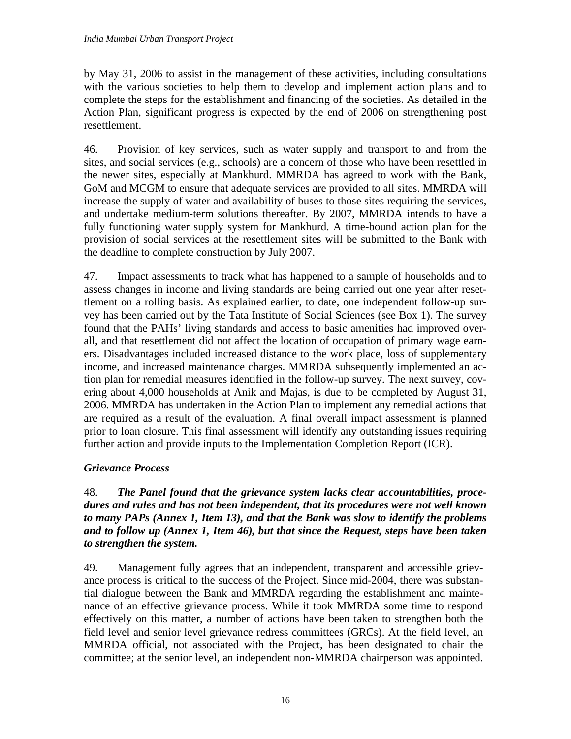by May 31, 2006 to assist in the management of these activities, including consultations with the various societies to help them to develop and implement action plans and to complete the steps for the establishment and financing of the societies. As detailed in the Action Plan, significant progress is expected by the end of 2006 on strengthening post resettlement.

46. Provision of key services, such as water supply and transport to and from the sites, and social services (e.g., schools) are a concern of those who have been resettled in the newer sites, especially at Mankhurd. MMRDA has agreed to work with the Bank, GoM and MCGM to ensure that adequate services are provided to all sites. MMRDA will increase the supply of water and availability of buses to those sites requiring the services, and undertake medium-term solutions thereafter. By 2007, MMRDA intends to have a fully functioning water supply system for Mankhurd. A time-bound action plan for the provision of social services at the resettlement sites will be submitted to the Bank with the deadline to complete construction by July 2007.

47. Impact assessments to track what has happened to a sample of households and to assess changes in income and living standards are being carried out one year after resettlement on a rolling basis. As explained earlier, to date, one independent follow-up survey has been carried out by the Tata Institute of Social Sciences (see Box 1). The survey found that the PAHs' living standards and access to basic amenities had improved overall, and that resettlement did not affect the location of occupation of primary wage earners. Disadvantages included increased distance to the work place, loss of supplementary income, and increased maintenance charges. MMRDA subsequently implemented an action plan for remedial measures identified in the follow-up survey. The next survey, covering about 4,000 households at Anik and Majas, is due to be completed by August 31, 2006. MMRDA has undertaken in the Action Plan to implement any remedial actions that are required as a result of the evaluation. A final overall impact assessment is planned prior to loan closure. This final assessment will identify any outstanding issues requiring further action and provide inputs to the Implementation Completion Report (ICR).

### *Grievance Process*

48. ***The Panel found that the grievance system lacks clear accountabilities, procedures and rules and has not been independent, that its procedures were not well known to many PAPs (Annex 1, Item 13), and that the Bank was slow to identify the problems and to follow up (Annex 1, Item 46), but that since the Request, steps have been taken to strengthen the system.***

49. Management fully agrees that an independent, transparent and accessible grievance process is critical to the success of the Project. Since mid-2004, there was substantial dialogue between the Bank and MMRDA regarding the establishment and maintenance of an effective grievance process. While it took MMRDA some time to respond effectively on this matter, a number of actions have been taken to strengthen both the field level and senior level grievance redress committees (GRCs). At the field level, an MMRDA official, not associated with the Project, has been designated to chair the committee; at the senior level, an independent non-MMRDA chairperson was appointed.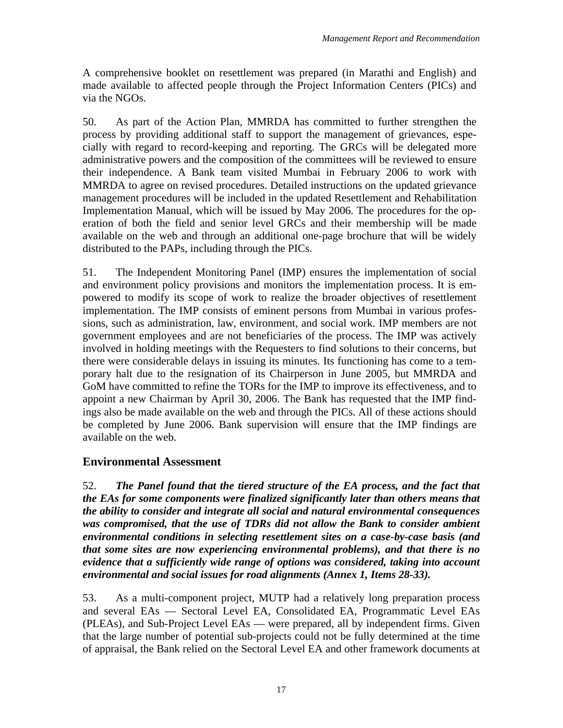A comprehensive booklet on resettlement was prepared (in Marathi and English) and made available to affected people through the Project Information Centers (PICs) and via the NGOs.

50. As part of the Action Plan, MMRDA has committed to further strengthen the process by providing additional staff to support the management of grievances, especially with regard to record-keeping and reporting. The GRCs will be delegated more administrative powers and the composition of the committees will be reviewed to ensure their independence. A Bank team visited Mumbai in February 2006 to work with MMRDA to agree on revised procedures. Detailed instructions on the updated grievance management procedures will be included in the updated Resettlement and Rehabilitation Implementation Manual, which will be issued by May 2006. The procedures for the operation of both the field and senior level GRCs and their membership will be made available on the web and through an additional one-page brochure that will be widely distributed to the PAPs, including through the PICs.

51. The Independent Monitoring Panel (IMP) ensures the implementation of social and environment policy provisions and monitors the implementation process. It is empowered to modify its scope of work to realize the broader objectives of resettlement implementation. The IMP consists of eminent persons from Mumbai in various professions, such as administration, law, environment, and social work. IMP members are not government employees and are not beneficiaries of the process. The IMP was actively involved in holding meetings with the Requesters to find solutions to their concerns, but there were considerable delays in issuing its minutes. Its functioning has come to a temporary halt due to the resignation of its Chairperson in June 2005, but MMRDA and GoM have committed to refine the TORs for the IMP to improve its effectiveness, and to appoint a new Chairman by April 30, 2006. The Bank has requested that the IMP findings also be made available on the web and through the PICs. All of these actions should be completed by June 2006. Bank supervision will ensure that the IMP findings are available on the web.

## Environmental Assessment

52. ***The Panel found that the tiered structure of the EA process, and the fact that the EAs for some components were finalized significantly later than others means that the ability to consider and integrate all social and natural environmental consequences was compromised, that the use of TDRs did not allow the Bank to consider ambient environmental conditions in selecting resettlement sites on a case-by-case basis (and that some sites are now experiencing environmental problems), and that there is no evidence that a sufficiently wide range of options was considered, taking into account environmental and social issues for road alignments (Annex 1, Items 28-33).***

53. As a multi-component project, MUTP had a relatively long preparation process and several EAs — Sectoral Level EA, Consolidated EA, Programmatic Level EAs (PLEAs), and Sub-Project Level EAs — were prepared, all by independent firms. Given that the large number of potential sub-projects could not be fully determined at the time of appraisal, the Bank relied on the Sectoral Level EA and other framework documents at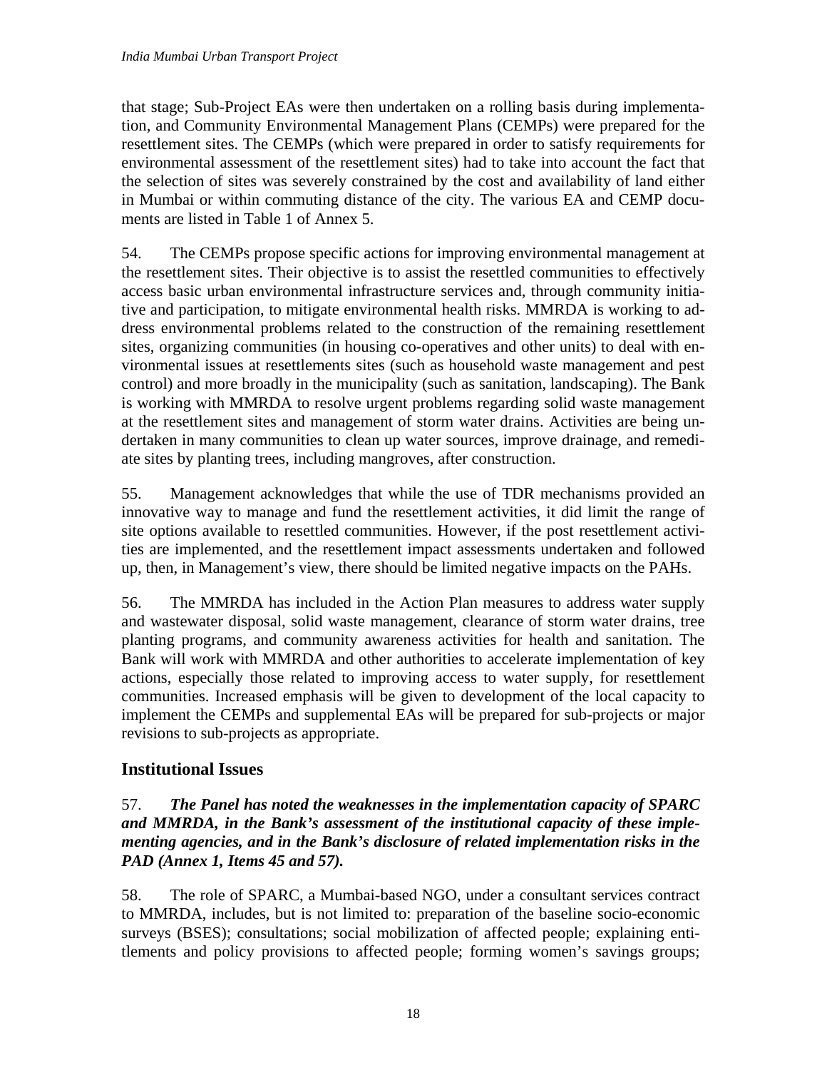that stage; Sub-Project EAs were then undertaken on a rolling basis during implementation, and Community Environmental Management Plans (CEMPs) were prepared for the resettlement sites. The CEMPs (which were prepared in order to satisfy requirements for environmental assessment of the resettlement sites) had to take into account the fact that the selection of sites was severely constrained by the cost and availability of land either in Mumbai or within commuting distance of the city. The various EA and CEMP documents are listed in Table 1 of Annex 5.

54. The CEMPs propose specific actions for improving environmental management at the resettlement sites. Their objective is to assist the resettled communities to effectively access basic urban environmental infrastructure services and, through community initiative and participation, to mitigate environmental health risks. MMRDA is working to address environmental problems related to the construction of the remaining resettlement sites, organizing communities (in housing co-operatives and other units) to deal with environmental issues at resettlements sites (such as household waste management and pest control) and more broadly in the municipality (such as sanitation, landscaping). The Bank is working with MMRDA to resolve urgent problems regarding solid waste management at the resettlement sites and management of storm water drains. Activities are being undertaken in many communities to clean up water sources, improve drainage, and remediate sites by planting trees, including mangroves, after construction.

55. Management acknowledges that while the use of TDR mechanisms provided an innovative way to manage and fund the resettlement activities, it did limit the range of site options available to resettled communities. However, if the post resettlement activities are implemented, and the resettlement impact assessments undertaken and followed up, then, in Management's view, there should be limited negative impacts on the PAHs.

56. The MMRDA has included in the Action Plan measures to address water supply and wastewater disposal, solid waste management, clearance of storm water drains, tree planting programs, and community awareness activities for health and sanitation. The Bank will work with MMRDA and other authorities to accelerate implementation of key actions, especially those related to improving access to water supply, for resettlement communities. Increased emphasis will be given to development of the local capacity to implement the CEMPs and supplemental EAs will be prepared for sub-projects or major revisions to sub-projects as appropriate.

## Institutional Issues

57. ***The Panel has noted the weaknesses in the implementation capacity of SPARC and MMRDA, in the Bank's assessment of the institutional capacity of these implementing agencies, and in the Bank's disclosure of related implementation risks in the PAD (Annex 1, Items 45 and 57).***

58. The role of SPARC, a Mumbai-based NGO, under a consultant services contract to MMRDA, includes, but is not limited to: preparation of the baseline socio-economic surveys (BSES); consultations; social mobilization of affected people; explaining entitlements and policy provisions to affected people; forming women's savings groups;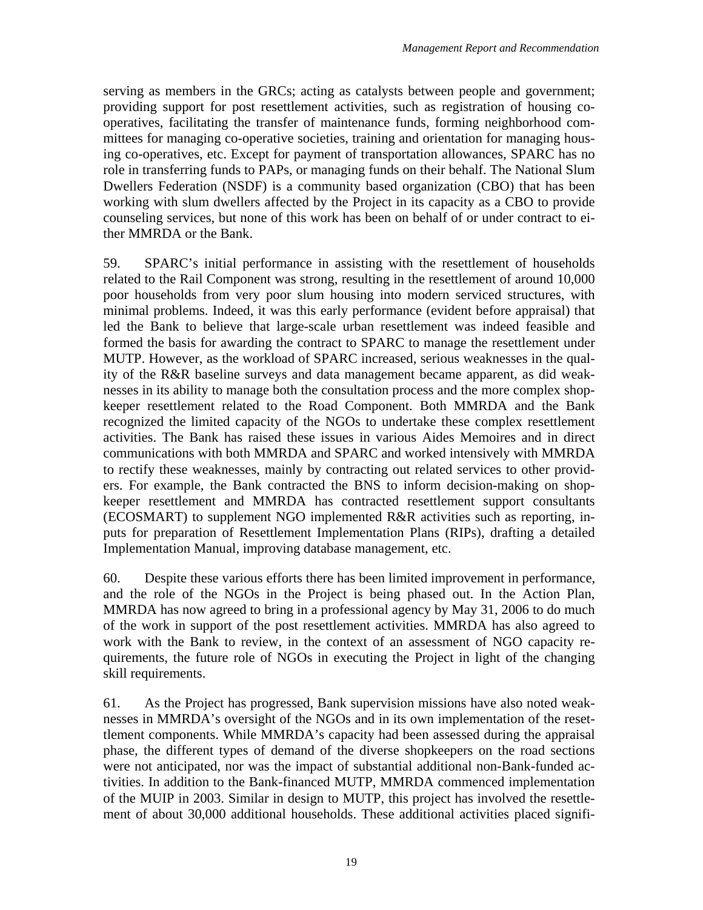serving as members in the GRCs; acting as catalysts between people and government; providing support for post resettlement activities, such as registration of housing co-operatives, facilitating the transfer of maintenance funds, forming neighborhood committees for managing co-operative societies, training and orientation for managing housing co-operatives, etc. Except for payment of transportation allowances, SPARC has no role in transferring funds to PAPs, or managing funds on their behalf. The National Slum Dwellers Federation (NSDF) is a community based organization (CBO) that has been working with slum dwellers affected by the Project in its capacity as a CBO to provide counseling services, but none of this work has been on behalf of or under contract to either MMRDA or the Bank.

59. SPARC's initial performance in assisting with the resettlement of households related to the Rail Component was strong, resulting in the resettlement of around 10,000 poor households from very poor slum housing into modern serviced structures, with minimal problems. Indeed, it was this early performance (evident before appraisal) that led the Bank to believe that large-scale urban resettlement was indeed feasible and formed the basis for awarding the contract to SPARC to manage the resettlement under MUTP. However, as the workload of SPARC increased, serious weaknesses in the quality of the R&R baseline surveys and data management became apparent, as did weaknesses in its ability to manage both the consultation process and the more complex shopkeeper resettlement related to the Road Component. Both MMRDA and the Bank recognized the limited capacity of the NGOs to undertake these complex resettlement activities. The Bank has raised these issues in various Aides Memoires and in direct communications with both MMRDA and SPARC and worked intensively with MMRDA to rectify these weaknesses, mainly by contracting out related services to other providers. For example, the Bank contracted the BNS to inform decision-making on shopkeeper resettlement and MMRDA has contracted resettlement support consultants (ECOSMART) to supplement NGO implemented R&R activities such as reporting, inputs for preparation of Resettlement Implementation Plans (RIPs), drafting a detailed Implementation Manual, improving database management, etc.

60. Despite these various efforts there has been limited improvement in performance, and the role of the NGOs in the Project is being phased out. In the Action Plan, MMRDA has now agreed to bring in a professional agency by May 31, 2006 to do much of the work in support of the post resettlement activities. MMRDA has also agreed to work with the Bank to review, in the context of an assessment of NGO capacity requirements, the future role of NGOs in executing the Project in light of the changing skill requirements.

61. As the Project has progressed, Bank supervision missions have also noted weaknesses in MMRDA's oversight of the NGOs and in its own implementation of the resettlement components. While MMRDA's capacity had been assessed during the appraisal phase, the different types of demand of the diverse shopkeepers on the road sections were not anticipated, nor was the impact of substantial additional non-Bank-funded activities. In addition to the Bank-financed MUTP, MMRDA commenced implementation of the MUIP in 2003. Similar in design to MUTP, this project has involved the resettlement of about 30,000 additional households. These additional activities placed signifi-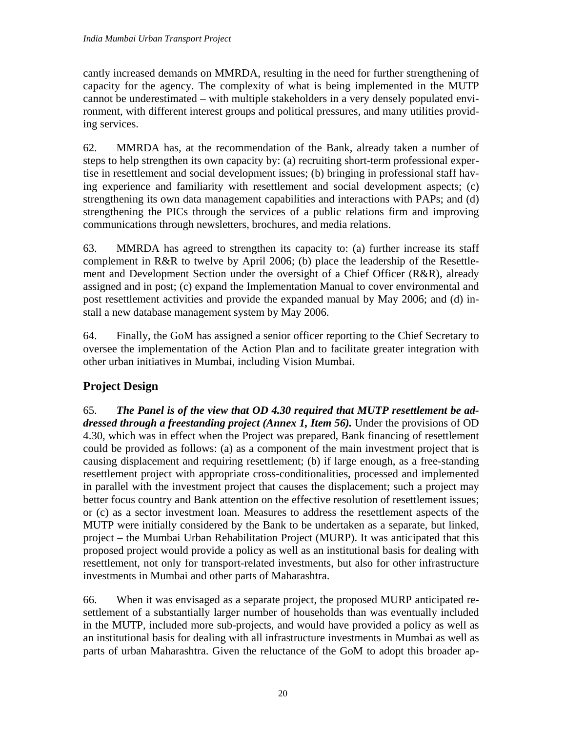cantly increased demands on MMRDA, resulting in the need for further strengthening of capacity for the agency. The complexity of what is being implemented in the MUTP cannot be underestimated – with multiple stakeholders in a very densely populated environment, with different interest groups and political pressures, and many utilities providing services.

62. MMRDA has, at the recommendation of the Bank, already taken a number of steps to help strengthen its own capacity by: (a) recruiting short-term professional expertise in resettlement and social development issues; (b) bringing in professional staff having experience and familiarity with resettlement and social development aspects; (c) strengthening its own data management capabilities and interactions with PAPs; and (d) strengthening the PICs through the services of a public relations firm and improving communications through newsletters, brochures, and media relations.

63. MMRDA has agreed to strengthen its capacity to: (a) further increase its staff complement in R&R to twelve by April 2006; (b) place the leadership of the Resettlement and Development Section under the oversight of a Chief Officer (R&R), already assigned and in post; (c) expand the Implementation Manual to cover environmental and post resettlement activities and provide the expanded manual by May 2006; and (d) install a new database management system by May 2006.

64. Finally, the GoM has assigned a senior officer reporting to the Chief Secretary to oversee the implementation of the Action Plan and to facilitate greater integration with other urban initiatives in Mumbai, including Vision Mumbai.

## Project Design

65. ***The Panel is of the view that OD 4.30 required that MUTP resettlement be addressed through a freestanding project (Annex 1, Item 56).*** Under the provisions of OD 4.30, which was in effect when the Project was prepared, Bank financing of resettlement could be provided as follows: (a) as a component of the main investment project that is causing displacement and requiring resettlement; (b) if large enough, as a free-standing resettlement project with appropriate cross-conditionalities, processed and implemented in parallel with the investment project that causes the displacement; such a project may better focus country and Bank attention on the effective resolution of resettlement issues; or (c) as a sector investment loan. Measures to address the resettlement aspects of the MUTP were initially considered by the Bank to be undertaken as a separate, but linked, project – the Mumbai Urban Rehabilitation Project (MURP). It was anticipated that this proposed project would provide a policy as well as an institutional basis for dealing with resettlement, not only for transport-related investments, but also for other infrastructure investments in Mumbai and other parts of Maharashtra.

66. When it was envisaged as a separate project, the proposed MURP anticipated resettlement of a substantially larger number of households than was eventually included in the MUTP, included more sub-projects, and would have provided a policy as well as an institutional basis for dealing with all infrastructure investments in Mumbai as well as parts of urban Maharashtra. Given the reluctance of the GoM to adopt this broader ap-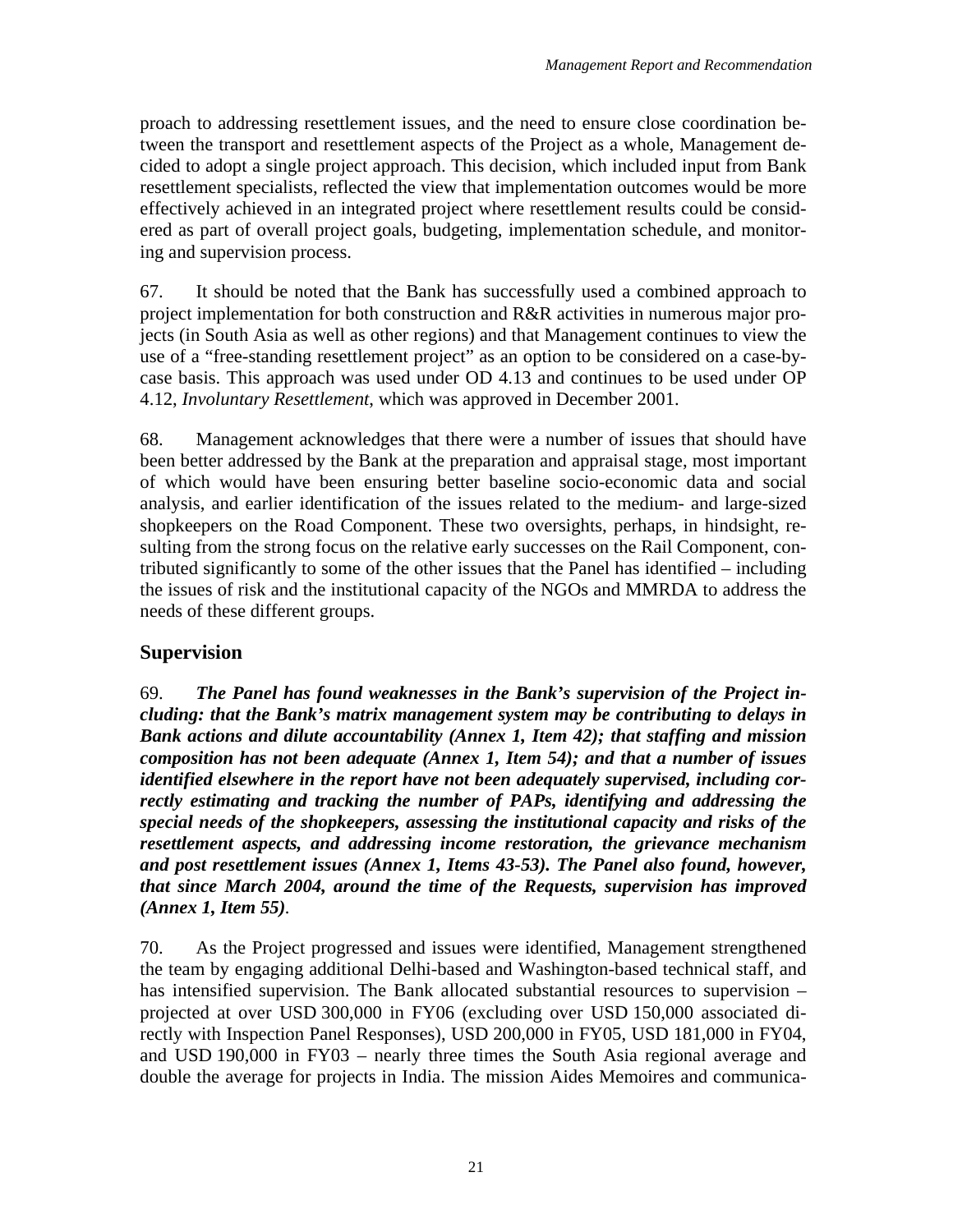proach to addressing resettlement issues, and the need to ensure close coordination between the transport and resettlement aspects of the Project as a whole, Management decided to adopt a single project approach. This decision, which included input from Bank resettlement specialists, reflected the view that implementation outcomes would be more effectively achieved in an integrated project where resettlement results could be considered as part of overall project goals, budgeting, implementation schedule, and monitoring and supervision process.

67. It should be noted that the Bank has successfully used a combined approach to project implementation for both construction and R&R activities in numerous major projects (in South Asia as well as other regions) and that Management continues to view the use of a "free-standing resettlement project" as an option to be considered on a case-by-case basis. This approach was used under OD 4.13 and continues to be used under OP 4.12, *Involuntary Resettlement*, which was approved in December 2001.

68. Management acknowledges that there were a number of issues that should have been better addressed by the Bank at the preparation and appraisal stage, most important of which would have been ensuring better baseline socio-economic data and social analysis, and earlier identification of the issues related to the medium- and large-sized shopkeepers on the Road Component. These two oversights, perhaps, in hindsight, resulting from the strong focus on the relative early successes on the Rail Component, contributed significantly to some of the other issues that the Panel has identified – including the issues of risk and the institutional capacity of the NGOs and MMRDA to address the needs of these different groups.

## Supervision

69. ***The Panel has found weaknesses in the Bank's supervision of the Project including: that the Bank's matrix management system may be contributing to delays in Bank actions and dilute accountability (Annex 1, Item 42); that staffing and mission composition has not been adequate (Annex 1, Item 54); and that a number of issues identified elsewhere in the report have not been adequately supervised, including correctly estimating and tracking the number of PAPs, identifying and addressing the special needs of the shopkeepers, assessing the institutional capacity and risks of the resettlement aspects, and addressing income restoration, the grievance mechanism and post resettlement issues (Annex 1, Items 43-53). The Panel also found, however, that since March 2004, around the time of the Requests, supervision has improved (Annex 1, Item 55)*.**

70. As the Project progressed and issues were identified, Management strengthened the team by engaging additional Delhi-based and Washington-based technical staff, and has intensified supervision. The Bank allocated substantial resources to supervision – projected at over USD 300,000 in FY06 (excluding over USD 150,000 associated directly with Inspection Panel Responses), USD 200,000 in FY05, USD 181,000 in FY04, and USD 190,000 in FY03 – nearly three times the South Asia regional average and double the average for projects in India. The mission Aides Memoires and communica-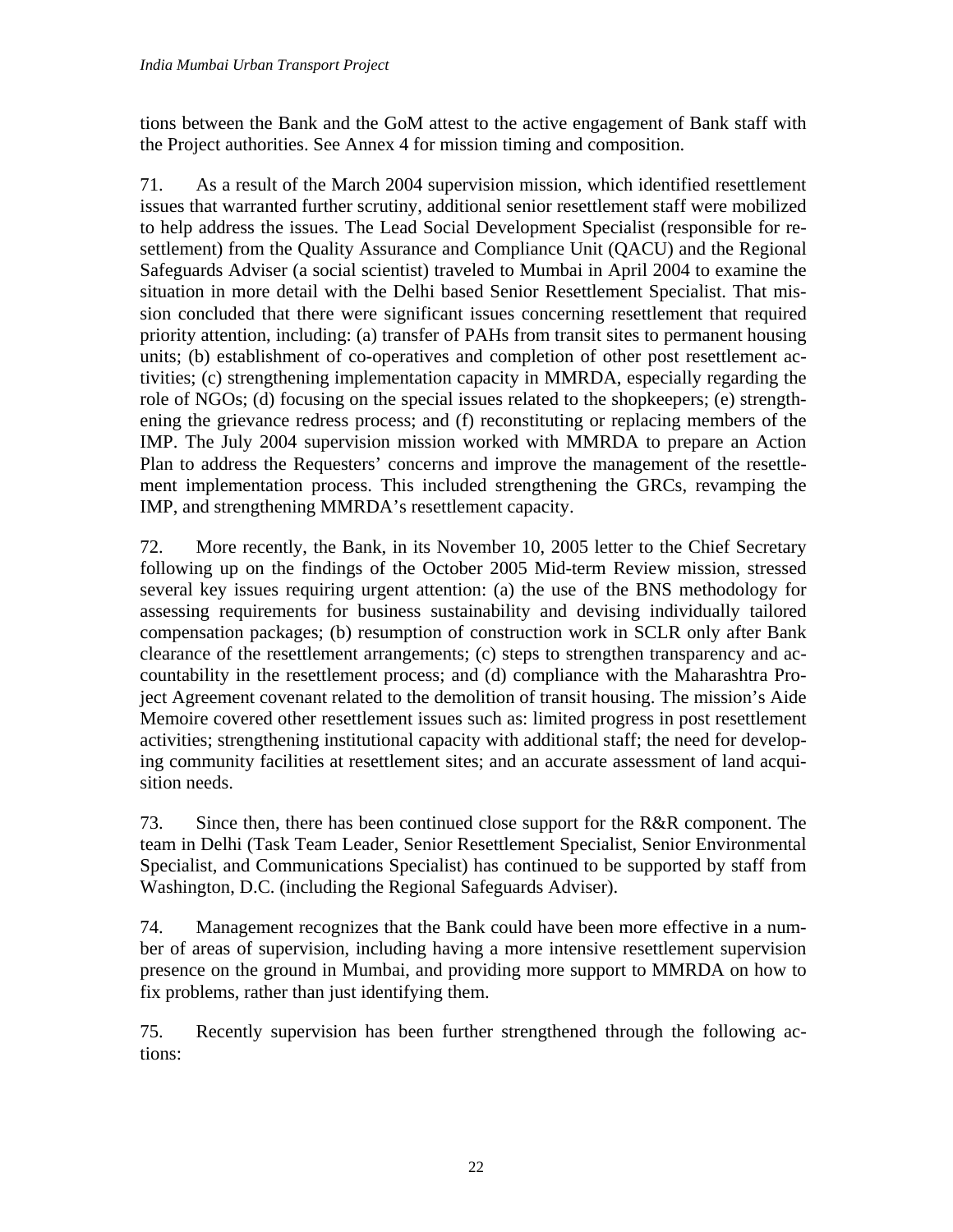tions between the Bank and the GoM attest to the active engagement of Bank staff with the Project authorities. See Annex 4 for mission timing and composition.

71. As a result of the March 2004 supervision mission, which identified resettlement issues that warranted further scrutiny, additional senior resettlement staff were mobilized to help address the issues. The Lead Social Development Specialist (responsible for resettlement) from the Quality Assurance and Compliance Unit (QACU) and the Regional Safeguards Adviser (a social scientist) traveled to Mumbai in April 2004 to examine the situation in more detail with the Delhi based Senior Resettlement Specialist. That mission concluded that there were significant issues concerning resettlement that required priority attention, including: (a) transfer of PAHs from transit sites to permanent housing units; (b) establishment of co-operatives and completion of other post resettlement activities; (c) strengthening implementation capacity in MMRDA, especially regarding the role of NGOs; (d) focusing on the special issues related to the shopkeepers; (e) strengthening the grievance redress process; and (f) reconstituting or replacing members of the IMP. The July 2004 supervision mission worked with MMRDA to prepare an Action Plan to address the Requesters' concerns and improve the management of the resettlement implementation process. This included strengthening the GRCs, revamping the IMP, and strengthening MMRDA's resettlement capacity.

72. More recently, the Bank, in its November 10, 2005 letter to the Chief Secretary following up on the findings of the October 2005 Mid-term Review mission, stressed several key issues requiring urgent attention: (a) the use of the BNS methodology for assessing requirements for business sustainability and devising individually tailored compensation packages; (b) resumption of construction work in SCLR only after Bank clearance of the resettlement arrangements; (c) steps to strengthen transparency and accountability in the resettlement process; and (d) compliance with the Maharashtra Project Agreement covenant related to the demolition of transit housing. The mission's Aide Memoire covered other resettlement issues such as: limited progress in post resettlement activities; strengthening institutional capacity with additional staff; the need for developing community facilities at resettlement sites; and an accurate assessment of land acquisition needs.

73. Since then, there has been continued close support for the R&R component. The team in Delhi (Task Team Leader, Senior Resettlement Specialist, Senior Environmental Specialist, and Communications Specialist) has continued to be supported by staff from Washington, D.C. (including the Regional Safeguards Adviser).

74. Management recognizes that the Bank could have been more effective in a number of areas of supervision, including having a more intensive resettlement supervision presence on the ground in Mumbai, and providing more support to MMRDA on how to fix problems, rather than just identifying them.

75. Recently supervision has been further strengthened through the following actions: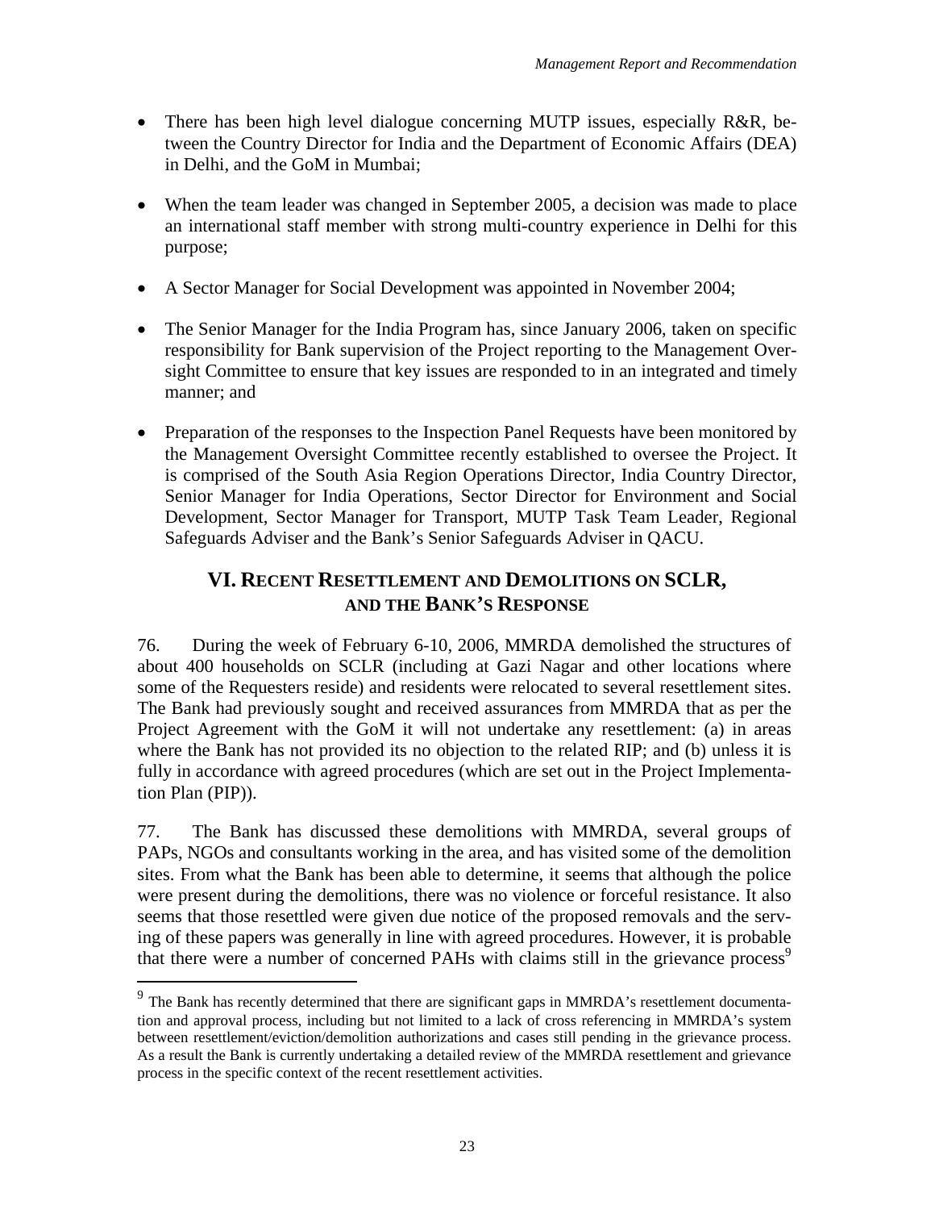- There has been high level dialogue concerning MUTP issues, especially R&R, between the Country Director for India and the Department of Economic Affairs (DEA) in Delhi, and the GoM in Mumbai;

- When the team leader was changed in September 2005, a decision was made to place an international staff member with strong multi-country experience in Delhi for this purpose;

- A Sector Manager for Social Development was appointed in November 2004;

- The Senior Manager for the India Program has, since January 2006, taken on specific responsibility for Bank supervision of the Project reporting to the Management Oversight Committee to ensure that key issues are responded to in an integrated and timely manner; and

- Preparation of the responses to the Inspection Panel Requests have been monitored by the Management Oversight Committee recently established to oversee the Project. It is comprised of the South Asia Region Operations Director, India Country Director, Senior Manager for India Operations, Sector Director for Environment and Social Development, Sector Manager for Transport, MUTP Task Team Leader, Regional Safeguards Adviser and the Bank's Senior Safeguards Adviser in QACU.

## VI. RECENT RESETTLEMENT AND DEMOLITIONS ON SCLR, AND THE BANK'S RESPONSE

76. During the week of February 6-10, 2006, MMRDA demolished the structures of about 400 households on SCLR (including at Gazi Nagar and other locations where some of the Requesters reside) and residents were relocated to several resettlement sites. The Bank had previously sought and received assurances from MMRDA that as per the Project Agreement with the GoM it will not undertake any resettlement: (a) in areas where the Bank has not provided its no objection to the related RIP; and (b) unless it is fully in accordance with agreed procedures (which are set out in the Project Implementation Plan (PIP)).

77. The Bank has discussed these demolitions with MMRDA, several groups of PAPs, NGOs and consultants working in the area, and has visited some of the demolition sites. From what the Bank has been able to determine, it seems that although the police were present during the demolitions, there was no violence or forceful resistance. It also seems that those resettled were given due notice of the proposed removals and the serving of these papers was generally in line with agreed procedures. However, it is probable that there were a number of concerned PAHs with claims still in the grievance process[9]

[9] The Bank has recently determined that there are significant gaps in MMRDA's resettlement documentation and approval process, including but not limited to a lack of cross referencing in MMRDA's system between resettlement/eviction/demolition authorizations and cases still pending in the grievance process. As a result the Bank is currently undertaking a detailed review of the MMRDA resettlement and grievance process in the specific context of the recent resettlement activities.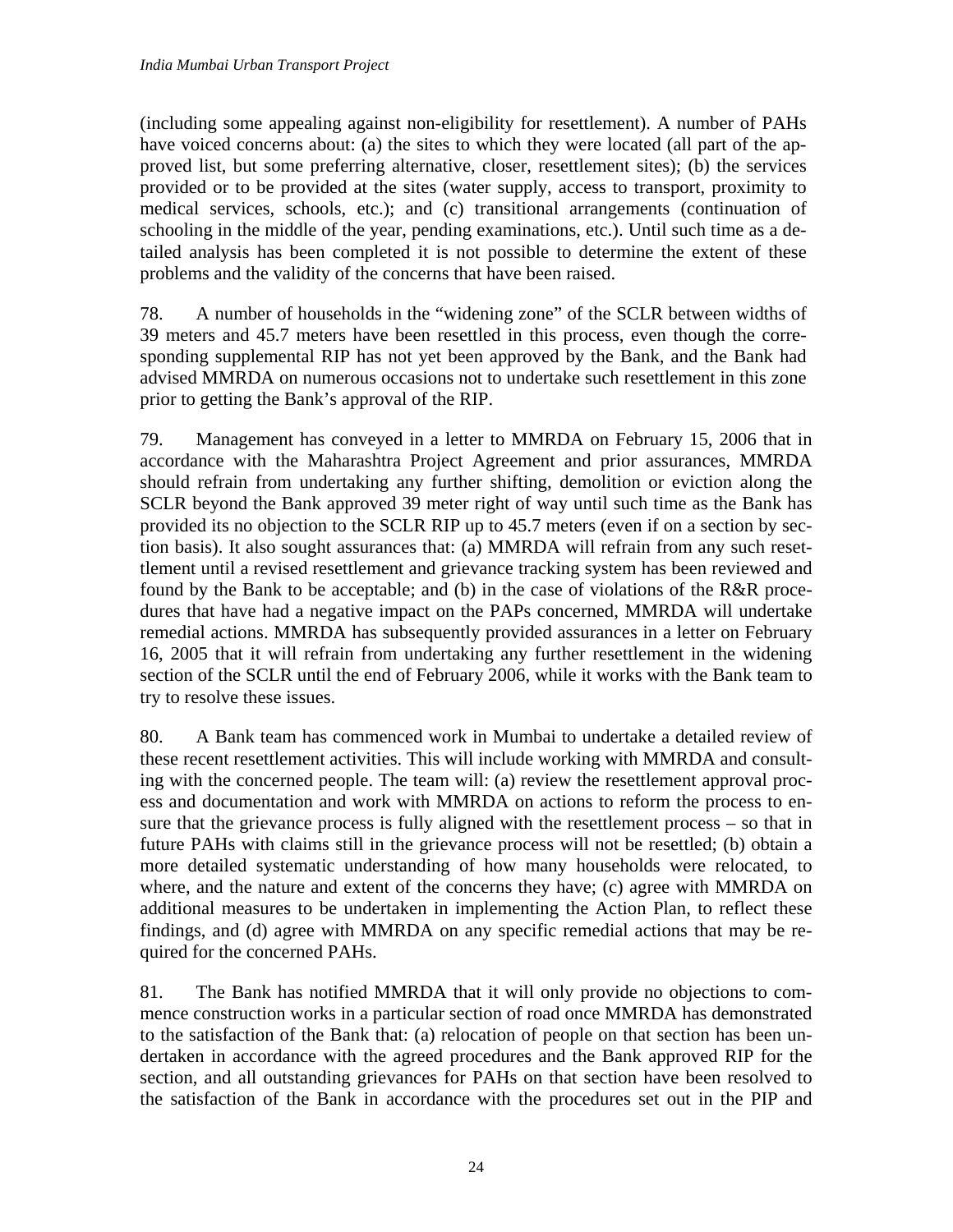(including some appealing against non-eligibility for resettlement). A number of PAHs have voiced concerns about: (a) the sites to which they were located (all part of the approved list, but some preferring alternative, closer, resettlement sites); (b) the services provided or to be provided at the sites (water supply, access to transport, proximity to medical services, schools, etc.); and (c) transitional arrangements (continuation of schooling in the middle of the year, pending examinations, etc.). Until such time as a detailed analysis has been completed it is not possible to determine the extent of these problems and the validity of the concerns that have been raised.

78. A number of households in the "widening zone" of the SCLR between widths of 39 meters and 45.7 meters have been resettled in this process, even though the corresponding supplemental RIP has not yet been approved by the Bank, and the Bank had advised MMRDA on numerous occasions not to undertake such resettlement in this zone prior to getting the Bank's approval of the RIP.

79. Management has conveyed in a letter to MMRDA on February 15, 2006 that in accordance with the Maharashtra Project Agreement and prior assurances, MMRDA should refrain from undertaking any further shifting, demolition or eviction along the SCLR beyond the Bank approved 39 meter right of way until such time as the Bank has provided its no objection to the SCLR RIP up to 45.7 meters (even if on a section by section basis). It also sought assurances that: (a) MMRDA will refrain from any such resettlement until a revised resettlement and grievance tracking system has been reviewed and found by the Bank to be acceptable; and (b) in the case of violations of the R&R procedures that have had a negative impact on the PAPs concerned, MMRDA will undertake remedial actions. MMRDA has subsequently provided assurances in a letter on February 16, 2005 that it will refrain from undertaking any further resettlement in the widening section of the SCLR until the end of February 2006, while it works with the Bank team to try to resolve these issues.

80. A Bank team has commenced work in Mumbai to undertake a detailed review of these recent resettlement activities. This will include working with MMRDA and consulting with the concerned people. The team will: (a) review the resettlement approval process and documentation and work with MMRDA on actions to reform the process to ensure that the grievance process is fully aligned with the resettlement process – so that in future PAHs with claims still in the grievance process will not be resettled; (b) obtain a more detailed systematic understanding of how many households were relocated, to where, and the nature and extent of the concerns they have; (c) agree with MMRDA on additional measures to be undertaken in implementing the Action Plan, to reflect these findings, and (d) agree with MMRDA on any specific remedial actions that may be required for the concerned PAHs.

81. The Bank has notified MMRDA that it will only provide no objections to commence construction works in a particular section of road once MMRDA has demonstrated to the satisfaction of the Bank that: (a) relocation of people on that section has been undertaken in accordance with the agreed procedures and the Bank approved RIP for the section, and all outstanding grievances for PAHs on that section have been resolved to the satisfaction of the Bank in accordance with the procedures set out in the PIP and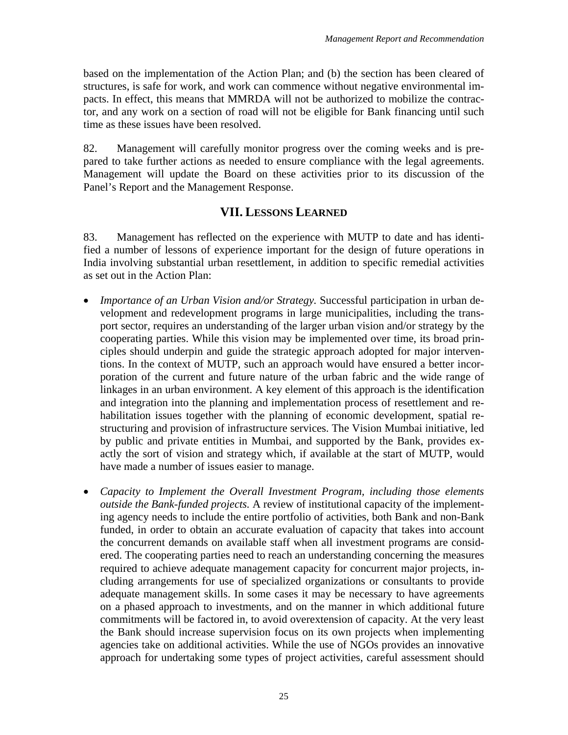based on the implementation of the Action Plan; and (b) the section has been cleared of structures, is safe for work, and work can commence without negative environmental impacts. In effect, this means that MMRDA will not be authorized to mobilize the contractor, and any work on a section of road will not be eligible for Bank financing until such time as these issues have been resolved.

82. Management will carefully monitor progress over the coming weeks and is prepared to take further actions as needed to ensure compliance with the legal agreements. Management will update the Board on these activities prior to its discussion of the Panel's Report and the Management Response.

## VII. LESSONS LEARNED

83. Management has reflected on the experience with MUTP to date and has identified a number of lessons of experience important for the design of future operations in India involving substantial urban resettlement, in addition to specific remedial activities as set out in the Action Plan:

- *Importance of an Urban Vision and/or Strategy.* Successful participation in urban development and redevelopment programs in large municipalities, including the transport sector, requires an understanding of the larger urban vision and/or strategy by the cooperating parties. While this vision may be implemented over time, its broad principles should underpin and guide the strategic approach adopted for major interventions. In the context of MUTP, such an approach would have ensured a better incorporation of the current and future nature of the urban fabric and the wide range of linkages in an urban environment. A key element of this approach is the identification and integration into the planning and implementation process of resettlement and rehabilitation issues together with the planning of economic development, spatial restructuring and provision of infrastructure services. The Vision Mumbai initiative, led by public and private entities in Mumbai, and supported by the Bank, provides exactly the sort of vision and strategy which, if available at the start of MUTP, would have made a number of issues easier to manage.

- *Capacity to Implement the Overall Investment Program, including those elements outside the Bank-funded projects.* A review of institutional capacity of the implementing agency needs to include the entire portfolio of activities, both Bank and non-Bank funded, in order to obtain an accurate evaluation of capacity that takes into account the concurrent demands on available staff when all investment programs are considered. The cooperating parties need to reach an understanding concerning the measures required to achieve adequate management capacity for concurrent major projects, including arrangements for use of specialized organizations or consultants to provide adequate management skills. In some cases it may be necessary to have agreements on a phased approach to investments, and on the manner in which additional future commitments will be factored in, to avoid overextension of capacity. At the very least the Bank should increase supervision focus on its own projects when implementing agencies take on additional activities. While the use of NGOs provides an innovative approach for undertaking some types of project activities, careful assessment should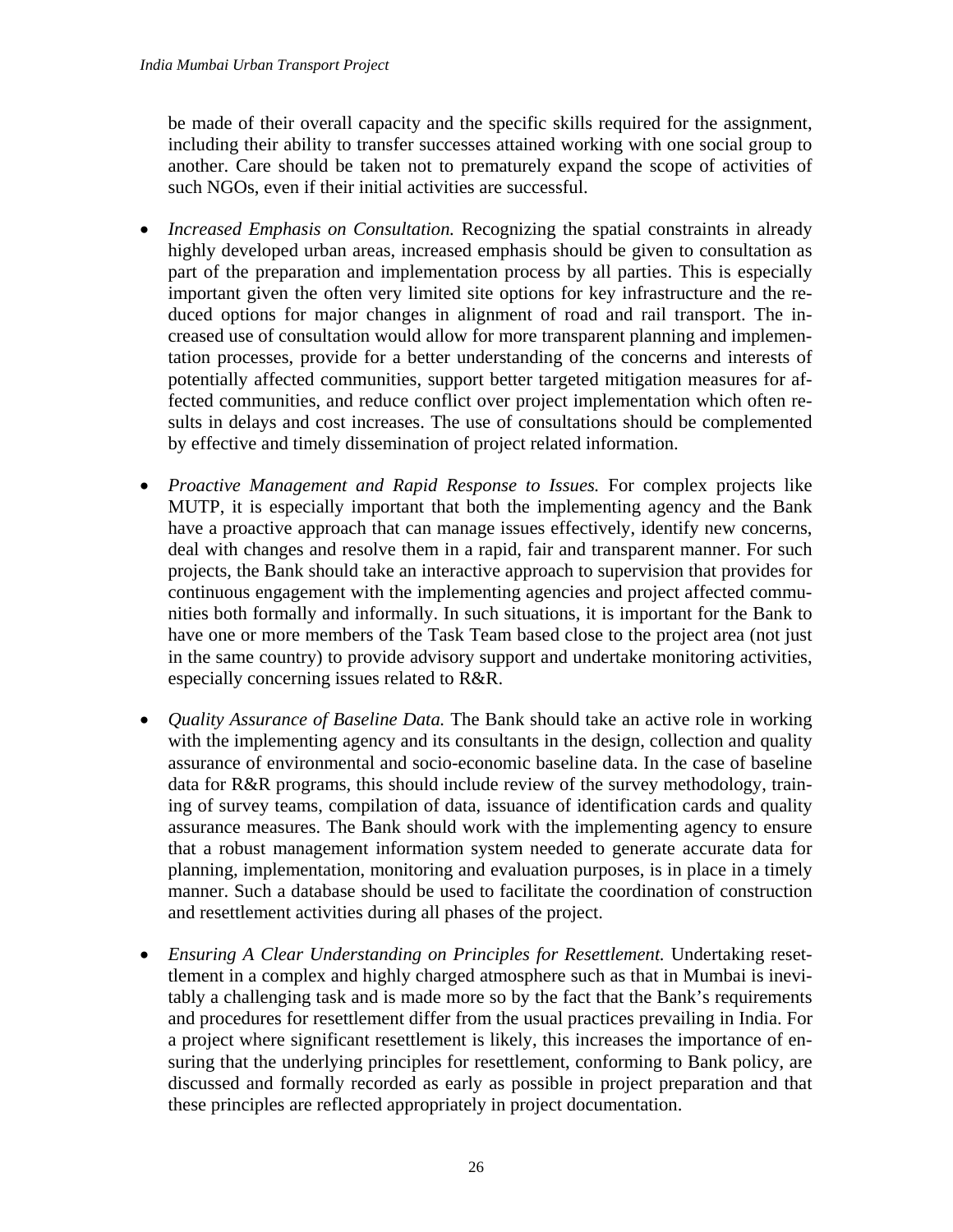be made of their overall capacity and the specific skills required for the assignment, including their ability to transfer successes attained working with one social group to another. Care should be taken not to prematurely expand the scope of activities of such NGOs, even if their initial activities are successful.

- *Increased Emphasis on Consultation.* Recognizing the spatial constraints in already highly developed urban areas, increased emphasis should be given to consultation as part of the preparation and implementation process by all parties. This is especially important given the often very limited site options for key infrastructure and the reduced options for major changes in alignment of road and rail transport. The increased use of consultation would allow for more transparent planning and implementation processes, provide for a better understanding of the concerns and interests of potentially affected communities, support better targeted mitigation measures for affected communities, and reduce conflict over project implementation which often results in delays and cost increases. The use of consultations should be complemented by effective and timely dissemination of project related information.

- *Proactive Management and Rapid Response to Issues.* For complex projects like MUTP, it is especially important that both the implementing agency and the Bank have a proactive approach that can manage issues effectively, identify new concerns, deal with changes and resolve them in a rapid, fair and transparent manner. For such projects, the Bank should take an interactive approach to supervision that provides for continuous engagement with the implementing agencies and project affected communities both formally and informally. In such situations, it is important for the Bank to have one or more members of the Task Team based close to the project area (not just in the same country) to provide advisory support and undertake monitoring activities, especially concerning issues related to R&R.

- *Quality Assurance of Baseline Data.* The Bank should take an active role in working with the implementing agency and its consultants in the design, collection and quality assurance of environmental and socio-economic baseline data. In the case of baseline data for R&R programs, this should include review of the survey methodology, training of survey teams, compilation of data, issuance of identification cards and quality assurance measures. The Bank should work with the implementing agency to ensure that a robust management information system needed to generate accurate data for planning, implementation, monitoring and evaluation purposes, is in place in a timely manner. Such a database should be used to facilitate the coordination of construction and resettlement activities during all phases of the project.

- *Ensuring A Clear Understanding on Principles for Resettlement.* Undertaking resettlement in a complex and highly charged atmosphere such as that in Mumbai is inevitably a challenging task and is made more so by the fact that the Bank's requirements and procedures for resettlement differ from the usual practices prevailing in India. For a project where significant resettlement is likely, this increases the importance of ensuring that the underlying principles for resettlement, conforming to Bank policy, are discussed and formally recorded as early as possible in project preparation and that these principles are reflected appropriately in project documentation.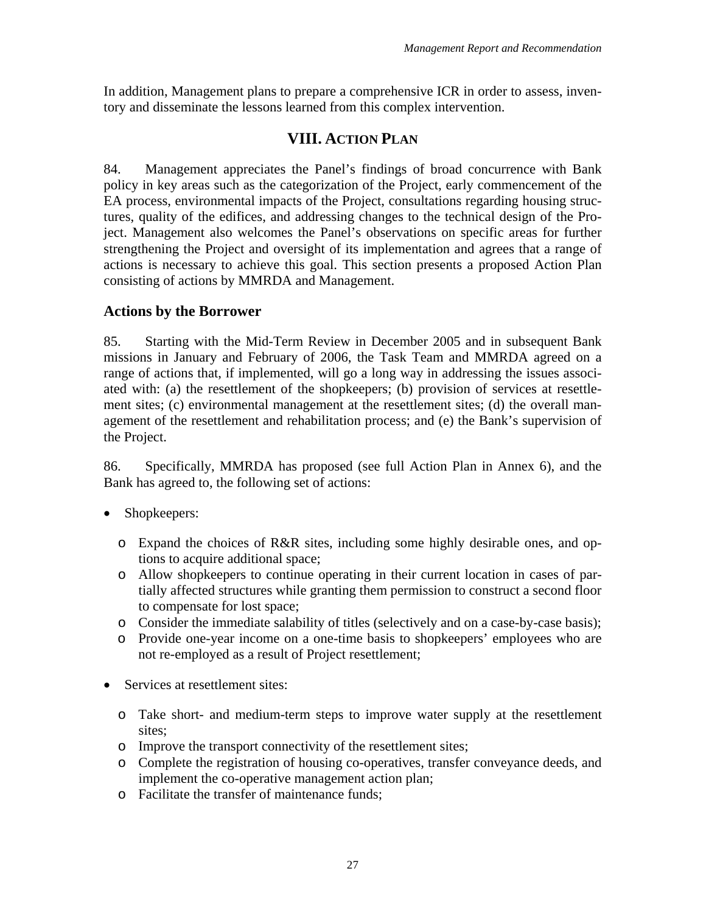In addition, Management plans to prepare a comprehensive ICR in order to assess, inventory and disseminate the lessons learned from this complex intervention.

## VIII. Action Plan

84. Management appreciates the Panel's findings of broad concurrence with Bank policy in key areas such as the categorization of the Project, early commencement of the EA process, environmental impacts of the Project, consultations regarding housing structures, quality of the edifices, and addressing changes to the technical design of the Project. Management also welcomes the Panel's observations on specific areas for further strengthening the Project and oversight of its implementation and agrees that a range of actions is necessary to achieve this goal. This section presents a proposed Action Plan consisting of actions by MMRDA and Management.

### Actions by the Borrower

85. Starting with the Mid-Term Review in December 2005 and in subsequent Bank missions in January and February of 2006, the Task Team and MMRDA agreed on a range of actions that, if implemented, will go a long way in addressing the issues associated with: (a) the resettlement of the shopkeepers; (b) provision of services at resettlement sites; (c) environmental management at the resettlement sites; (d) the overall management of the resettlement and rehabilitation process; and (e) the Bank's supervision of the Project.

86. Specifically, MMRDA has proposed (see full Action Plan in Annex 6), and the Bank has agreed to, the following set of actions:

- Shopkeepers:
  - Expand the choices of R&R sites, including some highly desirable ones, and options to acquire additional space;
  - Allow shopkeepers to continue operating in their current location in cases of partially affected structures while granting them permission to construct a second floor to compensate for lost space;
  - Consider the immediate salability of titles (selectively and on a case-by-case basis);
  - Provide one-year income on a one-time basis to shopkeepers' employees who are not re-employed as a result of Project resettlement;
- Services at resettlement sites:
  - Take short- and medium-term steps to improve water supply at the resettlement sites;
  - Improve the transport connectivity of the resettlement sites;
  - Complete the registration of housing co-operatives, transfer conveyance deeds, and implement the co-operative management action plan;
  - Facilitate the transfer of maintenance funds;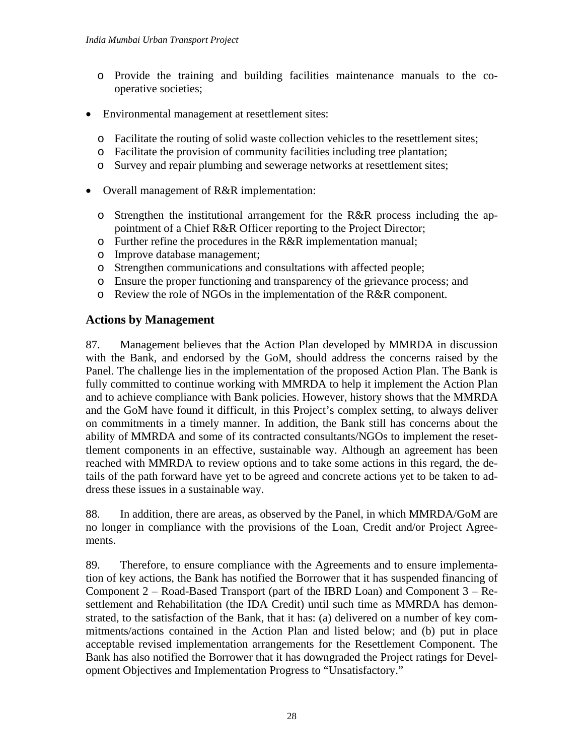- Provide the training and building facilities maintenance manuals to the co-operative societies;

- Environmental management at resettlement sites:
  - Facilitate the routing of solid waste collection vehicles to the resettlement sites;
  - Facilitate the provision of community facilities including tree plantation;
  - Survey and repair plumbing and sewerage networks at resettlement sites;

- Overall management of R&R implementation:
  - Strengthen the institutional arrangement for the R&R process including the appointment of a Chief R&R Officer reporting to the Project Director;
  - Further refine the procedures in the R&R implementation manual;
  - Improve database management;
  - Strengthen communications and consultations with affected people;
  - Ensure the proper functioning and transparency of the grievance process; and
  - Review the role of NGOs in the implementation of the R&R component.

## Actions by Management

87. Management believes that the Action Plan developed by MMRDA in discussion with the Bank, and endorsed by the GoM, should address the concerns raised by the Panel. The challenge lies in the implementation of the proposed Action Plan. The Bank is fully committed to continue working with MMRDA to help it implement the Action Plan and to achieve compliance with Bank policies. However, history shows that the MMRDA and the GoM have found it difficult, in this Project's complex setting, to always deliver on commitments in a timely manner. In addition, the Bank still has concerns about the ability of MMRDA and some of its contracted consultants/NGOs to implement the resettlement components in an effective, sustainable way. Although an agreement has been reached with MMRDA to review options and to take some actions in this regard, the details of the path forward have yet to be agreed and concrete actions yet to be taken to address these issues in a sustainable way.

88. In addition, there are areas, as observed by the Panel, in which MMRDA/GoM are no longer in compliance with the provisions of the Loan, Credit and/or Project Agreements.

89. Therefore, to ensure compliance with the Agreements and to ensure implementation of key actions, the Bank has notified the Borrower that it has suspended financing of Component 2 – Road-Based Transport (part of the IBRD Loan) and Component 3 – Resettlement and Rehabilitation (the IDA Credit) until such time as MMRDA has demonstrated, to the satisfaction of the Bank, that it has: (a) delivered on a number of key commitments/actions contained in the Action Plan and listed below; and (b) put in place acceptable revised implementation arrangements for the Resettlement Component. The Bank has also notified the Borrower that it has downgraded the Project ratings for Development Objectives and Implementation Progress to "Unsatisfactory."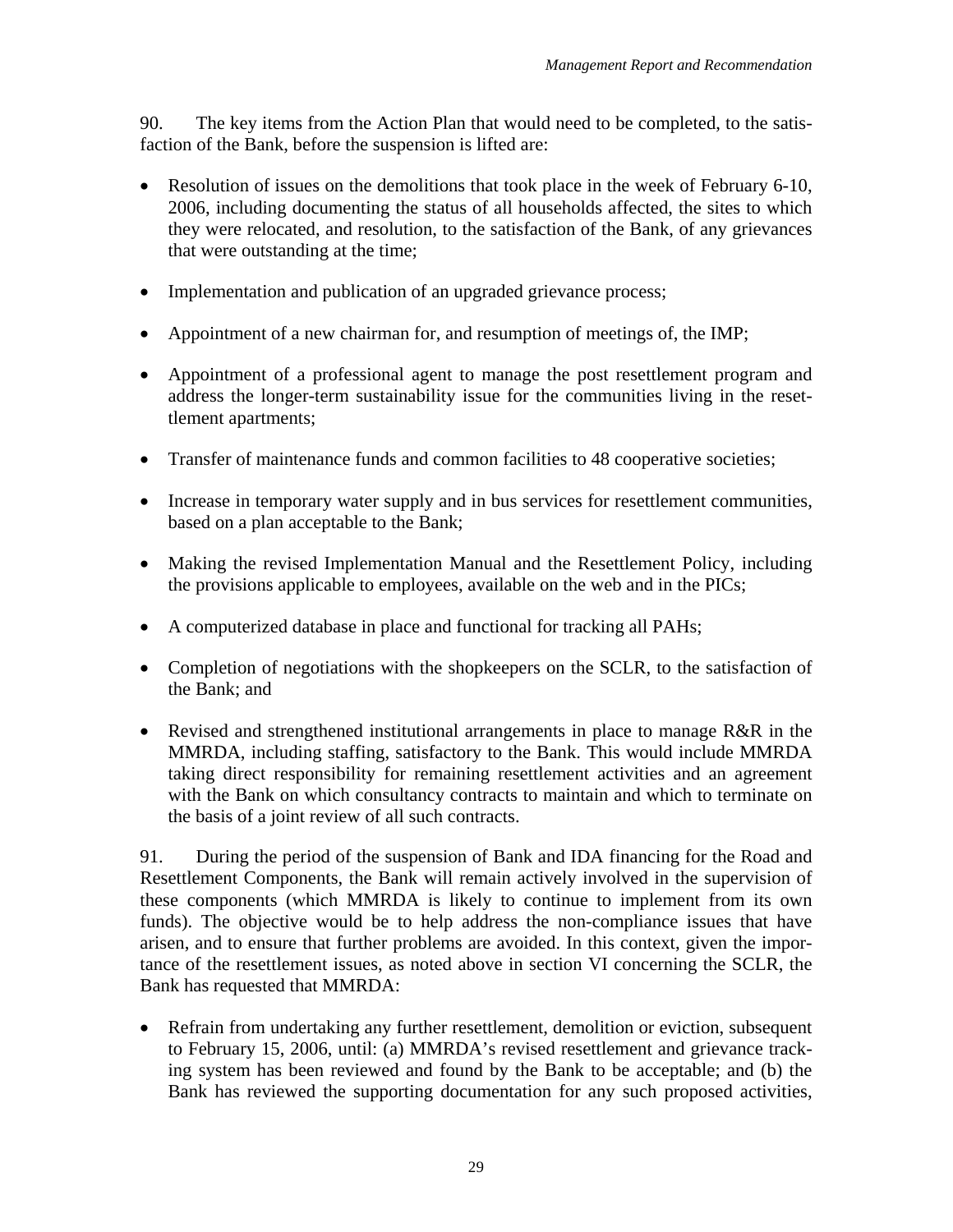90. The key items from the Action Plan that would need to be completed, to the satisfaction of the Bank, before the suspension is lifted are:

- Resolution of issues on the demolitions that took place in the week of February 6-10, 2006, including documenting the status of all households affected, the sites to which they were relocated, and resolution, to the satisfaction of the Bank, of any grievances that were outstanding at the time;
- Implementation and publication of an upgraded grievance process;
- Appointment of a new chairman for, and resumption of meetings of, the IMP;
- Appointment of a professional agent to manage the post resettlement program and address the longer-term sustainability issue for the communities living in the resettlement apartments;
- Transfer of maintenance funds and common facilities to 48 cooperative societies;
- Increase in temporary water supply and in bus services for resettlement communities, based on a plan acceptable to the Bank;
- Making the revised Implementation Manual and the Resettlement Policy, including the provisions applicable to employees, available on the web and in the PICs;
- A computerized database in place and functional for tracking all PAHs;
- Completion of negotiations with the shopkeepers on the SCLR, to the satisfaction of the Bank; and
- Revised and strengthened institutional arrangements in place to manage R&R in the MMRDA, including staffing, satisfactory to the Bank. This would include MMRDA taking direct responsibility for remaining resettlement activities and an agreement with the Bank on which consultancy contracts to maintain and which to terminate on the basis of a joint review of all such contracts.

91. During the period of the suspension of Bank and IDA financing for the Road and Resettlement Components, the Bank will remain actively involved in the supervision of these components (which MMRDA is likely to continue to implement from its own funds). The objective would be to help address the non-compliance issues that have arisen, and to ensure that further problems are avoided. In this context, given the importance of the resettlement issues, as noted above in section VI concerning the SCLR, the Bank has requested that MMRDA:

- Refrain from undertaking any further resettlement, demolition or eviction, subsequent to February 15, 2006, until: (a) MMRDA's revised resettlement and grievance tracking system has been reviewed and found by the Bank to be acceptable; and (b) the Bank has reviewed the supporting documentation for any such proposed activities,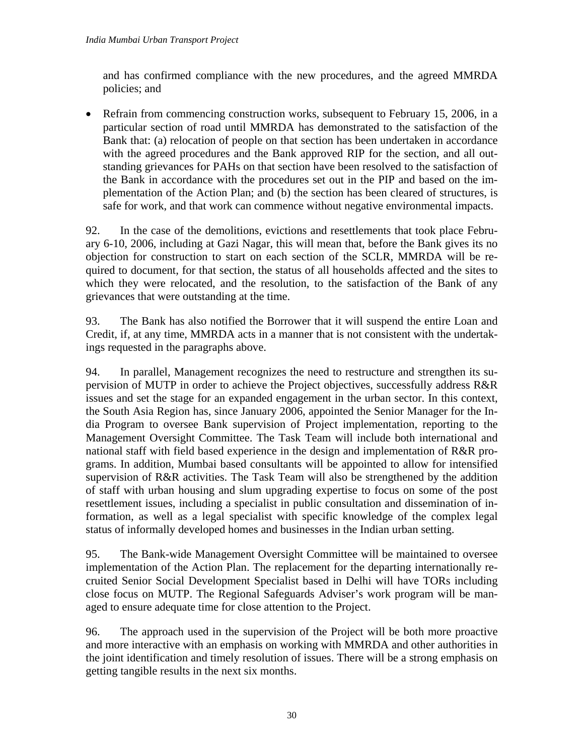and has confirmed compliance with the new procedures, and the agreed MMRDA policies; and

- Refrain from commencing construction works, subsequent to February 15, 2006, in a particular section of road until MMRDA has demonstrated to the satisfaction of the Bank that: (a) relocation of people on that section has been undertaken in accordance with the agreed procedures and the Bank approved RIP for the section, and all outstanding grievances for PAHs on that section have been resolved to the satisfaction of the Bank in accordance with the procedures set out in the PIP and based on the implementation of the Action Plan; and (b) the section has been cleared of structures, is safe for work, and that work can commence without negative environmental impacts.

92. In the case of the demolitions, evictions and resettlements that took place February 6-10, 2006, including at Gazi Nagar, this will mean that, before the Bank gives its no objection for construction to start on each section of the SCLR, MMRDA will be required to document, for that section, the status of all households affected and the sites to which they were relocated, and the resolution, to the satisfaction of the Bank of any grievances that were outstanding at the time.

93. The Bank has also notified the Borrower that it will suspend the entire Loan and Credit, if, at any time, MMRDA acts in a manner that is not consistent with the undertakings requested in the paragraphs above.

94. In parallel, Management recognizes the need to restructure and strengthen its supervision of MUTP in order to achieve the Project objectives, successfully address R&R issues and set the stage for an expanded engagement in the urban sector. In this context, the South Asia Region has, since January 2006, appointed the Senior Manager for the India Program to oversee Bank supervision of Project implementation, reporting to the Management Oversight Committee. The Task Team will include both international and national staff with field based experience in the design and implementation of R&R programs. In addition, Mumbai based consultants will be appointed to allow for intensified supervision of R&R activities. The Task Team will also be strengthened by the addition of staff with urban housing and slum upgrading expertise to focus on some of the post resettlement issues, including a specialist in public consultation and dissemination of information, as well as a legal specialist with specific knowledge of the complex legal status of informally developed homes and businesses in the Indian urban setting.

95. The Bank-wide Management Oversight Committee will be maintained to oversee implementation of the Action Plan. The replacement for the departing internationally recruited Senior Social Development Specialist based in Delhi will have TORs including close focus on MUTP. The Regional Safeguards Adviser's work program will be managed to ensure adequate time for close attention to the Project.

96. The approach used in the supervision of the Project will be both more proactive and more interactive with an emphasis on working with MMRDA and other authorities in the joint identification and timely resolution of issues. There will be a strong emphasis on getting tangible results in the next six months.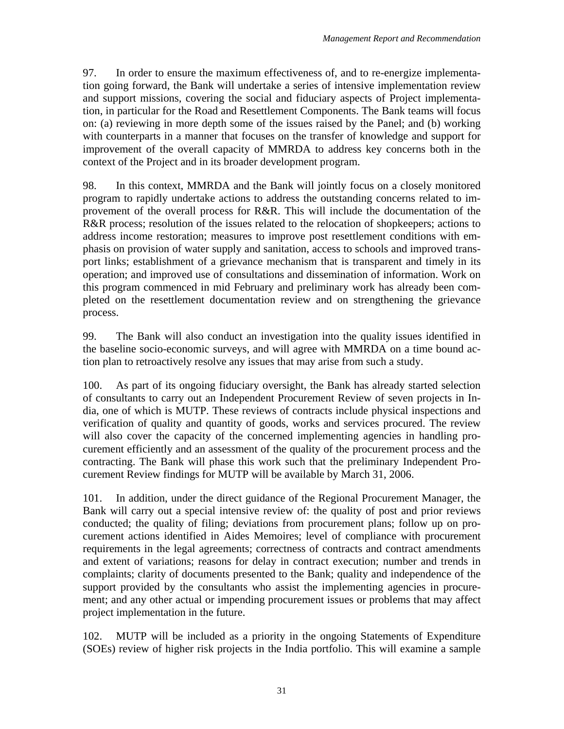97. In order to ensure the maximum effectiveness of, and to re-energize implementation going forward, the Bank will undertake a series of intensive implementation review and support missions, covering the social and fiduciary aspects of Project implementation, in particular for the Road and Resettlement Components. The Bank teams will focus on: (a) reviewing in more depth some of the issues raised by the Panel; and (b) working with counterparts in a manner that focuses on the transfer of knowledge and support for improvement of the overall capacity of MMRDA to address key concerns both in the context of the Project and in its broader development program.

98. In this context, MMRDA and the Bank will jointly focus on a closely monitored program to rapidly undertake actions to address the outstanding concerns related to improvement of the overall process for R&R. This will include the documentation of the R&R process; resolution of the issues related to the relocation of shopkeepers; actions to address income restoration; measures to improve post resettlement conditions with emphasis on provision of water supply and sanitation, access to schools and improved transport links; establishment of a grievance mechanism that is transparent and timely in its operation; and improved use of consultations and dissemination of information. Work on this program commenced in mid February and preliminary work has already been completed on the resettlement documentation review and on strengthening the grievance process.

99. The Bank will also conduct an investigation into the quality issues identified in the baseline socio-economic surveys, and will agree with MMRDA on a time bound action plan to retroactively resolve any issues that may arise from such a study.

100. As part of its ongoing fiduciary oversight, the Bank has already started selection of consultants to carry out an Independent Procurement Review of seven projects in India, one of which is MUTP. These reviews of contracts include physical inspections and verification of quality and quantity of goods, works and services procured. The review will also cover the capacity of the concerned implementing agencies in handling procurement efficiently and an assessment of the quality of the procurement process and the contracting. The Bank will phase this work such that the preliminary Independent Procurement Review findings for MUTP will be available by March 31, 2006.

101. In addition, under the direct guidance of the Regional Procurement Manager, the Bank will carry out a special intensive review of: the quality of post and prior reviews conducted; the quality of filing; deviations from procurement plans; follow up on procurement actions identified in Aides Memoires; level of compliance with procurement requirements in the legal agreements; correctness of contracts and contract amendments and extent of variations; reasons for delay in contract execution; number and trends in complaints; clarity of documents presented to the Bank; quality and independence of the support provided by the consultants who assist the implementing agencies in procurement; and any other actual or impending procurement issues or problems that may affect project implementation in the future.

102. MUTP will be included as a priority in the ongoing Statements of Expenditure (SOEs) review of higher risk projects in the India portfolio. This will examine a sample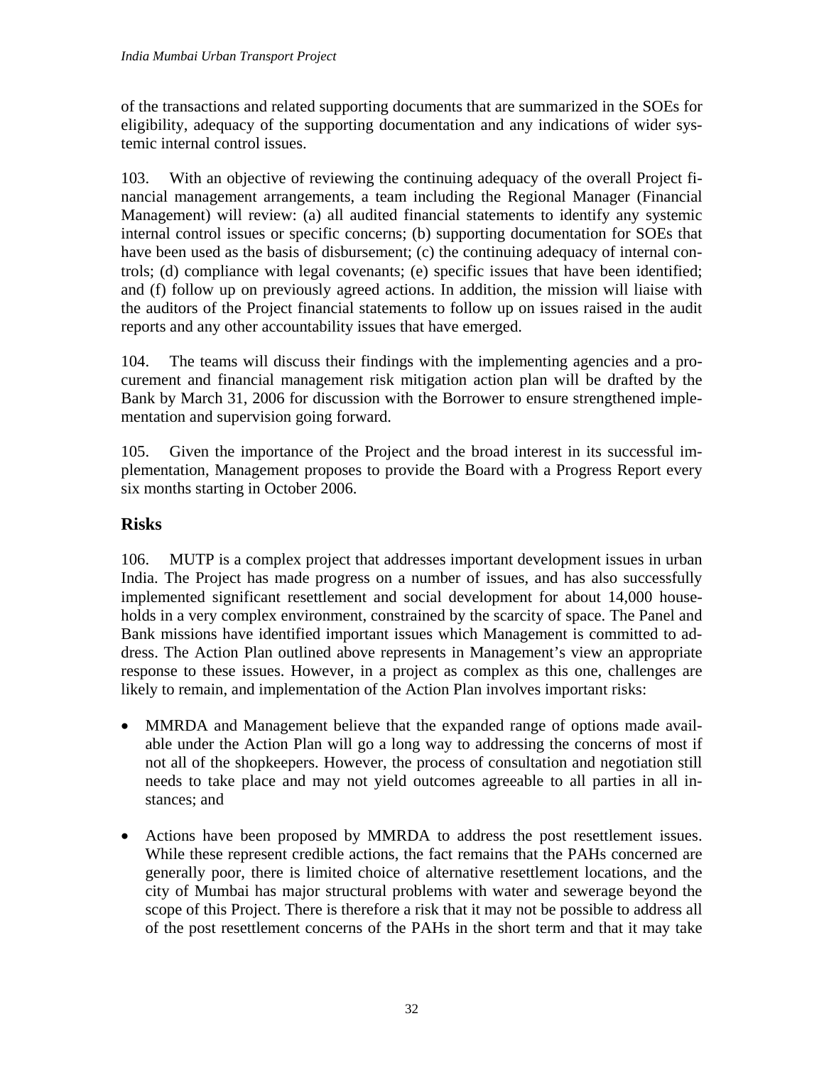of the transactions and related supporting documents that are summarized in the SOEs for eligibility, adequacy of the supporting documentation and any indications of wider systemic internal control issues.

103. With an objective of reviewing the continuing adequacy of the overall Project financial management arrangements, a team including the Regional Manager (Financial Management) will review: (a) all audited financial statements to identify any systemic internal control issues or specific concerns; (b) supporting documentation for SOEs that have been used as the basis of disbursement; (c) the continuing adequacy of internal controls; (d) compliance with legal covenants; (e) specific issues that have been identified; and (f) follow up on previously agreed actions. In addition, the mission will liaise with the auditors of the Project financial statements to follow up on issues raised in the audit reports and any other accountability issues that have emerged.

104. The teams will discuss their findings with the implementing agencies and a procurement and financial management risk mitigation action plan will be drafted by the Bank by March 31, 2006 for discussion with the Borrower to ensure strengthened implementation and supervision going forward.

105. Given the importance of the Project and the broad interest in its successful implementation, Management proposes to provide the Board with a Progress Report every six months starting in October 2006.

## Risks

106. MUTP is a complex project that addresses important development issues in urban India. The Project has made progress on a number of issues, and has also successfully implemented significant resettlement and social development for about 14,000 households in a very complex environment, constrained by the scarcity of space. The Panel and Bank missions have identified important issues which Management is committed to address. The Action Plan outlined above represents in Management's view an appropriate response to these issues. However, in a project as complex as this one, challenges are likely to remain, and implementation of the Action Plan involves important risks:

- MMRDA and Management believe that the expanded range of options made available under the Action Plan will go a long way to addressing the concerns of most if not all of the shopkeepers. However, the process of consultation and negotiation still needs to take place and may not yield outcomes agreeable to all parties in all instances; and

- Actions have been proposed by MMRDA to address the post resettlement issues. While these represent credible actions, the fact remains that the PAHs concerned are generally poor, there is limited choice of alternative resettlement locations, and the city of Mumbai has major structural problems with water and sewerage beyond the scope of this Project. There is therefore a risk that it may not be possible to address all of the post resettlement concerns of the PAHs in the short term and that it may take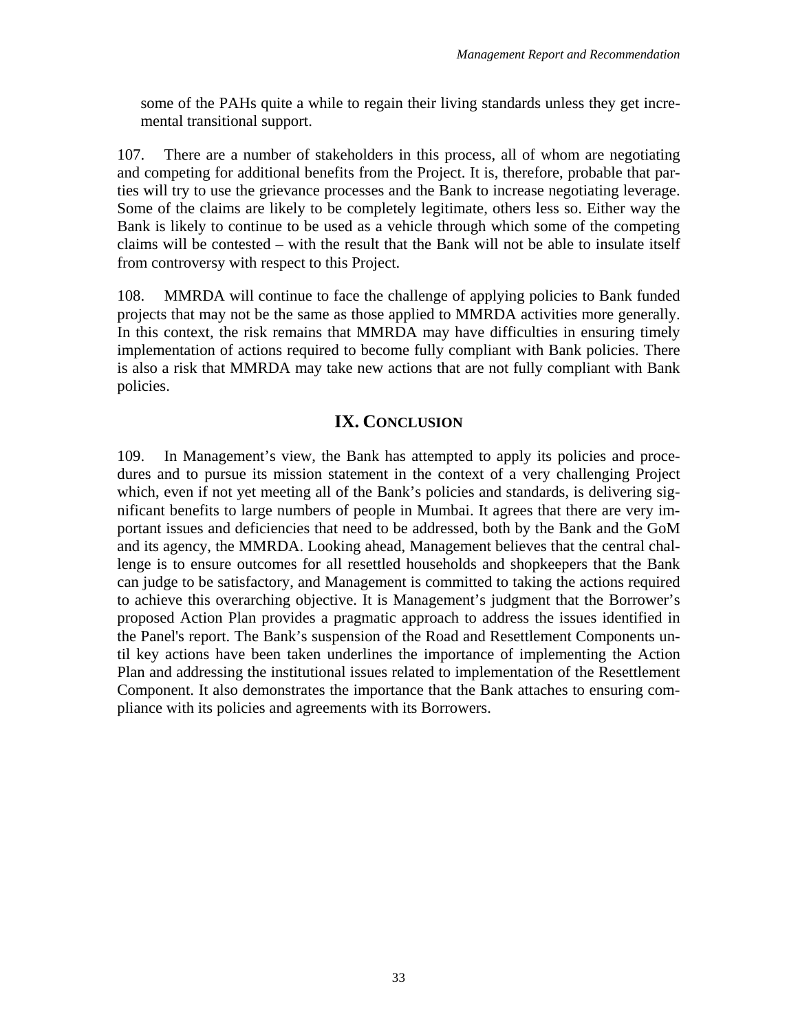some of the PAHs quite a while to regain their living standards unless they get incremental transitional support.

107. There are a number of stakeholders in this process, all of whom are negotiating and competing for additional benefits from the Project. It is, therefore, probable that parties will try to use the grievance processes and the Bank to increase negotiating leverage. Some of the claims are likely to be completely legitimate, others less so. Either way the Bank is likely to continue to be used as a vehicle through which some of the competing claims will be contested – with the result that the Bank will not be able to insulate itself from controversy with respect to this Project.

108. MMRDA will continue to face the challenge of applying policies to Bank funded projects that may not be the same as those applied to MMRDA activities more generally. In this context, the risk remains that MMRDA may have difficulties in ensuring timely implementation of actions required to become fully compliant with Bank policies. There is also a risk that MMRDA may take new actions that are not fully compliant with Bank policies.

## IX. CONCLUSION

109. In Management's view, the Bank has attempted to apply its policies and procedures and to pursue its mission statement in the context of a very challenging Project which, even if not yet meeting all of the Bank's policies and standards, is delivering significant benefits to large numbers of people in Mumbai. It agrees that there are very important issues and deficiencies that need to be addressed, both by the Bank and the GoM and its agency, the MMRDA. Looking ahead, Management believes that the central challenge is to ensure outcomes for all resettled households and shopkeepers that the Bank can judge to be satisfactory, and Management is committed to taking the actions required to achieve this overarching objective. It is Management's judgment that the Borrower's proposed Action Plan provides a pragmatic approach to address the issues identified in the Panel's report. The Bank's suspension of the Road and Resettlement Components until key actions have been taken underlines the importance of implementing the Action Plan and addressing the institutional issues related to implementation of the Resettlement Component. It also demonstrates the importance that the Bank attaches to ensuring compliance with its policies and agreements with its Borrowers.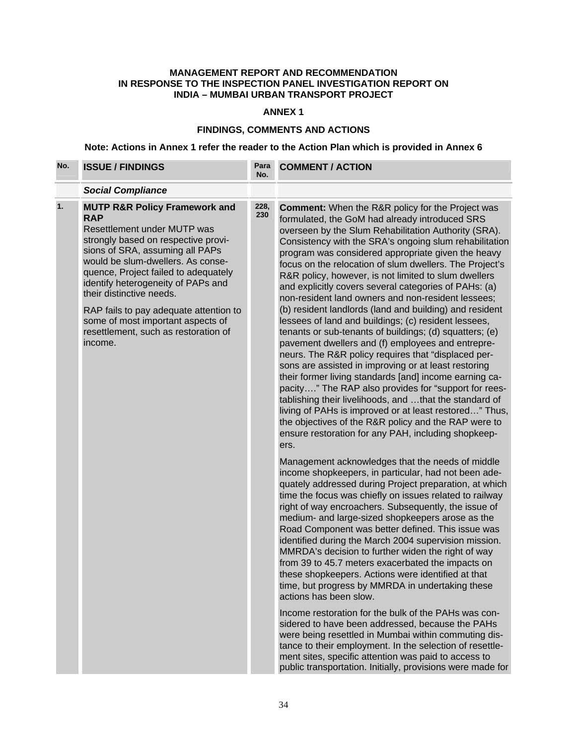**MANAGEMENT REPORT AND RECOMMENDATION IN RESPONSE TO THE INSPECTION PANEL INVESTIGATION REPORT ON INDIA – MUMBAI URBAN TRANSPORT PROJECT**

**ANNEX 1**

**FINDINGS, COMMENTS AND ACTIONS**

**Note: Actions in Annex 1 refer the reader to the Action Plan which is provided in Annex 6**

| No. | ISSUE / FINDINGS | Para No. | COMMENT / ACTION |
|---|---|---|---|
| | ***Social Compliance*** | | |
| 1. | **MUTP R&R Policy Framework and RAP**<br>Resettlement under MUTP was strongly based on respective provisions of SRA, assuming all PAPs would be slum-dwellers. As consequence, Project failed to adequately identify heterogeneity of PAPs and their distinctive needs.<br><br>RAP fails to pay adequate attention to some of most important aspects of resettlement, such as restoration of income. | 228, 230 | **Comment:** When the R&R policy for the Project was formulated, the GoM had already introduced SRS overseen by the Slum Rehabilitation Authority (SRA). Consistency with the SRA's ongoing slum rehabilitation program was considered appropriate given the heavy focus on the relocation of slum dwellers. The Project's R&R policy, however, is not limited to slum dwellers and explicitly covers several categories of PAHs: (a) non-resident land owners and non-resident lessees; (b) resident landlords (land and building) and resident lessees of land and buildings; (c) resident lessees, tenants or sub-tenants of buildings; (d) squatters; (e) pavement dwellers and (f) employees and entrepreneurs. The R&R policy requires that "displaced persons are assisted in improving or at least restoring their former living standards [and] income earning capacity…." The RAP also provides for "support for reestablishing their livelihoods, and …that the standard of living of PAHs is improved or at least restored…" Thus, the objectives of the R&R policy and the RAP were to ensure restoration for any PAH, including shopkeepers.<br><br>Management acknowledges that the needs of middle income shopkeepers, in particular, had not been adequately addressed during Project preparation, at which time the focus was chiefly on issues related to railway right of way encroachers. Subsequently, the issue of medium- and large-sized shopkeepers arose as the Road Component was better defined. This issue was identified during the March 2004 supervision mission. MMRDA's decision to further widen the right of way from 39 to 45.7 meters exacerbated the impacts on these shopkeepers. Actions were identified at that time, but progress by MMRDA in undertaking these actions has been slow.<br><br>Income restoration for the bulk of the PAHs was considered to have been addressed, because the PAHs were being resettled in Mumbai within commuting distance to their employment. In the selection of resettlement sites, specific attention was paid to access to public transportation. Initially, provisions were made for |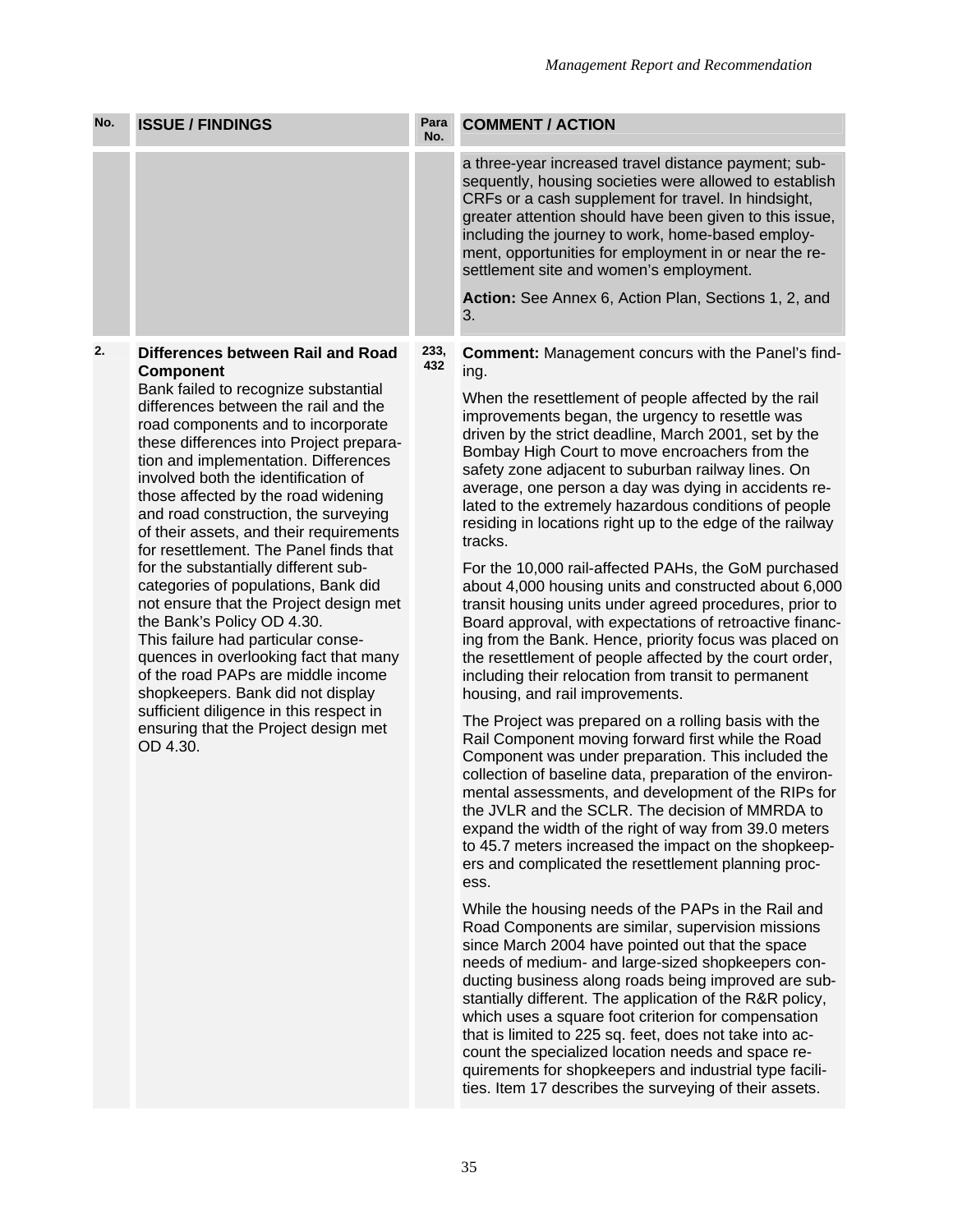| No. | ISSUE / FINDINGS | Para No. | COMMENT / ACTION |
|---|---|---|---|
| | | | a three-year increased travel distance payment; subsequently, housing societies were allowed to establish CRFs or a cash supplement for travel. In hindsight, greater attention should have been given to this issue, including the journey to work, home-based employment, opportunities for employment in or near the resettlement site and women's employment.<br><br>**Action:** See Annex 6, Action Plan, Sections 1, 2, and 3. |
| **2.** | **Differences between Rail and Road Component**<br>Bank failed to recognize substantial differences between the rail and the road components and to incorporate these differences into Project preparation and implementation. Differences involved both the identification of those affected by the road widening and road construction, the surveying of their assets, and their requirements for resettlement. The Panel finds that for the substantially different sub-categories of populations, Bank did not ensure that the Project design met the Bank's Policy OD 4.30.<br>This failure had particular consequences in overlooking fact that many of the road PAPs are middle income shopkeepers. Bank did not display sufficient diligence in this respect in ensuring that the Project design met OD 4.30. | **233, 432** | **Comment:** Management concurs with the Panel's finding.<br><br>When the resettlement of people affected by the rail improvements began, the urgency to resettle was driven by the strict deadline, March 2001, set by the Bombay High Court to move encroachers from the safety zone adjacent to suburban railway lines. On average, one person a day was dying in accidents related to the extremely hazardous conditions of people residing in locations right up to the edge of the railway tracks.<br><br>For the 10,000 rail-affected PAHs, the GoM purchased about 4,000 housing units and constructed about 6,000 transit housing units under agreed procedures, prior to Board approval, with expectations of retroactive financing from the Bank. Hence, priority focus was placed on the resettlement of people affected by the court order, including their relocation from transit to permanent housing, and rail improvements.<br><br>The Project was prepared on a rolling basis with the Rail Component moving forward first while the Road Component was under preparation. This included the collection of baseline data, preparation of the environmental assessments, and development of the RIPs for the JVLR and the SCLR. The decision of MMRDA to expand the width of the right of way from 39.0 meters to 45.7 meters increased the impact on the shopkeepers and complicated the resettlement planning process.<br><br>While the housing needs of the PAPs in the Rail and Road Components are similar, supervision missions since March 2004 have pointed out that the space needs of medium- and large-sized shopkeepers conducting business along roads being improved are substantially different. The application of the R&R policy, which uses a square foot criterion for compensation that is limited to 225 sq. feet, does not take into account the specialized location needs and space requirements for shopkeepers and industrial type facilities. Item 17 describes the surveying of their assets. |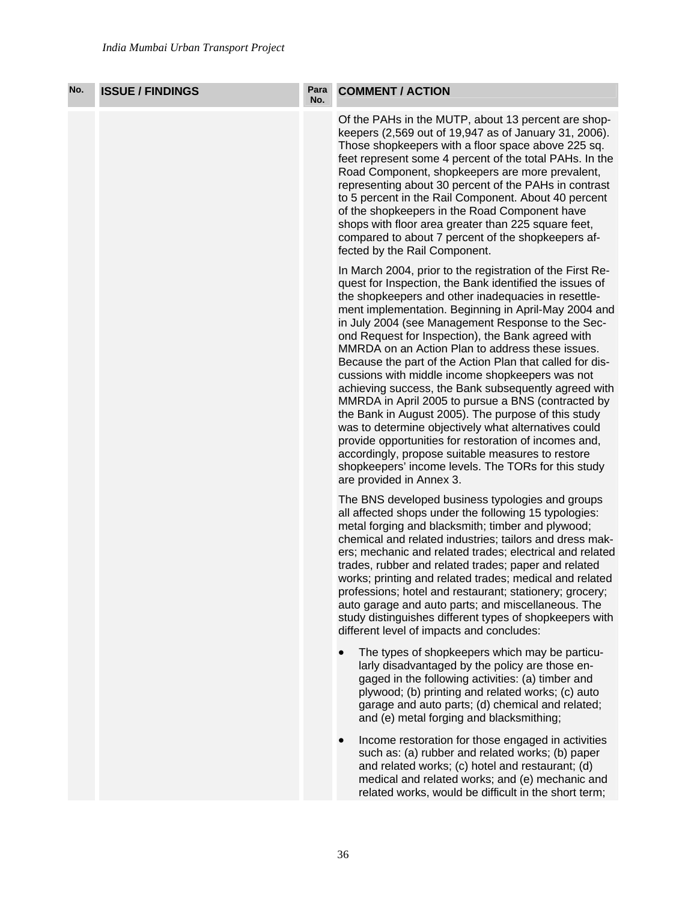| No. | ISSUE / FINDINGS | Para No. | COMMENT / ACTION |
|---|---|---|---|
| | | | Of the PAHs in the MUTP, about 13 percent are shopkeepers (2,569 out of 19,947 as of January 31, 2006). Those shopkeepers with a floor space above 225 sq. feet represent some 4 percent of the total PAHs. In the Road Component, shopkeepers are more prevalent, representing about 30 percent of the PAHs in contrast to 5 percent in the Rail Component. About 40 percent of the shopkeepers in the Road Component have shops with floor area greater than 225 square feet, compared to about 7 percent of the shopkeepers affected by the Rail Component.<br><br>In March 2004, prior to the registration of the First Request for Inspection, the Bank identified the issues of the shopkeepers and other inadequacies in resettlement implementation. Beginning in April-May 2004 and in July 2004 (see Management Response to the Second Request for Inspection), the Bank agreed with MMRDA on an Action Plan to address these issues. Because the part of the Action Plan that called for discussions with middle income shopkeepers was not achieving success, the Bank subsequently agreed with MMRDA in April 2005 to pursue a BNS (contracted by the Bank in August 2005). The purpose of this study was to determine objectively what alternatives could provide opportunities for restoration of incomes and, accordingly, propose suitable measures to restore shopkeepers' income levels. The TORs for this study are provided in Annex 3.<br><br>The BNS developed business typologies and groups all affected shops under the following 15 typologies: metal forging and blacksmith; timber and plywood; chemical and related industries; tailors and dress makers; mechanic and related trades; electrical and related trades, rubber and related trades; paper and related works; printing and related trades; medical and related professions; hotel and restaurant; stationery; grocery; auto garage and auto parts; and miscellaneous. The study distinguishes different types of shopkeepers with different level of impacts and concludes:<br><br>• The types of shopkeepers which may be particularly disadvantaged by the policy are those engaged in the following activities: (a) timber and plywood; (b) printing and related works; (c) auto garage and auto parts; (d) chemical and related; and (e) metal forging and blacksmithing;<br><br>• Income restoration for those engaged in activities such as: (a) rubber and related works; (b) paper and related works; (c) hotel and restaurant; (d) medical and related works; and (e) mechanic and related works, would be difficult in the short term; |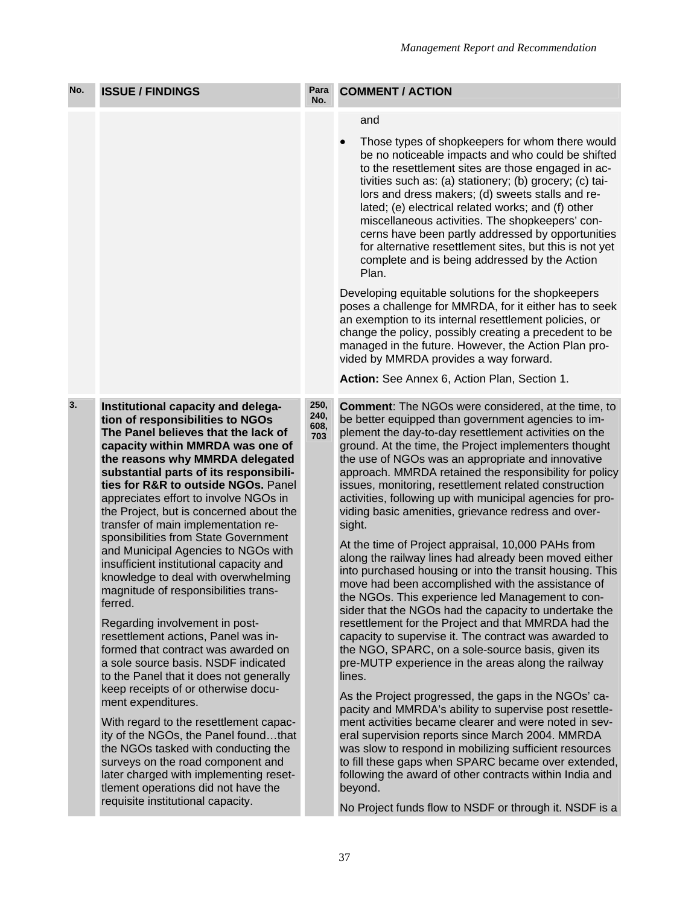| No. | ISSUE / FINDINGS | Para No. | COMMENT / ACTION |
|---|---|---|---|
| | | | and<br><br>• Those types of shopkeepers for whom there would be no noticeable impacts and who could be shifted to the resettlement sites are those engaged in activities such as: (a) stationery; (b) grocery; (c) tailors and dress makers; (d) sweets stalls and related; (e) electrical related works; and (f) other miscellaneous activities. The shopkeepers' concerns have been partly addressed by opportunities for alternative resettlement sites, but this is not yet complete and is being addressed by the Action Plan.<br><br>Developing equitable solutions for the shopkeepers poses a challenge for MMRDA, for it either has to seek an exemption to its internal resettlement policies, or change the policy, possibly creating a precedent to be managed in the future. However, the Action Plan provided by MMRDA provides a way forward.<br><br>**Action:** See Annex 6, Action Plan, Section 1. |
| 3. | **Institutional capacity and delegation of responsibilities to NGOs**<br>**The Panel believes that the lack of capacity within MMRDA was one of the reasons why MMRDA delegated substantial parts of its responsibilities for R&R to outside NGOs.** Panel appreciates effort to involve NGOs in the Project, but is concerned about the transfer of main implementation responsibilities from State Government and Municipal Agencies to NGOs with insufficient institutional capacity and knowledge to deal with overwhelming magnitude of responsibilities transferred.<br><br>Regarding involvement in post-resettlement actions, Panel was informed that contract was awarded on a sole source basis. NSDF indicated to the Panel that it does not generally keep receipts of or otherwise document expenditures.<br><br>With regard to the resettlement capacity of the NGOs, the Panel found…that the NGOs tasked with conducting the surveys on the road component and later charged with implementing resettlement operations did not have the requisite institutional capacity. | 250, 240, 608, 703 | **Comment**: The NGOs were considered, at the time, to be better equipped than government agencies to implement the day-to-day resettlement activities on the ground. At the time, the Project implementers thought the use of NGOs was an appropriate and innovative approach. MMRDA retained the responsibility for policy issues, monitoring, resettlement related construction activities, following up with municipal agencies for providing basic amenities, grievance redress and oversight.<br><br>At the time of Project appraisal, 10,000 PAHs from along the railway lines had already been moved either into purchased housing or into the transit housing. This move had been accomplished with the assistance of the NGOs. This experience led Management to consider that the NGOs had the capacity to undertake the resettlement for the Project and that MMRDA had the capacity to supervise it. The contract was awarded to the NGO, SPARC, on a sole-source basis, given its pre-MUTP experience in the areas along the railway lines.<br><br>As the Project progressed, the gaps in the NGOs' capacity and MMRDA's ability to supervise post resettlement activities became clearer and were noted in several supervision reports since March 2004. MMRDA was slow to respond in mobilizing sufficient resources to fill these gaps when SPARC became over extended, following the award of other contracts within India and beyond.<br><br>No Project funds flow to NSDF or through it. NSDF is a |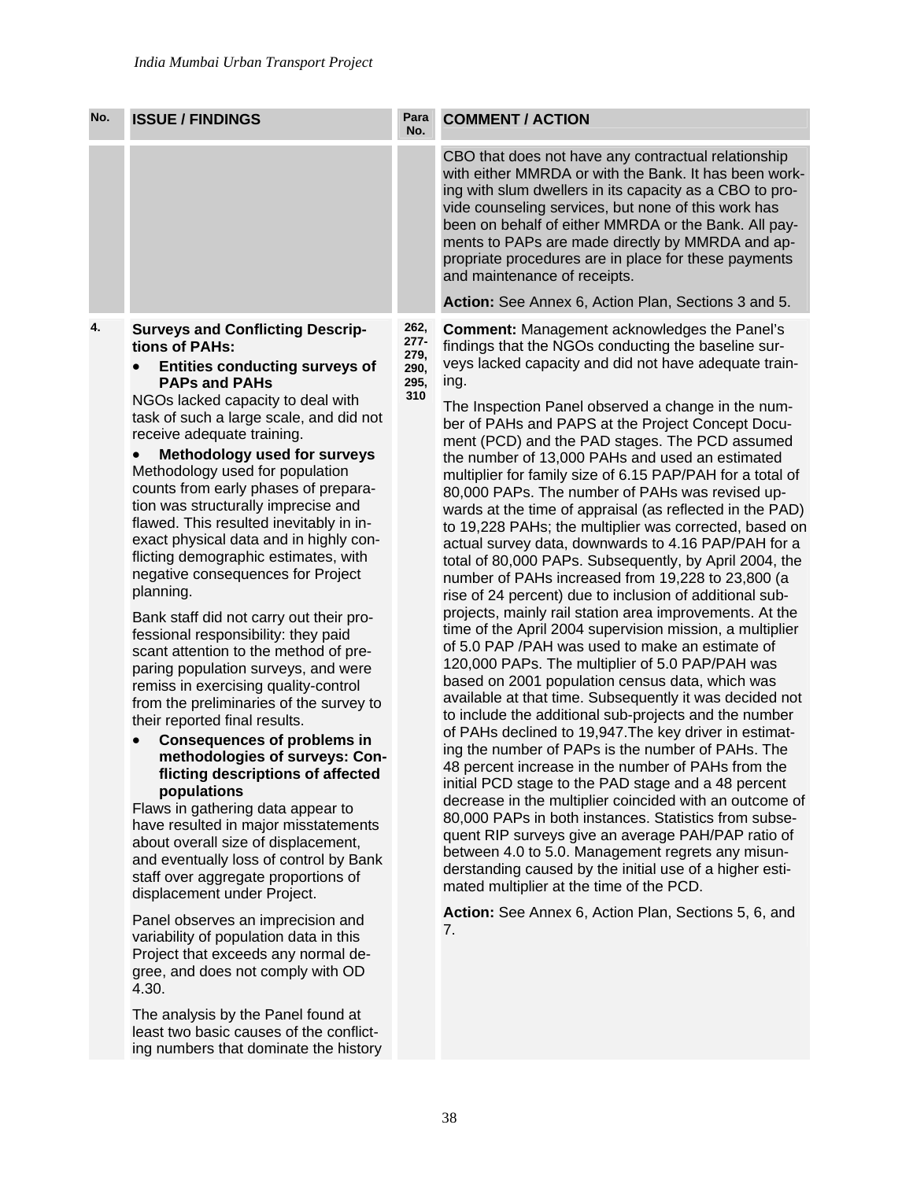| No. | ISSUE / FINDINGS | Para No. | COMMENT / ACTION |
|---|---|---|---|
| | | | CBO that does not have any contractual relationship with either MMRDA or with the Bank. It has been working with slum dwellers in its capacity as a CBO to provide counseling services, but none of this work has been on behalf of either MMRDA or the Bank. All payments to PAPs are made directly by MMRDA and appropriate procedures are in place for these payments and maintenance of receipts.<br><br>**Action:** See Annex 6, Action Plan, Sections 3 and 5. |
| 4. | **Surveys and Conflicting Descriptions of PAHs:**<br>• **Entities conducting surveys of PAPs and PAHs**<br>NGOs lacked capacity to deal with task of such a large scale, and did not receive adequate training.<br>• **Methodology used for surveys**<br>Methodology used for population counts from early phases of preparation was structurally imprecise and flawed. This resulted inevitably in inexact physical data and in highly conflicting demographic estimates, with negative consequences for Project planning.<br><br>Bank staff did not carry out their professional responsibility: they paid scant attention to the method of preparing population surveys, and were remiss in exercising quality-control from the preliminaries of the survey to their reported final results.<br>• **Consequences of problems in methodologies of surveys: Conflicting descriptions of affected populations**<br>Flaws in gathering data appear to have resulted in major misstatements about overall size of displacement, and eventually loss of control by Bank staff over aggregate proportions of displacement under Project.<br><br>Panel observes an imprecision and variability of population data in this Project that exceeds any normal degree, and does not comply with OD 4.30.<br><br>The analysis by the Panel found at least two basic causes of the conflicting numbers that dominate the history | 262, 277-279, 290, 295, 310 | **Comment:** Management acknowledges the Panel's findings that the NGOs conducting the baseline surveys lacked capacity and did not have adequate training.<br><br>The Inspection Panel observed a change in the number of PAHs and PAPS at the Project Concept Document (PCD) and the PAD stages. The PCD assumed the number of 13,000 PAHs and used an estimated multiplier for family size of 6.15 PAP/PAH for a total of 80,000 PAPs. The number of PAHs was revised upwards at the time of appraisal (as reflected in the PAD) to 19,228 PAHs; the multiplier was corrected, based on actual survey data, downwards to 4.16 PAP/PAH for a total of 80,000 PAPs. Subsequently, by April 2004, the number of PAHs increased from 19,228 to 23,800 (a rise of 24 percent) due to inclusion of additional sub-projects, mainly rail station area improvements. At the time of the April 2004 supervision mission, a multiplier of 5.0 PAP /PAH was used to make an estimate of 120,000 PAPs. The multiplier of 5.0 PAP/PAH was based on 2001 population census data, which was available at that time. Subsequently it was decided not to include the additional sub-projects and the number of PAHs declined to 19,947.The key driver in estimating the number of PAPs is the number of PAHs. The 48 percent increase in the number of PAHs from the initial PCD stage to the PAD stage and a 48 percent decrease in the multiplier coincided with an outcome of 80,000 PAPs in both instances. Statistics from subsequent RIP surveys give an average PAH/PAP ratio of between 4.0 to 5.0. Management regrets any misunderstanding caused by the initial use of a higher estimated multiplier at the time of the PCD.<br><br>**Action:** See Annex 6, Action Plan, Sections 5, 6, and 7. |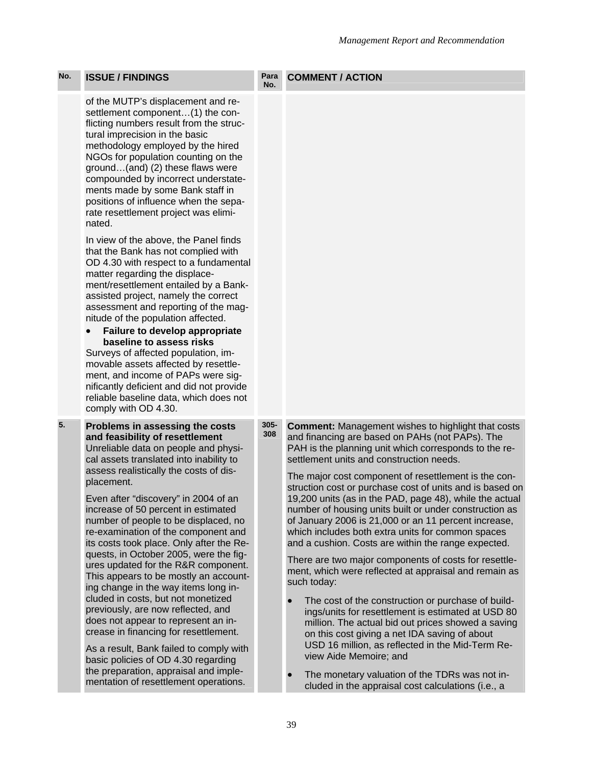| No. | ISSUE / FINDINGS | Para No. | COMMENT / ACTION |
|---|---|---|---|
| | of the MUTP's displacement and resettlement component…(1) the conflicting numbers result from the structural imprecision in the basic methodology employed by the hired NGOs for population counting on the ground…(and) (2) these flaws were compounded by incorrect understatements made by some Bank staff in positions of influence when the separate resettlement project was eliminated.<br><br>In view of the above, the Panel finds that the Bank has not complied with OD 4.30 with respect to a fundamental matter regarding the displacement/resettlement entailed by a Bank-assisted project, namely the correct assessment and reporting of the magnitude of the population affected.<br><br>• **Failure to develop appropriate baseline to assess risks**<br>Surveys of affected population, immovable assets affected by resettlement, and income of PAPs were significantly deficient and did not provide reliable baseline data, which does not comply with OD 4.30. | | |
| 5. | **Problems in assessing the costs and feasibility of resettlement**<br>Unreliable data on people and physical assets translated into inability to assess realistically the costs of displacement.<br><br>Even after "discovery" in 2004 of an increase of 50 percent in estimated number of people to be displaced, no re-examination of the component and its costs took place. Only after the Requests, in October 2005, were the figures updated for the R&R component. This appears to be mostly an accounting change in the way items long included in costs, but not monetized previously, are now reflected, and does not appear to represent an increase in financing for resettlement.<br><br>As a result, Bank failed to comply with basic policies of OD 4.30 regarding the preparation, appraisal and implementation of resettlement operations. | 305-308 | **Comment:** Management wishes to highlight that costs and financing are based on PAHs (not PAPs). The PAH is the planning unit which corresponds to the resettlement units and construction needs.<br><br>The major cost component of resettlement is the construction cost or purchase cost of units and is based on 19,200 units (as in the PAD, page 48), while the actual number of housing units built or under construction as of January 2006 is 21,000 or an 11 percent increase, which includes both extra units for common spaces and a cushion. Costs are within the range expected.<br><br>There are two major components of costs for resettlement, which were reflected at appraisal and remain as such today:<br><br>• The cost of the construction or purchase of buildings/units for resettlement is estimated at USD 80 million. The actual bid out prices showed a saving on this cost giving a net IDA saving of about USD 16 million, as reflected in the Mid-Term Review Aide Memoire; and<br><br>• The monetary valuation of the TDRs was not included in the appraisal cost calculations (i.e., a |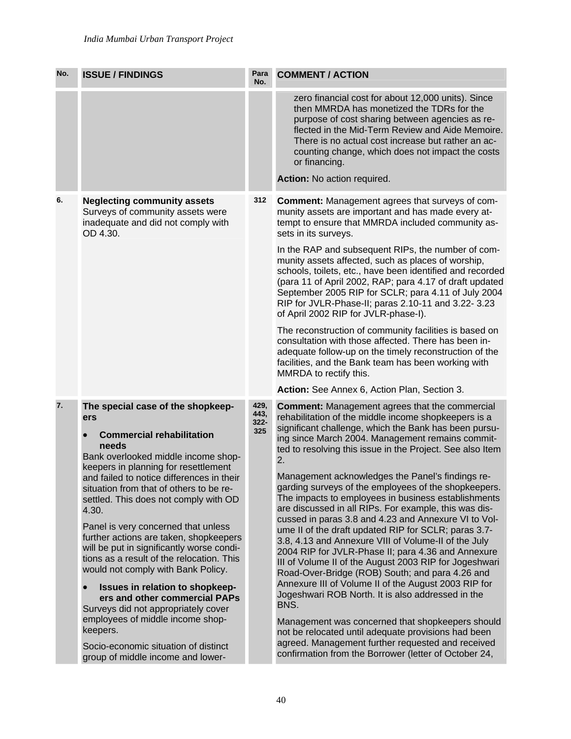| No. | ISSUE / FINDINGS | Para No. | COMMENT / ACTION |
|---|---|---|---|
| | | | zero financial cost for about 12,000 units). Since then MMRDA has monetized the TDRs for the purpose of cost sharing between agencies as reflected in the Mid-Term Review and Aide Memoire. There is no actual cost increase but rather an accounting change, which does not impact the costs or financing.<br><br>**Action:** No action required. |
| 6. | **Neglecting community assets**<br>Surveys of community assets were inadequate and did not comply with OD 4.30. | 312 | **Comment:** Management agrees that surveys of community assets are important and has made every attempt to ensure that MMRDA included community assets in its surveys.<br><br>In the RAP and subsequent RIPs, the number of community assets affected, such as places of worship, schools, toilets, etc., have been identified and recorded (para 11 of April 2002, RAP; para 4.17 of draft updated September 2005 RIP for SCLR; para 4.11 of July 2004 RIP for JVLR-Phase-II; paras 2.10-11 and 3.22- 3.23 of April 2002 RIP for JVLR-phase-I).<br><br>The reconstruction of community facilities is based on consultation with those affected. There has been inadequate follow-up on the timely reconstruction of the facilities, and the Bank team has been working with MMRDA to rectify this.<br><br>**Action:** See Annex 6, Action Plan, Section 3. |
| 7. | **The special case of the shopkeepers**<br><br>• **Commercial rehabilitation needs**<br>Bank overlooked middle income shopkeepers in planning for resettlement and failed to notice differences in their situation from that of others to be resettled. This does not comply with OD 4.30.<br><br>Panel is very concerned that unless further actions are taken, shopkeepers will be put in significantly worse conditions as a result of the relocation. This would not comply with Bank Policy.<br><br>• **Issues in relation to shopkeepers and other commercial PAPs**<br>Surveys did not appropriately cover employees of middle income shopkeepers.<br><br>Socio-economic situation of distinct group of middle income and lower- | 429, 443, 322-325 | **Comment:** Management agrees that the commercial rehabilitation of the middle income shopkeepers is a significant challenge, which the Bank has been pursuing since March 2004. Management remains committed to resolving this issue in the Project. See also Item 2.<br><br>Management acknowledges the Panel's findings regarding surveys of the employees of the shopkeepers. The impacts to employees in business establishments are discussed in all RIPs. For example, this was discussed in paras 3.8 and 4.23 and Annexure VI to Volume II of the draft updated RIP for SCLR; paras 3.7-3.8, 4.13 and Annexure VIII of Volume-II of the July 2004 RIP for JVLR-Phase II; para 4.36 and Annexure III of Volume II of the August 2003 RIP for Jogeshwari Road-Over-Bridge (ROB) South; and para 4.26 and Annexure III of Volume II of the August 2003 RIP for Jogeshwari ROB North. It is also addressed in the BNS.<br><br>Management was concerned that shopkeepers should not be relocated until adequate provisions had been agreed. Management further requested and received confirmation from the Borrower (letter of October 24, |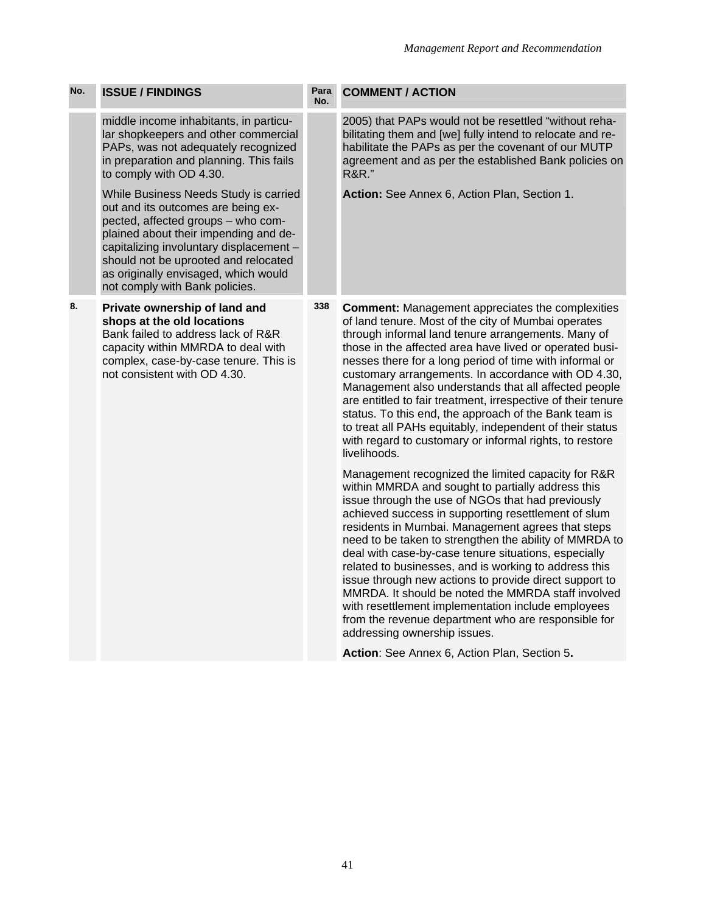| No. | ISSUE / FINDINGS | Para No. | COMMENT / ACTION |
|---|---|---|---|
| | middle income inhabitants, in particular shopkeepers and other commercial PAPs, was not adequately recognized in preparation and planning. This fails to comply with OD 4.30.<br><br>While Business Needs Study is carried out and its outcomes are being expected, affected groups – who complained about their impending and decapitalizing involuntary displacement – should not be uprooted and relocated as originally envisaged, which would not comply with Bank policies. | | 2005) that PAPs would not be resettled "without rehabilitating them and [we] fully intend to relocate and rehabilitate the PAPs as per the covenant of our MUTP agreement and as per the established Bank policies on R&R."<br><br>**Action:** See Annex 6, Action Plan, Section 1. |
| 8. | **Private ownership of land and shops at the old locations**<br>Bank failed to address lack of R&R capacity within MMRDA to deal with complex, case-by-case tenure. This is not consistent with OD 4.30. | 338 | **Comment:** Management appreciates the complexities of land tenure. Most of the city of Mumbai operates through informal land tenure arrangements. Many of those in the affected area have lived or operated businesses there for a long period of time with informal or customary arrangements. In accordance with OD 4.30, Management also understands that all affected people are entitled to fair treatment, irrespective of their tenure status. To this end, the approach of the Bank team is to treat all PAHs equitably, independent of their status with regard to customary or informal rights, to restore livelihoods.<br><br>Management recognized the limited capacity for R&R within MMRDA and sought to partially address this issue through the use of NGOs that had previously achieved success in supporting resettlement of slum residents in Mumbai. Management agrees that steps need to be taken to strengthen the ability of MMRDA to deal with case-by-case tenure situations, especially related to businesses, and is working to address this issue through new actions to provide direct support to MMRDA. It should be noted the MMRDA staff involved with resettlement implementation include employees from the revenue department who are responsible for addressing ownership issues.<br><br>**Action**: See Annex 6, Action Plan, Section 5**.** |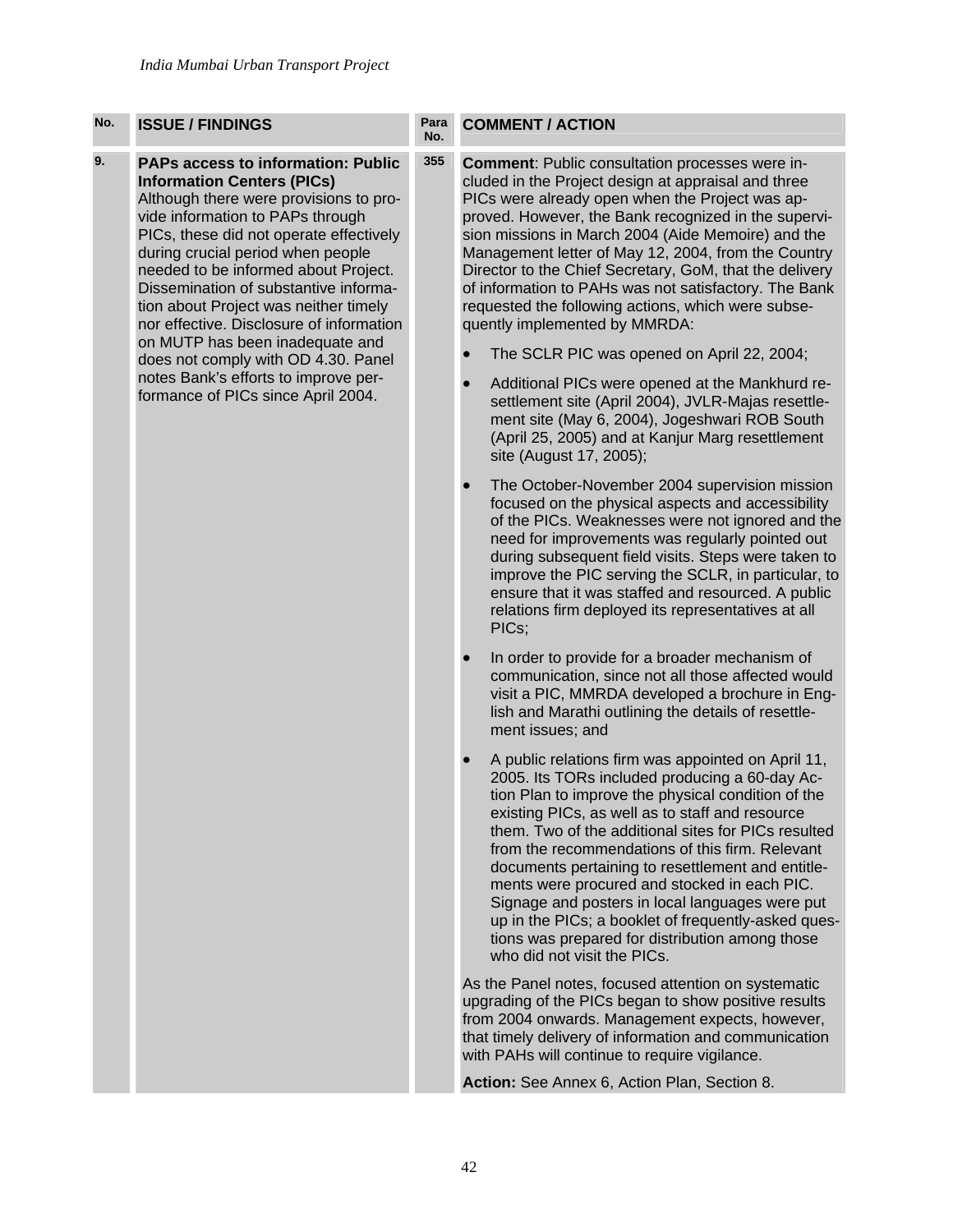| No. | ISSUE / FINDINGS | Para No. | COMMENT / ACTION |
|---|---|---|---|
| 9. | **PAPs access to information: Public Information Centers (PICs)**<br>Although there were provisions to provide information to PAPs through PICs, these did not operate effectively during crucial period when people needed to be informed about Project. Dissemination of substantive information about Project was neither timely nor effective. Disclosure of information on MUTP has been inadequate and does not comply with OD 4.30. Panel notes Bank's efforts to improve performance of PICs since April 2004. | 355 | **Comment**: Public consultation processes were included in the Project design at appraisal and three PICs were already open when the Project was approved. However, the Bank recognized in the supervision missions in March 2004 (Aide Memoire) and the Management letter of May 12, 2004, from the Country Director to the Chief Secretary, GoM, that the delivery of information to PAHs was not satisfactory. The Bank requested the following actions, which were subsequently implemented by MMRDA:<br>• The SCLR PIC was opened on April 22, 2004;<br>• Additional PICs were opened at the Mankhurd resettlement site (April 2004), JVLR-Majas resettlement site (May 6, 2004), Jogeshwari ROB South (April 25, 2005) and at Kanjur Marg resettlement site (August 17, 2005);<br>• The October-November 2004 supervision mission focused on the physical aspects and accessibility of the PICs. Weaknesses were not ignored and the need for improvements was regularly pointed out during subsequent field visits. Steps were taken to improve the PIC serving the SCLR, in particular, to ensure that it was staffed and resourced. A public relations firm deployed its representatives at all PICs;<br>• In order to provide for a broader mechanism of communication, since not all those affected would visit a PIC, MMRDA developed a brochure in English and Marathi outlining the details of resettlement issues; and<br>• A public relations firm was appointed on April 11, 2005. Its TORs included producing a 60-day Action Plan to improve the physical condition of the existing PICs, as well as to staff and resource them. Two of the additional sites for PICs resulted from the recommendations of this firm. Relevant documents pertaining to resettlement and entitlements were procured and stocked in each PIC. Signage and posters in local languages were put up in the PICs; a booklet of frequently-asked questions was prepared for distribution among those who did not visit the PICs.<br><br>As the Panel notes, focused attention on systematic upgrading of the PICs began to show positive results from 2004 onwards. Management expects, however, that timely delivery of information and communication with PAHs will continue to require vigilance.<br><br>**Action:** See Annex 6, Action Plan, Section 8. |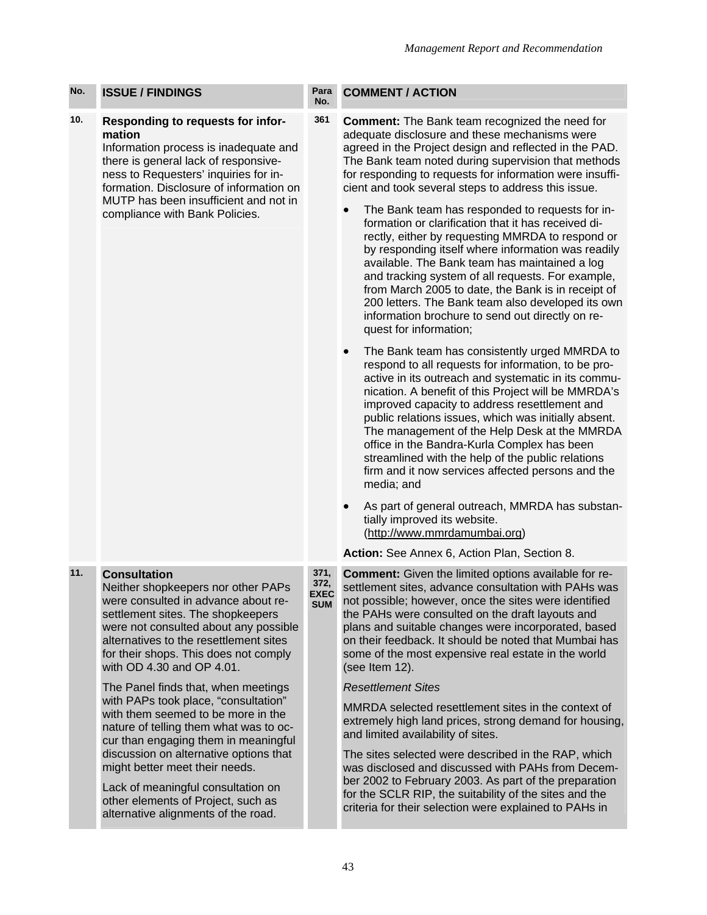| No. | ISSUE / FINDINGS | Para No. | COMMENT / ACTION |
|---|---|---|---|
| 10. | **Responding to requests for information**<br>Information process is inadequate and there is general lack of responsiveness to Requesters' inquiries for information. Disclosure of information on MUTP has been insufficient and not in compliance with Bank Policies. | 361 | **Comment:** The Bank team recognized the need for adequate disclosure and these mechanisms were agreed in the Project design and reflected in the PAD. The Bank team noted during supervision that methods for responding to requests for information were insufficient and took several steps to address this issue.<br>• The Bank team has responded to requests for information or clarification that it has received directly, either by requesting MMRDA to respond or by responding itself where information was readily available. The Bank team has maintained a log and tracking system of all requests. For example, from March 2005 to date, the Bank is in receipt of 200 letters. The Bank team also developed its own information brochure to send out directly on request for information;<br>• The Bank team has consistently urged MMRDA to respond to all requests for information, to be proactive in its outreach and systematic in its communication. A benefit of this Project will be MMRDA's improved capacity to address resettlement and public relations issues, which was initially absent. The management of the Help Desk at the MMRDA office in the Bandra-Kurla Complex has been streamlined with the help of the public relations firm and it now services affected persons and the media; and<br>• As part of general outreach, MMRDA has substantially improved its website. (http://www.mmrdamumbai.org)<br>**Action:** See Annex 6, Action Plan, Section 8. |
| 11. | **Consultation**<br>Neither shopkeepers nor other PAPs were consulted in advance about resettlement sites. The shopkeepers were not consulted about any possible alternatives to the resettlement sites for their shops. This does not comply with OD 4.30 and OP 4.01.<br>The Panel finds that, when meetings with PAPs took place, "consultation" with them seemed to be more in the nature of telling them what was to occur than engaging them in meaningful discussion on alternative options that might better meet their needs.<br>Lack of meaningful consultation on other elements of Project, such as alternative alignments of the road. | 371, 372, EXEC SUM | **Comment:** Given the limited options available for resettlement sites, advance consultation with PAHs was not possible; however, once the sites were identified the PAHs were consulted on the draft layouts and plans and suitable changes were incorporated, based on their feedback. It should be noted that Mumbai has some of the most expensive real estate in the world (see Item 12).<br>*Resettlement Sites*<br>MMRDA selected resettlement sites in the context of extremely high land prices, strong demand for housing, and limited availability of sites.<br>The sites selected were described in the RAP, which was disclosed and discussed with PAHs from December 2002 to February 2003. As part of the preparation for the SCLR RIP, the suitability of the sites and the criteria for their selection were explained to PAHs in |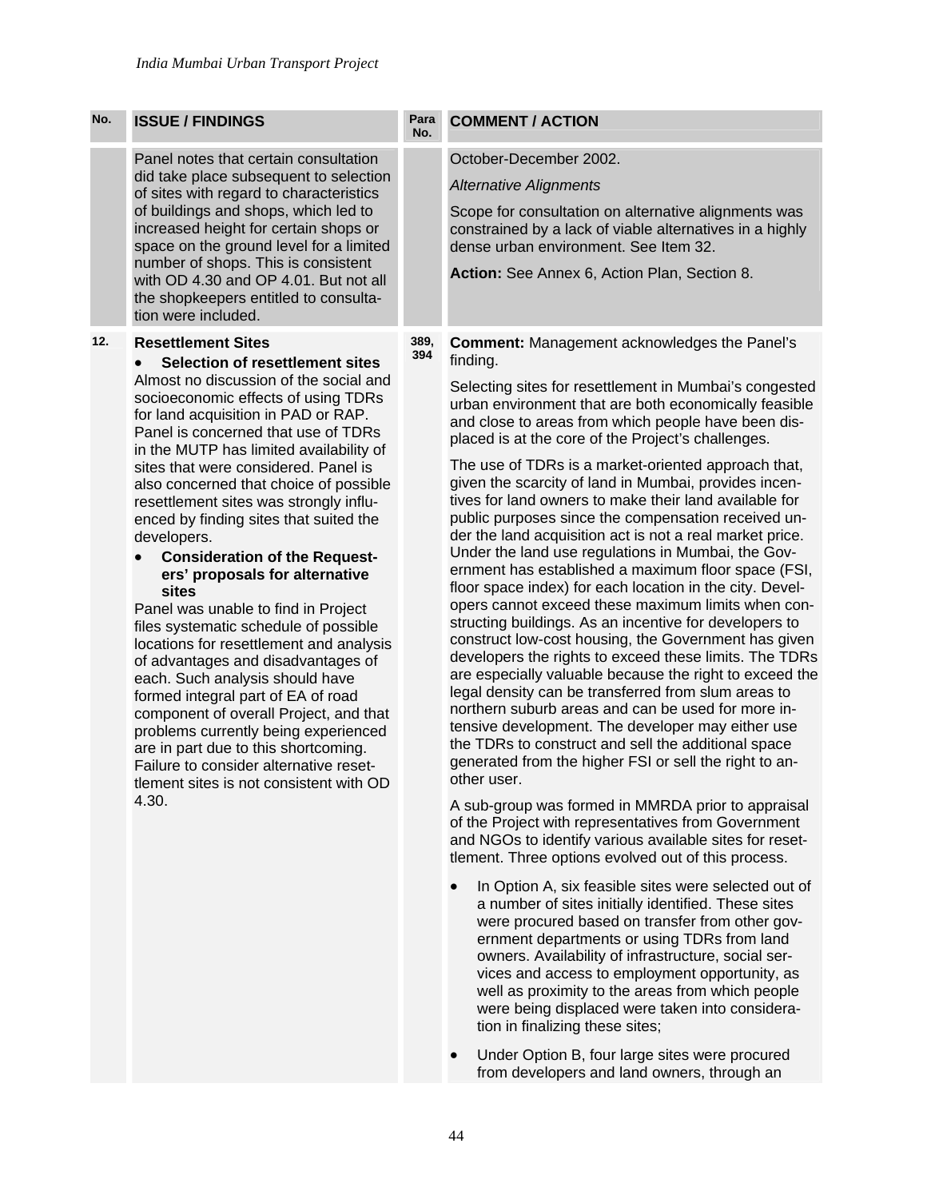| No. | ISSUE / FINDINGS | Para No. | COMMENT / ACTION |
|---|---|---|---|
| | Panel notes that certain consultation did take place subsequent to selection of sites with regard to characteristics of buildings and shops, which led to increased height for certain shops or space on the ground level for a limited number of shops. This is consistent with OD 4.30 and OP 4.01. But not all the shopkeepers entitled to consultation were included. | | October-December 2002.<br><br>*Alternative Alignments*<br><br>Scope for consultation on alternative alignments was constrained by a lack of viable alternatives in a highly dense urban environment. See Item 32.<br><br>**Action:** See Annex 6, Action Plan, Section 8. |
| 12. | **Resettlement Sites**<br><br>• **Selection of resettlement sites**<br>Almost no discussion of the social and socioeconomic effects of using TDRs for land acquisition in PAD or RAP. Panel is concerned that use of TDRs in the MUTP has limited availability of sites that were considered. Panel is also concerned that choice of possible resettlement sites was strongly influenced by finding sites that suited the developers.<br><br>• **Consideration of the Requesters' proposals for alternative sites**<br>Panel was unable to find in Project files systematic schedule of possible locations for resettlement and analysis of advantages and disadvantages of each. Such analysis should have formed integral part of EA of road component of overall Project, and that problems currently being experienced are in part due to this shortcoming. Failure to consider alternative resettlement sites is not consistent with OD 4.30. | 389, 394 | **Comment:** Management acknowledges the Panel's finding.<br><br>Selecting sites for resettlement in Mumbai's congested urban environment that are both economically feasible and close to areas from which people have been displaced is at the core of the Project's challenges.<br><br>The use of TDRs is a market-oriented approach that, given the scarcity of land in Mumbai, provides incentives for land owners to make their land available for public purposes since the compensation received under the land acquisition act is not a real market price. Under the land use regulations in Mumbai, the Government has established a maximum floor space (FSI, floor space index) for each location in the city. Developers cannot exceed these maximum limits when constructing buildings. As an incentive for developers to construct low-cost housing, the Government has given developers the rights to exceed these limits. The TDRs are especially valuable because the right to exceed the legal density can be transferred from slum areas to northern suburb areas and can be used for more intensive development. The developer may either use the TDRs to construct and sell the additional space generated from the higher FSI or sell the right to another user.<br><br>A sub-group was formed in MMRDA prior to appraisal of the Project with representatives from Government and NGOs to identify various available sites for resettlement. Three options evolved out of this process.<br><br>• In Option A, six feasible sites were selected out of a number of sites initially identified. These sites were procured based on transfer from other government departments or using TDRs from land owners. Availability of infrastructure, social services and access to employment opportunity, as well as proximity to the areas from which people were being displaced were taken into consideration in finalizing these sites;<br><br>• Under Option B, four large sites were procured from developers and land owners, through an |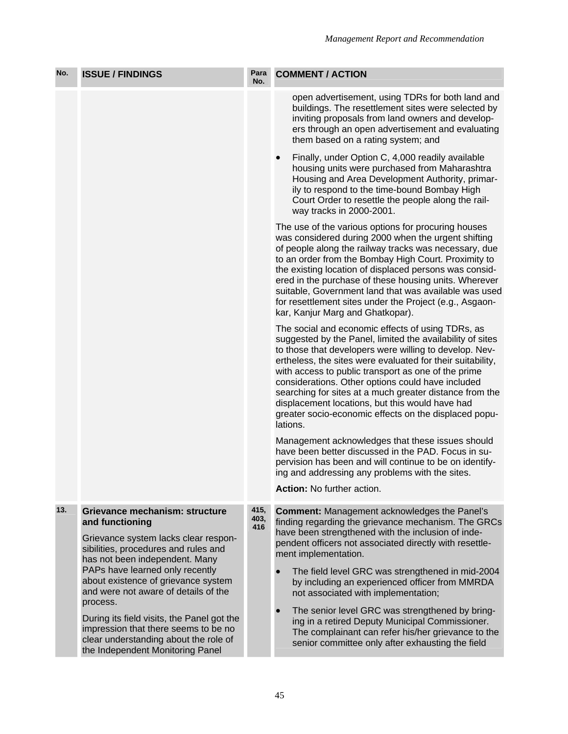| No. | ISSUE / FINDINGS | Para No. | COMMENT / ACTION |
|---|---|---|---|
| | | | open advertisement, using TDRs for both land and buildings. The resettlement sites were selected by inviting proposals from land owners and developers through an open advertisement and evaluating them based on a rating system; and<br><br>• Finally, under Option C, 4,000 readily available housing units were purchased from Maharashtra Housing and Area Development Authority, primarily to respond to the time-bound Bombay High Court Order to resettle the people along the railway tracks in 2000-2001.<br><br>The use of the various options for procuring houses was considered during 2000 when the urgent shifting of people along the railway tracks was necessary, due to an order from the Bombay High Court. Proximity to the existing location of displaced persons was considered in the purchase of these housing units. Wherever suitable, Government land that was available was used for resettlement sites under the Project (e.g., Asgaonkar, Kanjur Marg and Ghatkopar).<br><br>The social and economic effects of using TDRs, as suggested by the Panel, limited the availability of sites to those that developers were willing to develop. Nevertheless, the sites were evaluated for their suitability, with access to public transport as one of the prime considerations. Other options could have included searching for sites at a much greater distance from the displacement locations, but this would have had greater socio-economic effects on the displaced populations.<br><br>Management acknowledges that these issues should have been better discussed in the PAD. Focus in supervision has been and will continue to be on identifying and addressing any problems with the sites.<br><br>**Action:** No further action. |
| 13. | **Grievance mechanism: structure and functioning**<br><br>Grievance system lacks clear responsibilities, procedures and rules and has not been independent. Many PAPs have learned only recently about existence of grievance system and were not aware of details of the process.<br><br>During its field visits, the Panel got the impression that there seems to be no clear understanding about the role of the Independent Monitoring Panel | 415, 403, 416 | **Comment:** Management acknowledges the Panel's finding regarding the grievance mechanism. The GRCs have been strengthened with the inclusion of independent officers not associated directly with resettlement implementation.<br><br>• The field level GRC was strengthened in mid-2004 by including an experienced officer from MMRDA not associated with implementation;<br><br>• The senior level GRC was strengthened by bringing in a retired Deputy Municipal Commissioner. The complainant can refer his/her grievance to the senior committee only after exhausting the field |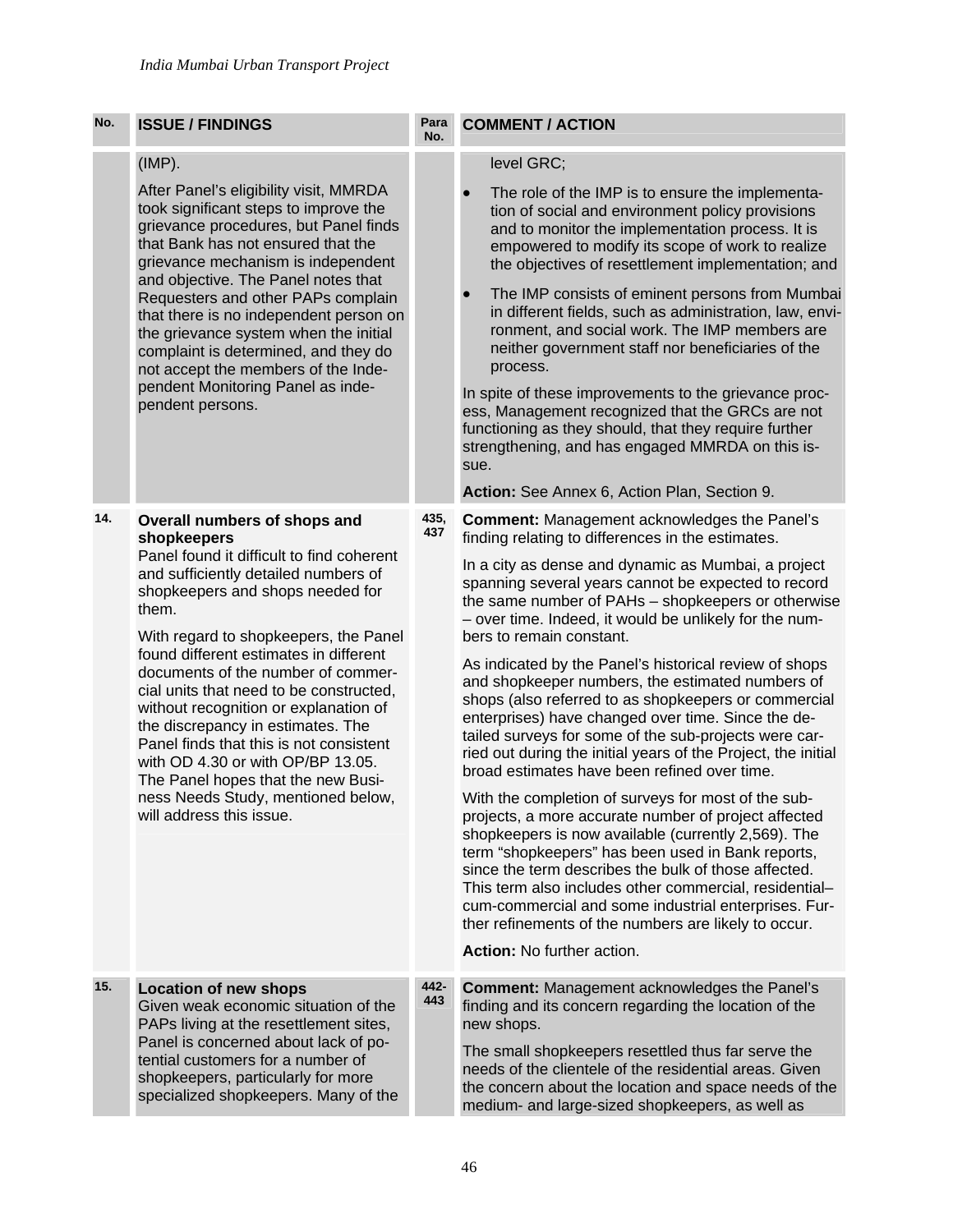| No. | ISSUE / FINDINGS | Para No. | COMMENT / ACTION |
|---|---|---|---|
| | (IMP).<br><br>After Panel's eligibility visit, MMRDA took significant steps to improve the grievance procedures, but Panel finds that Bank has not ensured that the grievance mechanism is independent and objective. The Panel notes that Requesters and other PAPs complain that there is no independent person on the grievance system when the initial complaint is determined, and they do not accept the members of the Independent Monitoring Panel as independent persons. | | level GRC;<br><br>• The role of the IMP is to ensure the implementation of social and environment policy provisions and to monitor the implementation process. It is empowered to modify its scope of work to realize the objectives of resettlement implementation; and<br><br>• The IMP consists of eminent persons from Mumbai in different fields, such as administration, law, environment, and social work. The IMP members are neither government staff nor beneficiaries of the process.<br><br>In spite of these improvements to the grievance process, Management recognized that the GRCs are not functioning as they should, that they require further strengthening, and has engaged MMRDA on this issue.<br><br>**Action:** See Annex 6, Action Plan, Section 9. |
| 14. | **Overall numbers of shops and shopkeepers**<br>Panel found it difficult to find coherent and sufficiently detailed numbers of shopkeepers and shops needed for them.<br><br>With regard to shopkeepers, the Panel found different estimates in different documents of the number of commercial units that need to be constructed, without recognition or explanation of the discrepancy in estimates. The Panel finds that this is not consistent with OD 4.30 or with OP/BP 13.05. The Panel hopes that the new Business Needs Study, mentioned below, will address this issue. | 435, 437 | **Comment:** Management acknowledges the Panel's finding relating to differences in the estimates.<br><br>In a city as dense and dynamic as Mumbai, a project spanning several years cannot be expected to record the same number of PAHs – shopkeepers or otherwise – over time. Indeed, it would be unlikely for the numbers to remain constant.<br><br>As indicated by the Panel's historical review of shops and shopkeeper numbers, the estimated numbers of shops (also referred to as shopkeepers or commercial enterprises) have changed over time. Since the detailed surveys for some of the sub-projects were carried out during the initial years of the Project, the initial broad estimates have been refined over time.<br><br>With the completion of surveys for most of the sub-projects, a more accurate number of project affected shopkeepers is now available (currently 2,569). The term "shopkeepers" has been used in Bank reports, since the term describes the bulk of those affected. This term also includes other commercial, residential–cum-commercial and some industrial enterprises. Further refinements of the numbers are likely to occur.<br><br>**Action:** No further action. |
| 15. | **Location of new shops**<br>Given weak economic situation of the PAPs living at the resettlement sites, Panel is concerned about lack of potential customers for a number of shopkeepers, particularly for more specialized shopkeepers. Many of the | 442-443 | **Comment:** Management acknowledges the Panel's finding and its concern regarding the location of the new shops.<br><br>The small shopkeepers resettled thus far serve the needs of the clientele of the residential areas. Given the concern about the location and space needs of the medium- and large-sized shopkeepers, as well as |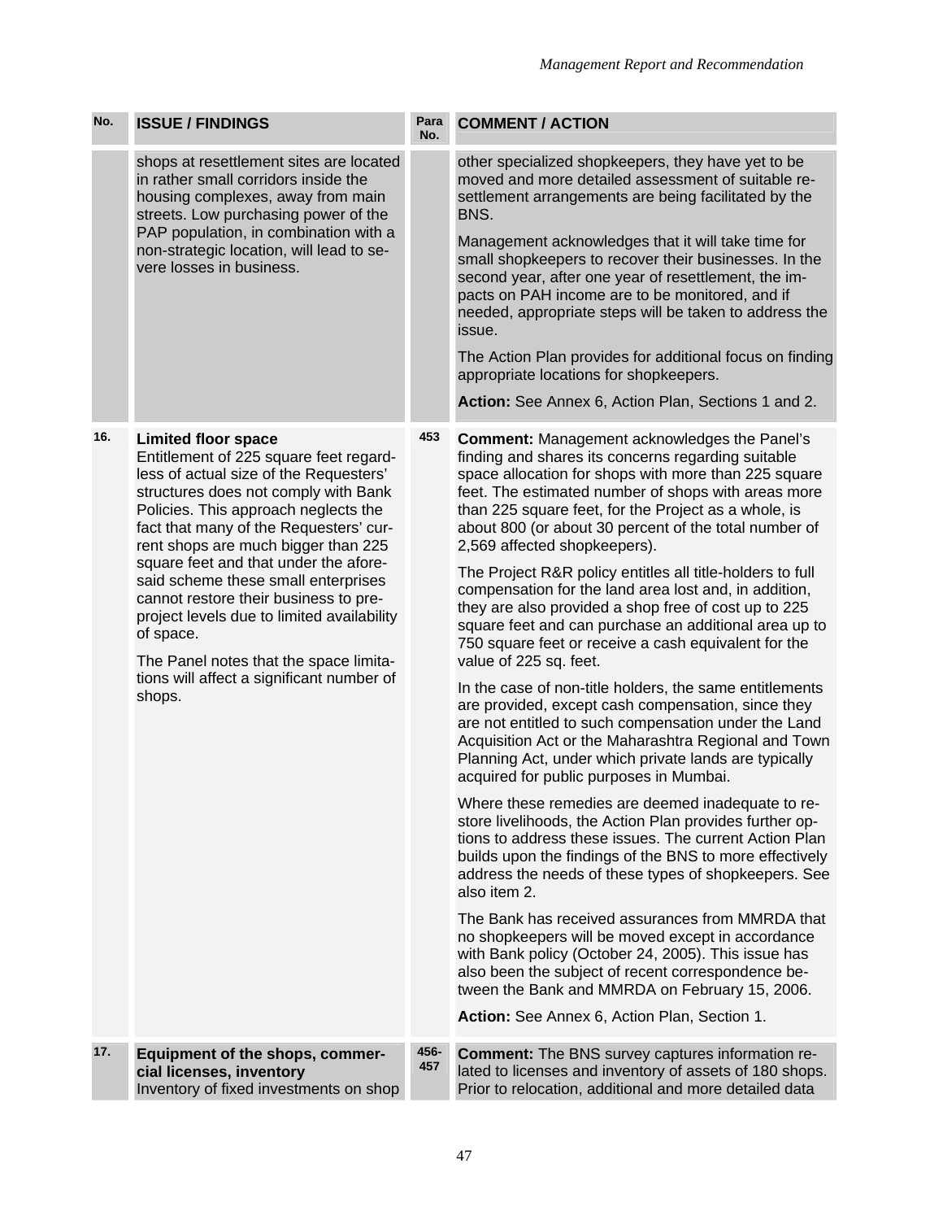| No. | ISSUE / FINDINGS | Para No. | COMMENT / ACTION |
|---|---|---|---|
| | shops at resettlement sites are located in rather small corridors inside the housing complexes, away from main streets. Low purchasing power of the PAP population, in combination with a non-strategic location, will lead to severe losses in business. | | other specialized shopkeepers, they have yet to be moved and more detailed assessment of suitable resettlement arrangements are being facilitated by the BNS.<br><br>Management acknowledges that it will take time for small shopkeepers to recover their businesses. In the second year, after one year of resettlement, the impacts on PAH income are to be monitored, and if needed, appropriate steps will be taken to address the issue.<br><br>The Action Plan provides for additional focus on finding appropriate locations for shopkeepers.<br><br>**Action:** See Annex 6, Action Plan, Sections 1 and 2. |
| 16. | **Limited floor space**<br>Entitlement of 225 square feet regardless of actual size of the Requesters' structures does not comply with Bank Policies. This approach neglects the fact that many of the Requesters' current shops are much bigger than 225 square feet and that under the aforesaid scheme these small enterprises cannot restore their business to pre-project levels due to limited availability of space.<br><br>The Panel notes that the space limitations will affect a significant number of shops. | 453 | **Comment:** Management acknowledges the Panel's finding and shares its concerns regarding suitable space allocation for shops with more than 225 square feet. The estimated number of shops with areas more than 225 square feet, for the Project as a whole, is about 800 (or about 30 percent of the total number of 2,569 affected shopkeepers).<br><br>The Project R&R policy entitles all title-holders to full compensation for the land area lost and, in addition, they are also provided a shop free of cost up to 225 square feet and can purchase an additional area up to 750 square feet or receive a cash equivalent for the value of 225 sq. feet.<br><br>In the case of non-title holders, the same entitlements are provided, except cash compensation, since they are not entitled to such compensation under the Land Acquisition Act or the Maharashtra Regional and Town Planning Act, under which private lands are typically acquired for public purposes in Mumbai.<br><br>Where these remedies are deemed inadequate to restore livelihoods, the Action Plan provides further options to address these issues. The current Action Plan builds upon the findings of the BNS to more effectively address the needs of these types of shopkeepers. See also item 2.<br><br>The Bank has received assurances from MMRDA that no shopkeepers will be moved except in accordance with Bank policy (October 24, 2005). This issue has also been the subject of recent correspondence between the Bank and MMRDA on February 15, 2006.<br><br>**Action:** See Annex 6, Action Plan, Section 1. |
| 17. | **Equipment of the shops, commercial licenses, inventory**<br>Inventory of fixed investments on shop | 456-457 | **Comment:** The BNS survey captures information related to licenses and inventory of assets of 180 shops. Prior to relocation, additional and more detailed data |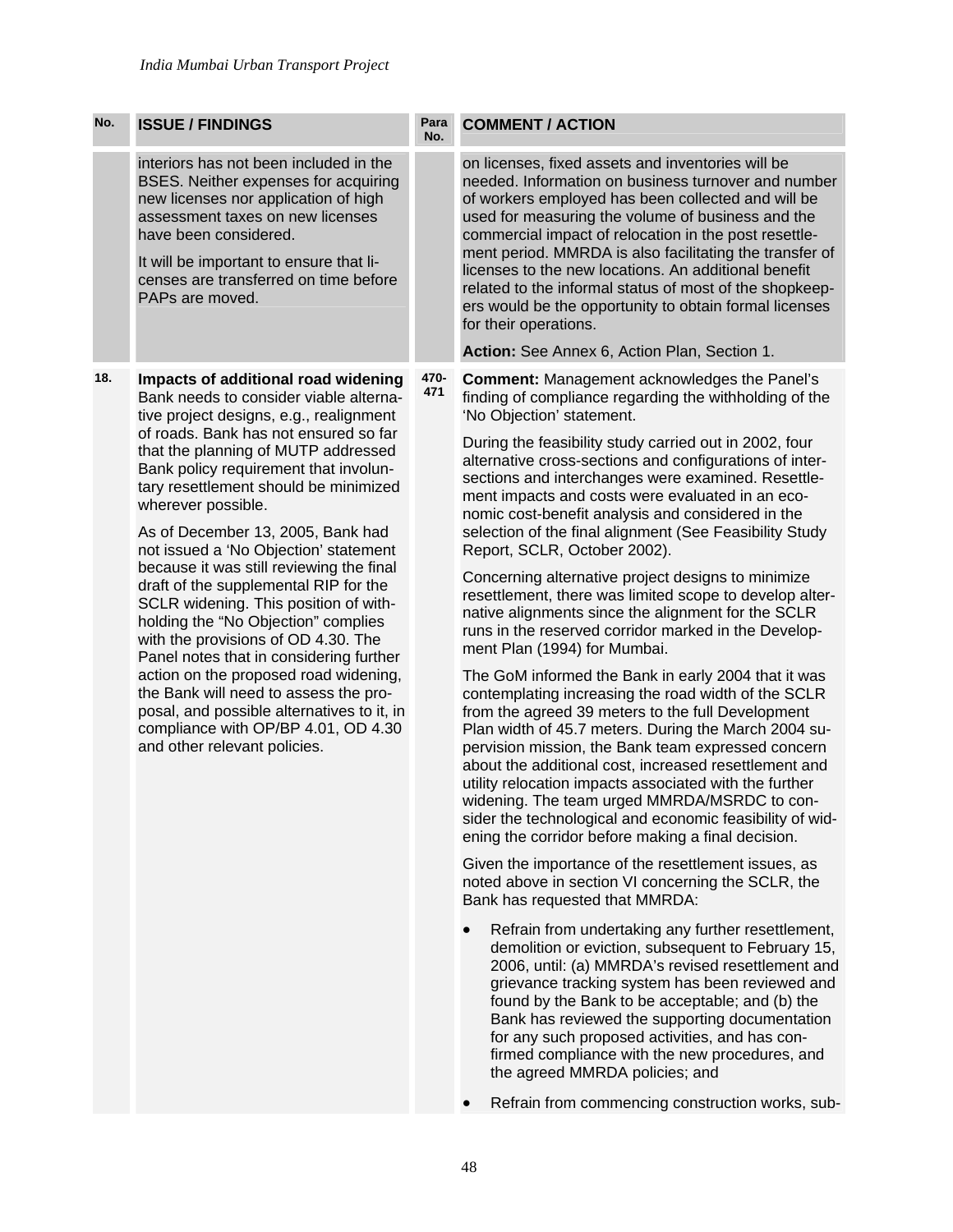| No. | ISSUE / FINDINGS | Para No. | COMMENT / ACTION |
|---|---|---|---|
| | interiors has not been included in the BSES. Neither expenses for acquiring new licenses nor application of high assessment taxes on new licenses have been considered.<br><br>It will be important to ensure that licenses are transferred on time before PAPs are moved. | | on licenses, fixed assets and inventories will be needed. Information on business turnover and number of workers employed has been collected and will be used for measuring the volume of business and the commercial impact of relocation in the post resettlement period. MMRDA is also facilitating the transfer of licenses to the new locations. An additional benefit related to the informal status of most of the shopkeepers would be the opportunity to obtain formal licenses for their operations.<br><br>**Action:** See Annex 6, Action Plan, Section 1. |
| **18.** | **Impacts of additional road widening** Bank needs to consider viable alternative project designs, e.g., realignment of roads. Bank has not ensured so far that the planning of MUTP addressed Bank policy requirement that involuntary resettlement should be minimized wherever possible.<br><br>As of December 13, 2005, Bank had not issued a 'No Objection' statement because it was still reviewing the final draft of the supplemental RIP for the SCLR widening. This position of withholding the "No Objection" complies with the provisions of OD 4.30. The Panel notes that in considering further action on the proposed road widening, the Bank will need to assess the proposal, and possible alternatives to it, in compliance with OP/BP 4.01, OD 4.30 and other relevant policies. | **470-471** | **Comment:** Management acknowledges the Panel's finding of compliance regarding the withholding of the 'No Objection' statement.<br><br>During the feasibility study carried out in 2002, four alternative cross-sections and configurations of intersections and interchanges were examined. Resettlement impacts and costs were evaluated in an economic cost-benefit analysis and considered in the selection of the final alignment (See Feasibility Study Report, SCLR, October 2002).<br><br>Concerning alternative project designs to minimize resettlement, there was limited scope to develop alternative alignments since the alignment for the SCLR runs in the reserved corridor marked in the Development Plan (1994) for Mumbai.<br><br>The GoM informed the Bank in early 2004 that it was contemplating increasing the road width of the SCLR from the agreed 39 meters to the full Development Plan width of 45.7 meters. During the March 2004 supervision mission, the Bank team expressed concern about the additional cost, increased resettlement and utility relocation impacts associated with the further widening. The team urged MMRDA/MSRDC to consider the technological and economic feasibility of widening the corridor before making a final decision.<br><br>Given the importance of the resettlement issues, as noted above in section VI concerning the SCLR, the Bank has requested that MMRDA:<br><br>• Refrain from undertaking any further resettlement, demolition or eviction, subsequent to February 15, 2006, until: (a) MMRDA's revised resettlement and grievance tracking system has been reviewed and found by the Bank to be acceptable; and (b) the Bank has reviewed the supporting documentation for any such proposed activities, and has confirmed compliance with the new procedures, and the agreed MMRDA policies; and<br><br>• Refrain from commencing construction works, sub- |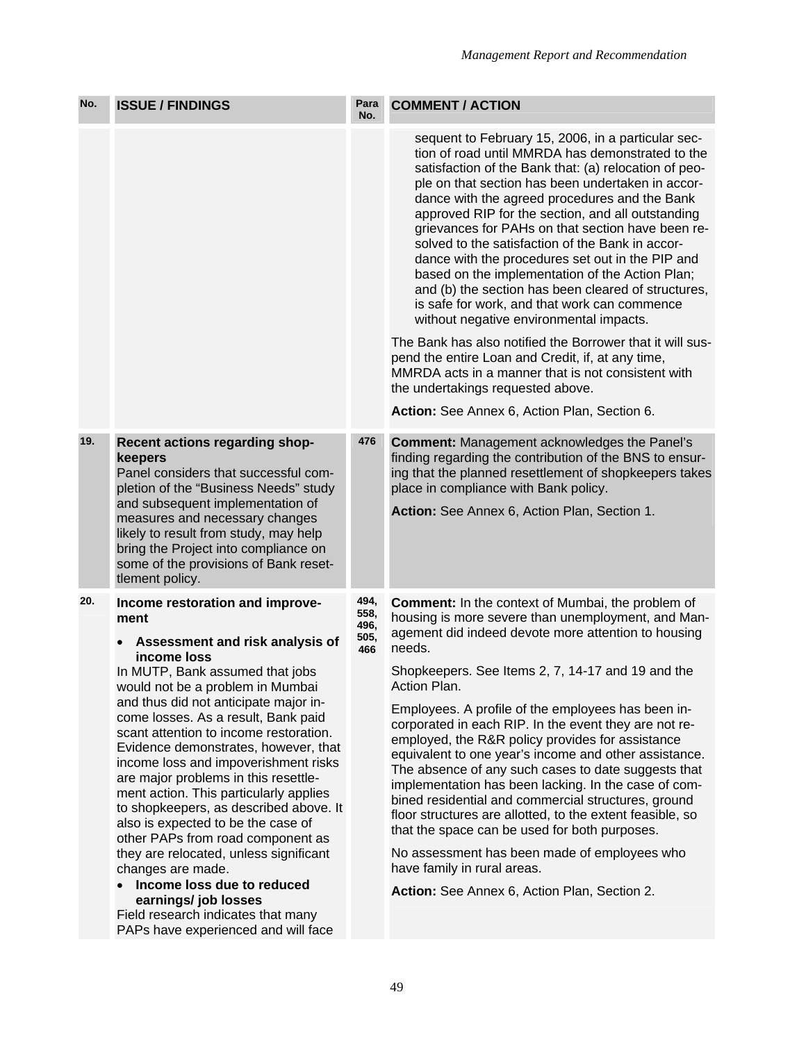| No. | ISSUE / FINDINGS | Para No. | COMMENT / ACTION |
|---|---|---|---|
| | | | sequent to February 15, 2006, in a particular section of road until MMRDA has demonstrated to the satisfaction of the Bank that: (a) relocation of people on that section has been undertaken in accordance with the agreed procedures and the Bank approved RIP for the section, and all outstanding grievances for PAHs on that section have been resolved to the satisfaction of the Bank in accordance with the procedures set out in the PIP and based on the implementation of the Action Plan; and (b) the section has been cleared of structures, is safe for work, and that work can commence without negative environmental impacts.<br><br>The Bank has also notified the Borrower that it will suspend the entire Loan and Credit, if, at any time, MMRDA acts in a manner that is not consistent with the undertakings requested above.<br><br>**Action:** See Annex 6, Action Plan, Section 6. |
| 19. | **Recent actions regarding shopkeepers**<br>Panel considers that successful completion of the "Business Needs" study and subsequent implementation of measures and necessary changes likely to result from study, may help bring the Project into compliance on some of the provisions of Bank resettlement policy. | 476 | **Comment:** Management acknowledges the Panel's finding regarding the contribution of the BNS to ensuring that the planned resettlement of shopkeepers takes place in compliance with Bank policy.<br><br>**Action:** See Annex 6, Action Plan, Section 1. |
| 20. | **Income restoration and improvement**<br><br>• **Assessment and risk analysis of income loss**<br>In MUTP, Bank assumed that jobs would not be a problem in Mumbai and thus did not anticipate major income losses. As a result, Bank paid scant attention to income restoration. Evidence demonstrates, however, that income loss and impoverishment risks are major problems in this resettlement action. This particularly applies to shopkeepers, as described above. It also is expected to be the case of other PAPs from road component as they are relocated, unless significant changes are made.<br>• **Income loss due to reduced earnings/ job losses**<br>Field research indicates that many PAPs have experienced and will face | 494, 558, 496, 505, 466 | **Comment:** In the context of Mumbai, the problem of housing is more severe than unemployment, and Management did indeed devote more attention to housing needs.<br><br>Shopkeepers. See Items 2, 7, 14-17 and 19 and the Action Plan.<br><br>Employees. A profile of the employees has been incorporated in each RIP. In the event they are not reemployed, the R&R policy provides for assistance equivalent to one year's income and other assistance. The absence of any such cases to date suggests that implementation has been lacking. In the case of combined residential and commercial structures, ground floor structures are allotted, to the extent feasible, so that the space can be used for both purposes.<br><br>No assessment has been made of employees who have family in rural areas.<br><br>**Action:** See Annex 6, Action Plan, Section 2. |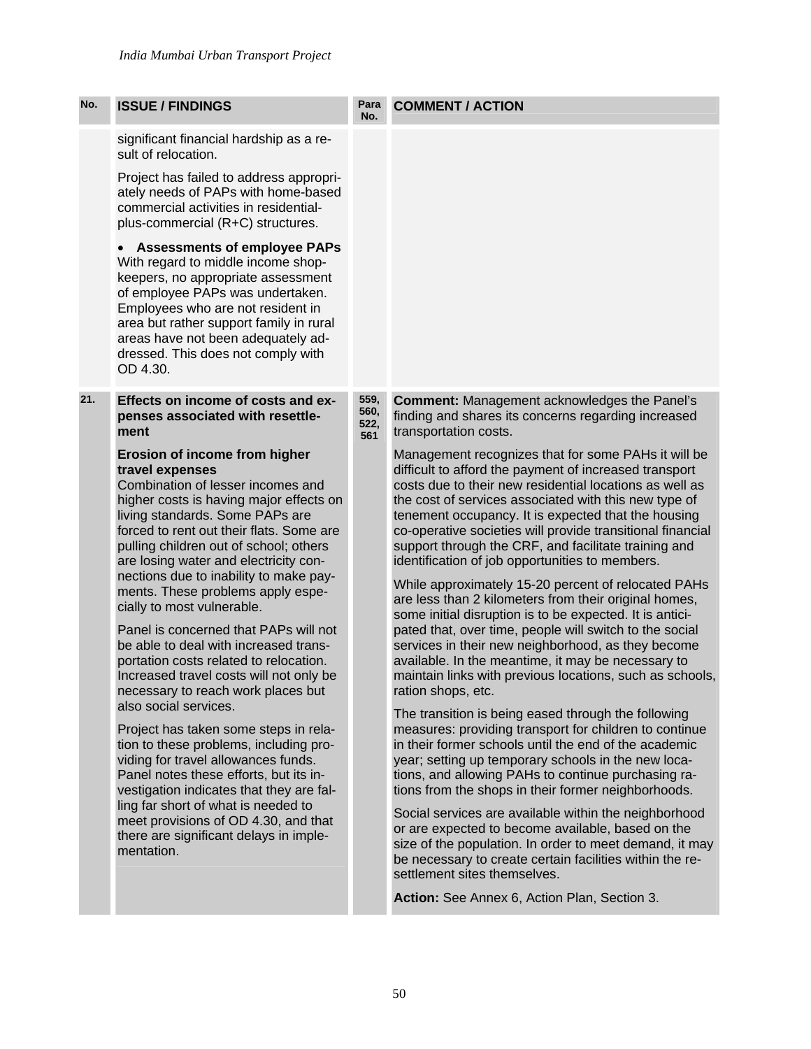| No. | ISSUE / FINDINGS | Para No. | COMMENT / ACTION |
|---|---|---|---|
| | significant financial hardship as a result of relocation.<br><br>Project has failed to address appropriately needs of PAPs with home-based commercial activities in residential-plus-commercial (R+C) structures.<br><br>• **Assessments of employee PAPs** With regard to middle income shop-keepers, no appropriate assessment of employee PAPs was undertaken. Employees who are not resident in area but rather support family in rural areas have not been adequately addressed. This does not comply with OD 4.30. | | |
| **21.** | **Effects on income of costs and expenses associated with resettlement**<br><br>**Erosion of income from higher travel expenses**<br>Combination of lesser incomes and higher costs is having major effects on living standards. Some PAPs are forced to rent out their flats. Some are pulling children out of school; others are losing water and electricity connections due to inability to make payments. These problems apply especially to most vulnerable.<br><br>Panel is concerned that PAPs will not be able to deal with increased transportation costs related to relocation. Increased travel costs will not only be necessary to reach work places but also social services.<br><br>Project has taken some steps in relation to these problems, including providing for travel allowances funds. Panel notes these efforts, but its investigation indicates that they are falling far short of what is needed to meet provisions of OD 4.30, and that there are significant delays in implementation. | 559, 560, 522, 561 | **Comment:** Management acknowledges the Panel's finding and shares its concerns regarding increased transportation costs.<br><br>Management recognizes that for some PAHs it will be difficult to afford the payment of increased transport costs due to their new residential locations as well as the cost of services associated with this new type of tenement occupancy. It is expected that the housing co-operative societies will provide transitional financial support through the CRF, and facilitate training and identification of job opportunities to members.<br><br>While approximately 15-20 percent of relocated PAHs are less than 2 kilometers from their original homes, some initial disruption is to be expected. It is anticipated that, over time, people will switch to the social services in their new neighborhood, as they become available. In the meantime, it may be necessary to maintain links with previous locations, such as schools, ration shops, etc.<br><br>The transition is being eased through the following measures: providing transport for children to continue in their former schools until the end of the academic year; setting up temporary schools in the new locations, and allowing PAHs to continue purchasing rations from the shops in their former neighborhoods.<br><br>Social services are available within the neighborhood or are expected to become available, based on the size of the population. In order to meet demand, it may be necessary to create certain facilities within the resettlement sites themselves.<br><br>**Action:** See Annex 6, Action Plan, Section 3. |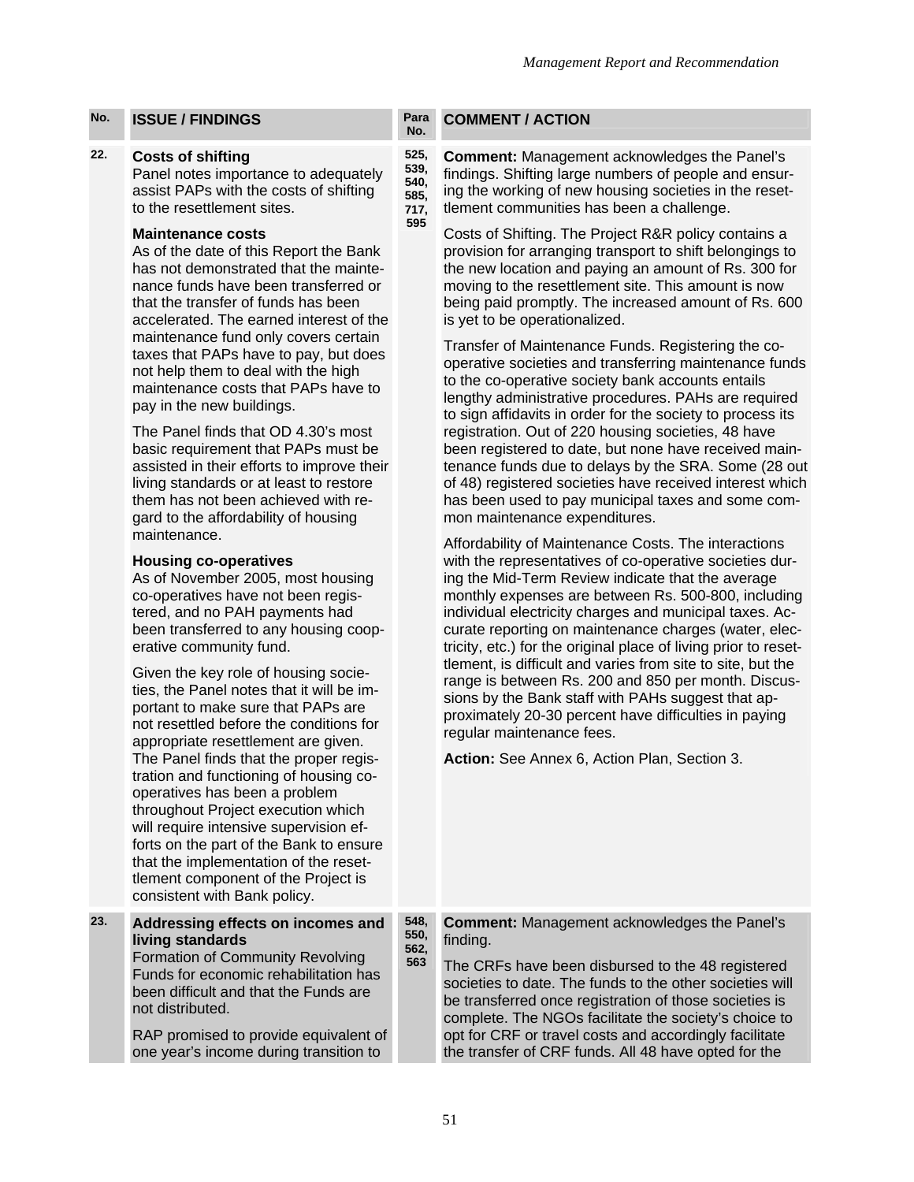| No. | ISSUE / FINDINGS | Para No. | COMMENT / ACTION |
|---|---|---|---|
| 22. | **Costs of shifting**<br>Panel notes importance to adequately assist PAPs with the costs of shifting to the resettlement sites.<br><br>**Maintenance costs**<br>As of the date of this Report the Bank has not demonstrated that the maintenance funds have been transferred or that the transfer of funds has been accelerated. The earned interest of the maintenance fund only covers certain taxes that PAPs have to pay, but does not help them to deal with the high maintenance costs that PAPs have to pay in the new buildings.<br><br>The Panel finds that OD 4.30's most basic requirement that PAPs must be assisted in their efforts to improve their living standards or at least to restore them has not been achieved with regard to the affordability of housing maintenance.<br><br>**Housing co-operatives**<br>As of November 2005, most housing co-operatives have not been registered, and no PAH payments had been transferred to any housing cooperative community fund.<br><br>Given the key role of housing societies, the Panel notes that it will be important to make sure that PAPs are not resettled before the conditions for appropriate resettlement are given. The Panel finds that the proper registration and functioning of housing co-operatives has been a problem throughout Project execution which will require intensive supervision efforts on the part of the Bank to ensure that the implementation of the resettlement component of the Project is consistent with Bank policy. | 525, 539, 540, 585, 717, 595 | **Comment:** Management acknowledges the Panel's findings. Shifting large numbers of people and ensuring the working of new housing societies in the resettlement communities has been a challenge.<br><br>Costs of Shifting. The Project R&R policy contains a provision for arranging transport to shift belongings to the new location and paying an amount of Rs. 300 for moving to the resettlement site. This amount is now being paid promptly. The increased amount of Rs. 600 is yet to be operationalized.<br><br>Transfer of Maintenance Funds. Registering the co-operative societies and transferring maintenance funds to the co-operative society bank accounts entails lengthy administrative procedures. PAHs are required to sign affidavits in order for the society to process its registration. Out of 220 housing societies, 48 have been registered to date, but none have received maintenance funds due to delays by the SRA. Some (28 out of 48) registered societies have received interest which has been used to pay municipal taxes and some common maintenance expenditures.<br><br>Affordability of Maintenance Costs. The interactions with the representatives of co-operative societies during the Mid-Term Review indicate that the average monthly expenses are between Rs. 500-800, including individual electricity charges and municipal taxes. Accurate reporting on maintenance charges (water, electricity, etc.) for the original place of living prior to resettlement, is difficult and varies from site to site, but the range is between Rs. 200 and 850 per month. Discussions by the Bank staff with PAHs suggest that approximately 20-30 percent have difficulties in paying regular maintenance fees.<br><br>**Action:** See Annex 6, Action Plan, Section 3. |
| 23. | **Addressing effects on incomes and living standards**<br>Formation of Community Revolving Funds for economic rehabilitation has been difficult and that the Funds are not distributed.<br><br>RAP promised to provide equivalent of one year's income during transition to | 548, 550, 562, 563 | **Comment:** Management acknowledges the Panel's finding.<br><br>The CRFs have been disbursed to the 48 registered societies to date. The funds to the other societies will be transferred once registration of those societies is complete. The NGOs facilitate the society's choice to opt for CRF or travel costs and accordingly facilitate the transfer of CRF funds. All 48 have opted for the |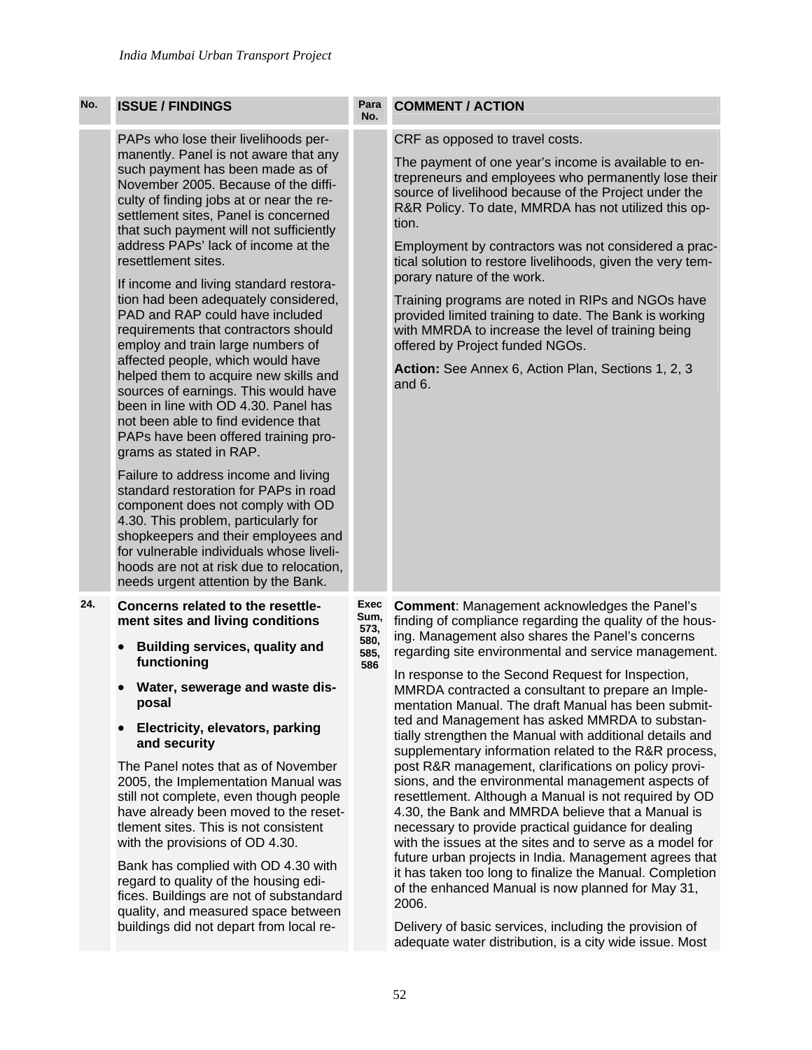| No. | ISSUE / FINDINGS | Para No. | COMMENT / ACTION |
|---|---|---|---|
| | PAPs who lose their livelihoods permanently. Panel is not aware that any such payment has been made as of November 2005. Because of the difficulty of finding jobs at or near the resettlement sites, Panel is concerned that such payment will not sufficiently address PAPs' lack of income at the resettlement sites.<br><br>If income and living standard restoration had been adequately considered, PAD and RAP could have included requirements that contractors should employ and train large numbers of affected people, which would have helped them to acquire new skills and sources of earnings. This would have been in line with OD 4.30. Panel has not been able to find evidence that PAPs have been offered training programs as stated in RAP.<br><br>Failure to address income and living standard restoration for PAPs in road component does not comply with OD 4.30. This problem, particularly for shopkeepers and their employees and for vulnerable individuals whose livelihoods are not at risk due to relocation, needs urgent attention by the Bank. | | CRF as opposed to travel costs.<br><br>The payment of one year's income is available to entrepreneurs and employees who permanently lose their source of livelihood because of the Project under the R&R Policy. To date, MMRDA has not utilized this option.<br><br>Employment by contractors was not considered a practical solution to restore livelihoods, given the very temporary nature of the work.<br><br>Training programs are noted in RIPs and NGOs have provided limited training to date. The Bank is working with MMRDA to increase the level of training being offered by Project funded NGOs.<br><br>**Action:** See Annex 6, Action Plan, Sections 1, 2, 3 and 6. |
| 24. | **Concerns related to the resettlement sites and living conditions**<br><br>• **Building services, quality and functioning**<br>• **Water, sewerage and waste disposal**<br>• **Electricity, elevators, parking and security**<br><br>The Panel notes that as of November 2005, the Implementation Manual was still not complete, even though people have already been moved to the resettlement sites. This is not consistent with the provisions of OD 4.30.<br><br>Bank has complied with OD 4.30 with regard to quality of the housing edifices. Buildings are not of substandard quality, and measured space between buildings did not depart from local re- | Exec Sum, 573, 580, 585, 586 | **Comment**: Management acknowledges the Panel's finding of compliance regarding the quality of the housing. Management also shares the Panel's concerns regarding site environmental and service management.<br><br>In response to the Second Request for Inspection, MMRDA contracted a consultant to prepare an Implementation Manual. The draft Manual has been submitted and Management has asked MMRDA to substantially strengthen the Manual with additional details and supplementary information related to the R&R process, post R&R management, clarifications on policy provisions, and the environmental management aspects of resettlement. Although a Manual is not required by OD 4.30, the Bank and MMRDA believe that a Manual is necessary to provide practical guidance for dealing with the issues at the sites and to serve as a model for future urban projects in India. Management agrees that it has taken too long to finalize the Manual. Completion of the enhanced Manual is now planned for May 31, 2006.<br><br>Delivery of basic services, including the provision of adequate water distribution, is a city wide issue. Most |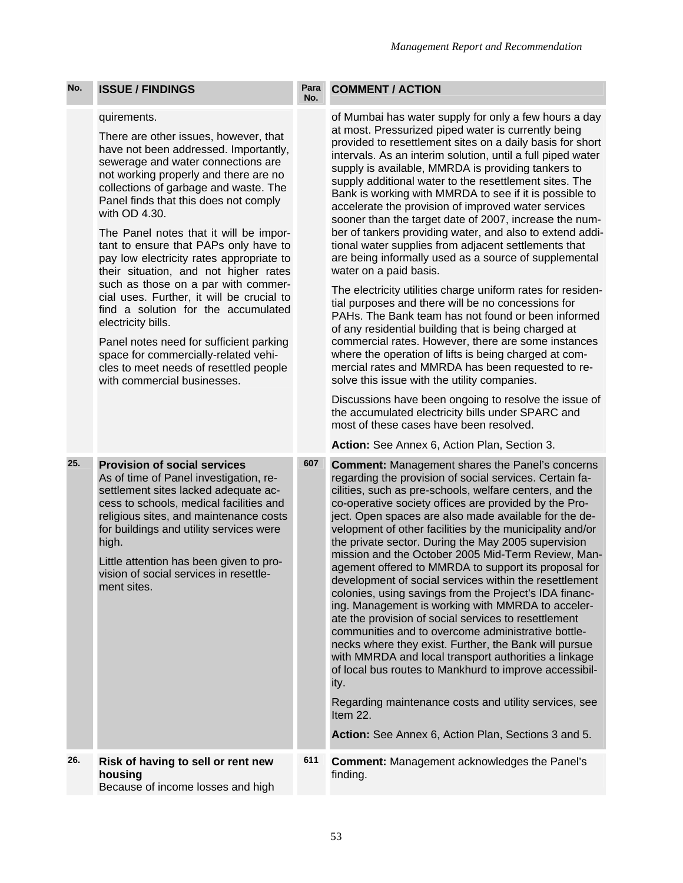| No. | ISSUE / FINDINGS | Para No. | COMMENT / ACTION |
|---|---|---|---|
| | quirements.<br><br>There are other issues, however, that have not been addressed. Importantly, sewerage and water connections are not working properly and there are no collections of garbage and waste. The Panel finds that this does not comply with OD 4.30.<br><br>The Panel notes that it will be important to ensure that PAPs only have to pay low electricity rates appropriate to their situation, and not higher rates such as those on a par with commercial uses. Further, it will be crucial to find a solution for the accumulated electricity bills.<br><br>Panel notes need for sufficient parking space for commercially-related vehicles to meet needs of resettled people with commercial businesses. | | of Mumbai has water supply for only a few hours a day at most. Pressurized piped water is currently being provided to resettlement sites on a daily basis for short intervals. As an interim solution, until a full piped water supply is available, MMRDA is providing tankers to supply additional water to the resettlement sites. The Bank is working with MMRDA to see if it is possible to accelerate the provision of improved water services sooner than the target date of 2007, increase the number of tankers providing water, and also to extend additional water supplies from adjacent settlements that are being informally used as a source of supplemental water on a paid basis.<br><br>The electricity utilities charge uniform rates for residential purposes and there will be no concessions for PAHs. The Bank team has not found or been informed of any residential building that is being charged at commercial rates. However, there are some instances where the operation of lifts is being charged at commercial rates and MMRDA has been requested to resolve this issue with the utility companies.<br><br>Discussions have been ongoing to resolve the issue of the accumulated electricity bills under SPARC and most of these cases have been resolved.<br><br>**Action:** See Annex 6, Action Plan, Section 3. |
| 25. | **Provision of social services**<br>As of time of Panel investigation, resettlement sites lacked adequate access to schools, medical facilities and religious sites, and maintenance costs for buildings and utility services were high.<br><br>Little attention has been given to provision of social services in resettlement sites. | 607 | **Comment:** Management shares the Panel's concerns regarding the provision of social services. Certain facilities, such as pre-schools, welfare centers, and the co-operative society offices are provided by the Project. Open spaces are also made available for the development of other facilities by the municipality and/or the private sector. During the May 2005 supervision mission and the October 2005 Mid-Term Review, Management offered to MMRDA to support its proposal for development of social services within the resettlement colonies, using savings from the Project's IDA financing. Management is working with MMRDA to accelerate the provision of social services to resettlement communities and to overcome administrative bottlenecks where they exist. Further, the Bank will pursue with MMRDA and local transport authorities a linkage of local bus routes to Mankhurd to improve accessibility.<br><br>Regarding maintenance costs and utility services, see Item 22.<br><br>**Action:** See Annex 6, Action Plan, Sections 3 and 5. |
| 26. | **Risk of having to sell or rent new housing**<br>Because of income losses and high | 611 | **Comment:** Management acknowledges the Panel's finding. |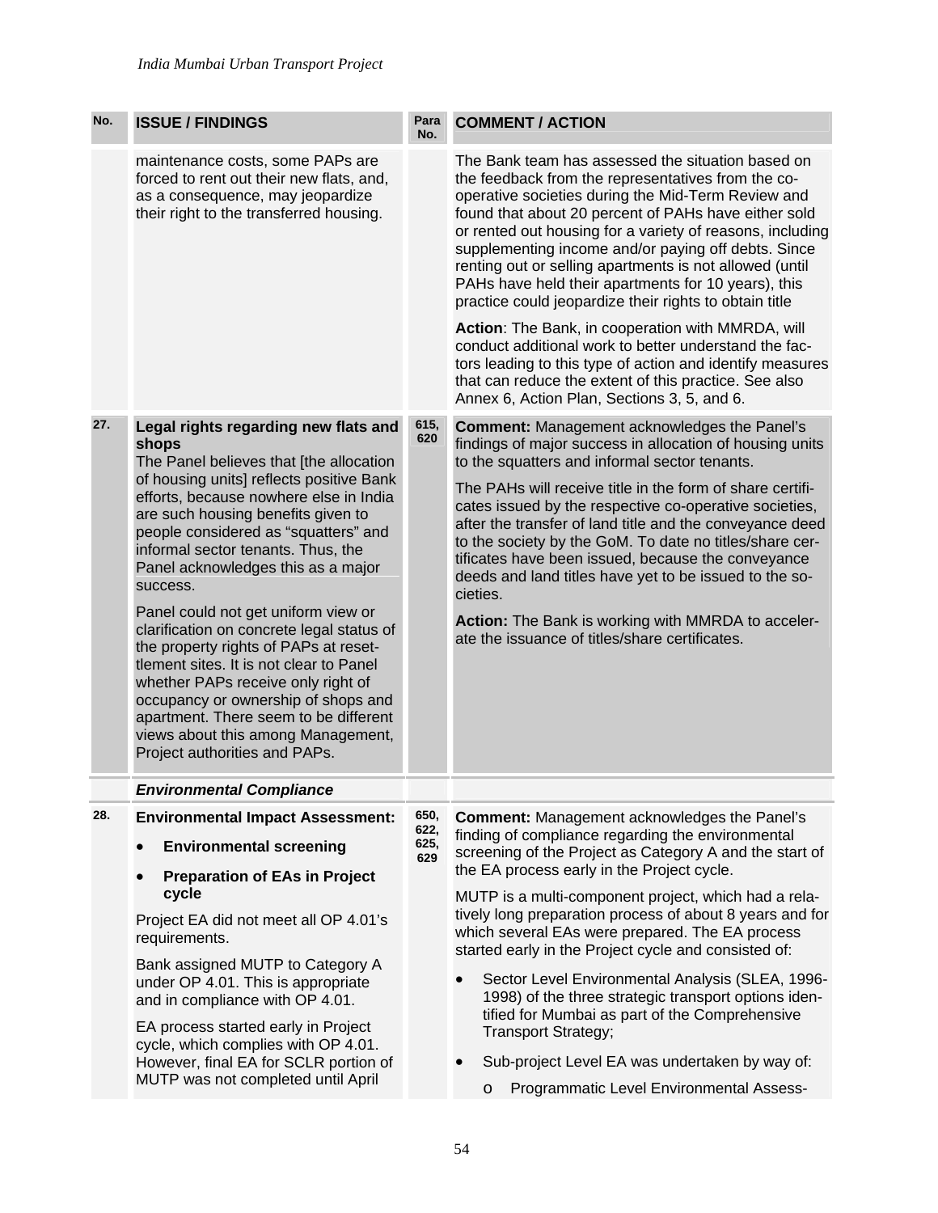| No. | ISSUE / FINDINGS | Para No. | COMMENT / ACTION |
|---|---|---|---|
| | maintenance costs, some PAPs are forced to rent out their new flats, and, as a consequence, may jeopardize their right to the transferred housing. | | The Bank team has assessed the situation based on the feedback from the representatives from the co-operative societies during the Mid-Term Review and found that about 20 percent of PAHs have either sold or rented out housing for a variety of reasons, including supplementing income and/or paying off debts. Since renting out or selling apartments is not allowed (until PAHs have held their apartments for 10 years), this practice could jeopardize their rights to obtain title<br><br>**Action**: The Bank, in cooperation with MMRDA, will conduct additional work to better understand the factors leading to this type of action and identify measures that can reduce the extent of this practice. See also Annex 6, Action Plan, Sections 3, 5, and 6. |
| 27. | **Legal rights regarding new flats and shops**<br>The Panel believes that [the allocation of housing units] reflects positive Bank efforts, because nowhere else in India are such housing benefits given to people considered as "squatters" and informal sector tenants. Thus, the Panel acknowledges this as a major success.<br><br>Panel could not get uniform view or clarification on concrete legal status of the property rights of PAPs at resettlement sites. It is not clear to Panel whether PAPs receive only right of occupancy or ownership of shops and apartment. There seem to be different views about this among Management, Project authorities and PAPs. | 615, 620 | **Comment:** Management acknowledges the Panel's findings of major success in allocation of housing units to the squatters and informal sector tenants.<br><br>The PAHs will receive title in the form of share certificates issued by the respective co-operative societies, after the transfer of land title and the conveyance deed to the society by the GoM. To date no titles/share certificates have been issued, because the conveyance deeds and land titles have yet to be issued to the societies.<br><br>**Action:** The Bank is working with MMRDA to accelerate the issuance of titles/share certificates. |
| | ***Environmental Compliance*** | | |
| 28. | **Environmental Impact Assessment:**<br>• **Environmental screening**<br>• **Preparation of EAs in Project cycle**<br><br>Project EA did not meet all OP 4.01's requirements.<br><br>Bank assigned MUTP to Category A under OP 4.01. This is appropriate and in compliance with OP 4.01.<br><br>EA process started early in Project cycle, which complies with OP 4.01. However, final EA for SCLR portion of MUTP was not completed until April | 650, 622, 625, 629 | **Comment:** Management acknowledges the Panel's finding of compliance regarding the environmental screening of the Project as Category A and the start of the EA process early in the Project cycle.<br><br>MUTP is a multi-component project, which had a relatively long preparation process of about 8 years and for which several EAs were prepared. The EA process started early in the Project cycle and consisted of:<br>• Sector Level Environmental Analysis (SLEA, 1996-1998) of the three strategic transport options identified for Mumbai as part of the Comprehensive Transport Strategy;<br>• Sub-project Level EA was undertaken by way of:<br>  o Programmatic Level Environmental Assess- |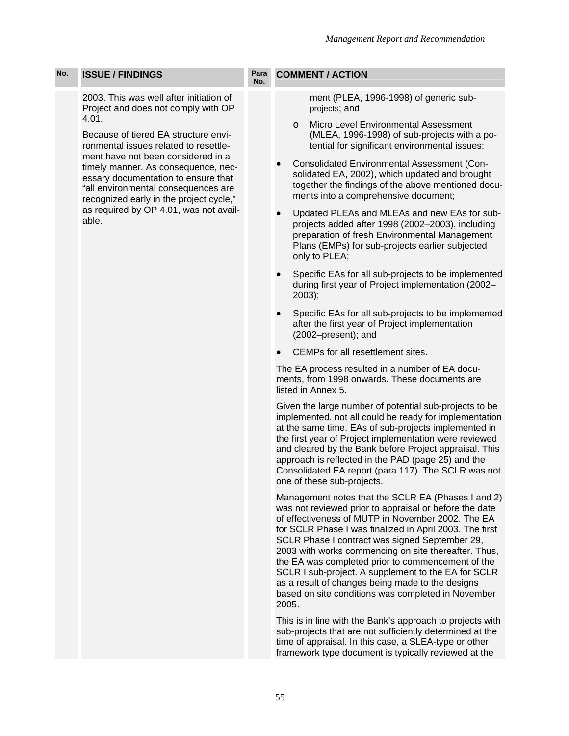| No. | ISSUE / FINDINGS | Para No. | COMMENT / ACTION |
|---|---|---|---|
| | 2003. This was well after initiation of Project and does not comply with OP 4.01.<br><br>Because of tiered EA structure environmental issues related to resettlement have not been considered in a timely manner. As consequence, necessary documentation to ensure that "all environmental consequences are recognized early in the project cycle," as required by OP 4.01, was not available. | | ment (PLEA, 1996-1998) of generic sub-projects; and<br>o Micro Level Environmental Assessment (MLEA, 1996-1998) of sub-projects with a potential for significant environmental issues;<br>• Consolidated Environmental Assessment (Consolidated EA, 2002), which updated and brought together the findings of the above mentioned documents into a comprehensive document;<br>• Updated PLEAs and MLEAs and new EAs for sub-projects added after 1998 (2002–2003), including preparation of fresh Environmental Management Plans (EMPs) for sub-projects earlier subjected only to PLEA;<br>• Specific EAs for all sub-projects to be implemented during first year of Project implementation (2002–2003);<br>• Specific EAs for all sub-projects to be implemented after the first year of Project implementation (2002–present); and<br>• CEMPs for all resettlement sites.<br><br>The EA process resulted in a number of EA documents, from 1998 onwards. These documents are listed in Annex 5.<br><br>Given the large number of potential sub-projects to be implemented, not all could be ready for implementation at the same time. EAs of sub-projects implemented in the first year of Project implementation were reviewed and cleared by the Bank before Project appraisal. This approach is reflected in the PAD (page 25) and the Consolidated EA report (para 117). The SCLR was not one of these sub-projects.<br><br>Management notes that the SCLR EA (Phases I and 2) was not reviewed prior to appraisal or before the date of effectiveness of MUTP in November 2002. The EA for SCLR Phase I was finalized in April 2003. The first SCLR Phase I contract was signed September 29, 2003 with works commencing on site thereafter. Thus, the EA was completed prior to commencement of the SCLR I sub-project. A supplement to the EA for SCLR as a result of changes being made to the designs based on site conditions was completed in November 2005.<br><br>This is in line with the Bank's approach to projects with sub-projects that are not sufficiently determined at the time of appraisal. In this case, a SLEA-type or other framework type document is typically reviewed at the |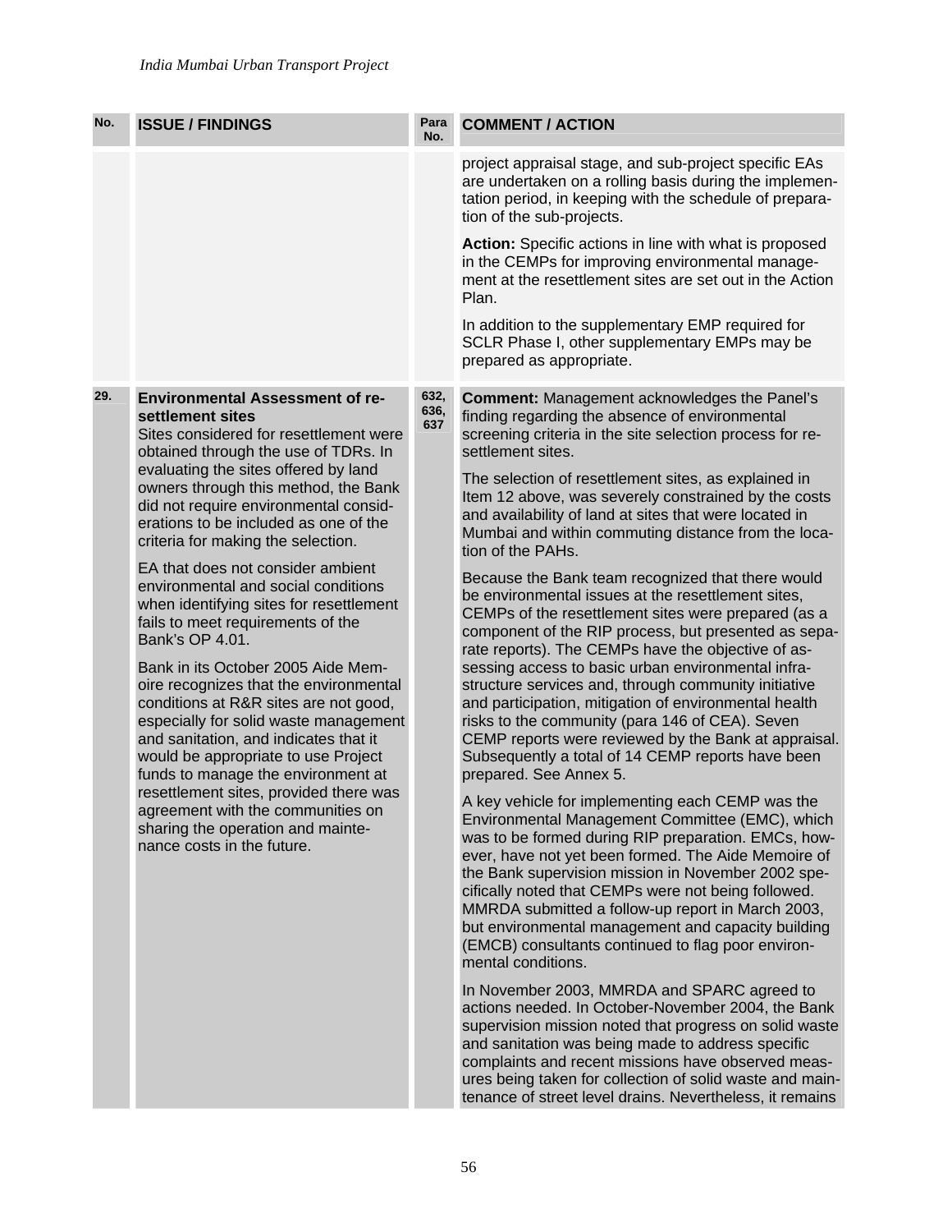| No. | ISSUE / FINDINGS | Para No. | COMMENT / ACTION |
|---|---|---|---|
| | | | project appraisal stage, and sub-project specific EAs are undertaken on a rolling basis during the implementation period, in keeping with the schedule of preparation of the sub-projects.<br><br>**Action:** Specific actions in line with what is proposed in the CEMPs for improving environmental management at the resettlement sites are set out in the Action Plan.<br><br>In addition to the supplementary EMP required for SCLR Phase I, other supplementary EMPs may be prepared as appropriate. |
| 29. | **Environmental Assessment of resettlement sites**<br>Sites considered for resettlement were obtained through the use of TDRs. In evaluating the sites offered by land owners through this method, the Bank did not require environmental considerations to be included as one of the criteria for making the selection.<br><br>EA that does not consider ambient environmental and social conditions when identifying sites for resettlement fails to meet requirements of the Bank's OP 4.01.<br><br>Bank in its October 2005 Aide Memoire recognizes that the environmental conditions at R&R sites are not good, especially for solid waste management and sanitation, and indicates that it would be appropriate to use Project funds to manage the environment at resettlement sites, provided there was agreement with the communities on sharing the operation and maintenance costs in the future. | 632, 636, 637 | **Comment:** Management acknowledges the Panel's finding regarding the absence of environmental screening criteria in the site selection process for resettlement sites.<br><br>The selection of resettlement sites, as explained in Item 12 above, was severely constrained by the costs and availability of land at sites that were located in Mumbai and within commuting distance from the location of the PAHs.<br><br>Because the Bank team recognized that there would be environmental issues at the resettlement sites, CEMPs of the resettlement sites were prepared (as a component of the RIP process, but presented as separate reports). The CEMPs have the objective of assessing access to basic urban environmental infrastructure services and, through community initiative and participation, mitigation of environmental health risks to the community (para 146 of CEA). Seven CEMP reports were reviewed by the Bank at appraisal. Subsequently a total of 14 CEMP reports have been prepared. See Annex 5.<br><br>A key vehicle for implementing each CEMP was the Environmental Management Committee (EMC), which was to be formed during RIP preparation. EMCs, however, have not yet been formed. The Aide Memoire of the Bank supervision mission in November 2002 specifically noted that CEMPs were not being followed. MMRDA submitted a follow-up report in March 2003, but environmental management and capacity building (EMCB) consultants continued to flag poor environmental conditions.<br><br>In November 2003, MMRDA and SPARC agreed to actions needed. In October-November 2004, the Bank supervision mission noted that progress on solid waste and sanitation was being made to address specific complaints and recent missions have observed measures being taken for collection of solid waste and maintenance of street level drains. Nevertheless, it remains |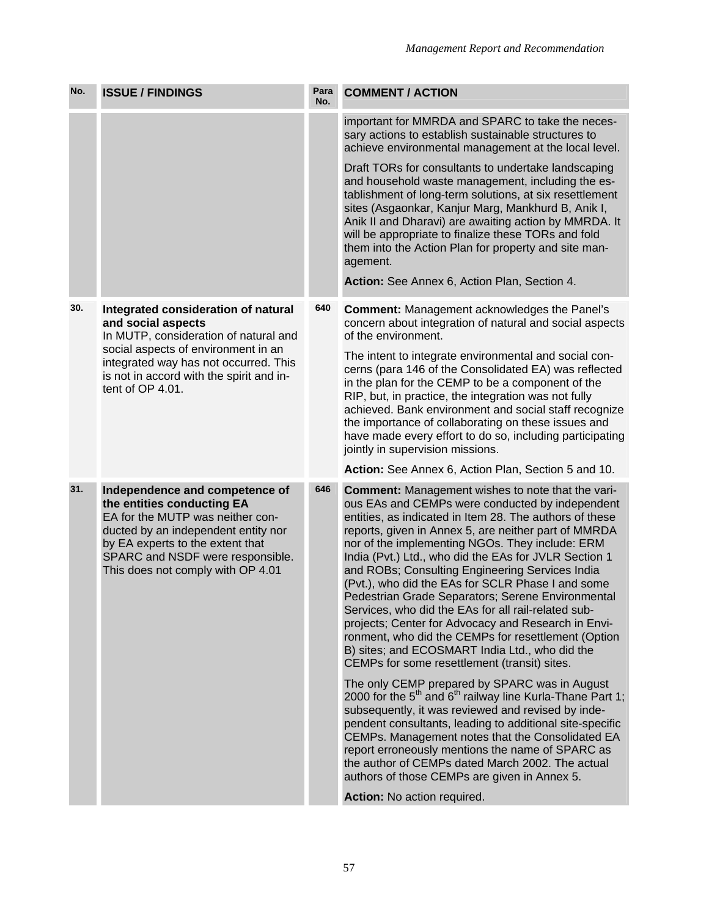| No. | ISSUE / FINDINGS | Para No. | COMMENT / ACTION |
|---|---|---|---|
| | | | important for MMRDA and SPARC to take the necessary actions to establish sustainable structures to achieve environmental management at the local level.<br><br>Draft TORs for consultants to undertake landscaping and household waste management, including the establishment of long-term solutions, at six resettlement sites (Asgaonkar, Kanjur Marg, Mankhurd B, Anik I, Anik II and Dharavi) are awaiting action by MMRDA. It will be appropriate to finalize these TORs and fold them into the Action Plan for property and site management.<br><br>**Action:** See Annex 6, Action Plan, Section 4. |
| 30. | **Integrated consideration of natural and social aspects**<br>In MUTP, consideration of natural and social aspects of environment in an integrated way has not occurred. This is not in accord with the spirit and intent of OP 4.01. | 640 | **Comment:** Management acknowledges the Panel's concern about integration of natural and social aspects of the environment.<br><br>The intent to integrate environmental and social concerns (para 146 of the Consolidated EA) was reflected in the plan for the CEMP to be a component of the RIP, but, in practice, the integration was not fully achieved. Bank environment and social staff recognize the importance of collaborating on these issues and have made every effort to do so, including participating jointly in supervision missions.<br><br>**Action:** See Annex 6, Action Plan, Section 5 and 10. |
| 31. | **Independence and competence of the entities conducting EA**<br>EA for the MUTP was neither conducted by an independent entity nor by EA experts to the extent that SPARC and NSDF were responsible. This does not comply with OP 4.01 | 646 | **Comment:** Management wishes to note that the various EAs and CEMPs were conducted by independent entities, as indicated in Item 28. The authors of these reports, given in Annex 5, are neither part of MMRDA nor of the implementing NGOs. They include: ERM India (Pvt.) Ltd., who did the EAs for JVLR Section 1 and ROBs; Consulting Engineering Services India (Pvt.), who did the EAs for SCLR Phase I and some Pedestrian Grade Separators; Serene Environmental Services, who did the EAs for all rail-related subprojects; Center for Advocacy and Research in Environment, who did the CEMPs for resettlement (Option B) sites; and ECOSMART India Ltd., who did the CEMPs for some resettlement (transit) sites.<br><br>The only CEMP prepared by SPARC was in August 2000 for the 5th and 6th railway line Kurla-Thane Part 1; subsequently, it was reviewed and revised by independent consultants, leading to additional site-specific CEMPs. Management notes that the Consolidated EA report erroneously mentions the name of SPARC as the author of CEMPs dated March 2002. The actual authors of those CEMPs are given in Annex 5.<br><br>**Action:** No action required. |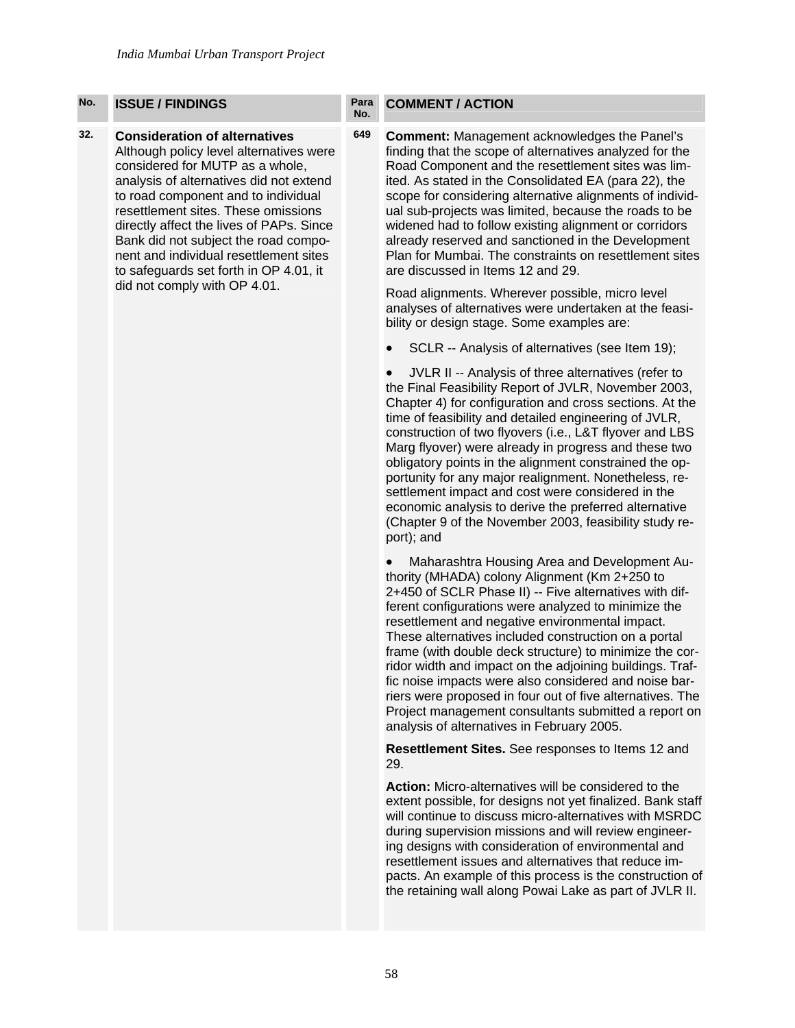| No. | ISSUE / FINDINGS | Para No. | COMMENT / ACTION |
|---|---|---|---|
| 32. | **Consideration of alternatives** Although policy level alternatives were considered for MUTP as a whole, analysis of alternatives did not extend to road component and to individual resettlement sites. These omissions directly affect the lives of PAPs. Since Bank did not subject the road component and individual resettlement sites to safeguards set forth in OP 4.01, it did not comply with OP 4.01. | 649 | **Comment:** Management acknowledges the Panel's finding that the scope of alternatives analyzed for the Road Component and the resettlement sites was limited. As stated in the Consolidated EA (para 22), the scope for considering alternative alignments of individual sub-projects was limited, because the roads to be widened had to follow existing alignment or corridors already reserved and sanctioned in the Development Plan for Mumbai. The constraints on resettlement sites are discussed in Items 12 and 29.<br><br>Road alignments. Wherever possible, micro level analyses of alternatives were undertaken at the feasibility or design stage. Some examples are:<br><br>• SCLR -- Analysis of alternatives (see Item 19);<br><br>• JVLR II -- Analysis of three alternatives (refer to the Final Feasibility Report of JVLR, November 2003, Chapter 4) for configuration and cross sections. At the time of feasibility and detailed engineering of JVLR, construction of two flyovers (i.e., L&T flyover and LBS Marg flyover) were already in progress and these two obligatory points in the alignment constrained the opportunity for any major realignment. Nonetheless, resettlement impact and cost were considered in the economic analysis to derive the preferred alternative (Chapter 9 of the November 2003, feasibility study report); and<br><br>• Maharashtra Housing Area and Development Authority (MHADA) colony Alignment (Km 2+250 to 2+450 of SCLR Phase II) -- Five alternatives with different configurations were analyzed to minimize the resettlement and negative environmental impact. These alternatives included construction on a portal frame (with double deck structure) to minimize the corridor width and impact on the adjoining buildings. Traffic noise impacts were also considered and noise barriers were proposed in four out of five alternatives. The Project management consultants submitted a report on analysis of alternatives in February 2005.<br><br>**Resettlement Sites.** See responses to Items 12 and 29.<br><br>**Action:** Micro-alternatives will be considered to the extent possible, for designs not yet finalized. Bank staff will continue to discuss micro-alternatives with MSRDC during supervision missions and will review engineering designs with consideration of environmental and resettlement issues and alternatives that reduce impacts. An example of this process is the construction of the retaining wall along Powai Lake as part of JVLR II. |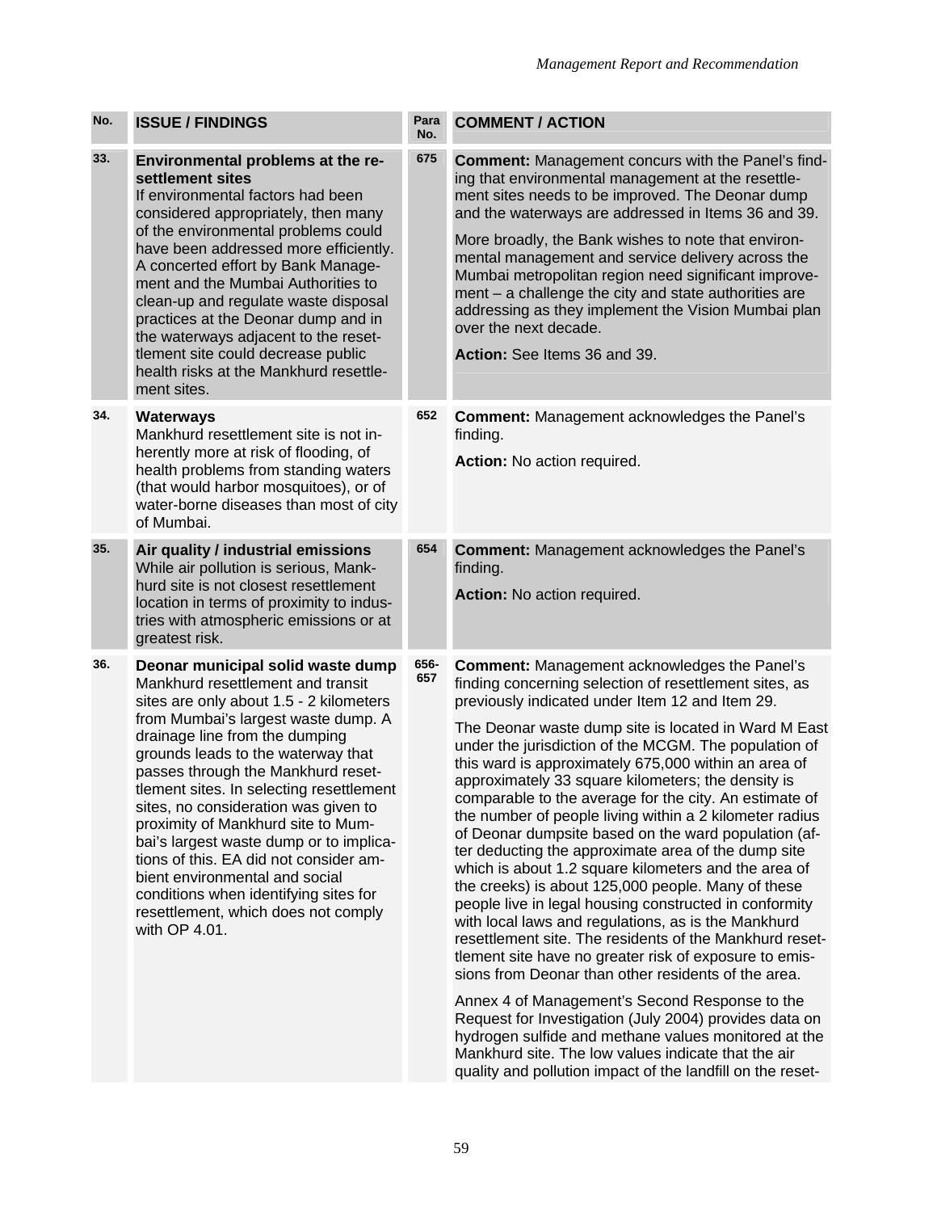| No. | ISSUE / FINDINGS | Para No. | COMMENT / ACTION |
|---|---|---|---|
| 33. | **Environmental problems at the resettlement sites**<br>If environmental factors had been considered appropriately, then many of the environmental problems could have been addressed more efficiently. A concerted effort by Bank Management and the Mumbai Authorities to clean-up and regulate waste disposal practices at the Deonar dump and in the waterways adjacent to the resettlement site could decrease public health risks at the Mankhurd resettlement sites. | 675 | **Comment:** Management concurs with the Panel's finding that environmental management at the resettlement sites needs to be improved. The Deonar dump and the waterways are addressed in Items 36 and 39.<br><br>More broadly, the Bank wishes to note that environmental management and service delivery across the Mumbai metropolitan region need significant improvement – a challenge the city and state authorities are addressing as they implement the Vision Mumbai plan over the next decade.<br><br>**Action:** See Items 36 and 39. |
| 34. | **Waterways**<br>Mankhurd resettlement site is not inherently more at risk of flooding, of health problems from standing waters (that would harbor mosquitoes), or of water-borne diseases than most of city of Mumbai. | 652 | **Comment:** Management acknowledges the Panel's finding.<br><br>**Action:** No action required. |
| 35. | **Air quality / industrial emissions**<br>While air pollution is serious, Mankhurd site is not closest resettlement location in terms of proximity to industries with atmospheric emissions or at greatest risk. | 654 | **Comment:** Management acknowledges the Panel's finding.<br><br>**Action:** No action required. |
| 36. | **Deonar municipal solid waste dump**<br>Mankhurd resettlement and transit sites are only about 1.5 - 2 kilometers from Mumbai's largest waste dump. A drainage line from the dumping grounds leads to the waterway that passes through the Mankhurd resettlement sites. In selecting resettlement sites, no consideration was given to proximity of Mankhurd site to Mumbai's largest waste dump or to implications of this. EA did not consider ambient environmental and social conditions when identifying sites for resettlement, which does not comply with OP 4.01. | 656-657 | **Comment:** Management acknowledges the Panel's finding concerning selection of resettlement sites, as previously indicated under Item 12 and Item 29.<br><br>The Deonar waste dump site is located in Ward M East under the jurisdiction of the MCGM. The population of this ward is approximately 675,000 within an area of approximately 33 square kilometers; the density is comparable to the average for the city. An estimate of the number of people living within a 2 kilometer radius of Deonar dumpsite based on the ward population (after deducting the approximate area of the dump site which is about 1.2 square kilometers and the area of the creeks) is about 125,000 people. Many of these people live in legal housing constructed in conformity with local laws and regulations, as is the Mankhurd resettlement site. The residents of the Mankhurd resettlement site have no greater risk of exposure to emissions from Deonar than other residents of the area.<br><br>Annex 4 of Management's Second Response to the Request for Investigation (July 2004) provides data on hydrogen sulfide and methane values monitored at the Mankhurd site. The low values indicate that the air quality and pollution impact of the landfill on the reset- |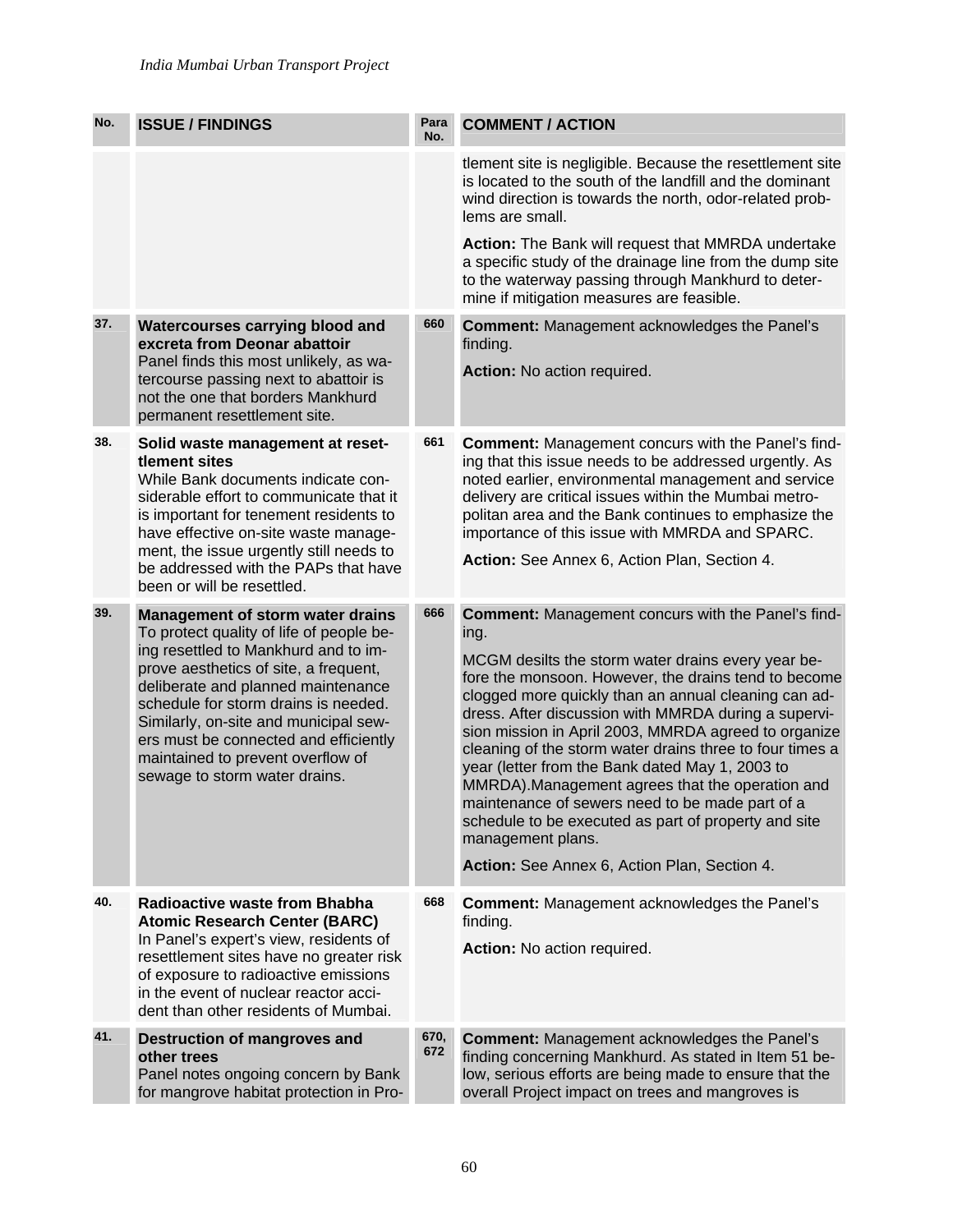| No. | ISSUE / FINDINGS | Para No. | COMMENT / ACTION |
|---|---|---|---|
| | | | tlement site is negligible. Because the resettlement site is located to the south of the landfill and the dominant wind direction is towards the north, odor-related problems are small.<br><br>**Action:** The Bank will request that MMRDA undertake a specific study of the drainage line from the dump site to the waterway passing through Mankhurd to determine if mitigation measures are feasible. |
| 37. | **Watercourses carrying blood and excreta from Deonar abattoir**<br>Panel finds this most unlikely, as watercourse passing next to abattoir is not the one that borders Mankhurd permanent resettlement site. | 660 | **Comment:** Management acknowledges the Panel's finding.<br><br>**Action:** No action required. |
| 38. | **Solid waste management at resettlement sites**<br>While Bank documents indicate considerable effort to communicate that it is important for tenement residents to have effective on-site waste management, the issue urgently still needs to be addressed with the PAPs that have been or will be resettled. | 661 | **Comment:** Management concurs with the Panel's finding that this issue needs to be addressed urgently. As noted earlier, environmental management and service delivery are critical issues within the Mumbai metropolitan area and the Bank continues to emphasize the importance of this issue with MMRDA and SPARC.<br><br>**Action:** See Annex 6, Action Plan, Section 4. |
| 39. | **Management of storm water drains**<br>To protect quality of life of people being resettled to Mankhurd and to improve aesthetics of site, a frequent, deliberate and planned maintenance schedule for storm drains is needed. Similarly, on-site and municipal sewers must be connected and efficiently maintained to prevent overflow of sewage to storm water drains. | 666 | **Comment:** Management concurs with the Panel's finding.<br><br>MCGM desilts the storm water drains every year before the monsoon. However, the drains tend to become clogged more quickly than an annual cleaning can address. After discussion with MMRDA during a supervision mission in April 2003, MMRDA agreed to organize cleaning of the storm water drains three to four times a year (letter from the Bank dated May 1, 2003 to MMRDA).Management agrees that the operation and maintenance of sewers need to be made part of a schedule to be executed as part of property and site management plans.<br><br>**Action:** See Annex 6, Action Plan, Section 4. |
| 40. | **Radioactive waste from Bhabha Atomic Research Center (BARC)**<br>In Panel's expert's view, residents of resettlement sites have no greater risk of exposure to radioactive emissions in the event of nuclear reactor accident than other residents of Mumbai. | 668 | **Comment:** Management acknowledges the Panel's finding.<br><br>**Action:** No action required. |
| 41. | **Destruction of mangroves and other trees**<br>Panel notes ongoing concern by Bank for mangrove habitat protection in Pro- | 670, 672 | **Comment:** Management acknowledges the Panel's finding concerning Mankhurd. As stated in Item 51 below, serious efforts are being made to ensure that the overall Project impact on trees and mangroves is |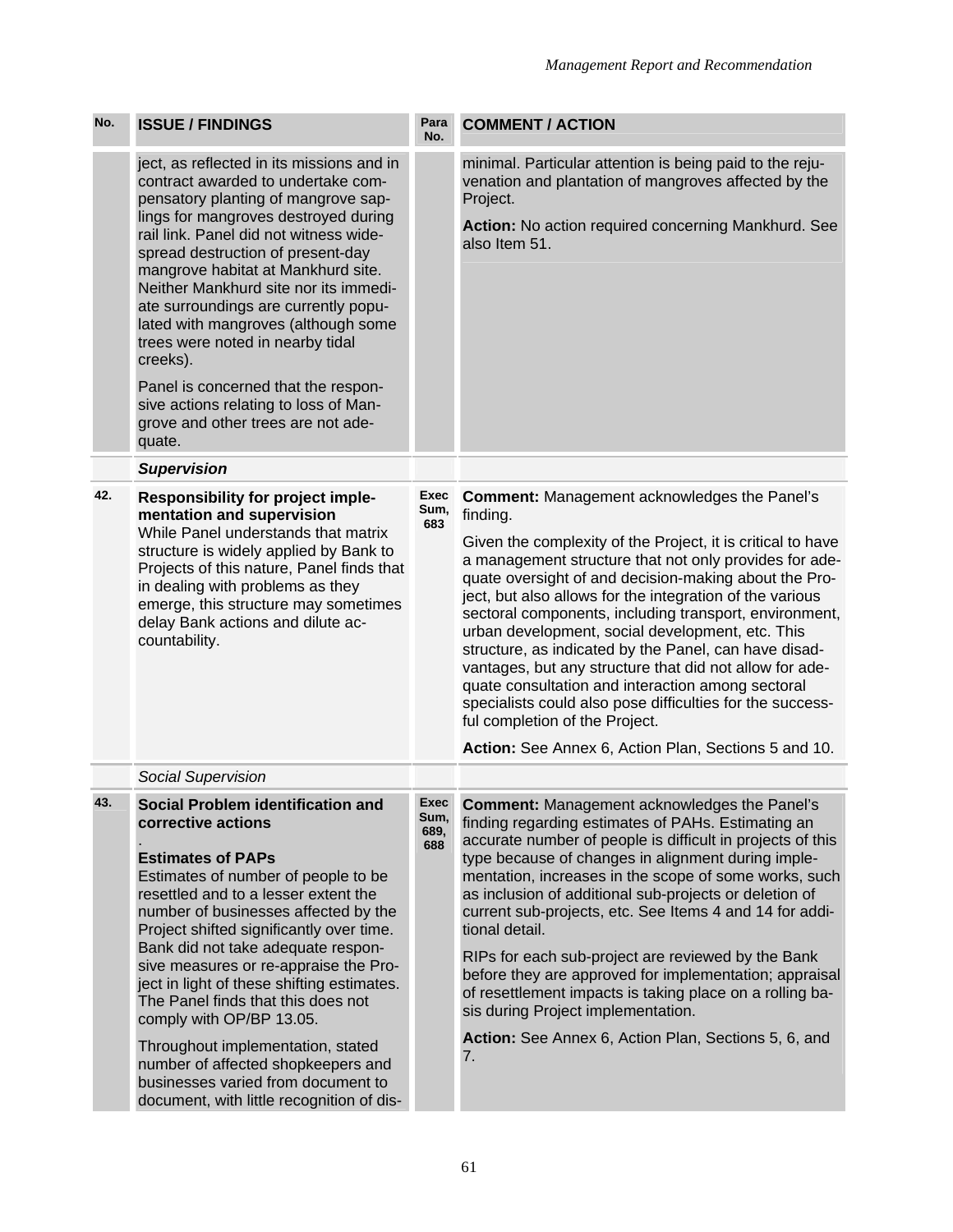| No. | ISSUE / FINDINGS | Para No. | COMMENT / ACTION |
|---|---|---|---|
| | ject, as reflected in its missions and in contract awarded to undertake compensatory planting of mangrove saplings for mangroves destroyed during rail link. Panel did not witness widespread destruction of present-day mangrove habitat at Mankhurd site. Neither Mankhurd site nor its immediate surroundings are currently populated with mangroves (although some trees were noted in nearby tidal creeks).<br><br>Panel is concerned that the responsive actions relating to loss of Mangrove and other trees are not adequate. | | minimal. Particular attention is being paid to the rejuvenation and plantation of mangroves affected by the Project.<br><br>**Action:** No action required concerning Mankhurd. See also Item 51. |
| | ***Supervision*** | | |
| 42. | **Responsibility for project implementation and supervision**<br>While Panel understands that matrix structure is widely applied by Bank to Projects of this nature, Panel finds that in dealing with problems as they emerge, this structure may sometimes delay Bank actions and dilute accountability. | Exec Sum, 683 | **Comment:** Management acknowledges the Panel's finding.<br><br>Given the complexity of the Project, it is critical to have a management structure that not only provides for adequate oversight of and decision-making about the Project, but also allows for the integration of the various sectoral components, including transport, environment, urban development, social development, etc. This structure, as indicated by the Panel, can have disadvantages, but any structure that did not allow for adequate consultation and interaction among sectoral specialists could also pose difficulties for the successful completion of the Project.<br><br>**Action:** See Annex 6, Action Plan, Sections 5 and 10. |
| | *Social Supervision* | | |
| 43. | **Social Problem identification and corrective actions**<br>.<br>**Estimates of PAPs**<br>Estimates of number of people to be resettled and to a lesser extent the number of businesses affected by the Project shifted significantly over time. Bank did not take adequate responsive measures or re-appraise the Project in light of these shifting estimates. The Panel finds that this does not comply with OP/BP 13.05.<br><br>Throughout implementation, stated number of affected shopkeepers and businesses varied from document to document, with little recognition of dis- | Exec Sum, 689, 688 | **Comment:** Management acknowledges the Panel's finding regarding estimates of PAHs. Estimating an accurate number of people is difficult in projects of this type because of changes in alignment during implementation, increases in the scope of some works, such as inclusion of additional sub-projects or deletion of current sub-projects, etc. See Items 4 and 14 for additional detail.<br><br>RIPs for each sub-project are reviewed by the Bank before they are approved for implementation; appraisal of resettlement impacts is taking place on a rolling basis during Project implementation.<br><br>**Action:** See Annex 6, Action Plan, Sections 5, 6, and 7. |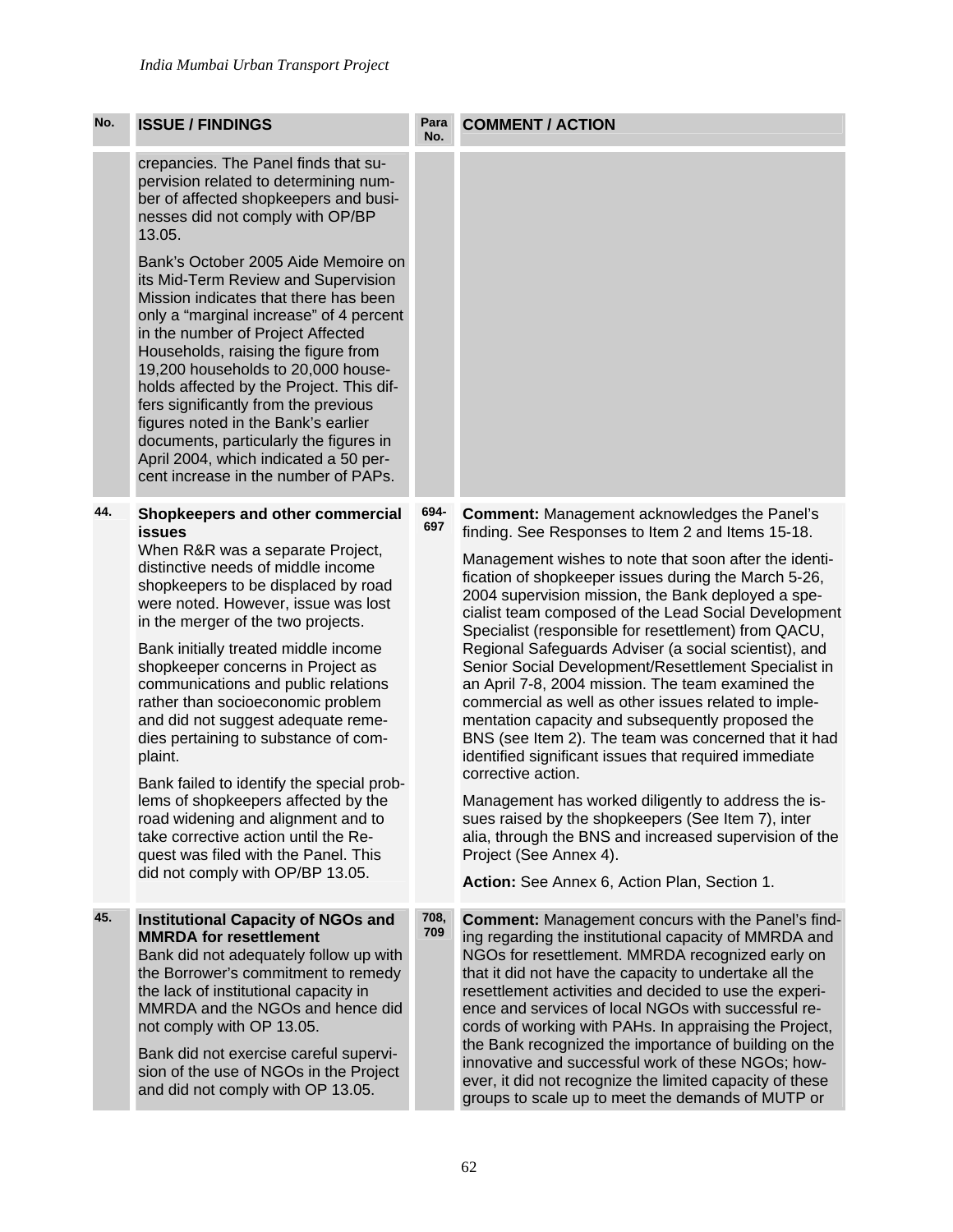| No. | ISSUE / FINDINGS | Para No. | COMMENT / ACTION |
|---|---|---|---|
| | crepancies. The Panel finds that supervision related to determining number of affected shopkeepers and businesses did not comply with OP/BP 13.05.<br><br>Bank's October 2005 Aide Memoire on its Mid-Term Review and Supervision Mission indicates that there has been only a "marginal increase" of 4 percent in the number of Project Affected Households, raising the figure from 19,200 households to 20,000 households affected by the Project. This differs significantly from the previous figures noted in the Bank's earlier documents, particularly the figures in April 2004, which indicated a 50 percent increase in the number of PAPs. | | |
| 44. | **Shopkeepers and other commercial issues**<br>When R&R was a separate Project, distinctive needs of middle income shopkeepers to be displaced by road were noted. However, issue was lost in the merger of the two projects.<br><br>Bank initially treated middle income shopkeeper concerns in Project as communications and public relations rather than socioeconomic problem and did not suggest adequate remedies pertaining to substance of complaint.<br><br>Bank failed to identify the special problems of shopkeepers affected by the road widening and alignment and to take corrective action until the Request was filed with the Panel. This did not comply with OP/BP 13.05. | 694-697 | **Comment:** Management acknowledges the Panel's finding. See Responses to Item 2 and Items 15-18.<br><br>Management wishes to note that soon after the identification of shopkeeper issues during the March 5-26, 2004 supervision mission, the Bank deployed a specialist team composed of the Lead Social Development Specialist (responsible for resettlement) from QACU, Regional Safeguards Adviser (a social scientist), and Senior Social Development/Resettlement Specialist in an April 7-8, 2004 mission. The team examined the commercial as well as other issues related to implementation capacity and subsequently proposed the BNS (see Item 2). The team was concerned that it had identified significant issues that required immediate corrective action.<br><br>Management has worked diligently to address the issues raised by the shopkeepers (See Item 7), inter alia, through the BNS and increased supervision of the Project (See Annex 4).<br><br>**Action:** See Annex 6, Action Plan, Section 1. |
| 45. | **Institutional Capacity of NGOs and MMRDA for resettlement**<br>Bank did not adequately follow up with the Borrower's commitment to remedy the lack of institutional capacity in MMRDA and the NGOs and hence did not comply with OP 13.05.<br><br>Bank did not exercise careful supervision of the use of NGOs in the Project and did not comply with OP 13.05. | 708, 709 | **Comment:** Management concurs with the Panel's finding regarding the institutional capacity of MMRDA and NGOs for resettlement. MMRDA recognized early on that it did not have the capacity to undertake all the resettlement activities and decided to use the experience and services of local NGOs with successful records of working with PAHs. In appraising the Project, the Bank recognized the importance of building on the innovative and successful work of these NGOs; however, it did not recognize the limited capacity of these groups to scale up to meet the demands of MUTP or |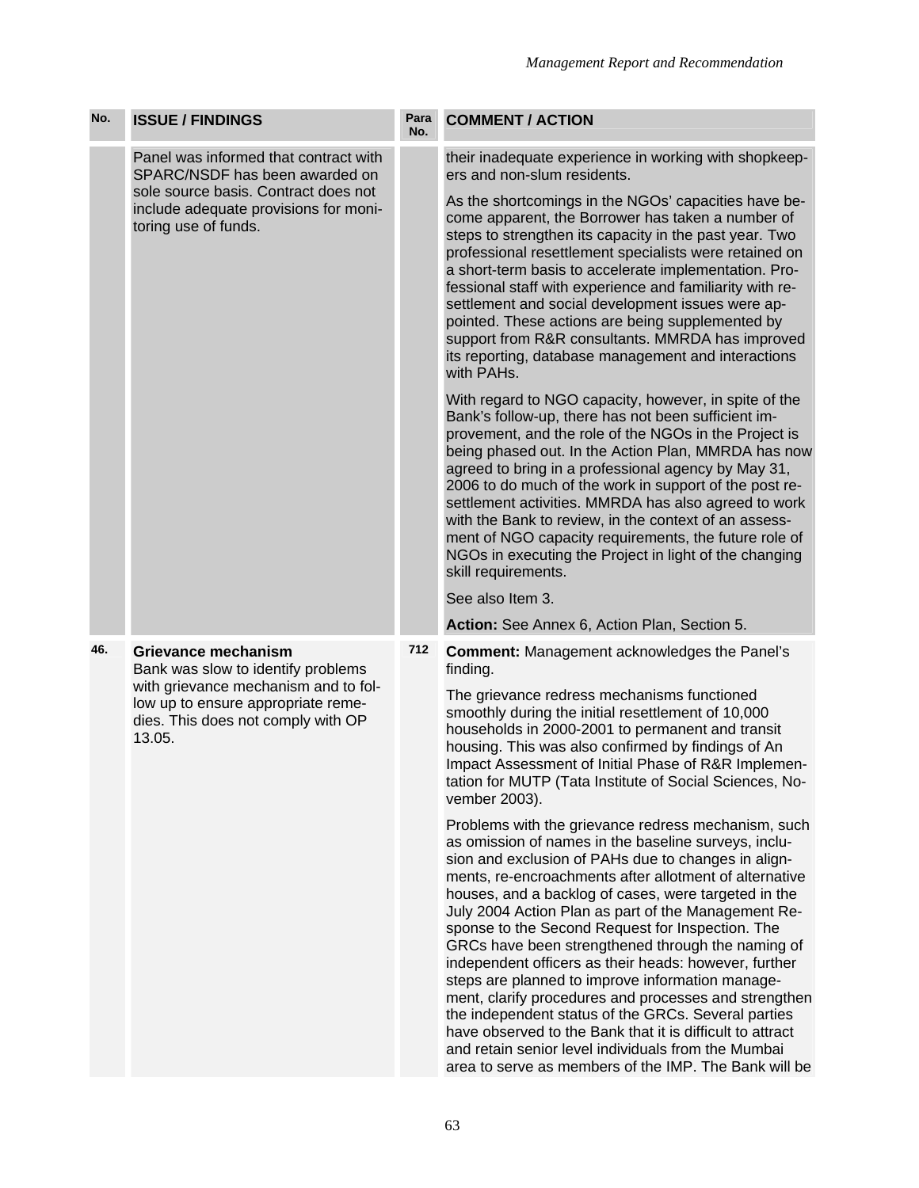| No. | ISSUE / FINDINGS | Para No. | COMMENT / ACTION |
|---|---|---|---|
| | Panel was informed that contract with SPARC/NSDF has been awarded on sole source basis. Contract does not include adequate provisions for monitoring use of funds. | | their inadequate experience in working with shopkeepers and non-slum residents.<br><br>As the shortcomings in the NGOs' capacities have become apparent, the Borrower has taken a number of steps to strengthen its capacity in the past year. Two professional resettlement specialists were retained on a short-term basis to accelerate implementation. Professional staff with experience and familiarity with resettlement and social development issues were appointed. These actions are being supplemented by support from R&R consultants. MMRDA has improved its reporting, database management and interactions with PAHs.<br><br>With regard to NGO capacity, however, in spite of the Bank's follow-up, there has not been sufficient improvement, and the role of the NGOs in the Project is being phased out. In the Action Plan, MMRDA has now agreed to bring in a professional agency by May 31, 2006 to do much of the work in support of the post resettlement activities. MMRDA has also agreed to work with the Bank to review, in the context of an assessment of NGO capacity requirements, the future role of NGOs in executing the Project in light of the changing skill requirements.<br><br>See also Item 3.<br><br>**Action:** See Annex 6, Action Plan, Section 5. |
| 46. | **Grievance mechanism**<br>Bank was slow to identify problems with grievance mechanism and to follow up to ensure appropriate remedies. This does not comply with OP 13.05. | 712 | **Comment:** Management acknowledges the Panel's finding.<br><br>The grievance redress mechanisms functioned smoothly during the initial resettlement of 10,000 households in 2000-2001 to permanent and transit housing. This was also confirmed by findings of An Impact Assessment of Initial Phase of R&R Implementation for MUTP (Tata Institute of Social Sciences, November 2003).<br><br>Problems with the grievance redress mechanism, such as omission of names in the baseline surveys, inclusion and exclusion of PAHs due to changes in alignments, re-encroachments after allotment of alternative houses, and a backlog of cases, were targeted in the July 2004 Action Plan as part of the Management Response to the Second Request for Inspection. The GRCs have been strengthened through the naming of independent officers as their heads: however, further steps are planned to improve information management, clarify procedures and processes and strengthen the independent status of the GRCs. Several parties have observed to the Bank that it is difficult to attract and retain senior level individuals from the Mumbai area to serve as members of the IMP. The Bank will be |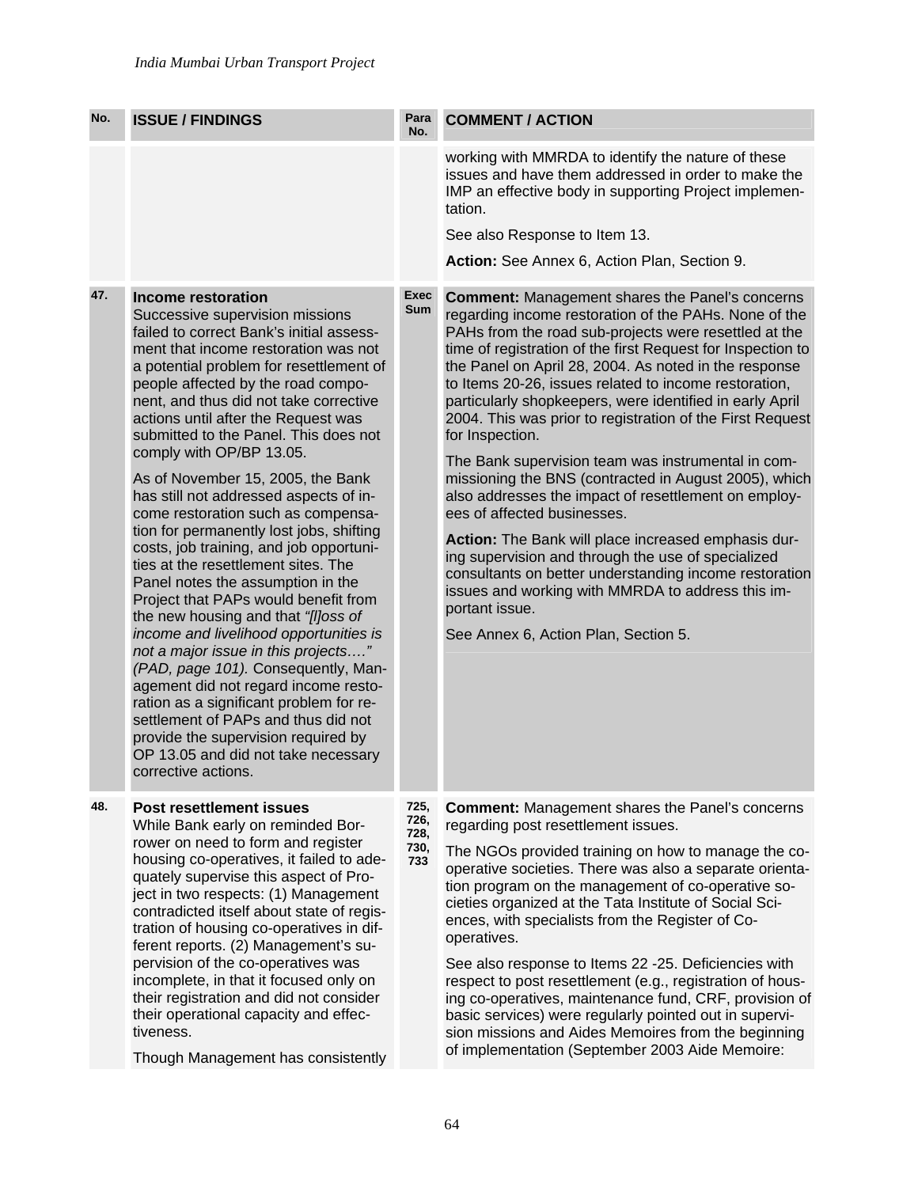| No. | ISSUE / FINDINGS | Para No. | COMMENT / ACTION |
|---|---|---|---|
| | | | working with MMRDA to identify the nature of these issues and have them addressed in order to make the IMP an effective body in supporting Project implementation.<br><br>See also Response to Item 13.<br><br>**Action:** See Annex 6, Action Plan, Section 9. |
| 47. | **Income restoration**<br>Successive supervision missions failed to correct Bank's initial assessment that income restoration was not a potential problem for resettlement of people affected by the road component, and thus did not take corrective actions until after the Request was submitted to the Panel. This does not comply with OP/BP 13.05.<br><br>As of November 15, 2005, the Bank has still not addressed aspects of income restoration such as compensation for permanently lost jobs, shifting costs, job training, and job opportunities at the resettlement sites. The Panel notes the assumption in the Project that PAPs would benefit from the new housing and that *"[l]oss of income and livelihood opportunities is not a major issue in this projects…." (PAD, page 101).* Consequently, Management did not regard income restoration as a significant problem for resettlement of PAPs and thus did not provide the supervision required by OP 13.05 and did not take necessary corrective actions. | Exec Sum | **Comment:** Management shares the Panel's concerns regarding income restoration of the PAHs. None of the PAHs from the road sub-projects were resettled at the time of registration of the first Request for Inspection to the Panel on April 28, 2004. As noted in the response to Items 20-26, issues related to income restoration, particularly shopkeepers, were identified in early April 2004. This was prior to registration of the First Request for Inspection.<br><br>The Bank supervision team was instrumental in commissioning the BNS (contracted in August 2005), which also addresses the impact of resettlement on employees of affected businesses.<br><br>**Action:** The Bank will place increased emphasis during supervision and through the use of specialized consultants on better understanding income restoration issues and working with MMRDA to address this important issue.<br><br>See Annex 6, Action Plan, Section 5. |
| 48. | **Post resettlement issues**<br>While Bank early on reminded Borrower on need to form and register housing co-operatives, it failed to adequately supervise this aspect of Project in two respects: (1) Management contradicted itself about state of registration of housing co-operatives in different reports. (2) Management's supervision of the co-operatives was incomplete, in that it focused only on their registration and did not consider their operational capacity and effectiveness.<br><br>Though Management has consistently | 725, 726, 728, 730, 733 | **Comment:** Management shares the Panel's concerns regarding post resettlement issues.<br><br>The NGOs provided training on how to manage the co-operative societies. There was also a separate orientation program on the management of co-operative societies organized at the Tata Institute of Social Sciences, with specialists from the Register of Co-operatives.<br><br>See also response to Items 22 -25. Deficiencies with respect to post resettlement (e.g., registration of housing co-operatives, maintenance fund, CRF, provision of basic services) were regularly pointed out in supervision missions and Aides Memoires from the beginning of implementation (September 2003 Aide Memoire: |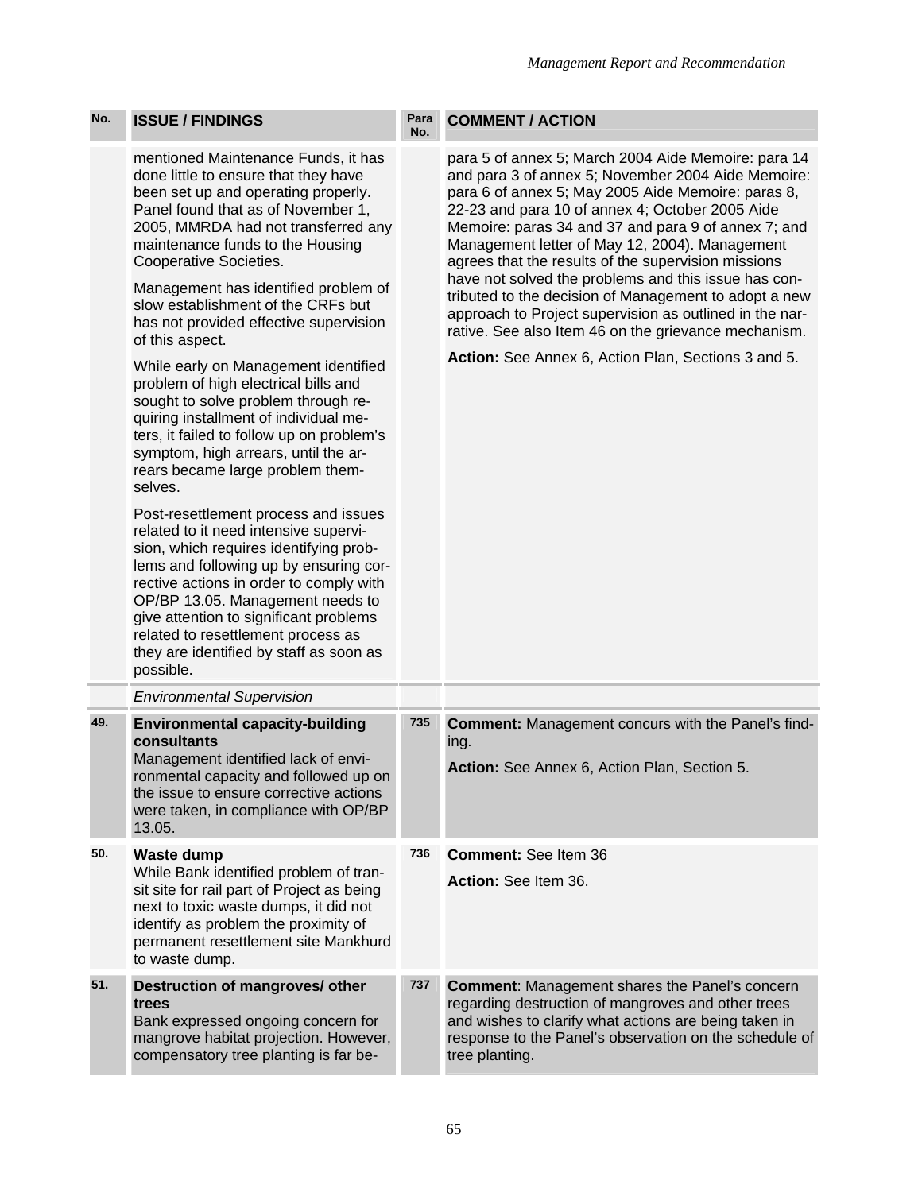| No. | ISSUE / FINDINGS | Para No. | COMMENT / ACTION |
|---|---|---|---|
| | mentioned Maintenance Funds, it has done little to ensure that they have been set up and operating properly. Panel found that as of November 1, 2005, MMRDA had not transferred any maintenance funds to the Housing Cooperative Societies.<br><br>Management has identified problem of slow establishment of the CRFs but has not provided effective supervision of this aspect.<br><br>While early on Management identified problem of high electrical bills and sought to solve problem through requiring installment of individual meters, it failed to follow up on problem's symptom, high arrears, until the arrears became large problem themselves.<br><br>Post-resettlement process and issues related to it need intensive supervision, which requires identifying problems and following up by ensuring corrective actions in order to comply with OP/BP 13.05. Management needs to give attention to significant problems related to resettlement process as they are identified by staff as soon as possible. | | para 5 of annex 5; March 2004 Aide Memoire: para 14 and para 3 of annex 5; November 2004 Aide Memoire: para 6 of annex 5; May 2005 Aide Memoire: paras 8, 22-23 and para 10 of annex 4; October 2005 Aide Memoire: paras 34 and 37 and para 9 of annex 7; and Management letter of May 12, 2004). Management agrees that the results of the supervision missions have not solved the problems and this issue has contributed to the decision of Management to adopt a new approach to Project supervision as outlined in the narrative. See also Item 46 on the grievance mechanism.<br><br>**Action:** See Annex 6, Action Plan, Sections 3 and 5. |
| | *Environmental Supervision* | | |
| 49. | **Environmental capacity-building consultants**<br>Management identified lack of environmental capacity and followed up on the issue to ensure corrective actions were taken, in compliance with OP/BP 13.05. | 735 | **Comment:** Management concurs with the Panel's finding.<br><br>**Action:** See Annex 6, Action Plan, Section 5. |
| 50. | **Waste dump**<br>While Bank identified problem of transit site for rail part of Project as being next to toxic waste dumps, it did not identify as problem the proximity of permanent resettlement site Mankhurd to waste dump. | 736 | **Comment:** See Item 36<br><br>**Action:** See Item 36. |
| 51. | **Destruction of mangroves/ other trees**<br>Bank expressed ongoing concern for mangrove habitat projection. However, compensatory tree planting is far be- | 737 | **Comment**: Management shares the Panel's concern regarding destruction of mangroves and other trees and wishes to clarify what actions are being taken in response to the Panel's observation on the schedule of tree planting. |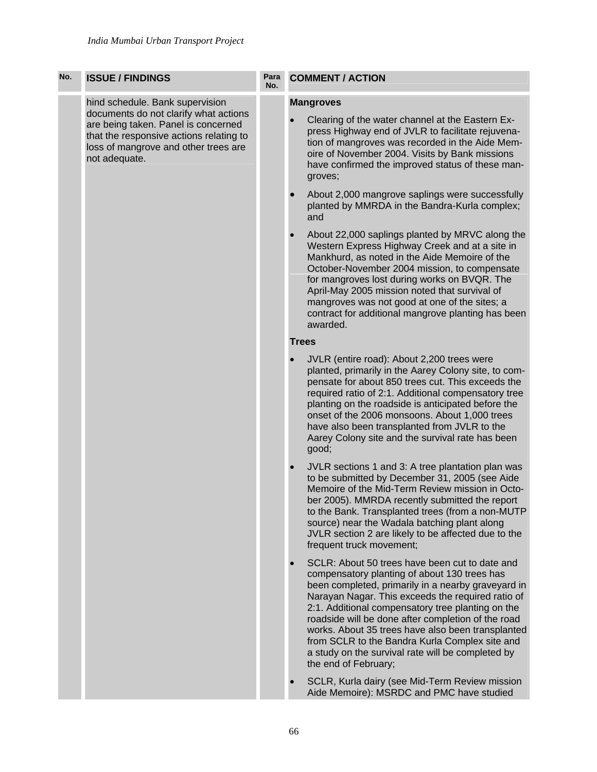| No. | ISSUE / FINDINGS | Para No. | COMMENT / ACTION |
|---|---|---|---|
| | hind schedule. Bank supervision documents do not clarify what actions are being taken. Panel is concerned that the responsive actions relating to loss of mangrove and other trees are not adequate. | | **Mangroves**<br><br>• Clearing of the water channel at the Eastern Express Highway end of JVLR to facilitate rejuvenation of mangroves was recorded in the Aide Memoire of November 2004. Visits by Bank missions have confirmed the improved status of these mangroves;<br><br>• About 2,000 mangrove saplings were successfully planted by MMRDA in the Bandra-Kurla complex; and<br><br>• About 22,000 saplings planted by MRVC along the Western Express Highway Creek and at a site in Mankhurd, as noted in the Aide Memoire of the October-November 2004 mission, to compensate for mangroves lost during works on BVQR. The April-May 2005 mission noted that survival of mangroves was not good at one of the sites; a contract for additional mangrove planting has been awarded.<br><br>**Trees**<br><br>• JVLR (entire road): About 2,200 trees were planted, primarily in the Aarey Colony site, to compensate for about 850 trees cut. This exceeds the required ratio of 2:1. Additional compensatory tree planting on the roadside is anticipated before the onset of the 2006 monsoons. About 1,000 trees have also been transplanted from JVLR to the Aarey Colony site and the survival rate has been good;<br><br>• JVLR sections 1 and 3: A tree plantation plan was to be submitted by December 31, 2005 (see Aide Memoire of the Mid-Term Review mission in October 2005). MMRDA recently submitted the report to the Bank. Transplanted trees (from a non-MUTP source) near the Wadala batching plant along JVLR section 2 are likely to be affected due to the frequent truck movement;<br><br>• SCLR: About 50 trees have been cut to date and compensatory planting of about 130 trees has been completed, primarily in a nearby graveyard in Narayan Nagar. This exceeds the required ratio of 2:1. Additional compensatory tree planting on the roadside will be done after completion of the road works. About 35 trees have also been transplanted from SCLR to the Bandra Kurla Complex site and a study on the survival rate will be completed by the end of February;<br><br>• SCLR, Kurla dairy (see Mid-Term Review mission Aide Memoire): MSRDC and PMC have studied |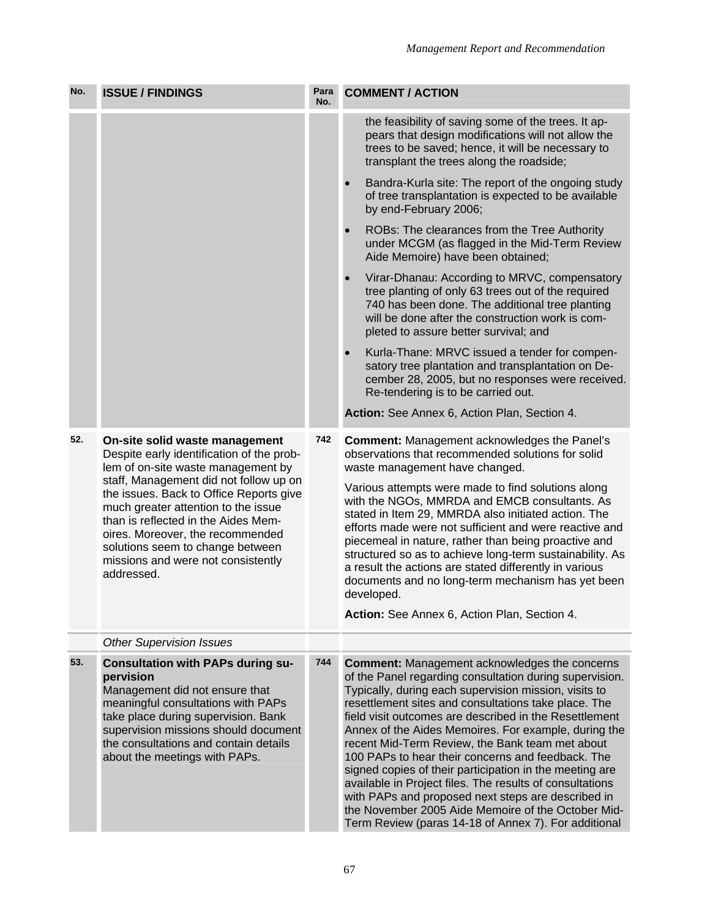| No. | ISSUE / FINDINGS | Para No. | COMMENT / ACTION |
|---|---|---|---|
| | | | the feasibility of saving some of the trees. It appears that design modifications will not allow the trees to be saved; hence, it will be necessary to transplant the trees along the roadside;<br>• Bandra-Kurla site: The report of the ongoing study of tree transplantation is expected to be available by end-February 2006;<br>• ROBs: The clearances from the Tree Authority under MCGM (as flagged in the Mid-Term Review Aide Memoire) have been obtained;<br>• Virar-Dhanau: According to MRVC, compensatory tree planting of only 63 trees out of the required 740 has been done. The additional tree planting will be done after the construction work is completed to assure better survival; and<br>• Kurla-Thane: MRVC issued a tender for compensatory tree plantation and transplantation on December 28, 2005, but no responses were received. Re-tendering is to be carried out.<br>**Action:** See Annex 6, Action Plan, Section 4. |
| **52.** | **On-site solid waste management** Despite early identification of the problem of on-site waste management by staff, Management did not follow up on the issues. Back to Office Reports give much greater attention to the issue than is reflected in the Aides Memoires. Moreover, the recommended solutions seem to change between missions and were not consistently addressed. | **742** | **Comment:** Management acknowledges the Panel's observations that recommended solutions for solid waste management have changed.<br>Various attempts were made to find solutions along with the NGOs, MMRDA and EMCB consultants. As stated in Item 29, MMRDA also initiated action. The efforts made were not sufficient and were reactive and piecemeal in nature, rather than being proactive and structured so as to achieve long-term sustainability. As a result the actions are stated differently in various documents and no long-term mechanism has yet been developed.<br>**Action:** See Annex 6, Action Plan, Section 4. |
| | *Other Supervision Issues* | | |
| **53.** | **Consultation with PAPs during supervision** Management did not ensure that meaningful consultations with PAPs take place during supervision. Bank supervision missions should document the consultations and contain details about the meetings with PAPs. | **744** | **Comment:** Management acknowledges the concerns of the Panel regarding consultation during supervision. Typically, during each supervision mission, visits to resettlement sites and consultations take place. The field visit outcomes are described in the Resettlement Annex of the Aides Memoires. For example, during the recent Mid-Term Review, the Bank team met about 100 PAPs to hear their concerns and feedback. The signed copies of their participation in the meeting are available in Project files. The results of consultations with PAPs and proposed next steps are described in the November 2005 Aide Memoire of the October Mid-Term Review (paras 14-18 of Annex 7). For additional |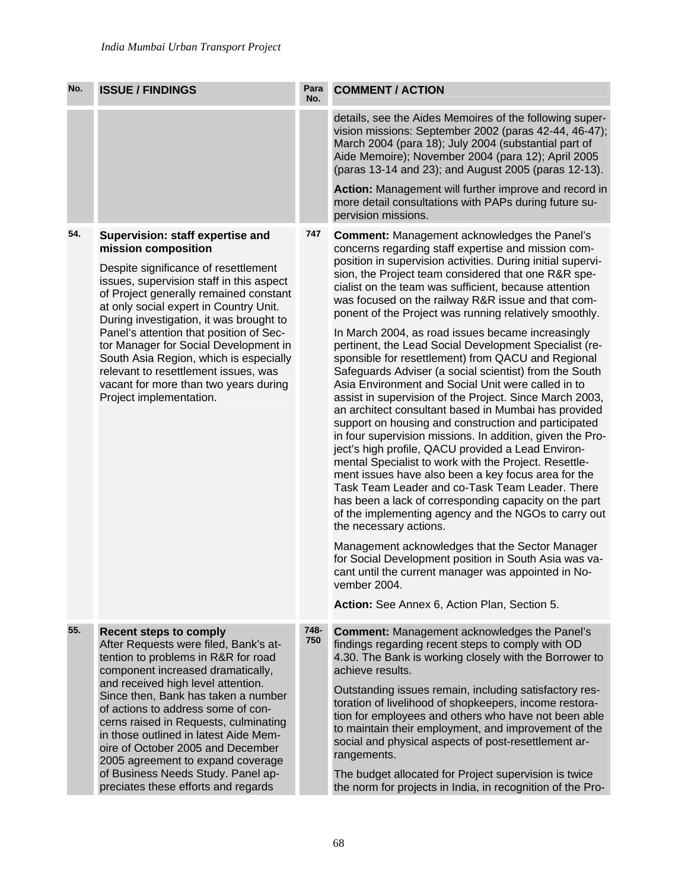| No. | ISSUE / FINDINGS | Para No. | COMMENT / ACTION |
|---|---|---|---|
| | | | details, see the Aides Memoires of the following supervision missions: September 2002 (paras 42-44, 46-47); March 2004 (para 18); July 2004 (substantial part of Aide Memoire); November 2004 (para 12); April 2005 (paras 13-14 and 23); and August 2005 (paras 12-13).<br><br>**Action:** Management will further improve and record in more detail consultations with PAPs during future supervision missions. |
| 54. | **Supervision: staff expertise and mission composition**<br><br>Despite significance of resettlement issues, supervision staff in this aspect of Project generally remained constant at only social expert in Country Unit. During investigation, it was brought to Panel's attention that position of Sector Manager for Social Development in South Asia Region, which is especially relevant to resettlement issues, was vacant for more than two years during Project implementation. | 747 | **Comment:** Management acknowledges the Panel's concerns regarding staff expertise and mission composition in supervision activities. During initial supervision, the Project team considered that one R&R specialist on the team was sufficient, because attention was focused on the railway R&R issue and that component of the Project was running relatively smoothly.<br><br>In March 2004, as road issues became increasingly pertinent, the Lead Social Development Specialist (responsible for resettlement) from QACU and Regional Safeguards Adviser (a social scientist) from the South Asia Environment and Social Unit were called in to assist in supervision of the Project. Since March 2003, an architect consultant based in Mumbai has provided support on housing and construction and participated in four supervision missions. In addition, given the Project's high profile, QACU provided a Lead Environmental Specialist to work with the Project. Resettlement issues have also been a key focus area for the Task Team Leader and co-Task Team Leader. There has been a lack of corresponding capacity on the part of the implementing agency and the NGOs to carry out the necessary actions.<br><br>Management acknowledges that the Sector Manager for Social Development position in South Asia was vacant until the current manager was appointed in November 2004.<br><br>**Action:** See Annex 6, Action Plan, Section 5. |
| 55. | **Recent steps to comply**<br>After Requests were filed, Bank's attention to problems in R&R for road component increased dramatically, and received high level attention. Since then, Bank has taken a number of actions to address some of concerns raised in Requests, culminating in those outlined in latest Aide Memoire of October 2005 and December 2005 agreement to expand coverage of Business Needs Study. Panel appreciates these efforts and regards | 748-750 | **Comment:** Management acknowledges the Panel's findings regarding recent steps to comply with OD 4.30. The Bank is working closely with the Borrower to achieve results.<br><br>Outstanding issues remain, including satisfactory restoration of livelihood of shopkeepers, income restoration for employees and others who have not been able to maintain their employment, and improvement of the social and physical aspects of post-resettlement arrangements.<br><br>The budget allocated for Project supervision is twice the norm for projects in India, in recognition of the Pro- |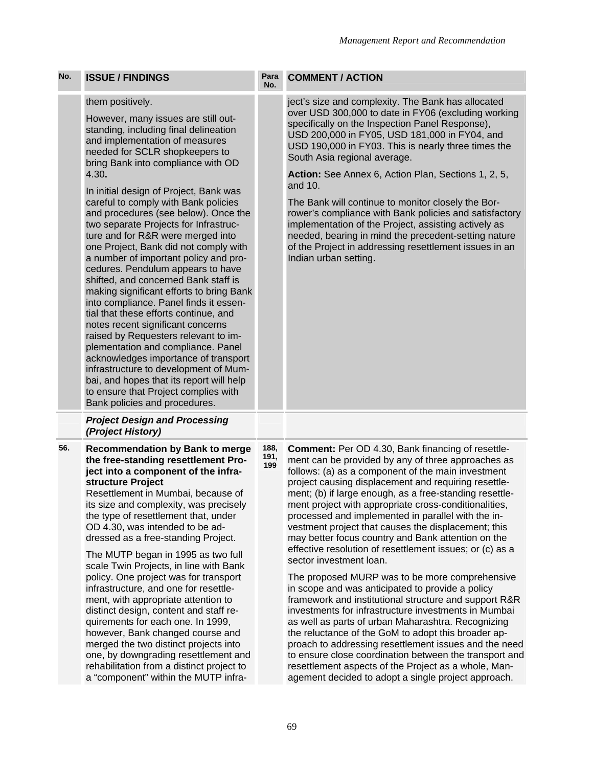| No. | ISSUE / FINDINGS | Para No. | COMMENT / ACTION |
|---|---|---|---|
| | them positively.<br><br>However, many issues are still outstanding, including final delineation and implementation of measures needed for SCLR shopkeepers to bring Bank into compliance with OD 4.30**.**<br><br>In initial design of Project, Bank was careful to comply with Bank policies and procedures (see below). Once the two separate Projects for Infrastructure and for R&R were merged into one Project, Bank did not comply with a number of important policy and procedures. Pendulum appears to have shifted, and concerned Bank staff is making significant efforts to bring Bank into compliance. Panel finds it essential that these efforts continue, and notes recent significant concerns raised by Requesters relevant to implementation and compliance. Panel acknowledges importance of transport infrastructure to development of Mumbai, and hopes that its report will help to ensure that Project complies with Bank policies and procedures. | | ject's size and complexity. The Bank has allocated over USD 300,000 to date in FY06 (excluding working specifically on the Inspection Panel Response), USD 200,000 in FY05, USD 181,000 in FY04, and USD 190,000 in FY03. This is nearly three times the South Asia regional average.<br><br>**Action:** See Annex 6, Action Plan, Sections 1, 2, 5, and 10.<br><br>The Bank will continue to monitor closely the Borrower's compliance with Bank policies and satisfactory implementation of the Project, assisting actively as needed, bearing in mind the precedent-setting nature of the Project in addressing resettlement issues in an Indian urban setting. |
| | ***Project Design and Processing (Project History)*** | | |
| 56. | **Recommendation by Bank to merge the free-standing resettlement Project into a component of the infrastructure Project**<br>Resettlement in Mumbai, because of its size and complexity, was precisely the type of resettlement that, under OD 4.30, was intended to be addressed as a free-standing Project.<br><br>The MUTP began in 1995 as two full scale Twin Projects, in line with Bank policy. One project was for transport infrastructure, and one for resettlement, with appropriate attention to distinct design, content and staff requirements for each one. In 1999, however, Bank changed course and merged the two distinct projects into one, by downgrading resettlement and rehabilitation from a distinct project to a "component" within the MUTP infra- | 188, 191, 199 | **Comment:** Per OD 4.30, Bank financing of resettlement can be provided by any of three approaches as follows: (a) as a component of the main investment project causing displacement and requiring resettlement; (b) if large enough, as a free-standing resettlement project with appropriate cross-conditionalities, processed and implemented in parallel with the investment project that causes the displacement; this may better focus country and Bank attention on the effective resolution of resettlement issues; or (c) as a sector investment loan.<br><br>The proposed MURP was to be more comprehensive in scope and was anticipated to provide a policy framework and institutional structure and support R&R investments for infrastructure investments in Mumbai as well as parts of urban Maharashtra. Recognizing the reluctance of the GoM to adopt this broader approach to addressing resettlement issues and the need to ensure close coordination between the transport and resettlement aspects of the Project as a whole, Management decided to adopt a single project approach. |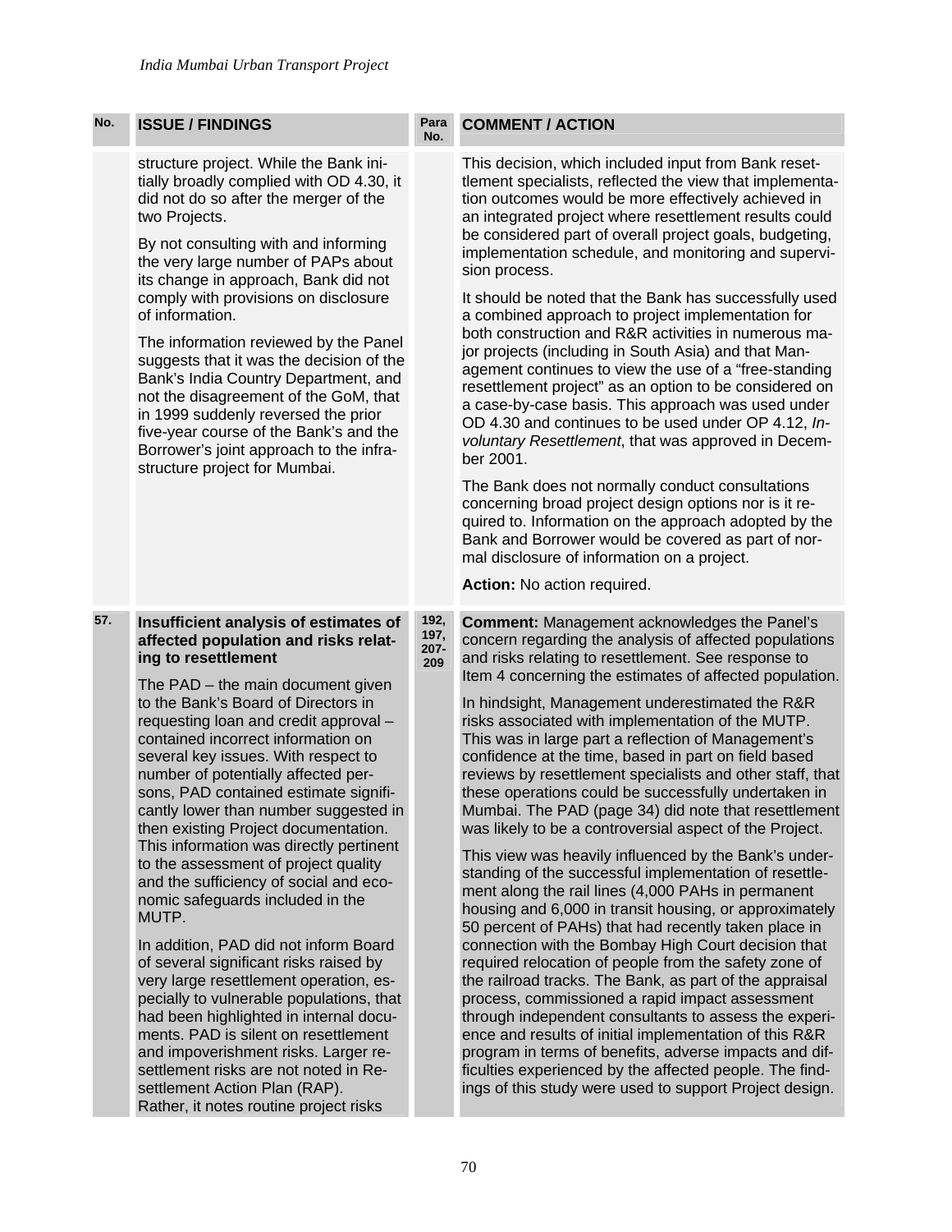| No. | ISSUE / FINDINGS | Para No. | COMMENT / ACTION |
|---|---|---|---|
| | structure project. While the Bank initially broadly complied with OD 4.30, it did not do so after the merger of the two Projects.<br><br>By not consulting with and informing the very large number of PAPs about its change in approach, Bank did not comply with provisions on disclosure of information.<br><br>The information reviewed by the Panel suggests that it was the decision of the Bank's India Country Department, and not the disagreement of the GoM, that in 1999 suddenly reversed the prior five-year course of the Bank's and the Borrower's joint approach to the infrastructure project for Mumbai. | | This decision, which included input from Bank resettlement specialists, reflected the view that implementation outcomes would be more effectively achieved in an integrated project where resettlement results could be considered part of overall project goals, budgeting, implementation schedule, and monitoring and supervision process.<br><br>It should be noted that the Bank has successfully used a combined approach to project implementation for both construction and R&R activities in numerous major projects (including in South Asia) and that Management continues to view the use of a "free-standing resettlement project" as an option to be considered on a case-by-case basis. This approach was used under OD 4.30 and continues to be used under OP 4.12, *Involuntary Resettlement*, that was approved in December 2001.<br><br>The Bank does not normally conduct consultations concerning broad project design options nor is it required to. Information on the approach adopted by the Bank and Borrower would be covered as part of normal disclosure of information on a project.<br><br>**Action:** No action required. |
| 57. | **Insufficient analysis of estimates of affected population and risks relating to resettlement**<br><br>The PAD – the main document given to the Bank's Board of Directors in requesting loan and credit approval – contained incorrect information on several key issues. With respect to number of potentially affected persons, PAD contained estimate significantly lower than number suggested in then existing Project documentation. This information was directly pertinent to the assessment of project quality and the sufficiency of social and economic safeguards included in the MUTP.<br><br>In addition, PAD did not inform Board of several significant risks raised by very large resettlement operation, especially to vulnerable populations, that had been highlighted in internal documents. PAD is silent on resettlement and impoverishment risks. Larger resettlement risks are not noted in Resettlement Action Plan (RAP). Rather, it notes routine project risks | 192, 197, 207-209 | **Comment:** Management acknowledges the Panel's concern regarding the analysis of affected populations and risks relating to resettlement. See response to Item 4 concerning the estimates of affected population.<br><br>In hindsight, Management underestimated the R&R risks associated with implementation of the MUTP. This was in large part a reflection of Management's confidence at the time, based in part on field based reviews by resettlement specialists and other staff, that these operations could be successfully undertaken in Mumbai. The PAD (page 34) did note that resettlement was likely to be a controversial aspect of the Project.<br><br>This view was heavily influenced by the Bank's understanding of the successful implementation of resettlement along the rail lines (4,000 PAHs in permanent housing and 6,000 in transit housing, or approximately 50 percent of PAHs) that had recently taken place in connection with the Bombay High Court decision that required relocation of people from the safety zone of the railroad tracks. The Bank, as part of the appraisal process, commissioned a rapid impact assessment through independent consultants to assess the experience and results of initial implementation of this R&R program in terms of benefits, adverse impacts and difficulties experienced by the affected people. The findings of this study were used to support Project design. |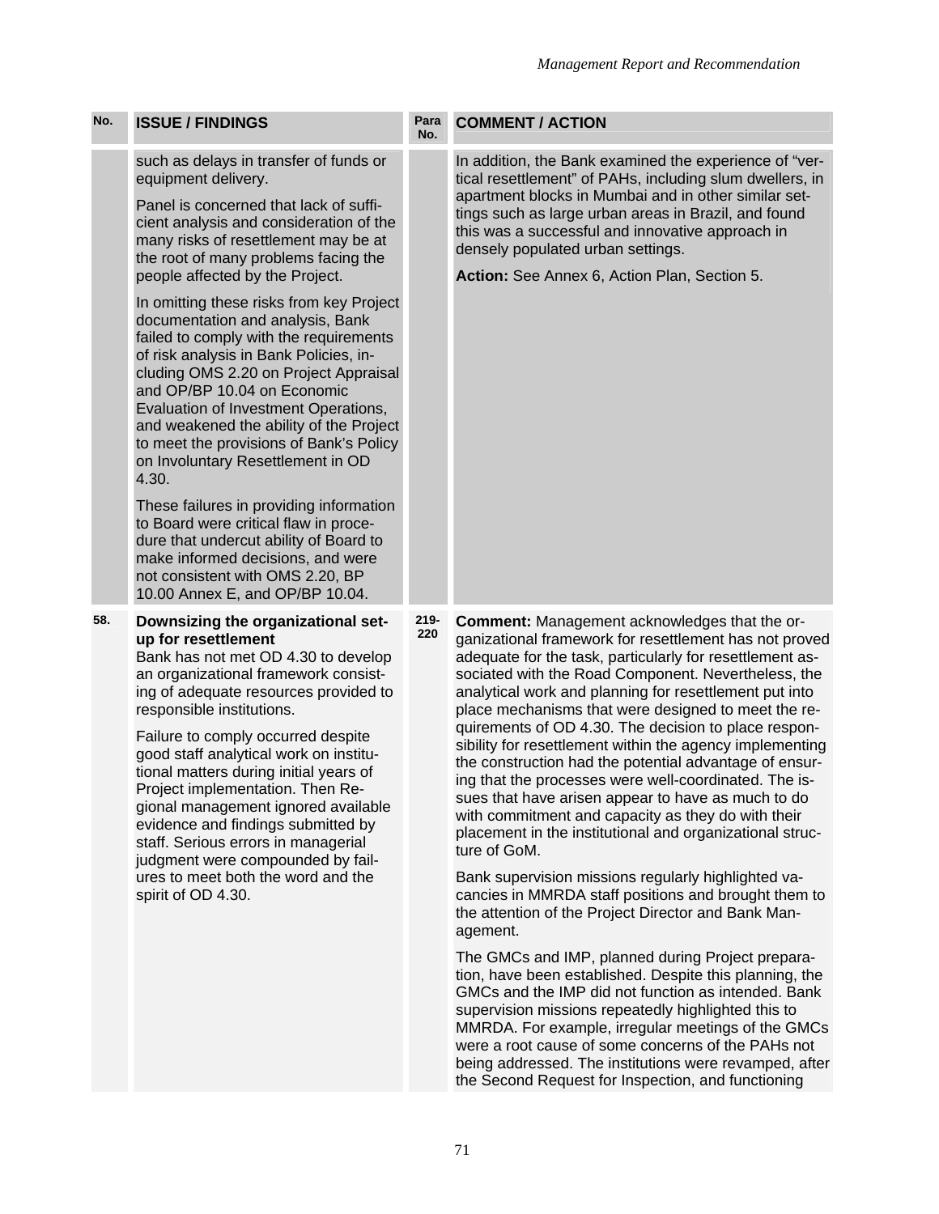| No. | ISSUE / FINDINGS | Para No. | COMMENT / ACTION |
|---|---|---|---|
| | such as delays in transfer of funds or equipment delivery.<br><br>Panel is concerned that lack of sufficient analysis and consideration of the many risks of resettlement may be at the root of many problems facing the people affected by the Project.<br><br>In omitting these risks from key Project documentation and analysis, Bank failed to comply with the requirements of risk analysis in Bank Policies, including OMS 2.20 on Project Appraisal and OP/BP 10.04 on Economic Evaluation of Investment Operations, and weakened the ability of the Project to meet the provisions of Bank's Policy on Involuntary Resettlement in OD 4.30.<br><br>These failures in providing information to Board were critical flaw in procedure that undercut ability of Board to make informed decisions, and were not consistent with OMS 2.20, BP 10.00 Annex E, and OP/BP 10.04. | | In addition, the Bank examined the experience of "vertical resettlement" of PAHs, including slum dwellers, in apartment blocks in Mumbai and in other similar settings such as large urban areas in Brazil, and found this was a successful and innovative approach in densely populated urban settings.<br><br>**Action:** See Annex 6, Action Plan, Section 5. |
| 58. | **Downsizing the organizational set-up for resettlement**<br>Bank has not met OD 4.30 to develop an organizational framework consisting of adequate resources provided to responsible institutions.<br><br>Failure to comply occurred despite good staff analytical work on institutional matters during initial years of Project implementation. Then Regional management ignored available evidence and findings submitted by staff. Serious errors in managerial judgment were compounded by failures to meet both the word and the spirit of OD 4.30. | 219-220 | **Comment:** Management acknowledges that the organizational framework for resettlement has not proved adequate for the task, particularly for resettlement associated with the Road Component. Nevertheless, the analytical work and planning for resettlement put into place mechanisms that were designed to meet the requirements of OD 4.30. The decision to place responsibility for resettlement within the agency implementing the construction had the potential advantage of ensuring that the processes were well-coordinated. The issues that have arisen appear to have as much to do with commitment and capacity as they do with their placement in the institutional and organizational structure of GoM.<br><br>Bank supervision missions regularly highlighted vacancies in MMRDA staff positions and brought them to the attention of the Project Director and Bank Management.<br><br>The GMCs and IMP, planned during Project preparation, have been established. Despite this planning, the GMCs and the IMP did not function as intended. Bank supervision missions repeatedly highlighted this to MMRDA. For example, irregular meetings of the GMCs were a root cause of some concerns of the PAHs not being addressed. The institutions were revamped, after the Second Request for Inspection, and functioning |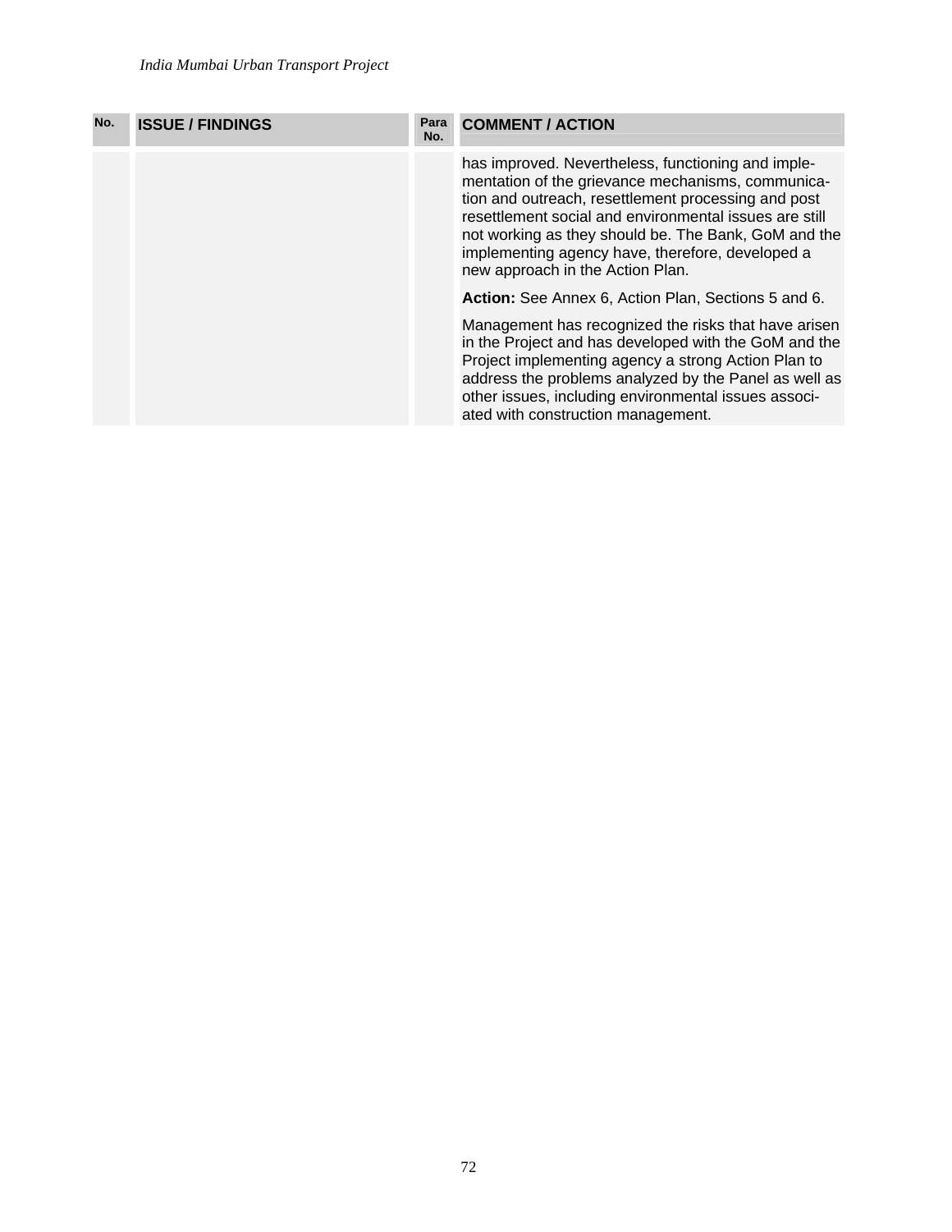| No. | ISSUE / FINDINGS | Para No. | COMMENT / ACTION |
|---|---|---|---|
| | | | has improved. Nevertheless, functioning and implementation of the grievance mechanisms, communication and outreach, resettlement processing and post resettlement social and environmental issues are still not working as they should be. The Bank, GoM and the implementing agency have, therefore, developed a new approach in the Action Plan.<br><br>**Action:** See Annex 6, Action Plan, Sections 5 and 6.<br><br>Management has recognized the risks that have arisen in the Project and has developed with the GoM and the Project implementing agency a strong Action Plan to address the problems analyzed by the Panel as well as other issues, including environmental issues associated with construction management. |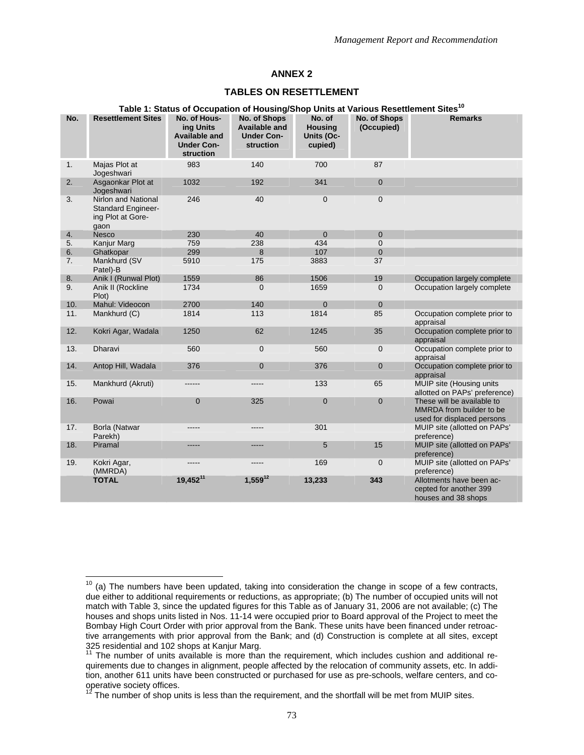# ANNEX 2

## TABLES ON RESETTLEMENT

**Table 1: Status of Occupation of Housing/Shop Units at Various Resettlement Sites[10]**

| No. | Resettlement Sites | No. of Housing Units Available and Under Construction | No. of Shops Available and Under Construction | No. of Housing Units (Occupied) | No. of Shops (Occupied) | Remarks |
|---|---|---|---|---|---|---|
| 1. | Majas Plot at Jogeshwari | 983 | 140 | 700 | 87 | |
| 2. | Asgaonkar Plot at Jogeshwari | 1032 | 192 | 341 | 0 | |
| 3. | Nirlon and National Standard Engineering Plot at Goregaon | 246 | 40 | 0 | 0 | |
| 4. | Nesco | 230 | 40 | 0 | 0 | |
| 5. | Kanjur Marg | 759 | 238 | 434 | 0 | |
| 6. | Ghatkopar | 299 | 8 | 107 | 0 | |
| 7. | Mankhurd (SV Patel)-B | 5910 | 175 | 3883 | 37 | |
| 8. | Anik I (Runwal Plot) | 1559 | 86 | 1506 | 19 | Occupation largely complete |
| 9. | Anik II (Rockline Plot) | 1734 | 0 | 1659 | 0 | Occupation largely complete |
| 10. | Mahul: Videocon | 2700 | 140 | 0 | 0 | |
| 11. | Mankhurd (C) | 1814 | 113 | 1814 | 85 | Occupation complete prior to appraisal |
| 12. | Kokri Agar, Wadala | 1250 | 62 | 1245 | 35 | Occupation complete prior to appraisal |
| 13. | Dharavi | 560 | 0 | 560 | 0 | Occupation complete prior to appraisal |
| 14. | Antop Hill, Wadala | 376 | 0 | 376 | 0 | Occupation complete prior to appraisal |
| 15. | Mankhurd (Akruti) | ------ | ----- | 133 | 65 | MUIP site (Housing units allotted on PAPs' preference) |
| 16. | Powai | 0 | 325 | 0 | 0 | These will be available to MMRDA from builder to be used for displaced persons |
| 17. | Borla (Natwar Parekh) | ----- | ----- | 301 | | MUIP site (allotted on PAPs' preference) |
| 18. | Piramal | ----- | ----- | 5 | 15 | MUIP site (allotted on PAPs' preference) |
| 19. | Kokri Agar, (MMRDA) | ----- | ----- | 169 | 0 | MUIP site (allotted on PAPs' preference) |
| | **TOTAL** | **19,452[11]** | **1,559[12]** | **13,233** | **343** | Allotments have been accepted for another 399 houses and 38 shops |

[10] (a) The numbers have been updated, taking into consideration the change in scope of a few contracts, due either to additional requirements or reductions, as appropriate; (b) The number of occupied units will not match with Table 3, since the updated figures for this Table as of January 31, 2006 are not available; (c) The houses and shops units listed in Nos. 11-14 were occupied prior to Board approval of the Project to meet the Bombay High Court Order with prior approval from the Bank. These units have been financed under retroactive arrangements with prior approval from the Bank; and (d) Construction is complete at all sites, except 325 residential and 102 shops at Kanjur Marg.

[11] The number of units available is more than the requirement, which includes cushion and additional requirements due to changes in alignment, people affected by the relocation of community assets, etc. In addition, another 611 units have been constructed or purchased for use as pre-schools, welfare centers, and co-operative society offices.

[12] The number of shop units is less than the requirement, and the shortfall will be met from MUIP sites.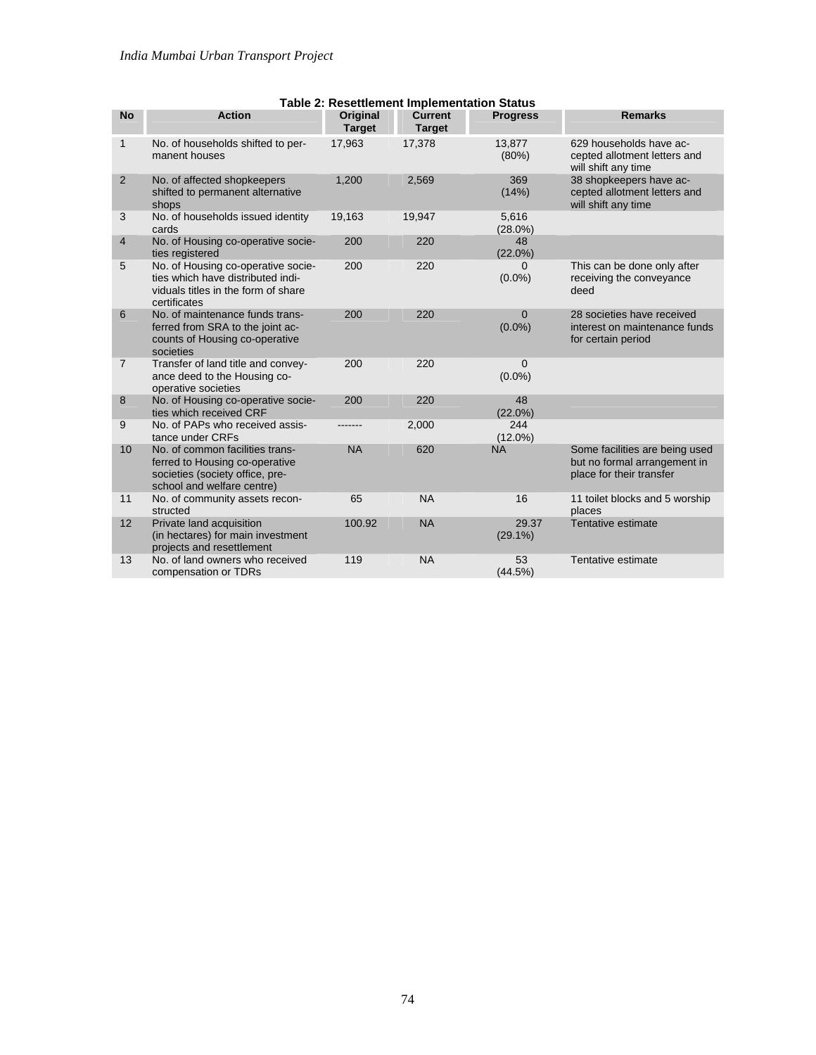**Table 2: Resettlement Implementation Status**

| No | Action | Original Target | Current Target | Progress | Remarks |
|---|---|---|---|---|---|
| 1 | No. of households shifted to permanent houses | 17,963 | 17,378 | 13,877 (80%) | 629 households have accepted allotment letters and will shift any time |
| 2 | No. of affected shopkeepers shifted to permanent alternative shops | 1,200 | 2,569 | 369 (14%) | 38 shopkeepers have accepted allotment letters and will shift any time |
| 3 | No. of households issued identity cards | 19,163 | 19,947 | 5,616 (28.0%) | |
| 4 | No. of Housing co-operative societies registered | 200 | 220 | 48 (22.0%) | |
| 5 | No. of Housing co-operative societies which have distributed individuals titles in the form of share certificates | 200 | 220 | 0 (0.0%) | This can be done only after receiving the conveyance deed |
| 6 | No. of maintenance funds transferred from SRA to the joint accounts of Housing co-operative societies | 200 | 220 | 0 (0.0%) | 28 societies have received interest on maintenance funds for certain period |
| 7 | Transfer of land title and conveyance deed to the Housing co-operative societies | 200 | 220 | 0 (0.0%) | |
| 8 | No. of Housing co-operative societies which received CRF | 200 | 220 | 48 (22.0%) | |
| 9 | No. of PAPs who received assistance under CRFs | ------- | 2,000 | 244 (12.0%) | |
| 10 | No. of common facilities transferred to Housing co-operative societies (society office, pre-school and welfare centre) | NA | 620 | NA | Some facilities are being used but no formal arrangement in place for their transfer |
| 11 | No. of community assets reconstructed | 65 | NA | 16 | 11 toilet blocks and 5 worship places |
| 12 | Private land acquisition (in hectares) for main investment projects and resettlement | 100.92 | NA | 29.37 (29.1%) | Tentative estimate |
| 13 | No. of land owners who received compensation or TDRs | 119 | NA | 53 (44.5%) | Tentative estimate |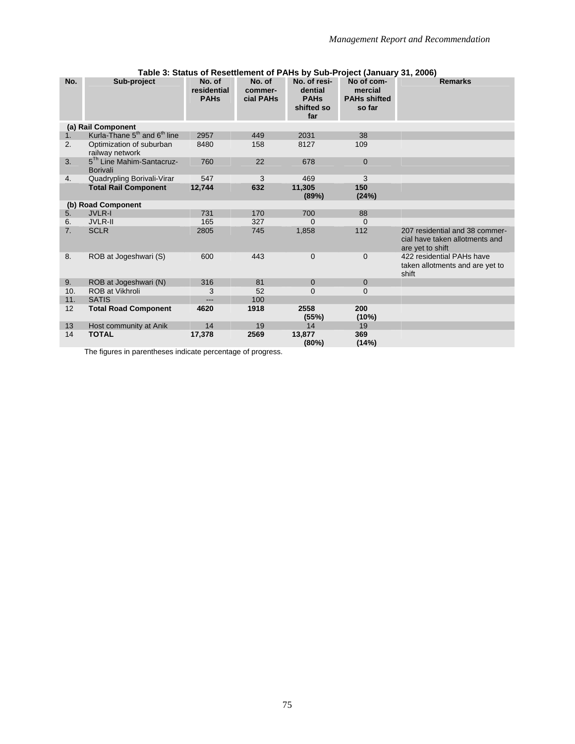**Table 3: Status of Resettlement of PAHs by Sub-Project (January 31, 2006)**

| No. | Sub-project | No. of residential PAHs | No. of commer-cial PAHs | No. of resi-dential PAHs shifted so far | No of com-mercial PAHs shifted so far | Remarks |
|---|---|---|---|---|---|---|
| **(a) Rail Component** | | | | | | |
| 1. | Kurla-Thane 5th and 6th line | 2957 | 449 | 2031 | 38 | |
| 2. | Optimization of suburban railway network | 8480 | 158 | 8127 | 109 | |
| 3. | 5Th Line Mahim-Santacruz-Borivali | 760 | 22 | 678 | 0 | |
| 4. | Quadrypling Borivali-Virar | 547 | 3 | 469 | 3 | |
| | **Total Rail Component** | **12,744** | **632** | **11,305 (89%)** | **150 (24%)** | |
| **(b) Road Component** | | | | | | |
| 5. | JVLR-I | 731 | 170 | 700 | 88 | |
| 6. | JVLR-II | 165 | 327 | 0 | 0 | |
| 7. | SCLR | 2805 | 745 | 1,858 | 112 | 207 residential and 38 commer-cial have taken allotments and are yet to shift |
| 8. | ROB at Jogeshwari (S) | 600 | 443 | 0 | 0 | 422 residential PAHs have taken allotments and are yet to shift |
| 9. | ROB at Jogeshwari (N) | 316 | 81 | 0 | 0 | |
| 10. | ROB at Vikhroli | 3 | 52 | 0 | 0 | |
| 11. | SATIS | --- | 100 | | | |
| 12 | **Total Road Component** | **4620** | **1918** | **2558 (55%)** | **200 (10%)** | |
| 13 | Host community at Anik | 14 | 19 | 14 | 19 | |
| 14 | **TOTAL** | **17,378** | **2569** | **13,877 (80%)** | **369 (14%)** | |

The figures in parentheses indicate percentage of progress.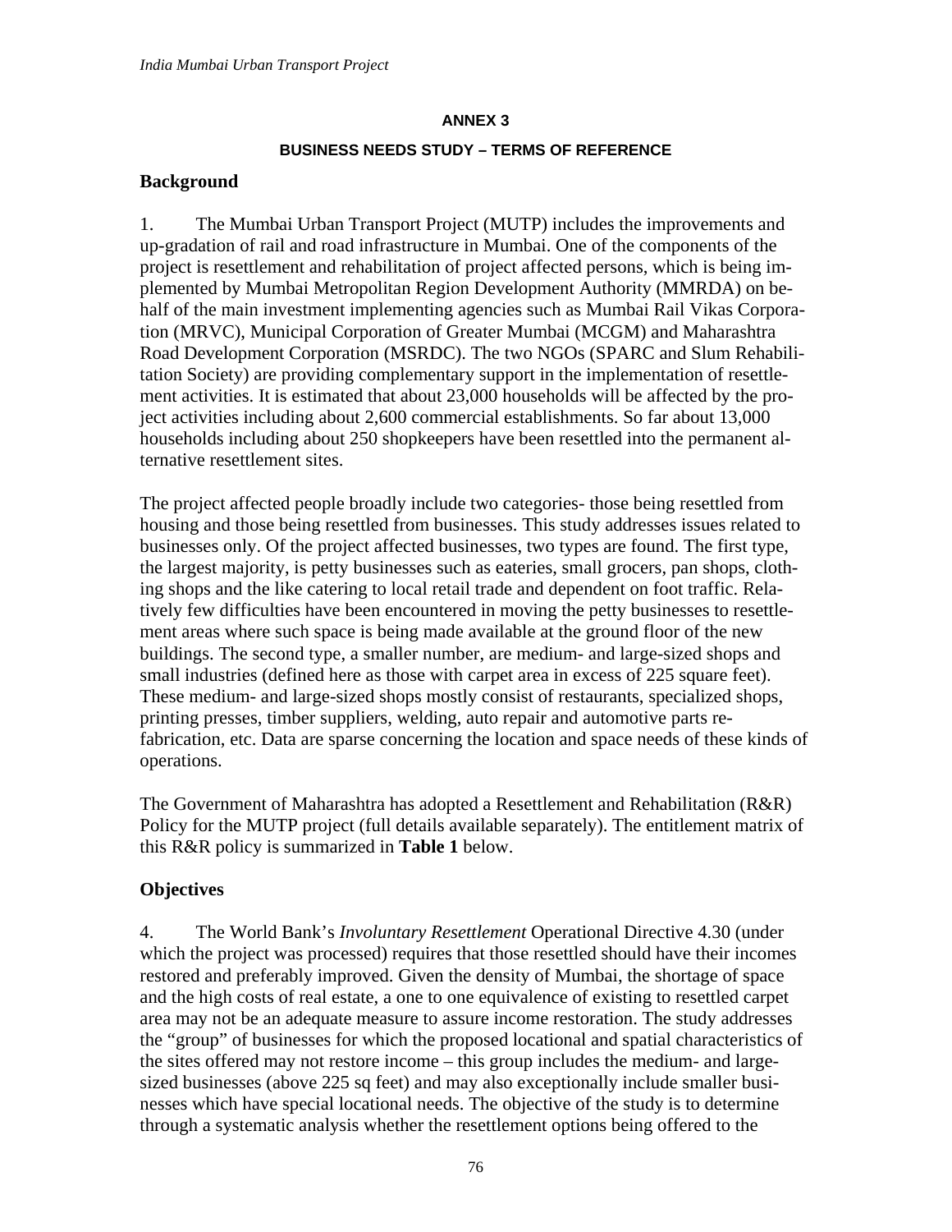**ANNEX 3**

**BUSINESS NEEDS STUDY – TERMS OF REFERENCE**

## Background

1. The Mumbai Urban Transport Project (MUTP) includes the improvements and up-gradation of rail and road infrastructure in Mumbai. One of the components of the project is resettlement and rehabilitation of project affected persons, which is being implemented by Mumbai Metropolitan Region Development Authority (MMRDA) on behalf of the main investment implementing agencies such as Mumbai Rail Vikas Corporation (MRVC), Municipal Corporation of Greater Mumbai (MCGM) and Maharashtra Road Development Corporation (MSRDC). The two NGOs (SPARC and Slum Rehabilitation Society) are providing complementary support in the implementation of resettlement activities. It is estimated that about 23,000 households will be affected by the project activities including about 2,600 commercial establishments. So far about 13,000 households including about 250 shopkeepers have been resettled into the permanent alternative resettlement sites.

The project affected people broadly include two categories- those being resettled from housing and those being resettled from businesses. This study addresses issues related to businesses only. Of the project affected businesses, two types are found. The first type, the largest majority, is petty businesses such as eateries, small grocers, pan shops, clothing shops and the like catering to local retail trade and dependent on foot traffic. Relatively few difficulties have been encountered in moving the petty businesses to resettlement areas where such space is being made available at the ground floor of the new buildings. The second type, a smaller number, are medium- and large-sized shops and small industries (defined here as those with carpet area in excess of 225 square feet). These medium- and large-sized shops mostly consist of restaurants, specialized shops, printing presses, timber suppliers, welding, auto repair and automotive parts re-fabrication, etc. Data are sparse concerning the location and space needs of these kinds of operations.

The Government of Maharashtra has adopted a Resettlement and Rehabilitation (R&R) Policy for the MUTP project (full details available separately). The entitlement matrix of this R&R policy is summarized in **Table 1** below.

## Objectives

4. The World Bank's *Involuntary Resettlement* Operational Directive 4.30 (under which the project was processed) requires that those resettled should have their incomes restored and preferably improved. Given the density of Mumbai, the shortage of space and the high costs of real estate, a one to one equivalence of existing to resettled carpet area may not be an adequate measure to assure income restoration. The study addresses the "group" of businesses for which the proposed locational and spatial characteristics of the sites offered may not restore income – this group includes the medium- and large-sized businesses (above 225 sq feet) and may also exceptionally include smaller businesses which have special locational needs. The objective of the study is to determine through a systematic analysis whether the resettlement options being offered to the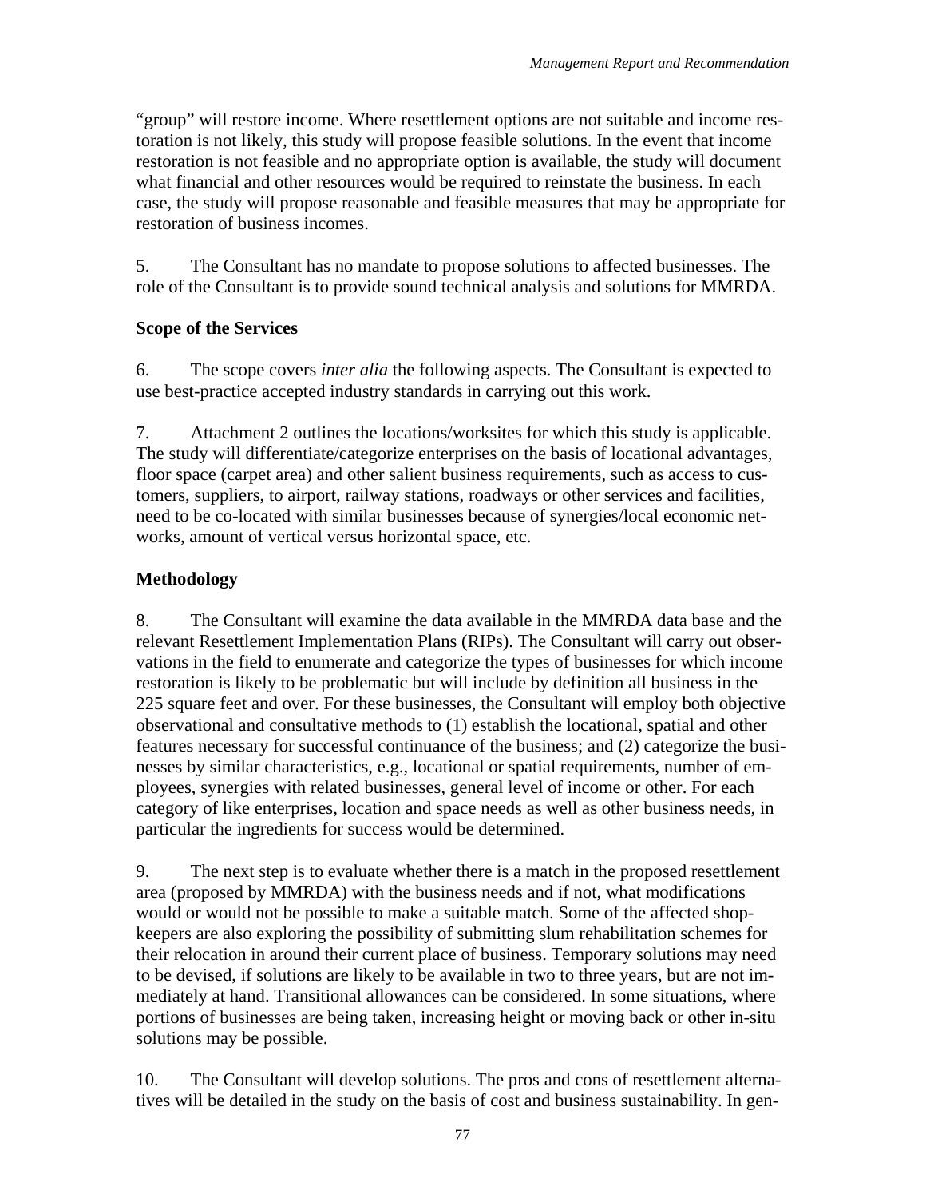"group" will restore income. Where resettlement options are not suitable and income restoration is not likely, this study will propose feasible solutions. In the event that income restoration is not feasible and no appropriate option is available, the study will document what financial and other resources would be required to reinstate the business. In each case, the study will propose reasonable and feasible measures that may be appropriate for restoration of business incomes.

5. The Consultant has no mandate to propose solutions to affected businesses. The role of the Consultant is to provide sound technical analysis and solutions for MMRDA.

**Scope of the Services**

6. The scope covers *inter alia* the following aspects. The Consultant is expected to use best-practice accepted industry standards in carrying out this work.

7. Attachment 2 outlines the locations/worksites for which this study is applicable. The study will differentiate/categorize enterprises on the basis of locational advantages, floor space (carpet area) and other salient business requirements, such as access to customers, suppliers, to airport, railway stations, roadways or other services and facilities, need to be co-located with similar businesses because of synergies/local economic networks, amount of vertical versus horizontal space, etc.

**Methodology**

8. The Consultant will examine the data available in the MMRDA data base and the relevant Resettlement Implementation Plans (RIPs). The Consultant will carry out observations in the field to enumerate and categorize the types of businesses for which income restoration is likely to be problematic but will include by definition all business in the 225 square feet and over. For these businesses, the Consultant will employ both objective observational and consultative methods to (1) establish the locational, spatial and other features necessary for successful continuance of the business; and (2) categorize the businesses by similar characteristics, e.g., locational or spatial requirements, number of employees, synergies with related businesses, general level of income or other. For each category of like enterprises, location and space needs as well as other business needs, in particular the ingredients for success would be determined.

9. The next step is to evaluate whether there is a match in the proposed resettlement area (proposed by MMRDA) with the business needs and if not, what modifications would or would not be possible to make a suitable match. Some of the affected shopkeepers are also exploring the possibility of submitting slum rehabilitation schemes for their relocation in around their current place of business. Temporary solutions may need to be devised, if solutions are likely to be available in two to three years, but are not immediately at hand. Transitional allowances can be considered. In some situations, where portions of businesses are being taken, increasing height or moving back or other in-situ solutions may be possible.

10. The Consultant will develop solutions. The pros and cons of resettlement alternatives will be detailed in the study on the basis of cost and business sustainability. In gen-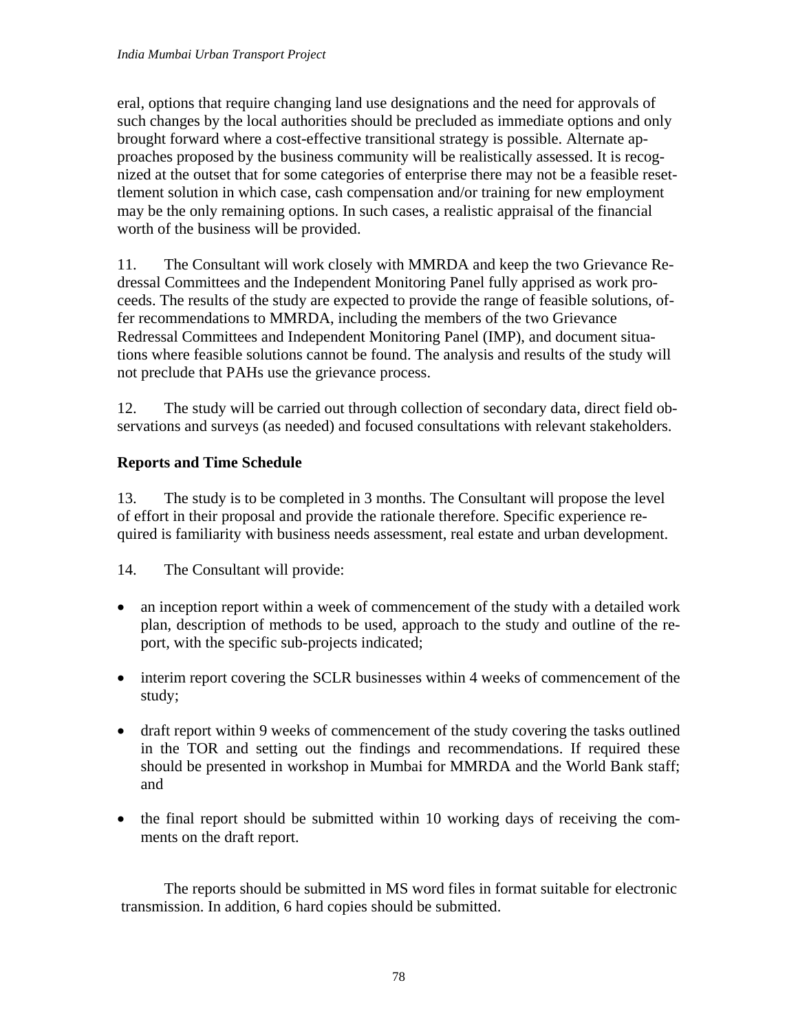eral, options that require changing land use designations and the need for approvals of such changes by the local authorities should be precluded as immediate options and only brought forward where a cost-effective transitional strategy is possible. Alternate approaches proposed by the business community will be realistically assessed. It is recognized at the outset that for some categories of enterprise there may not be a feasible resettlement solution in which case, cash compensation and/or training for new employment may be the only remaining options. In such cases, a realistic appraisal of the financial worth of the business will be provided.

11. The Consultant will work closely with MMRDA and keep the two Grievance Redressal Committees and the Independent Monitoring Panel fully apprised as work proceeds. The results of the study are expected to provide the range of feasible solutions, offer recommendations to MMRDA, including the members of the two Grievance Redressal Committees and Independent Monitoring Panel (IMP), and document situations where feasible solutions cannot be found. The analysis and results of the study will not preclude that PAHs use the grievance process.

12. The study will be carried out through collection of secondary data, direct field observations and surveys (as needed) and focused consultations with relevant stakeholders.

**Reports and Time Schedule**

13. The study is to be completed in 3 months. The Consultant will propose the level of effort in their proposal and provide the rationale therefore. Specific experience required is familiarity with business needs assessment, real estate and urban development.

14. The Consultant will provide:

- an inception report within a week of commencement of the study with a detailed work plan, description of methods to be used, approach to the study and outline of the report, with the specific sub-projects indicated;
- interim report covering the SCLR businesses within 4 weeks of commencement of the study;
- draft report within 9 weeks of commencement of the study covering the tasks outlined in the TOR and setting out the findings and recommendations. If required these should be presented in workshop in Mumbai for MMRDA and the World Bank staff; and
- the final report should be submitted within 10 working days of receiving the comments on the draft report.

The reports should be submitted in MS word files in format suitable for electronic transmission. In addition, 6 hard copies should be submitted.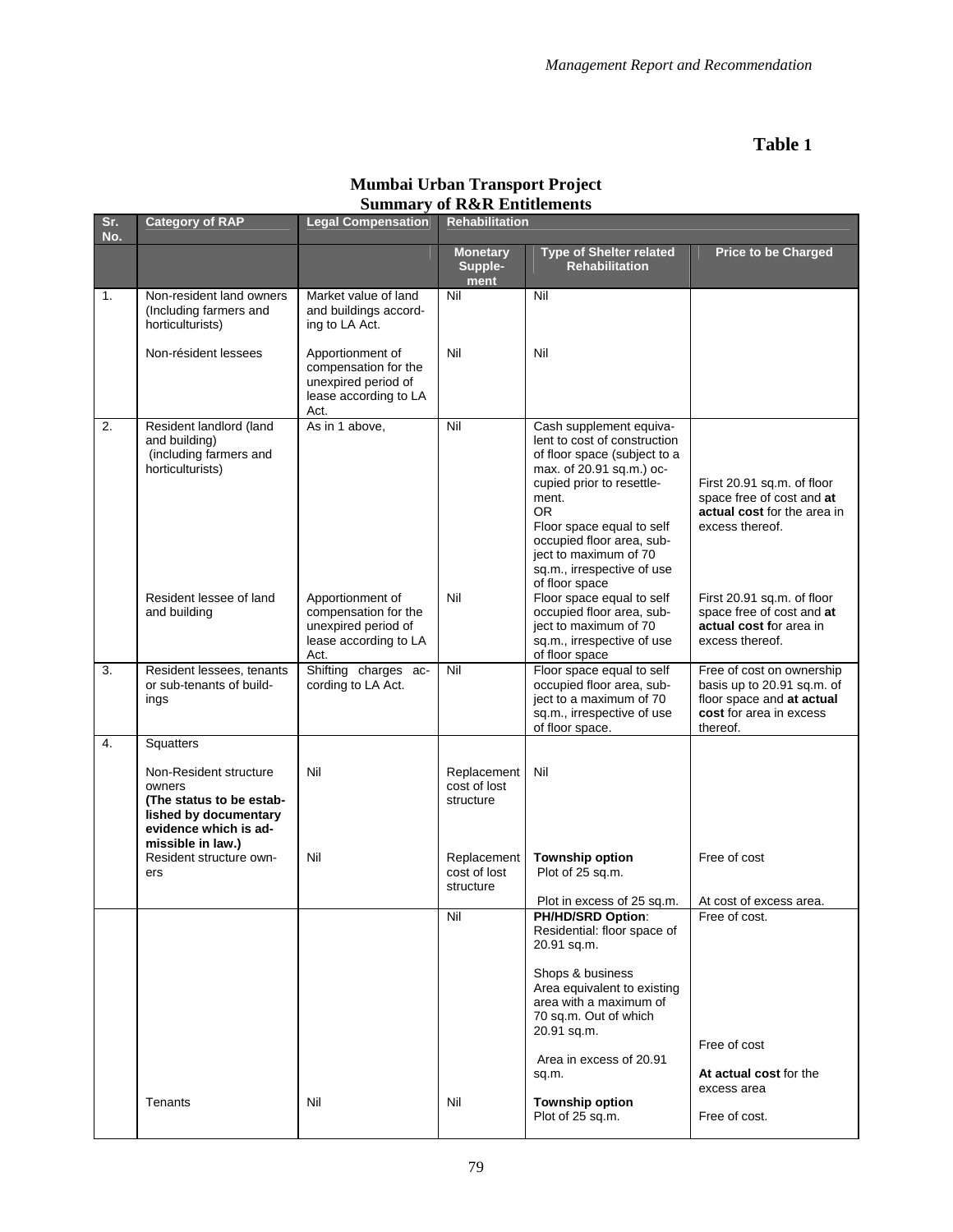# Table 1

## Mumbai Urban Transport Project
## Summary of R&R Entitlements

| Sr. No. | Category of RAP | Legal Compensation | Rehabilitation | | |
|---|---|---|---|---|---|
| | | | Monetary Supplement | Type of Shelter related Rehabilitation | Price to be Charged |
| 1. | Non-resident land owners (Including farmers and horticulturists) | Market value of land and buildings according to LA Act. | Nil | Nil | |
| | Non-résident lessees | Apportionment of compensation for the unexpired period of lease according to LA Act. | Nil | Nil | |
| 2. | Resident landlord (land and building) (including farmers and horticulturists) | As in 1 above, | Nil | Cash supplement equivalent to cost of construction of floor space (subject to a max. of 20.91 sq.m.) occupied prior to resettlement. OR Floor space equal to self occupied floor area, subject to maximum of 70 sq.m., irrespective of use of floor space | First 20.91 sq.m. of floor space free of cost and **at actual cost** for the area in excess thereof. |
| | Resident lessee of land and building | Apportionment of compensation for the unexpired period of lease according to LA Act. | Nil | Floor space equal to self occupied floor area, subject to maximum of 70 sq.m., irrespective of use of floor space | First 20.91 sq.m. of floor space free of cost and **at actual cost f**or area in excess thereof. |
| 3. | Resident lessees, tenants or sub-tenants of buildings | Shifting charges according to LA Act. | Nil | Floor space equal to self occupied floor area, subject to a maximum of 70 sq.m., irrespective of use of floor space. | Free of cost on ownership basis up to 20.91 sq.m. of floor space and **at actual cost** for area in excess thereof. |
| 4. | Squatters | | | | |
| | Non-Resident structure owners **(The status to be established by documentary evidence which is admissible in law.)** | Nil | Replacement cost of lost structure | Nil | |
| | Resident structure owners | Nil | Replacement cost of lost structure | **Township option** Plot of 25 sq.m. | Free of cost |
| | | | | Plot in excess of 25 sq.m. | At cost of excess area. |
| | | | Nil | **PH/HD/SRD Option**: Residential: floor space of 20.91 sq.m. | Free of cost. |
| | | | | Shops & business Area equivalent to existing area with a maximum of 70 sq.m. Out of which 20.91 sq.m. | Free of cost |
| | | | | Area in excess of 20.91 sq.m. | **At actual cost** for the excess area |
| | Tenants | Nil | Nil | **Township option** Plot of 25 sq.m. | Free of cost. |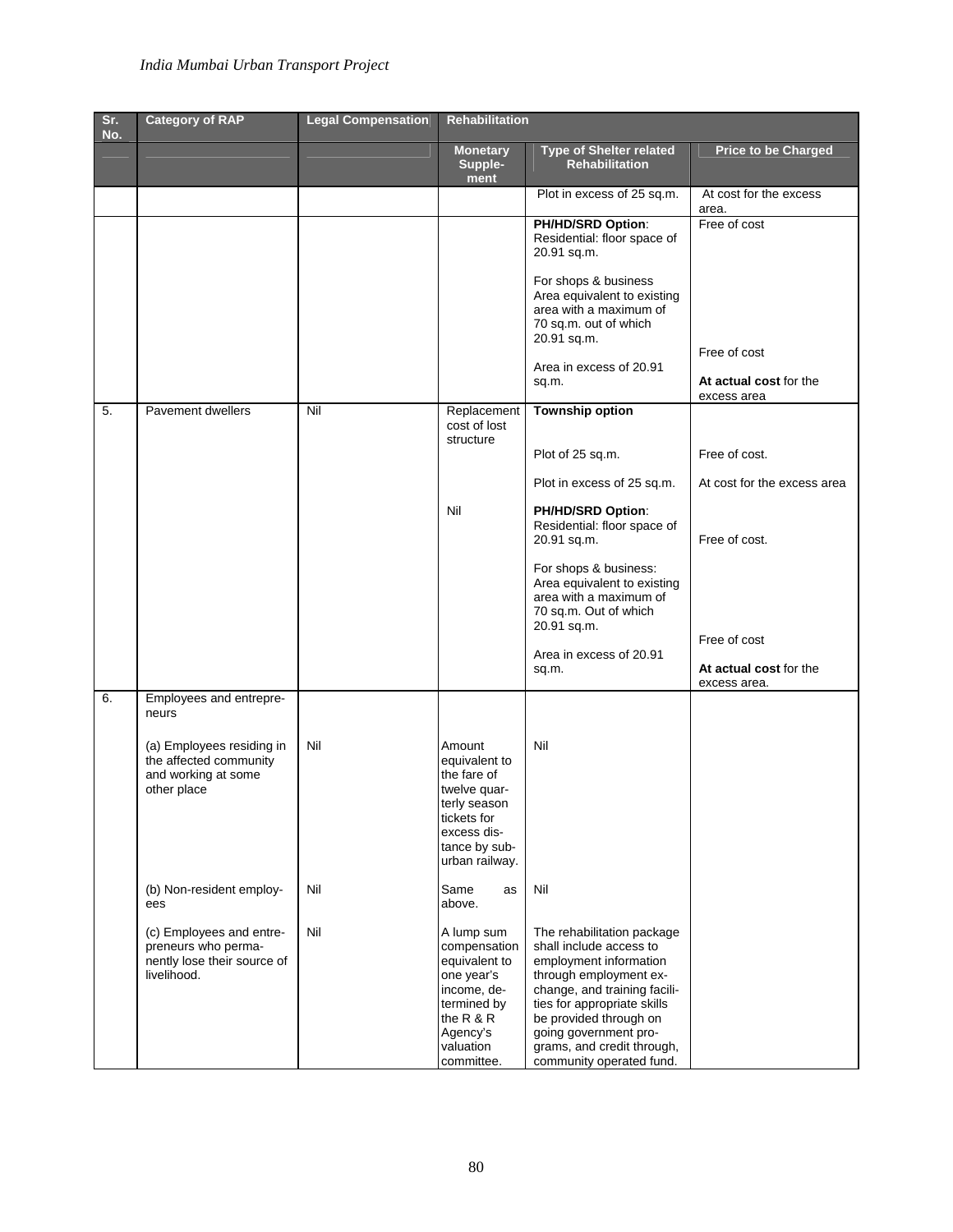| Sr. No. | Category of RAP | Legal Compensation | Rehabilitation | | |
|---|---|---|---|---|---|
| | | | Monetary Supple-ment | Type of Shelter related Rehabilitation | Price to be Charged |
| | | | | Plot in excess of 25 sq.m. | At cost for the excess area. |
| | | | | **PH/HD/SRD Option**: Residential: floor space of 20.91 sq.m.<br><br>For shops & business Area equivalent to existing area with a maximum of 70 sq.m. out of which 20.91 sq.m.<br><br>Area in excess of 20.91 sq.m. | Free of cost<br><br>Free of cost<br><br>**At actual cost** for the excess area |
| 5. | Pavement dwellers | Nil | Replacement cost of lost structure | **Township option**<br><br>Plot of 25 sq.m.<br><br>Plot in excess of 25 sq.m. | <br><br>Free of cost.<br><br>At cost for the excess area |
| | | | Nil | **PH/HD/SRD Option**: Residential: floor space of 20.91 sq.m.<br><br>For shops & business: Area equivalent to existing area with a maximum of 70 sq.m. Out of which 20.91 sq.m.<br><br>Area in excess of 20.91 sq.m. | Free of cost.<br><br>Free of cost<br><br>**At actual cost** for the excess area. |
| 6. | Employees and entrepre-neurs | | | | |
| | (a) Employees residing in the affected community and working at some other place | Nil | Amount equivalent to the fare of twelve quar-terly season tickets for excess dis-tance by sub-urban railway. | Nil | |
| | (b) Non-resident employ-ees | Nil | Same as above. | Nil | |
| | (c) Employees and entre-preneurs who perma-nently lose their source of livelihood. | Nil | A lump sum compensation equivalent to one year's income, de-termined by the R & R Agency's valuation committee. | The rehabilitation package shall include access to employment information through employment ex-change, and training facili-ties for appropriate skills be provided through on going government pro-grams, and credit through, community operated fund. | |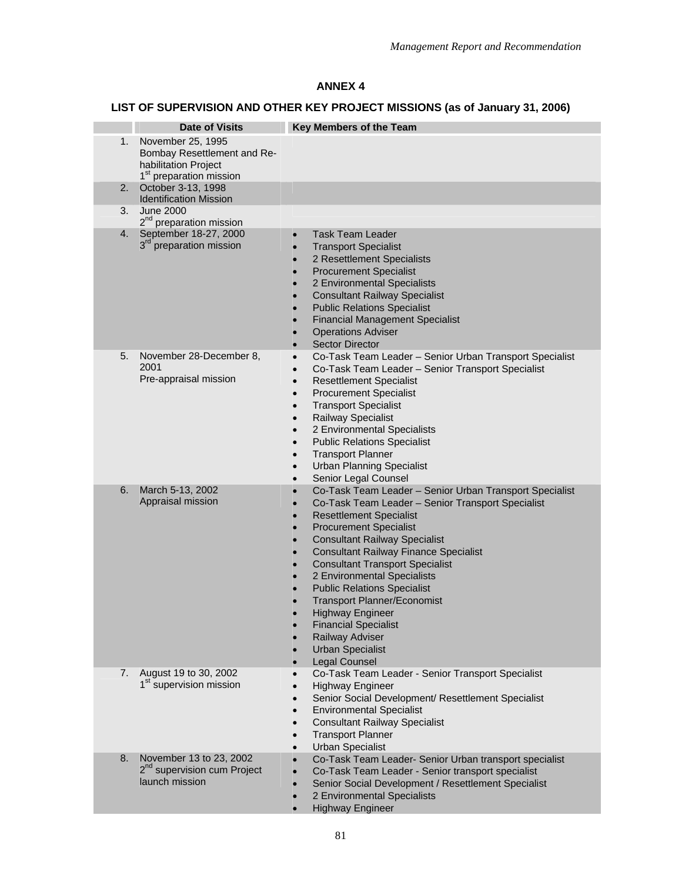## ANNEX 4

## LIST OF SUPERVISION AND OTHER KEY PROJECT MISSIONS (as of January 31, 2006)

| | Date of Visits | Key Members of the Team |
|---|---|---|
| 1. | November 25, 1995<br>Bombay Resettlement and Re-habilitation Project<br>1st preparation mission | |
| 2. | October 3-13, 1998<br>Identification Mission | |
| 3. | June 2000<br>2nd preparation mission | |
| 4. | September 18-27, 2000<br>3rd preparation mission | • Task Team Leader<br>• Transport Specialist<br>• 2 Resettlement Specialists<br>• Procurement Specialist<br>• 2 Environmental Specialists<br>• Consultant Railway Specialist<br>• Public Relations Specialist<br>• Financial Management Specialist<br>• Operations Adviser<br>• Sector Director |
| 5. | November 28-December 8, 2001<br>Pre-appraisal mission | • Co-Task Team Leader – Senior Urban Transport Specialist<br>• Co-Task Team Leader – Senior Transport Specialist<br>• Resettlement Specialist<br>• Procurement Specialist<br>• Transport Specialist<br>• Railway Specialist<br>• 2 Environmental Specialists<br>• Public Relations Specialist<br>• Transport Planner<br>• Urban Planning Specialist<br>• Senior Legal Counsel |
| 6. | March 5-13, 2002<br>Appraisal mission | • Co-Task Team Leader – Senior Urban Transport Specialist<br>• Co-Task Team Leader – Senior Transport Specialist<br>• Resettlement Specialist<br>• Procurement Specialist<br>• Consultant Railway Specialist<br>• Consultant Railway Finance Specialist<br>• Consultant Transport Specialist<br>• 2 Environmental Specialists<br>• Public Relations Specialist<br>• Transport Planner/Economist<br>• Highway Engineer<br>• Financial Specialist<br>• Railway Adviser<br>• Urban Specialist<br>• Legal Counsel |
| 7. | August 19 to 30, 2002<br>1st supervision mission | • Co-Task Team Leader - Senior Transport Specialist<br>• Highway Engineer<br>• Senior Social Development/ Resettlement Specialist<br>• Environmental Specialist<br>• Consultant Railway Specialist<br>• Transport Planner<br>• Urban Specialist |
| 8. | November 13 to 23, 2002<br>2nd supervision cum Project launch mission | • Co-Task Team Leader- Senior Urban transport specialist<br>• Co-Task Team Leader - Senior transport specialist<br>• Senior Social Development / Resettlement Specialist<br>• 2 Environmental Specialists<br>• Highway Engineer |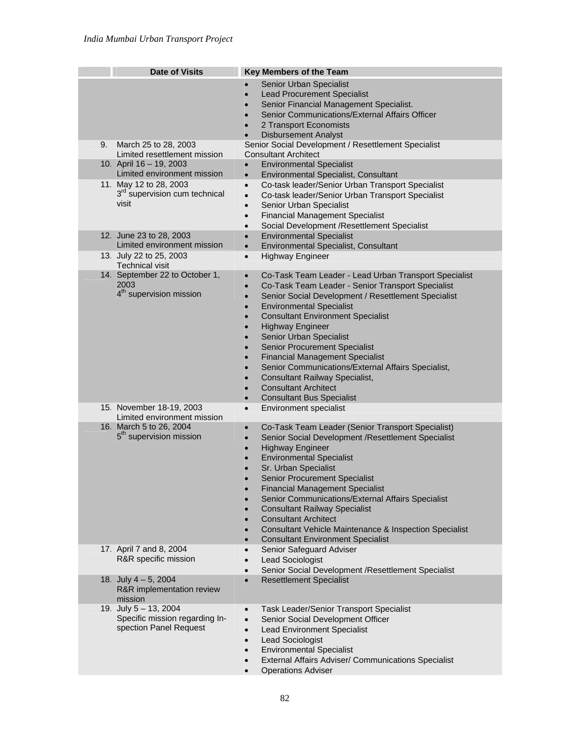| | Date of Visits | Key Members of the Team |
|---|---|---|
| | | • Senior Urban Specialist<br>• Lead Procurement Specialist<br>• Senior Financial Management Specialist.<br>• Senior Communications/External Affairs Officer<br>• 2 Transport Economists<br>• Disbursement Analyst |
| 9. | March 25 to 28, 2003<br>Limited resettlement mission | Senior Social Development / Resettlement Specialist<br>Consultant Architect |
| 10. | April 16 – 19, 2003<br>Limited environment mission | • Environmental Specialist<br>• Environmental Specialist, Consultant |
| 11. | May 12 to 28, 2003<br>3rd supervision cum technical visit | • Co-task leader/Senior Urban Transport Specialist<br>• Co-task leader/Senior Urban Transport Specialist<br>• Senior Urban Specialist<br>• Financial Management Specialist<br>• Social Development /Resettlement Specialist |
| 12. | June 23 to 28, 2003<br>Limited environment mission | • Environmental Specialist<br>• Environmental Specialist, Consultant |
| 13. | July 22 to 25, 2003<br>Technical visit | • Highway Engineer |
| 14. | September 22 to October 1, 2003<br>4th supervision mission | • Co-Task Team Leader - Lead Urban Transport Specialist<br>• Co-Task Team Leader - Senior Transport Specialist<br>• Senior Social Development / Resettlement Specialist<br>• Environmental Specialist<br>• Consultant Environment Specialist<br>• Highway Engineer<br>• Senior Urban Specialist<br>• Senior Procurement Specialist<br>• Financial Management Specialist<br>• Senior Communications/External Affairs Specialist,<br>• Consultant Railway Specialist,<br>• Consultant Architect<br>• Consultant Bus Specialist |
| 15. | November 18-19, 2003<br>Limited environment mission | • Environment specialist |
| 16. | March 5 to 26, 2004<br>5th supervision mission | • Co-Task Team Leader (Senior Transport Specialist)<br>• Senior Social Development /Resettlement Specialist<br>• Highway Engineer<br>• Environmental Specialist<br>• Sr. Urban Specialist<br>• Senior Procurement Specialist<br>• Financial Management Specialist<br>• Senior Communications/External Affairs Specialist<br>• Consultant Railway Specialist<br>• Consultant Architect<br>• Consultant Vehicle Maintenance & Inspection Specialist<br>• Consultant Environment Specialist |
| 17. | April 7 and 8, 2004<br>R&R specific mission | • Senior Safeguard Adviser<br>• Lead Sociologist<br>• Senior Social Development /Resettlement Specialist |
| 18. | July 4 – 5, 2004<br>R&R implementation review mission | • Resettlement Specialist |
| 19. | July 5 – 13, 2004<br>Specific mission regarding Inspection Panel Request | • Task Leader/Senior Transport Specialist<br>• Senior Social Development Officer<br>• Lead Environment Specialist<br>• Lead Sociologist<br>• Environmental Specialist<br>• External Affairs Adviser/ Communications Specialist<br>• Operations Adviser |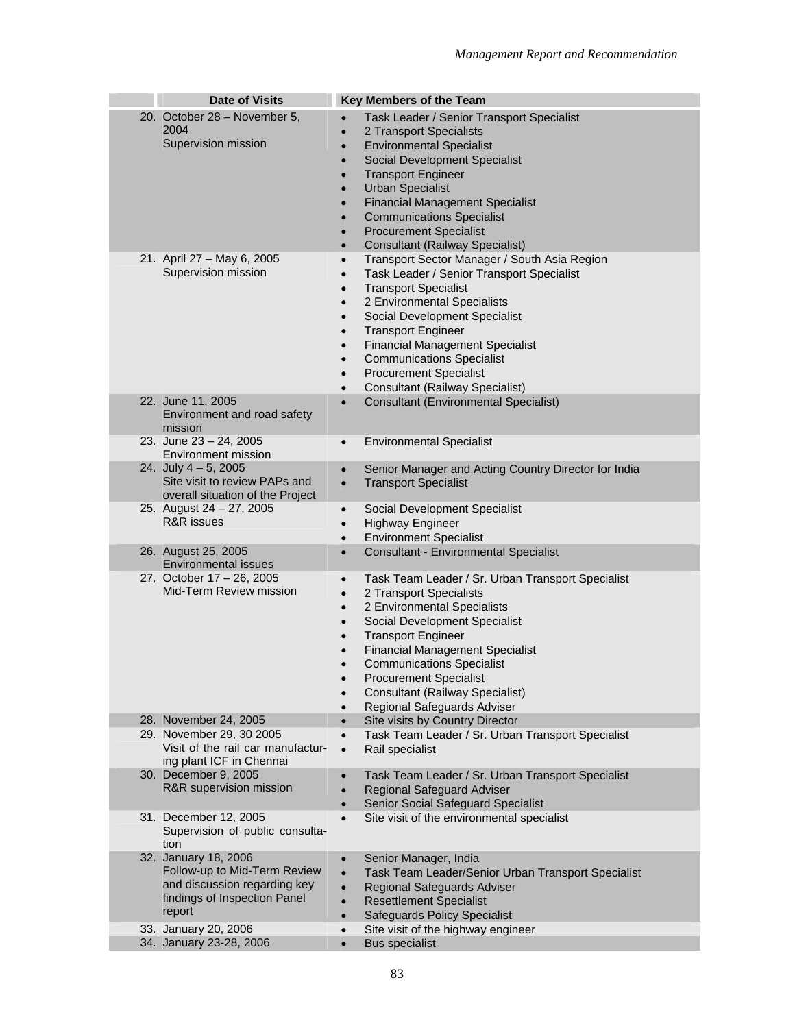| | Date of Visits | Key Members of the Team |
|---|---|---|
| 20. | October 28 – November 5, 2004<br>Supervision mission | • Task Leader / Senior Transport Specialist<br>• 2 Transport Specialists<br>• Environmental Specialist<br>• Social Development Specialist<br>• Transport Engineer<br>• Urban Specialist<br>• Financial Management Specialist<br>• Communications Specialist<br>• Procurement Specialist<br>• Consultant (Railway Specialist) |
| 21. | April 27 – May 6, 2005<br>Supervision mission | • Transport Sector Manager / South Asia Region<br>• Task Leader / Senior Transport Specialist<br>• Transport Specialist<br>• 2 Environmental Specialists<br>• Social Development Specialist<br>• Transport Engineer<br>• Financial Management Specialist<br>• Communications Specialist<br>• Procurement Specialist<br>• Consultant (Railway Specialist) |
| 22. | June 11, 2005<br>Environment and road safety mission | • Consultant (Environmental Specialist) |
| 23. | June 23 – 24, 2005<br>Environment mission | • Environmental Specialist |
| 24. | July 4 – 5, 2005<br>Site visit to review PAPs and overall situation of the Project | • Senior Manager and Acting Country Director for India<br>• Transport Specialist |
| 25. | August 24 – 27, 2005<br>R&R issues | • Social Development Specialist<br>• Highway Engineer<br>• Environment Specialist |
| 26. | August 25, 2005<br>Environmental issues | • Consultant - Environmental Specialist |
| 27. | October 17 – 26, 2005<br>Mid-Term Review mission | • Task Team Leader / Sr. Urban Transport Specialist<br>• 2 Transport Specialists<br>• 2 Environmental Specialists<br>• Social Development Specialist<br>• Transport Engineer<br>• Financial Management Specialist<br>• Communications Specialist<br>• Procurement Specialist<br>• Consultant (Railway Specialist)<br>• Regional Safeguards Adviser |
| 28. | November 24, 2005 | • Site visits by Country Director |
| 29. | November 29, 30 2005<br>Visit of the rail car manufacturing plant ICF in Chennai | • Task Team Leader / Sr. Urban Transport Specialist<br>• Rail specialist |
| 30. | December 9, 2005<br>R&R supervision mission | • Task Team Leader / Sr. Urban Transport Specialist<br>• Regional Safeguard Adviser<br>• Senior Social Safeguard Specialist |
| 31. | December 12, 2005<br>Supervision of public consultation | • Site visit of the environmental specialist |
| 32. | January 18, 2006<br>Follow-up to Mid-Term Review and discussion regarding key findings of Inspection Panel report | • Senior Manager, India<br>• Task Team Leader/Senior Urban Transport Specialist<br>• Regional Safeguards Adviser<br>• Resettlement Specialist<br>• Safeguards Policy Specialist |
| 33. | January 20, 2006 | • Site visit of the highway engineer |
| 34. | January 23-28, 2006 | • Bus specialist |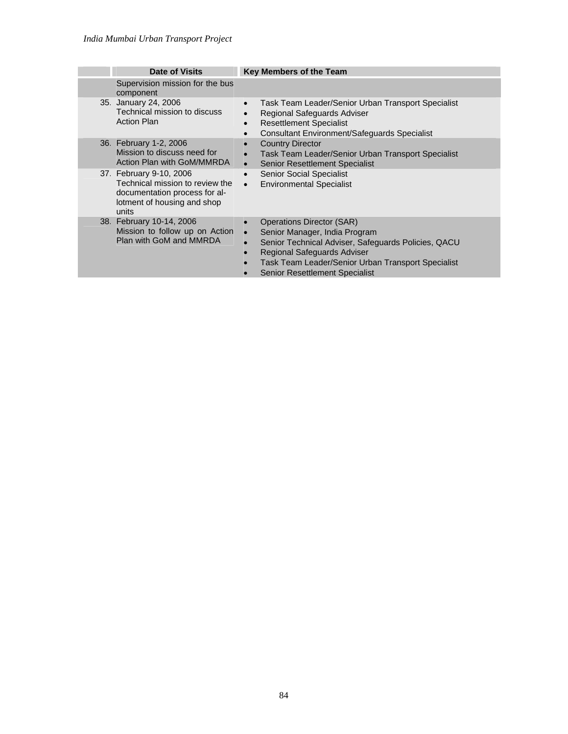| | Date of Visits | Key Members of the Team |
|---|---|---|
| | Supervision mission for the bus component | |
| 35. | January 24, 2006<br>Technical mission to discuss Action Plan | • Task Team Leader/Senior Urban Transport Specialist<br>• Regional Safeguards Adviser<br>• Resettlement Specialist<br>• Consultant Environment/Safeguards Specialist |
| 36. | February 1-2, 2006<br>Mission to discuss need for Action Plan with GoM/MMRDA | • Country Director<br>• Task Team Leader/Senior Urban Transport Specialist<br>• Senior Resettlement Specialist |
| 37. | February 9-10, 2006<br>Technical mission to review the documentation process for allotment of housing and shop units | • Senior Social Specialist<br>• Environmental Specialist |
| 38. | February 10-14, 2006<br>Mission to follow up on Action Plan with GoM and MMRDA | • Operations Director (SAR)<br>• Senior Manager, India Program<br>• Senior Technical Adviser, Safeguards Policies, QACU<br>• Regional Safeguards Adviser<br>• Task Team Leader/Senior Urban Transport Specialist<br>• Senior Resettlement Specialist |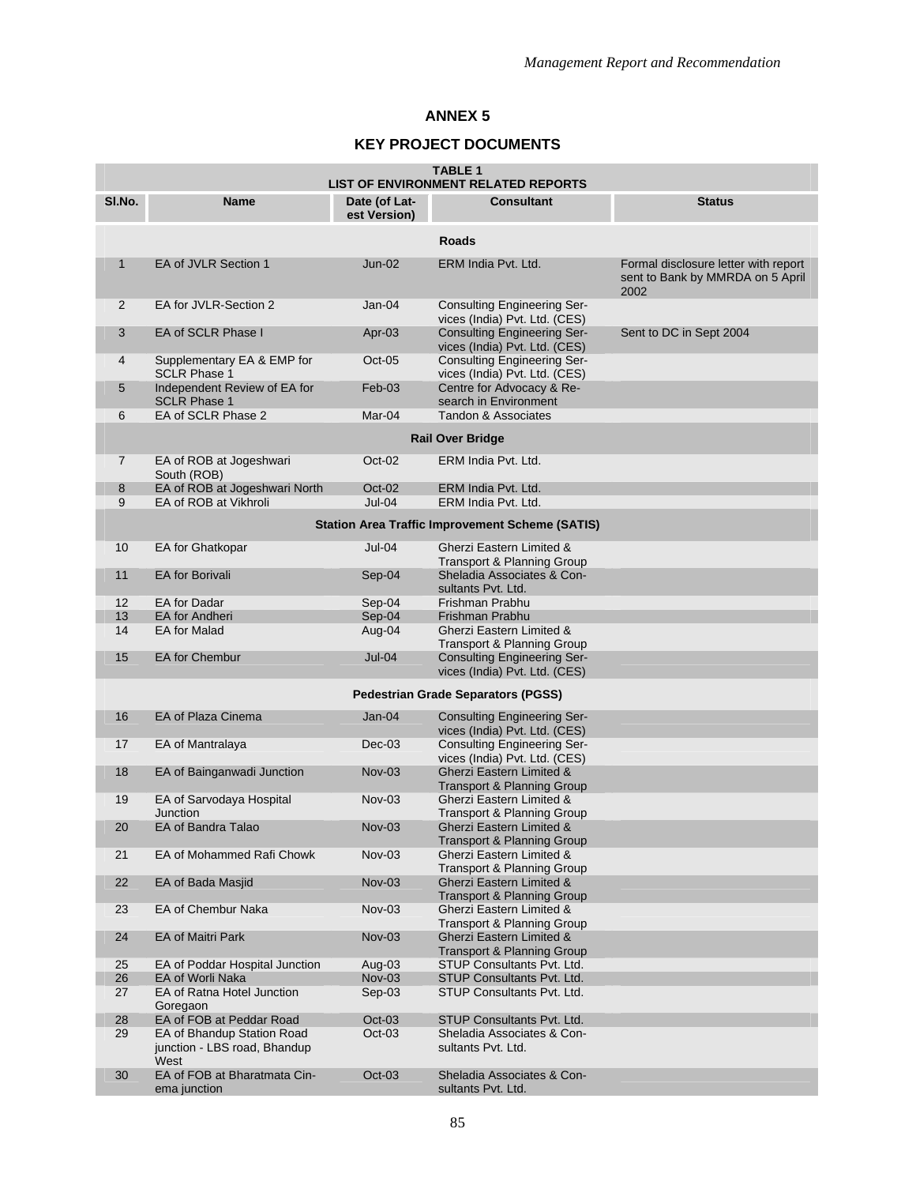## ANNEX 5

## KEY PROJECT DOCUMENTS

**TABLE 1**
**LIST OF ENVIRONMENT RELATED REPORTS**

| Sl.No. | Name | Date (of Latest Version) | Consultant | Status |
|---|---|---|---|---|
| | | **Roads** | | |
| 1 | EA of JVLR Section 1 | Jun-02 | ERM India Pvt. Ltd. | Formal disclosure letter with report sent to Bank by MMRDA on 5 April 2002 |
| 2 | EA for JVLR-Section 2 | Jan-04 | Consulting Engineering Services (India) Pvt. Ltd. (CES) | |
| 3 | EA of SCLR Phase I | Apr-03 | Consulting Engineering Services (India) Pvt. Ltd. (CES) | Sent to DC in Sept 2004 |
| 4 | Supplementary EA & EMP for SCLR Phase 1 | Oct-05 | Consulting Engineering Services (India) Pvt. Ltd. (CES) | |
| 5 | Independent Review of EA for SCLR Phase 1 | Feb-03 | Centre for Advocacy & Research in Environment | |
| 6 | EA of SCLR Phase 2 | Mar-04 | Tandon & Associates | |
| | | **Rail Over Bridge** | | |
| 7 | EA of ROB at Jogeshwari South (ROB) | Oct-02 | ERM India Pvt. Ltd. | |
| 8 | EA of ROB at Jogeshwari North | Oct-02 | ERM India Pvt. Ltd. | |
| 9 | EA of ROB at Vikhroli | Jul-04 | ERM India Pvt. Ltd. | |
| | | **Station Area Traffic Improvement Scheme (SATIS)** | | |
| 10 | EA for Ghatkopar | Jul-04 | Gherzi Eastern Limited & Transport & Planning Group | |
| 11 | EA for Borivali | Sep-04 | Sheladia Associates & Consultants Pvt. Ltd. | |
| 12 | EA for Dadar | Sep-04 | Frishman Prabhu | |
| 13 | EA for Andheri | Sep-04 | Frishman Prabhu | |
| 14 | EA for Malad | Aug-04 | Gherzi Eastern Limited & Transport & Planning Group | |
| 15 | EA for Chembur | Jul-04 | Consulting Engineering Services (India) Pvt. Ltd. (CES) | |
| | | **Pedestrian Grade Separators (PGSS)** | | |
| 16 | EA of Plaza Cinema | Jan-04 | Consulting Engineering Services (India) Pvt. Ltd. (CES) | |
| 17 | EA of Mantralaya | Dec-03 | Consulting Engineering Services (India) Pvt. Ltd. (CES) | |
| 18 | EA of Bainganwadi Junction | Nov-03 | Gherzi Eastern Limited & Transport & Planning Group | |
| 19 | EA of Sarvodaya Hospital Junction | Nov-03 | Gherzi Eastern Limited & Transport & Planning Group | |
| 20 | EA of Bandra Talao | Nov-03 | Gherzi Eastern Limited & Transport & Planning Group | |
| 21 | EA of Mohammed Rafi Chowk | Nov-03 | Gherzi Eastern Limited & Transport & Planning Group | |
| 22 | EA of Bada Masjid | Nov-03 | Gherzi Eastern Limited & Transport & Planning Group | |
| 23 | EA of Chembur Naka | Nov-03 | Gherzi Eastern Limited & Transport & Planning Group | |
| 24 | EA of Maitri Park | Nov-03 | Gherzi Eastern Limited & Transport & Planning Group | |
| 25 | EA of Poddar Hospital Junction | Aug-03 | STUP Consultants Pvt. Ltd. | |
| 26 | EA of Worli Naka | Nov-03 | STUP Consultants Pvt. Ltd. | |
| 27 | EA of Ratna Hotel Junction Goregaon | Sep-03 | STUP Consultants Pvt. Ltd. | |
| 28 | EA of FOB at Peddar Road | Oct-03 | STUP Consultants Pvt. Ltd. | |
| 29 | EA of Bhandup Station Road junction - LBS road, Bhandup West | Oct-03 | Sheladia Associates & Consultants Pvt. Ltd. | |
| 30 | EA of FOB at Bharatmata Cinema junction | Oct-03 | Sheladia Associates & Consultants Pvt. Ltd. | |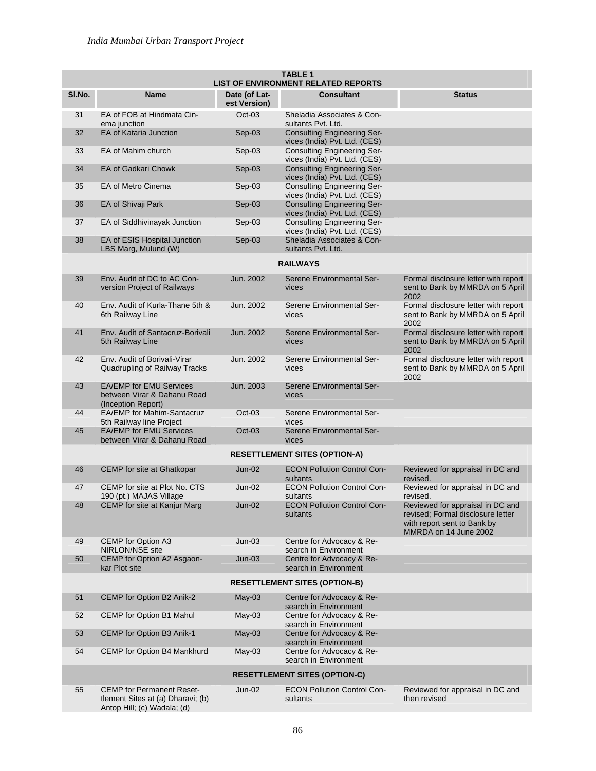| TABLE 1<br>LIST OF ENVIRONMENT RELATED REPORTS | | | | |
|---|---|---|---|---|
| Sl.No. | Name | Date (of Latest Version) | Consultant | Status |
| 31 | EA of FOB at Hindmata Cinema junction | Oct-03 | Sheladia Associates & Consultants Pvt. Ltd. | |
| 32 | EA of Kataria Junction | Sep-03 | Consulting Engineering Services (India) Pvt. Ltd. (CES) | |
| 33 | EA of Mahim church | Sep-03 | Consulting Engineering Services (India) Pvt. Ltd. (CES) | |
| 34 | EA of Gadkari Chowk | Sep-03 | Consulting Engineering Services (India) Pvt. Ltd. (CES) | |
| 35 | EA of Metro Cinema | Sep-03 | Consulting Engineering Services (India) Pvt. Ltd. (CES) | |
| 36 | EA of Shivaji Park | Sep-03 | Consulting Engineering Services (India) Pvt. Ltd. (CES) | |
| 37 | EA of Siddhivinayak Junction | Sep-03 | Consulting Engineering Services (India) Pvt. Ltd. (CES) | |
| 38 | EA of ESIS Hospital Junction LBS Marg, Mulund (W) | Sep-03 | Sheladia Associates & Consultants Pvt. Ltd. | |
| | | | **RAILWAYS** | |
| 39 | Env. Audit of DC to AC Conversion Project of Railways | Jun. 2002 | Serene Environmental Services | Formal disclosure letter with report sent to Bank by MMRDA on 5 April 2002 |
| 40 | Env. Audit of Kurla-Thane 5th & 6th Railway Line | Jun. 2002 | Serene Environmental Services | Formal disclosure letter with report sent to Bank by MMRDA on 5 April 2002 |
| 41 | Env. Audit of Santacruz-Borivali 5th Railway Line | Jun. 2002 | Serene Environmental Services | Formal disclosure letter with report sent to Bank by MMRDA on 5 April 2002 |
| 42 | Env. Audit of Borivali-Virar Quadrupling of Railway Tracks | Jun. 2002 | Serene Environmental Services | Formal disclosure letter with report sent to Bank by MMRDA on 5 April 2002 |
| 43 | EA/EMP for EMU Services between Virar & Dahanu Road (Inception Report) | Jun. 2003 | Serene Environmental Services | |
| 44 | EA/EMP for Mahim-Santacruz 5th Railway line Project | Oct-03 | Serene Environmental Services | |
| 45 | EA/EMP for EMU Services between Virar & Dahanu Road | Oct-03 | Serene Environmental Services | |
| | | | **RESETTLEMENT SITES (OPTION-A)** | |
| 46 | CEMP for site at Ghatkopar | Jun-02 | ECON Pollution Control Consultants | Reviewed for appraisal in DC and revised. |
| 47 | CEMP for site at Plot No. CTS 190 (pt.) MAJAS Village | Jun-02 | ECON Pollution Control Consultants | Reviewed for appraisal in DC and revised. |
| 48 | CEMP for site at Kanjur Marg | Jun-02 | ECON Pollution Control Consultants | Reviewed for appraisal in DC and revised; Formal disclosure letter with report sent to Bank by MMRDA on 14 June 2002 |
| 49 | CEMP for Option A3 NIRLON/NSE site | Jun-03 | Centre for Advocacy & Research in Environment | |
| 50 | CEMP for Option A2 Asgaonkar Plot site | Jun-03 | Centre for Advocacy & Research in Environment | |
| | | | **RESETTLEMENT SITES (OPTION-B)** | |
| 51 | CEMP for Option B2 Anik-2 | May-03 | Centre for Advocacy & Research in Environment | |
| 52 | CEMP for Option B1 Mahul | May-03 | Centre for Advocacy & Research in Environment | |
| 53 | CEMP for Option B3 Anik-1 | May-03 | Centre for Advocacy & Research in Environment | |
| 54 | CEMP for Option B4 Mankhurd | May-03 | Centre for Advocacy & Research in Environment | |
| | | | **RESETTLEMENT SITES (OPTION-C)** | |
| 55 | CEMP for Permanent Resettlement Sites at (a) Dharavi; (b) Antop Hill; (c) Wadala; (d) | Jun-02 | ECON Pollution Control Consultants | Reviewed for appraisal in DC and then revised |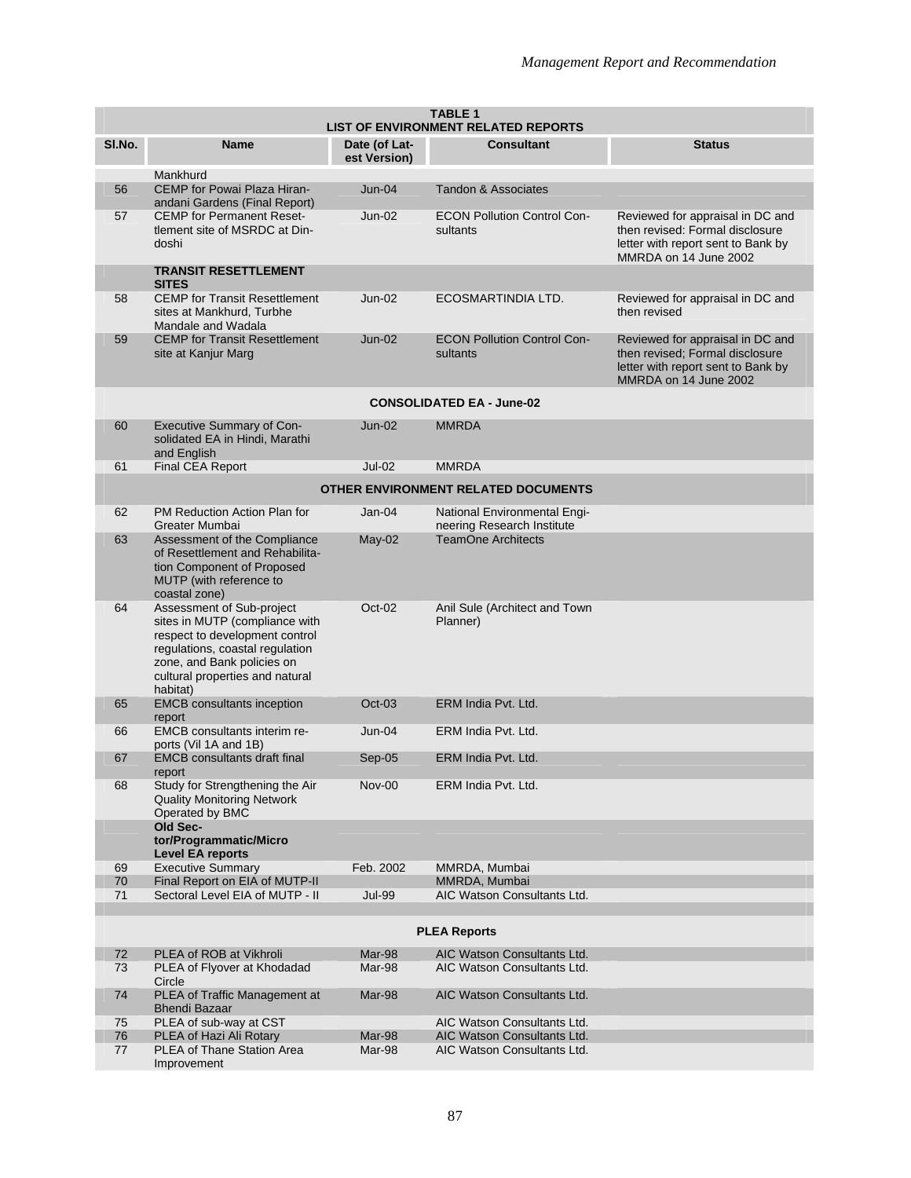| TABLE 1<br>LIST OF ENVIRONMENT RELATED REPORTS | | | | |
|---|---|---|---|---|
| Sl.No. | Name | Date (of Latest Version) | Consultant | Status |
| | Mankhurd | | | |
| 56 | CEMP for Powai Plaza Hiranandani Gardens (Final Report) | Jun-04 | Tandon & Associates | |
| 57 | CEMP for Permanent Resettlement site of MSRDC at Dindoshi | Jun-02 | ECON Pollution Control Consultants | Reviewed for appraisal in DC and then revised: Formal disclosure letter with report sent to Bank by MMRDA on 14 June 2002 |
| | **TRANSIT RESETTLEMENT SITES** | | | |
| 58 | CEMP for Transit Resettlement sites at Mankhurd, Turbhe Mandale and Wadala | Jun-02 | ECOSMARTINDIA LTD. | Reviewed for appraisal in DC and then revised |
| 59 | CEMP for Transit Resettlement site at Kanjur Marg | Jun-02 | ECON Pollution Control Consultants | Reviewed for appraisal in DC and then revised; Formal disclosure letter with report sent to Bank by MMRDA on 14 June 2002 |
| | | | **CONSOLIDATED EA - June-02** | |
| 60 | Executive Summary of Consolidated EA in Hindi, Marathi and English | Jun-02 | MMRDA | |
| 61 | Final CEA Report | Jul-02 | MMRDA | |
| | | | **OTHER ENVIRONMENT RELATED DOCUMENTS** | |
| 62 | PM Reduction Action Plan for Greater Mumbai | Jan-04 | National Environmental Engineering Research Institute | |
| 63 | Assessment of the Compliance of Resettlement and Rehabilitation Component of Proposed MUTP (with reference to coastal zone) | May-02 | TeamOne Architects | |
| 64 | Assessment of Sub-project sites in MUTP (compliance with respect to development control regulations, coastal regulation zone, and Bank policies on cultural properties and natural habitat) | Oct-02 | Anil Sule (Architect and Town Planner) | |
| 65 | EMCB consultants inception report | Oct-03 | ERM India Pvt. Ltd. | |
| 66 | EMCB consultants interim reports (Vil 1A and 1B) | Jun-04 | ERM India Pvt. Ltd. | |
| 67 | EMCB consultants draft final report | Sep-05 | ERM India Pvt. Ltd. | |
| 68 | Study for Strengthening the Air Quality Monitoring Network Operated by BMC | Nov-00 | ERM India Pvt. Ltd. | |
| | **Old Sector/Programmatic/Micro Level EA reports** | | | |
| 69 | Executive Summary | Feb. 2002 | MMRDA, Mumbai | |
| 70 | Final Report on EIA of MUTP-II | | MMRDA, Mumbai | |
| 71 | Sectoral Level EIA of MUTP - II | Jul-99 | AIC Watson Consultants Ltd. | |
| | | | **PLEA Reports** | |
| 72 | PLEA of ROB at Vikhroli | Mar-98 | AIC Watson Consultants Ltd. | |
| 73 | PLEA of Flyover at Khodadad Circle | Mar-98 | AIC Watson Consultants Ltd. | |
| 74 | PLEA of Traffic Management at Bhendi Bazaar | Mar-98 | AIC Watson Consultants Ltd. | |
| 75 | PLEA of sub-way at CST | | AIC Watson Consultants Ltd. | |
| 76 | PLEA of Hazi Ali Rotary | Mar-98 | AIC Watson Consultants Ltd. | |
| 77 | PLEA of Thane Station Area Improvement | Mar-98 | AIC Watson Consultants Ltd. | |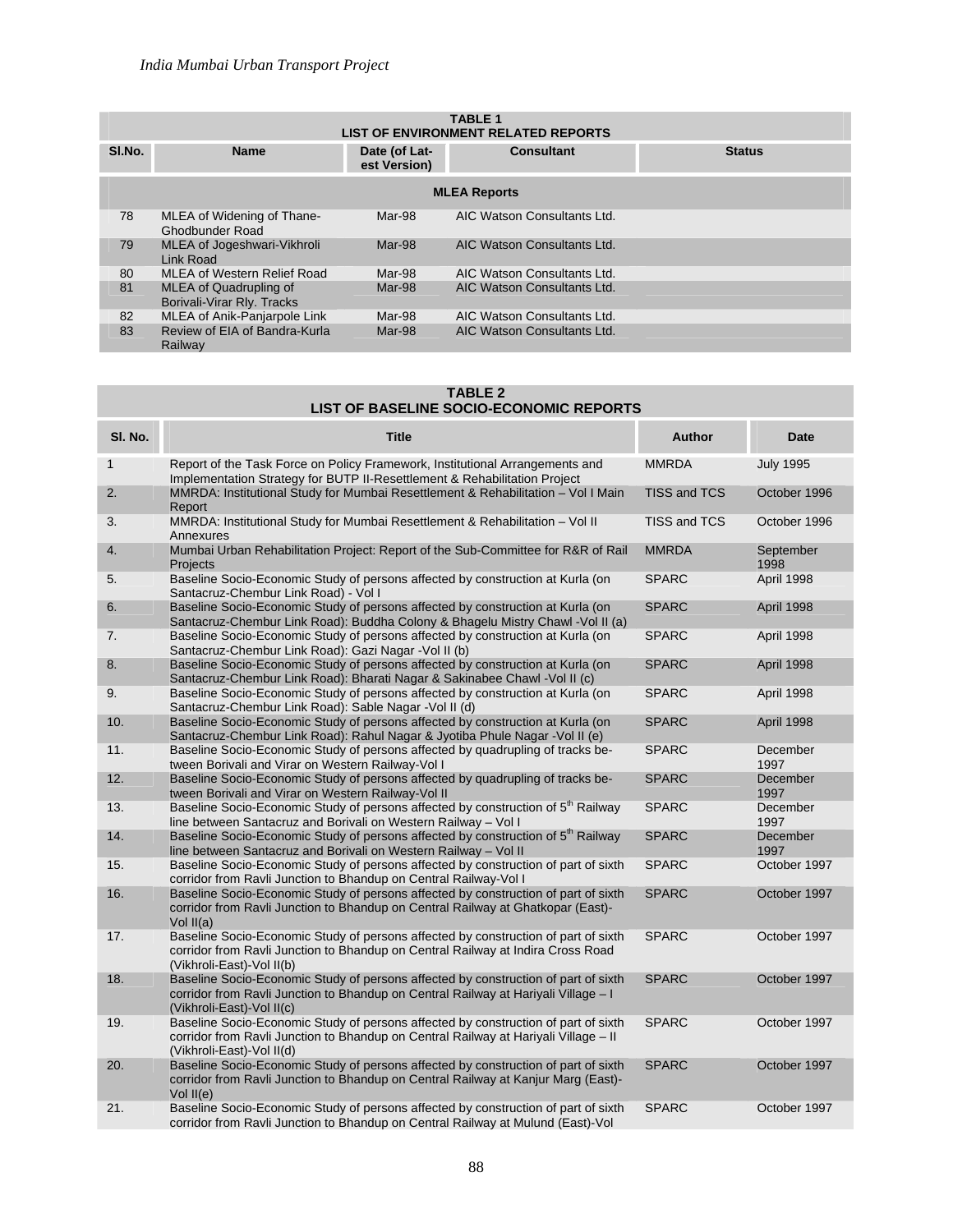**TABLE 1**
**LIST OF ENVIRONMENT RELATED REPORTS**

| Sl.No. | Name | Date (of Latest Version) | Consultant | Status |
|---|---|---|---|---|
| | **MLEA Reports** | | | |
| 78 | MLEA of Widening of Thane-Ghodbunder Road | Mar-98 | AIC Watson Consultants Ltd. | |
| 79 | MLEA of Jogeshwari-Vikhroli Link Road | Mar-98 | AIC Watson Consultants Ltd. | |
| 80 | MLEA of Western Relief Road | Mar-98 | AIC Watson Consultants Ltd. | |
| 81 | MLEA of Quadrupling of Borivali-Virar Rly. Tracks | Mar-98 | AIC Watson Consultants Ltd. | |
| 82 | MLEA of Anik-Panjarpole Link | Mar-98 | AIC Watson Consultants Ltd. | |
| 83 | Review of EIA of Bandra-Kurla Railway | Mar-98 | AIC Watson Consultants Ltd. | |

**TABLE 2**
**LIST OF BASELINE SOCIO-ECONOMIC REPORTS**

| Sl. No. | Title | Author | Date |
|---|---|---|---|
| 1 | Report of the Task Force on Policy Framework, Institutional Arrangements and Implementation Strategy for BUTP II-Resettlement & Rehabilitation Project | MMRDA | July 1995 |
| 2. | MMRDA: Institutional Study for Mumbai Resettlement & Rehabilitation – Vol I Main Report | TISS and TCS | October 1996 |
| 3. | MMRDA: Institutional Study for Mumbai Resettlement & Rehabilitation – Vol II Annexures | TISS and TCS | October 1996 |
| 4. | Mumbai Urban Rehabilitation Project: Report of the Sub-Committee for R&R of Rail Projects | MMRDA | September 1998 |
| 5. | Baseline Socio-Economic Study of persons affected by construction at Kurla (on Santacruz-Chembur Link Road) - Vol I | SPARC | April 1998 |
| 6. | Baseline Socio-Economic Study of persons affected by construction at Kurla (on Santacruz-Chembur Link Road): Buddha Colony & Bhagelu Mistry Chawl -Vol II (a) | SPARC | April 1998 |
| 7. | Baseline Socio-Economic Study of persons affected by construction at Kurla (on Santacruz-Chembur Link Road): Gazi Nagar -Vol II (b) | SPARC | April 1998 |
| 8. | Baseline Socio-Economic Study of persons affected by construction at Kurla (on Santacruz-Chembur Link Road): Bharati Nagar & Sakinabee Chawl -Vol II (c) | SPARC | April 1998 |
| 9. | Baseline Socio-Economic Study of persons affected by construction at Kurla (on Santacruz-Chembur Link Road): Sable Nagar -Vol II (d) | SPARC | April 1998 |
| 10. | Baseline Socio-Economic Study of persons affected by construction at Kurla (on Santacruz-Chembur Link Road): Rahul Nagar & Jyotiba Phule Nagar -Vol II (e) | SPARC | April 1998 |
| 11. | Baseline Socio-Economic Study of persons affected by quadrupling of tracks between Borivali and Virar on Western Railway-Vol I | SPARC | December 1997 |
| 12. | Baseline Socio-Economic Study of persons affected by quadrupling of tracks between Borivali and Virar on Western Railway-Vol II | SPARC | December 1997 |
| 13. | Baseline Socio-Economic Study of persons affected by construction of 5th Railway line between Santacruz and Borivali on Western Railway – Vol I | SPARC | December 1997 |
| 14. | Baseline Socio-Economic Study of persons affected by construction of 5th Railway line between Santacruz and Borivali on Western Railway – Vol II | SPARC | December 1997 |
| 15. | Baseline Socio-Economic Study of persons affected by construction of part of sixth corridor from Ravli Junction to Bhandup on Central Railway-Vol I | SPARC | October 1997 |
| 16. | Baseline Socio-Economic Study of persons affected by construction of part of sixth corridor from Ravli Junction to Bhandup on Central Railway at Ghatkopar (East)-Vol II(a) | SPARC | October 1997 |
| 17. | Baseline Socio-Economic Study of persons affected by construction of part of sixth corridor from Ravli Junction to Bhandup on Central Railway at Indira Cross Road (Vikhroli-East)-Vol II(b) | SPARC | October 1997 |
| 18. | Baseline Socio-Economic Study of persons affected by construction of part of sixth corridor from Ravli Junction to Bhandup on Central Railway at Hariyali Village – I (Vikhroli-East)-Vol II(c) | SPARC | October 1997 |
| 19. | Baseline Socio-Economic Study of persons affected by construction of part of sixth corridor from Ravli Junction to Bhandup on Central Railway at Hariyali Village – II (Vikhroli-East)-Vol II(d) | SPARC | October 1997 |
| 20. | Baseline Socio-Economic Study of persons affected by construction of part of sixth corridor from Ravli Junction to Bhandup on Central Railway at Kanjur Marg (East)-Vol II(e) | SPARC | October 1997 |
| 21. | Baseline Socio-Economic Study of persons affected by construction of part of sixth corridor from Ravli Junction to Bhandup on Central Railway at Mulund (East)-Vol | SPARC | October 1997 |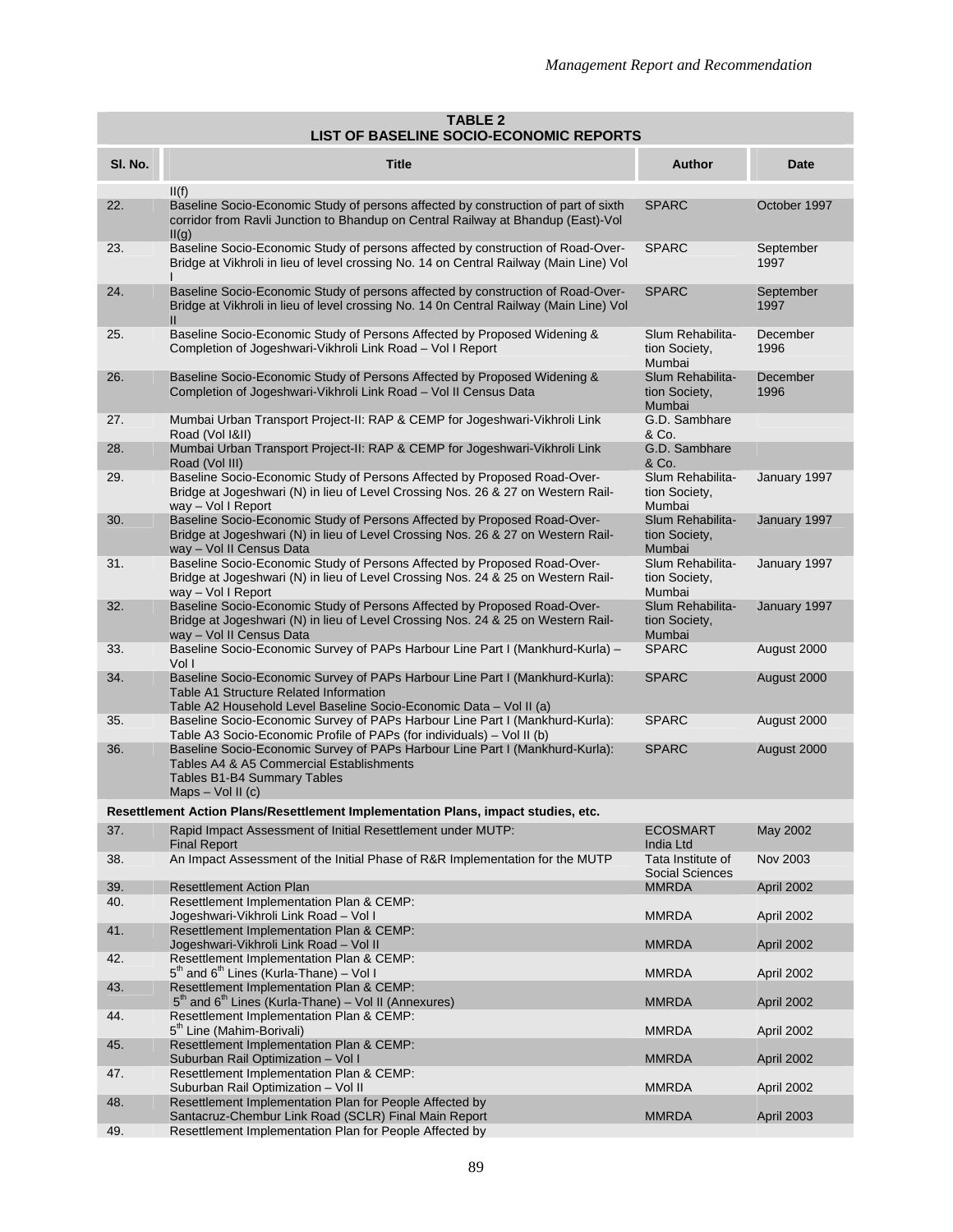**TABLE 2**
**LIST OF BASELINE SOCIO-ECONOMIC REPORTS**

| Sl. No. | Title | Author | Date |
|---|---|---|---|
| | II(f) | | |
| 22. | Baseline Socio-Economic Study of persons affected by construction of part of sixth corridor from Ravli Junction to Bhandup on Central Railway at Bhandup (East)-Vol II(g) | SPARC | October 1997 |
| 23. | Baseline Socio-Economic Study of persons affected by construction of Road-Over-Bridge at Vikhroli in lieu of level crossing No. 14 on Central Railway (Main Line) Vol I | SPARC | September 1997 |
| 24. | Baseline Socio-Economic Study of persons affected by construction of Road-Over-Bridge at Vikhroli in lieu of level crossing No. 14 0n Central Railway (Main Line) Vol II | SPARC | September 1997 |
| 25. | Baseline Socio-Economic Study of Persons Affected by Proposed Widening & Completion of Jogeshwari-Vikhroli Link Road – Vol I Report | Slum Rehabilitation Society, Mumbai | December 1996 |
| 26. | Baseline Socio-Economic Study of Persons Affected by Proposed Widening & Completion of Jogeshwari-Vikhroli Link Road – Vol II Census Data | Slum Rehabilitation Society, Mumbai | December 1996 |
| 27. | Mumbai Urban Transport Project-II: RAP & CEMP for Jogeshwari-Vikhroli Link Road (Vol I&II) | G.D. Sambhare & Co. | |
| 28. | Mumbai Urban Transport Project-II: RAP & CEMP for Jogeshwari-Vikhroli Link Road (Vol III) | G.D. Sambhare & Co. | |
| 29. | Baseline Socio-Economic Study of Persons Affected by Proposed Road-Over-Bridge at Jogeshwari (N) in lieu of Level Crossing Nos. 26 & 27 on Western Railway – Vol I Report | Slum Rehabilitation Society, Mumbai | January 1997 |
| 30. | Baseline Socio-Economic Study of Persons Affected by Proposed Road-Over-Bridge at Jogeshwari (N) in lieu of Level Crossing Nos. 26 & 27 on Western Railway – Vol II Census Data | Slum Rehabilitation Society, Mumbai | January 1997 |
| 31. | Baseline Socio-Economic Study of Persons Affected by Proposed Road-Over-Bridge at Jogeshwari (N) in lieu of Level Crossing Nos. 24 & 25 on Western Railway – Vol I Report | Slum Rehabilitation Society, Mumbai | January 1997 |
| 32. | Baseline Socio-Economic Study of Persons Affected by Proposed Road-Over-Bridge at Jogeshwari (N) in lieu of Level Crossing Nos. 24 & 25 on Western Railway – Vol II Census Data | Slum Rehabilitation Society, Mumbai | January 1997 |
| 33. | Baseline Socio-Economic Survey of PAPs Harbour Line Part I (Mankhurd-Kurla) – Vol I | SPARC | August 2000 |
| 34. | Baseline Socio-Economic Survey of PAPs Harbour Line Part I (Mankhurd-Kurla): Table A1 Structure Related Information Table A2 Household Level Baseline Socio-Economic Data – Vol II (a) | SPARC | August 2000 |
| 35. | Baseline Socio-Economic Survey of PAPs Harbour Line Part I (Mankhurd-Kurla): Table A3 Socio-Economic Profile of PAPs (for individuals) – Vol II (b) | SPARC | August 2000 |
| 36. | Baseline Socio-Economic Survey of PAPs Harbour Line Part I (Mankhurd-Kurla): Tables A4 & A5 Commercial Establishments Tables B1-B4 Summary Tables Maps – Vol II (c) | SPARC | August 2000 |
| **Resettlement Action Plans/Resettlement Implementation Plans, impact studies, etc.** | | | |
| 37. | Rapid Impact Assessment of Initial Resettlement under MUTP: Final Report | ECOSMART India Ltd | May 2002 |
| 38. | An Impact Assessment of the Initial Phase of R&R Implementation for the MUTP | Tata Institute of Social Sciences | Nov 2003 |
| 39. | Resettlement Action Plan | MMRDA | April 2002 |
| 40. | Resettlement Implementation Plan & CEMP: Jogeshwari-Vikhroli Link Road – Vol I | MMRDA | April 2002 |
| 41. | Resettlement Implementation Plan & CEMP: Jogeshwari-Vikhroli Link Road – Vol II | MMRDA | April 2002 |
| 42. | Resettlement Implementation Plan & CEMP: 5th and 6th Lines (Kurla-Thane) – Vol I | MMRDA | April 2002 |
| 43. | Resettlement Implementation Plan & CEMP: 5th and 6th Lines (Kurla-Thane) – Vol II (Annexures) | MMRDA | April 2002 |
| 44. | Resettlement Implementation Plan & CEMP: 5th Line (Mahim-Borivali) | MMRDA | April 2002 |
| 45. | Resettlement Implementation Plan & CEMP: Suburban Rail Optimization – Vol I | MMRDA | April 2002 |
| 47. | Resettlement Implementation Plan & CEMP: Suburban Rail Optimization – Vol II | MMRDA | April 2002 |
| 48. | Resettlement Implementation Plan for People Affected by Santacruz-Chembur Link Road (SCLR) Final Main Report | MMRDA | April 2003 |
| 49. | Resettlement Implementation Plan for People Affected by | | |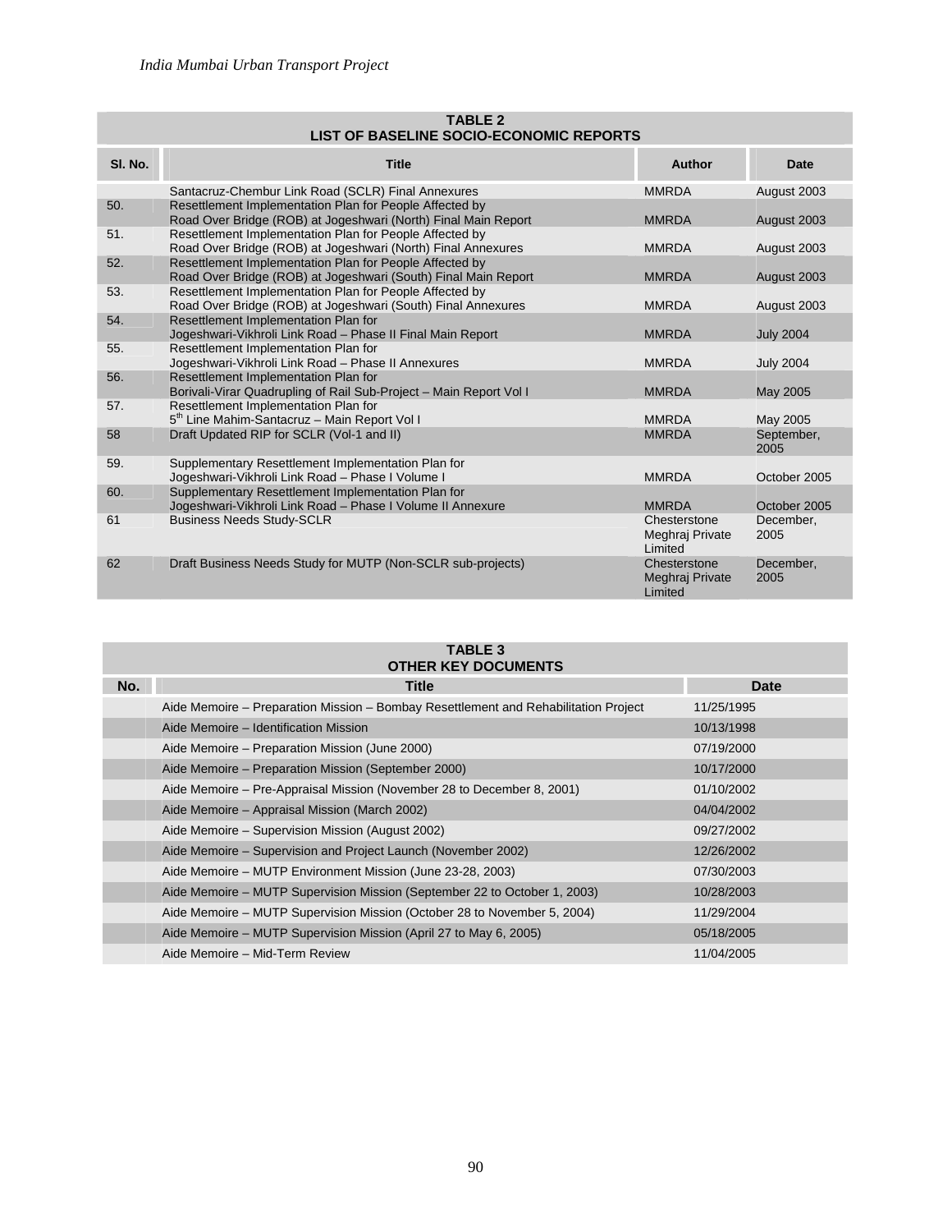| TABLE 2 LIST OF BASELINE SOCIO-ECONOMIC REPORTS | | | |
|---|---|---|---|
| Sl. No. | Title | Author | Date |
| | Santacruz-Chembur Link Road (SCLR) Final Annexures | MMRDA | August 2003 |
| 50. | Resettlement Implementation Plan for People Affected by Road Over Bridge (ROB) at Jogeshwari (North) Final Main Report | MMRDA | August 2003 |
| 51. | Resettlement Implementation Plan for People Affected by Road Over Bridge (ROB) at Jogeshwari (North) Final Annexures | MMRDA | August 2003 |
| 52. | Resettlement Implementation Plan for People Affected by Road Over Bridge (ROB) at Jogeshwari (South) Final Main Report | MMRDA | August 2003 |
| 53. | Resettlement Implementation Plan for People Affected by Road Over Bridge (ROB) at Jogeshwari (South) Final Annexures | MMRDA | August 2003 |
| 54. | Resettlement Implementation Plan for Jogeshwari-Vikhroli Link Road – Phase II Final Main Report | MMRDA | July 2004 |
| 55. | Resettlement Implementation Plan for Jogeshwari-Vikhroli Link Road – Phase II Annexures | MMRDA | July 2004 |
| 56. | Resettlement Implementation Plan for Borivali-Virar Quadrupling of Rail Sub-Project – Main Report Vol I | MMRDA | May 2005 |
| 57. | Resettlement Implementation Plan for 5th Line Mahim-Santacruz – Main Report Vol I | MMRDA | May 2005 |
| 58 | Draft Updated RIP for SCLR (Vol-1 and II) | MMRDA | September, 2005 |
| 59. | Supplementary Resettlement Implementation Plan for Jogeshwari-Vikhroli Link Road – Phase I Volume I | MMRDA | October 2005 |
| 60. | Supplementary Resettlement Implementation Plan for Jogeshwari-Vikhroli Link Road – Phase I Volume II Annexure | MMRDA | October 2005 |
| 61 | Business Needs Study-SCLR | Chesterstone Meghraj Private Limited | December, 2005 |
| 62 | Draft Business Needs Study for MUTP (Non-SCLR sub-projects) | Chesterstone Meghraj Private Limited | December, 2005 |

| TABLE 3 OTHER KEY DOCUMENTS | | |
|---|---|---|
| No. | Title | Date |
| | Aide Memoire – Preparation Mission – Bombay Resettlement and Rehabilitation Project | 11/25/1995 |
| | Aide Memoire – Identification Mission | 10/13/1998 |
| | Aide Memoire – Preparation Mission (June 2000) | 07/19/2000 |
| | Aide Memoire – Preparation Mission (September 2000) | 10/17/2000 |
| | Aide Memoire – Pre-Appraisal Mission (November 28 to December 8, 2001) | 01/10/2002 |
| | Aide Memoire – Appraisal Mission (March 2002) | 04/04/2002 |
| | Aide Memoire – Supervision Mission (August 2002) | 09/27/2002 |
| | Aide Memoire – Supervision and Project Launch (November 2002) | 12/26/2002 |
| | Aide Memoire – MUTP Environment Mission (June 23-28, 2003) | 07/30/2003 |
| | Aide Memoire – MUTP Supervision Mission (September 22 to October 1, 2003) | 10/28/2003 |
| | Aide Memoire – MUTP Supervision Mission (October 28 to November 5, 2004) | 11/29/2004 |
| | Aide Memoire – MUTP Supervision Mission (April 27 to May 6, 2005) | 05/18/2005 |
| | Aide Memoire – Mid-Term Review | 11/04/2005 |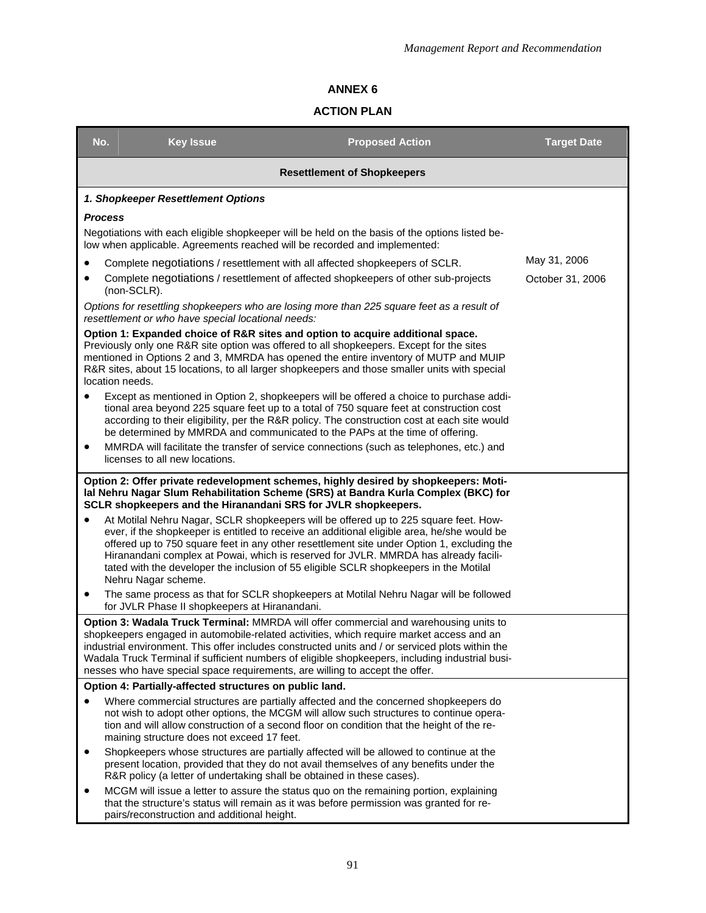## ANNEX 6

## ACTION PLAN

| No. | Key Issue | Proposed Action | Target Date |
|---|---|---|---|
| **Resettlement of Shopkeepers** | | | |
| ***1. Shopkeeper Resettlement Options*** | | | |
| ***Process*** <br> Negotiations with each eligible shopkeeper will be held on the basis of the options listed below when applicable. Agreements reached will be recorded and implemented: | | | |
| • Complete negotiations / resettlement with all affected shopkeepers of SCLR. | | | May 31, 2006 |
| • Complete negotiations / resettlement of affected shopkeepers of other sub-projects (non-SCLR). | | | October 31, 2006 |
| *Options for resettling shopkeepers who are losing more than 225 square feet as a result of resettlement or who have special locational needs:* <br> **Option 1: Expanded choice of R&R sites and option to acquire additional space.** Previously only one R&R site option was offered to all shopkeepers. Except for the sites mentioned in Options 2 and 3, MMRDA has opened the entire inventory of MUTP and MUIP R&R sites, about 15 locations, to all larger shopkeepers and those smaller units with special location needs. <br> • Except as mentioned in Option 2, shopkeepers will be offered a choice to purchase additional area beyond 225 square feet up to a total of 750 square feet at construction cost according to their eligibility, per the R&R policy. The construction cost at each site would be determined by MMRDA and communicated to the PAPs at the time of offering. <br> • MMRDA will facilitate the transfer of service connections (such as telephones, etc.) and licenses to all new locations. | | | |
| **Option 2: Offer private redevelopment schemes, highly desired by shopkeepers: Motilal Nehru Nagar Slum Rehabilitation Scheme (SRS) at Bandra Kurla Complex (BKC) for SCLR shopkeepers and the Hiranandani SRS for JVLR shopkeepers.** <br> • At Motilal Nehru Nagar, SCLR shopkeepers will be offered up to 225 square feet. However, if the shopkeeper is entitled to receive an additional eligible area, he/she would be offered up to 750 square feet in any other resettlement site under Option 1, excluding the Hiranandani complex at Powai, which is reserved for JVLR. MMRDA has already facilitated with the developer the inclusion of 55 eligible SCLR shopkeepers in the Motilal Nehru Nagar scheme. <br> • The same process as that for SCLR shopkeepers at Motilal Nehru Nagar will be followed for JVLR Phase II shopkeepers at Hiranandani. | | | |
| **Option 3: Wadala Truck Terminal:** MMRDA will offer commercial and warehousing units to shopkeepers engaged in automobile-related activities, which require market access and an industrial environment. This offer includes constructed units and / or serviced plots within the Wadala Truck Terminal if sufficient numbers of eligible shopkeepers, including industrial businesses who have special space requirements, are willing to accept the offer. | | | |
| **Option 4: Partially-affected structures on public land.** <br> • Where commercial structures are partially affected and the concerned shopkeepers do not wish to adopt other options, the MCGM will allow such structures to continue operation and will allow construction of a second floor on condition that the height of the remaining structure does not exceed 17 feet. <br> • Shopkeepers whose structures are partially affected will be allowed to continue at the present location, provided that they do not avail themselves of any benefits under the R&R policy (a letter of undertaking shall be obtained in these cases). <br> • MCGM will issue a letter to assure the status quo on the remaining portion, explaining that the structure's status will remain as it was before permission was granted for repairs/reconstruction and additional height. | | | |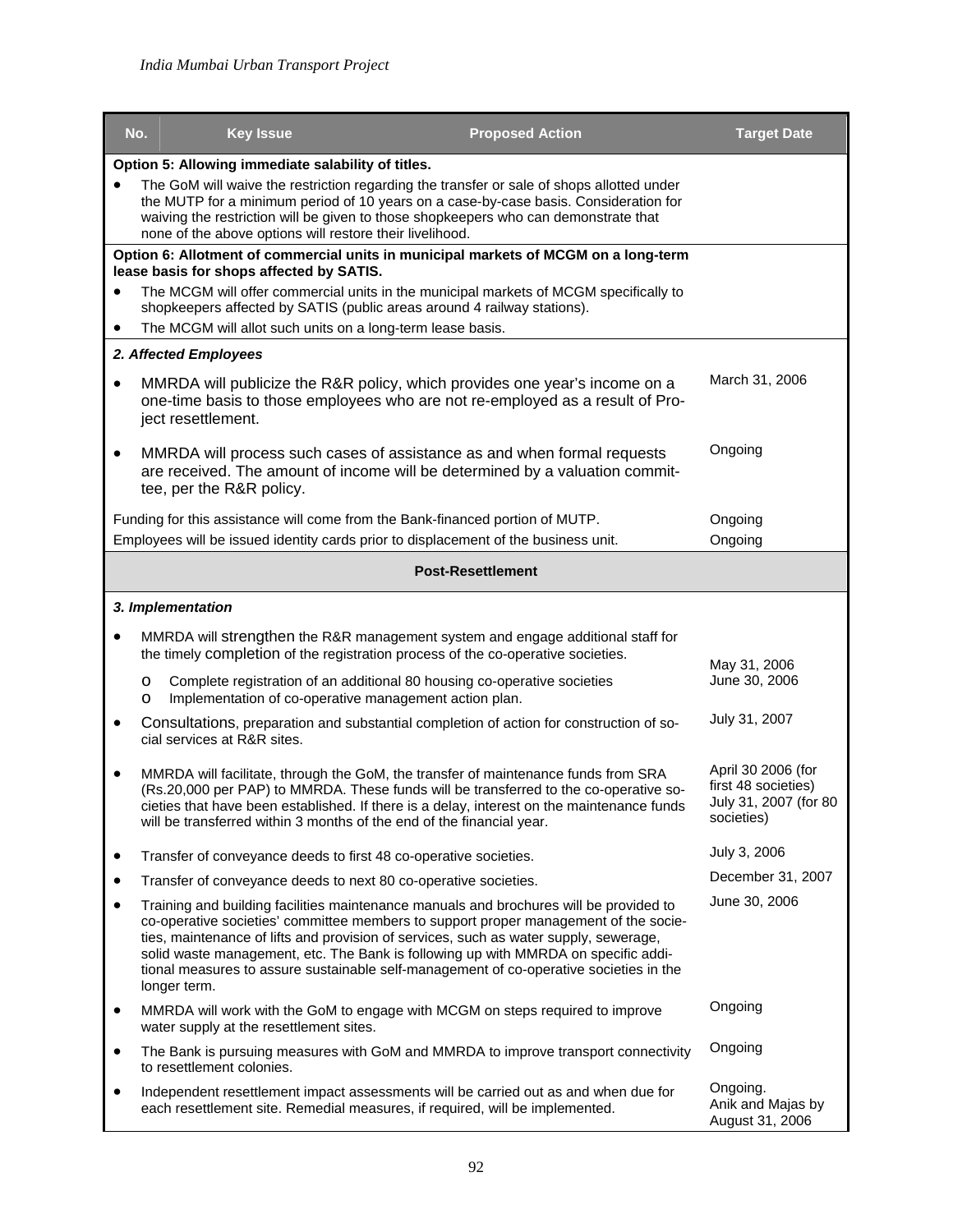| No. | Key Issue | Proposed Action | Target Date |
|---|---|---|---|
| **Option 5: Allowing immediate salability of titles.**<br>• The GoM will waive the restriction regarding the transfer or sale of shops allotted under the MUTP for a minimum period of 10 years on a case-by-case basis. Consideration for waiving the restriction will be given to those shopkeepers who can demonstrate that none of the above options will restore their livelihood. | | | |
| **Option 6: Allotment of commercial units in municipal markets of MCGM on a long-term lease basis for shops affected by SATIS.**<br>• The MCGM will offer commercial units in the municipal markets of MCGM specifically to shopkeepers affected by SATIS (public areas around 4 railway stations).<br>• The MCGM will allot such units on a long-term lease basis. | | | |
| ***2. Affected Employees*** | | | |
| • MMRDA will publicize the R&R policy, which provides one year's income on a one-time basis to those employees who are not re-employed as a result of Project resettlement. | | | March 31, 2006 |
| • MMRDA will process such cases of assistance as and when formal requests are received. The amount of income will be determined by a valuation committee, per the R&R policy. | | | Ongoing |
| Funding for this assistance will come from the Bank-financed portion of MUTP. | | | Ongoing |
| Employees will be issued identity cards prior to displacement of the business unit. | | | Ongoing |
| **Post-Resettlement** | | | |
| ***3. Implementation*** | | | |
| • MMRDA will strengthen the R&R management system and engage additional staff for the timely completion of the registration process of the co-operative societies.<br>o Complete registration of an additional 80 housing co-operative societies<br>o Implementation of co-operative management action plan. | | | May 31, 2006<br>June 30, 2006 |
| • Consultations, preparation and substantial completion of action for construction of social services at R&R sites. | | | July 31, 2007 |
| • MMRDA will facilitate, through the GoM, the transfer of maintenance funds from SRA (Rs.20,000 per PAP) to MMRDA. These funds will be transferred to the co-operative societies that have been established. If there is a delay, interest on the maintenance funds will be transferred within 3 months of the end of the financial year. | | | April 30 2006 (for first 48 societies)<br>July 31, 2007 (for 80 societies) |
| • Transfer of conveyance deeds to first 48 co-operative societies. | | | July 3, 2006 |
| • Transfer of conveyance deeds to next 80 co-operative societies. | | | December 31, 2007 |
| • Training and building facilities maintenance manuals and brochures will be provided to co-operative societies' committee members to support proper management of the societies, maintenance of lifts and provision of services, such as water supply, sewerage, solid waste management, etc. The Bank is following up with MMRDA on specific additional measures to assure sustainable self-management of co-operative societies in the longer term. | | | June 30, 2006 |
| • MMRDA will work with the GoM to engage with MCGM on steps required to improve water supply at the resettlement sites. | | | Ongoing |
| • The Bank is pursuing measures with GoM and MMRDA to improve transport connectivity to resettlement colonies. | | | Ongoing |
| • Independent resettlement impact assessments will be carried out as and when due for each resettlement site. Remedial measures, if required, will be implemented. | | | Ongoing.<br>Anik and Majas by August 31, 2006 |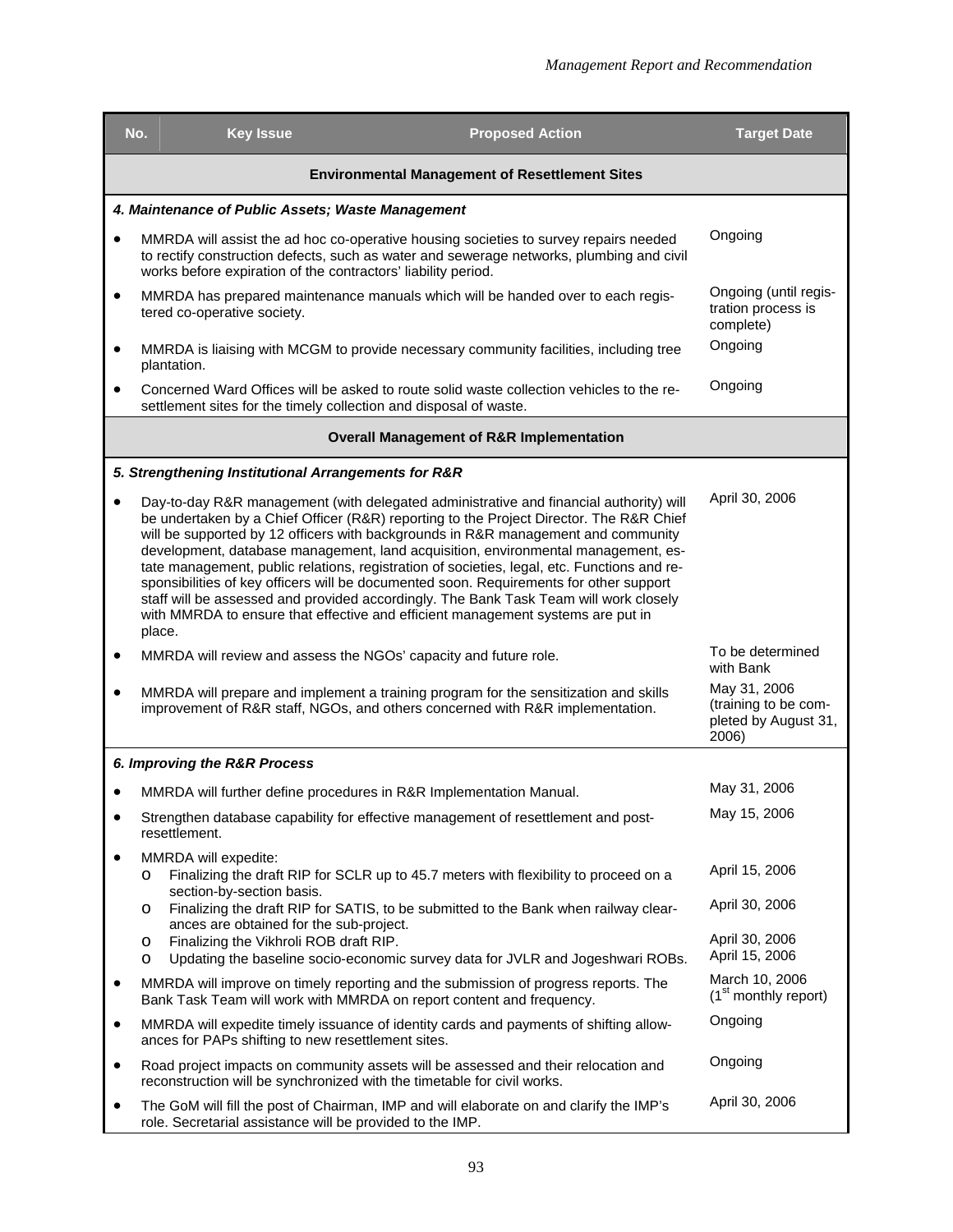| No. | Key Issue | Proposed Action | Target Date |
|---|---|---|---|
| **Environmental Management of Resettlement Sites** | | | |
| ***4. Maintenance of Public Assets; Waste Management*** | | | |
| • | MMRDA will assist the ad hoc co-operative housing societies to survey repairs needed to rectify construction defects, such as water and sewerage networks, plumbing and civil works before expiration of the contractors' liability period. | | Ongoing |
| • | MMRDA has prepared maintenance manuals which will be handed over to each registered co-operative society. | | Ongoing (until registration process is complete) |
| • | MMRDA is liaising with MCGM to provide necessary community facilities, including tree plantation. | | Ongoing |
| • | Concerned Ward Offices will be asked to route solid waste collection vehicles to the resettlement sites for the timely collection and disposal of waste. | | Ongoing |
| **Overall Management of R&R Implementation** | | | |
| ***5. Strengthening Institutional Arrangements for R&R*** | | | |
| • | Day-to-day R&R management (with delegated administrative and financial authority) will be undertaken by a Chief Officer (R&R) reporting to the Project Director. The R&R Chief will be supported by 12 officers with backgrounds in R&R management and community development, database management, land acquisition, environmental management, estate management, public relations, registration of societies, legal, etc. Functions and responsibilities of key officers will be documented soon. Requirements for other support staff will be assessed and provided accordingly. The Bank Task Team will work closely with MMRDA to ensure that effective and efficient management systems are put in place. | | April 30, 2006 |
| • | MMRDA will review and assess the NGOs' capacity and future role. | | To be determined with Bank |
| • | MMRDA will prepare and implement a training program for the sensitization and skills improvement of R&R staff, NGOs, and others concerned with R&R implementation. | | May 31, 2006 (training to be completed by August 31, 2006) |
| ***6. Improving the R&R Process*** | | | |
| • | MMRDA will further define procedures in R&R Implementation Manual. | | May 31, 2006 |
| • | Strengthen database capability for effective management of resettlement and post-resettlement. | | May 15, 2006 |
| • | MMRDA will expedite:<br>o Finalizing the draft RIP for SCLR up to 45.7 meters with flexibility to proceed on a section-by-section basis.<br>o Finalizing the draft RIP for SATIS, to be submitted to the Bank when railway clearances are obtained for the sub-project.<br>o Finalizing the Vikhroli ROB draft RIP.<br>o Updating the baseline socio-economic survey data for JVLR and Jogeshwari ROBs. | | <br>April 15, 2006<br><br>April 30, 2006<br><br>April 30, 2006<br>April 15, 2006 |
| • | MMRDA will improve on timely reporting and the submission of progress reports. The Bank Task Team will work with MMRDA on report content and frequency. | | March 10, 2006 (1st monthly report) |
| • | MMRDA will expedite timely issuance of identity cards and payments of shifting allowances for PAPs shifting to new resettlement sites. | | Ongoing |
| • | Road project impacts on community assets will be assessed and their relocation and reconstruction will be synchronized with the timetable for civil works. | | Ongoing |
| • | The GoM will fill the post of Chairman, IMP and will elaborate on and clarify the IMP's role. Secretarial assistance will be provided to the IMP. | | April 30, 2006 |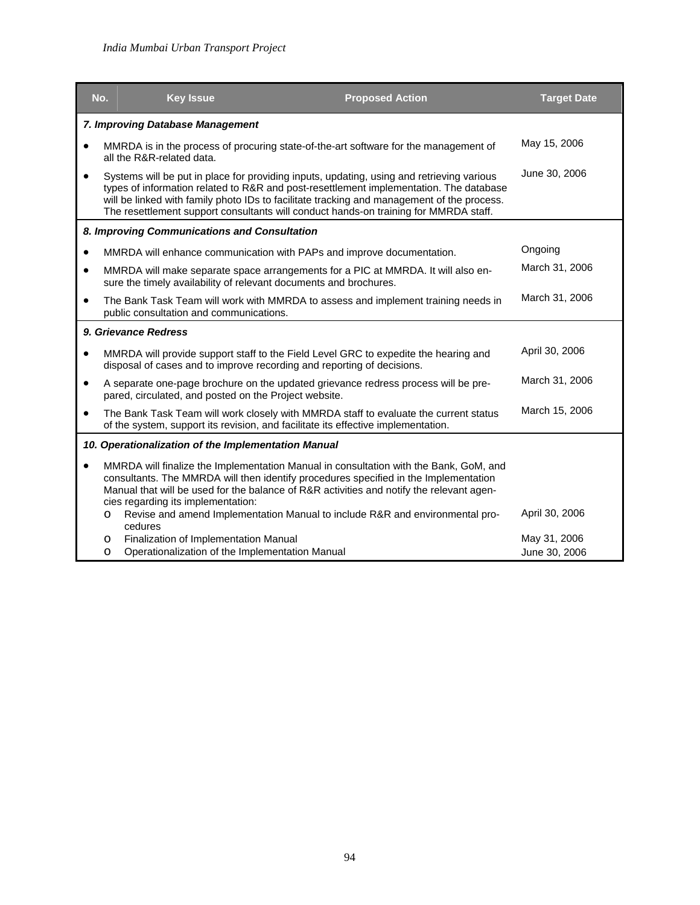| No. | Key Issue | Proposed Action | Target Date |
|---|---|---|---|
| ***7. Improving Database Management*** | | | |
| • | MMRDA is in the process of procuring state-of-the-art software for the management of all the R&R-related data. | | May 15, 2006 |
| • | Systems will be put in place for providing inputs, updating, using and retrieving various types of information related to R&R and post-resettlement implementation. The database will be linked with family photo IDs to facilitate tracking and management of the process. The resettlement support consultants will conduct hands-on training for MMRDA staff. | | June 30, 2006 |
| ***8. Improving Communications and Consultation*** | | | |
| • | MMRDA will enhance communication with PAPs and improve documentation. | | Ongoing |
| • | MMRDA will make separate space arrangements for a PIC at MMRDA. It will also ensure the timely availability of relevant documents and brochures. | | March 31, 2006 |
| • | The Bank Task Team will work with MMRDA to assess and implement training needs in public consultation and communications. | | March 31, 2006 |
| ***9. Grievance Redress*** | | | |
| • | MMRDA will provide support staff to the Field Level GRC to expedite the hearing and disposal of cases and to improve recording and reporting of decisions. | | April 30, 2006 |
| • | A separate one-page brochure on the updated grievance redress process will be prepared, circulated, and posted on the Project website. | | March 31, 2006 |
| • | The Bank Task Team will work closely with MMRDA staff to evaluate the current status of the system, support its revision, and facilitate its effective implementation. | | March 15, 2006 |
| ***10. Operationalization of the Implementation Manual*** | | | |
| • | MMRDA will finalize the Implementation Manual in consultation with the Bank, GoM, and consultants. The MMRDA will then identify procedures specified in the Implementation Manual that will be used for the balance of R&R activities and notify the relevant agencies regarding its implementation: | | |
| | o Revise and amend Implementation Manual to include R&R and environmental procedures | | April 30, 2006 |
| | o Finalization of Implementation Manual | | May 31, 2006 |
| | o Operationalization of the Implementation Manual | | June 30, 2006 |